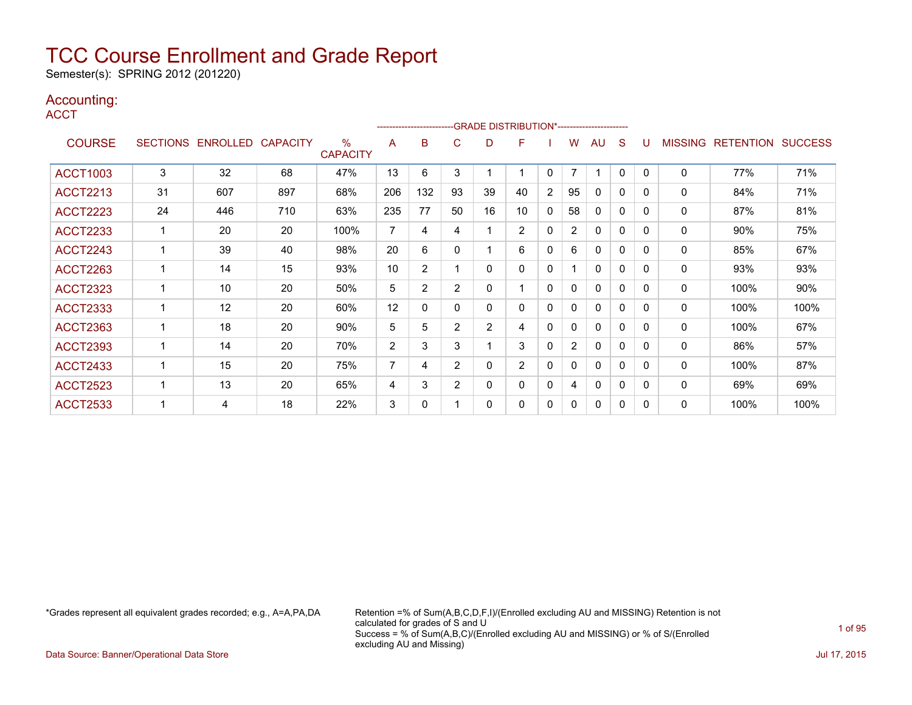# TCC Course Enrollment and Grade Report

Semester(s): SPRING 2012 (201220)

## Accounting:

### ACCT

| COURSE | SECTIONS | ENROLLED | CAPACITY | % CAPACITY | A | B | C | D | F | I | W | AU | S | U | MISSING | RETENTION | SUCCESS |
|---|---|---|---|---|---|---|---|---|---|---|---|---|---|---|---|---|---|
| | | | | | GRADE DISTRIBUTION* | | | | | | | | | | | | |
| ACCT1003 | 3 | 32 | 68 | 47% | 13 | 6 | 3 | 1 | 1 | 0 | 7 | 1 | 0 | 0 | 0 | 77% | 71% |
| ACCT2213 | 31 | 607 | 897 | 68% | 206 | 132 | 93 | 39 | 40 | 2 | 95 | 0 | 0 | 0 | 0 | 84% | 71% |
| ACCT2223 | 24 | 446 | 710 | 63% | 235 | 77 | 50 | 16 | 10 | 0 | 58 | 0 | 0 | 0 | 0 | 87% | 81% |
| ACCT2233 | 1 | 20 | 20 | 100% | 7 | 4 | 4 | 1 | 2 | 0 | 2 | 0 | 0 | 0 | 0 | 90% | 75% |
| ACCT2243 | 1 | 39 | 40 | 98% | 20 | 6 | 0 | 1 | 6 | 0 | 6 | 0 | 0 | 0 | 0 | 85% | 67% |
| ACCT2263 | 1 | 14 | 15 | 93% | 10 | 2 | 1 | 0 | 0 | 0 | 1 | 0 | 0 | 0 | 0 | 93% | 93% |
| ACCT2323 | 1 | 10 | 20 | 50% | 5 | 2 | 2 | 0 | 1 | 0 | 0 | 0 | 0 | 0 | 0 | 100% | 90% |
| ACCT2333 | 1 | 12 | 20 | 60% | 12 | 0 | 0 | 0 | 0 | 0 | 0 | 0 | 0 | 0 | 0 | 100% | 100% |
| ACCT2363 | 1 | 18 | 20 | 90% | 5 | 5 | 2 | 2 | 4 | 0 | 0 | 0 | 0 | 0 | 0 | 100% | 67% |
| ACCT2393 | 1 | 14 | 20 | 70% | 2 | 3 | 3 | 1 | 3 | 0 | 2 | 0 | 0 | 0 | 0 | 86% | 57% |
| ACCT2433 | 1 | 15 | 20 | 75% | 7 | 4 | 2 | 0 | 2 | 0 | 0 | 0 | 0 | 0 | 0 | 100% | 87% |
| ACCT2523 | 1 | 13 | 20 | 65% | 4 | 3 | 2 | 0 | 0 | 0 | 4 | 0 | 0 | 0 | 0 | 69% | 69% |
| ACCT2533 | 1 | 4 | 18 | 22% | 3 | 0 | 1 | 0 | 0 | 0 | 0 | 0 | 0 | 0 | 0 | 100% | 100% |

*Grades represent all equivalent grades recorded; e.g., A=A,PA,DA

Retention =% of Sum(A,B,C,D,F,I)/(Enrolled excluding AU and MISSING) Retention is not calculated for grades of S and U
Success = % of Sum(A,B,C)/(Enrolled excluding AU and MISSING) or % of S/(Enrolled excluding AU and Missing)

Data Source: Banner/Operational Data Store

Jul 17, 2015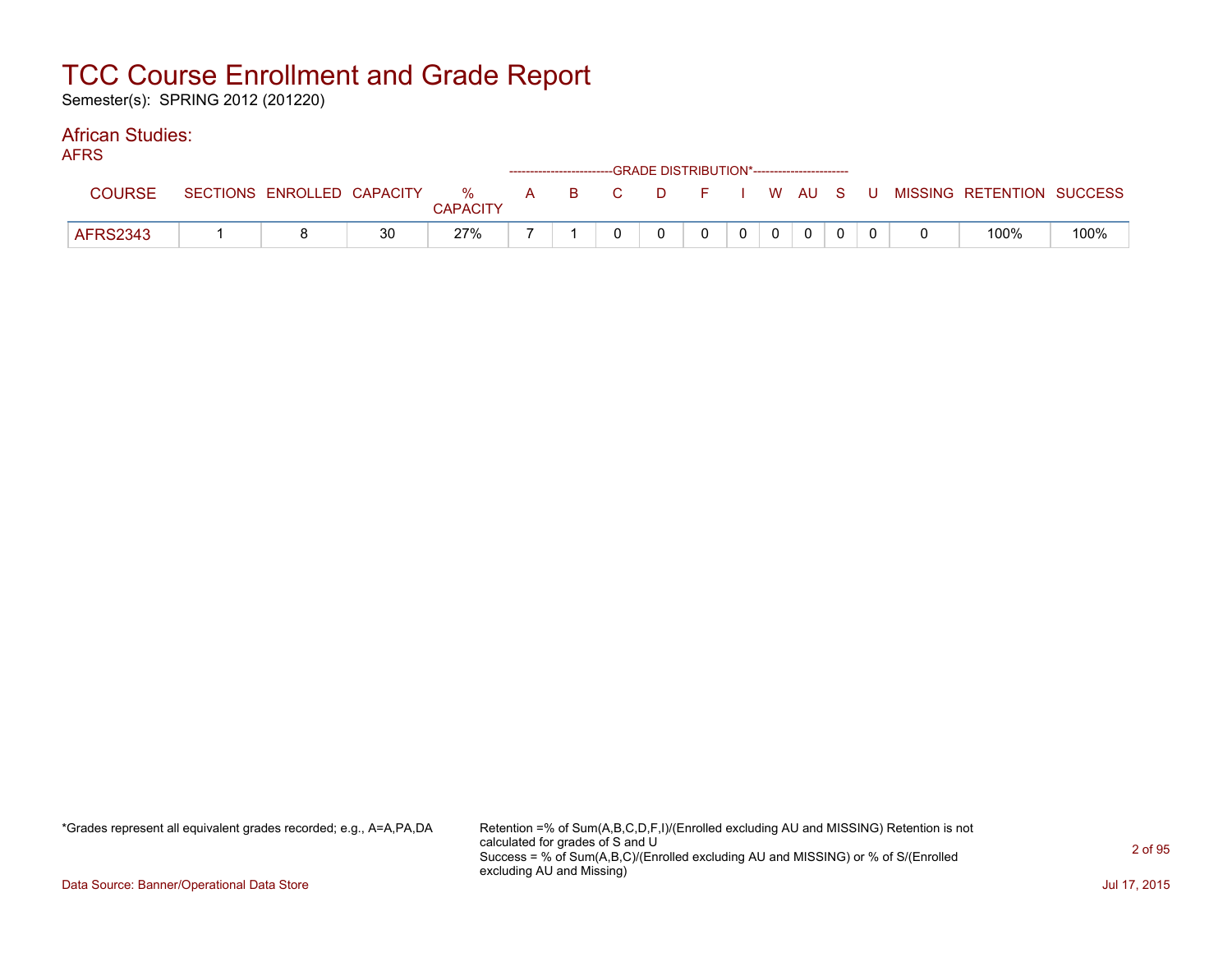# TCC Course Enrollment and Grade Report

Semester(s): SPRING 2012 (201220)

## African Studies:

AFRS

| COURSE | SECTIONS | ENROLLED | CAPACITY | % CAPACITY | A | B | C | D | F | I | W | AU | S | U | MISSING | RETENTION | SUCCESS |
|---|---|---|---|---|---|---|---|---|---|---|---|---|---|---|---|---|---|
| | | | | | GRADE DISTRIBUTION* | | | | | | | | | | | | |
| AFRS2343 | 1 | 8 | 30 | 27% | 7 | 1 | 0 | 0 | 0 | 0 | 0 | 0 | 0 | 0 | 0 | 100% | 100% |

*Grades represent all equivalent grades recorded; e.g., A=A,PA,DA

Retention =% of Sum(A,B,C,D,F,I)/(Enrolled excluding AU and MISSING) Retention is not calculated for grades of S and U
Success = % of Sum(A,B,C)/(Enrolled excluding AU and MISSING) or % of S/(Enrolled excluding AU and Missing)

Data Source: Banner/Operational Data Store

Jul 17, 2015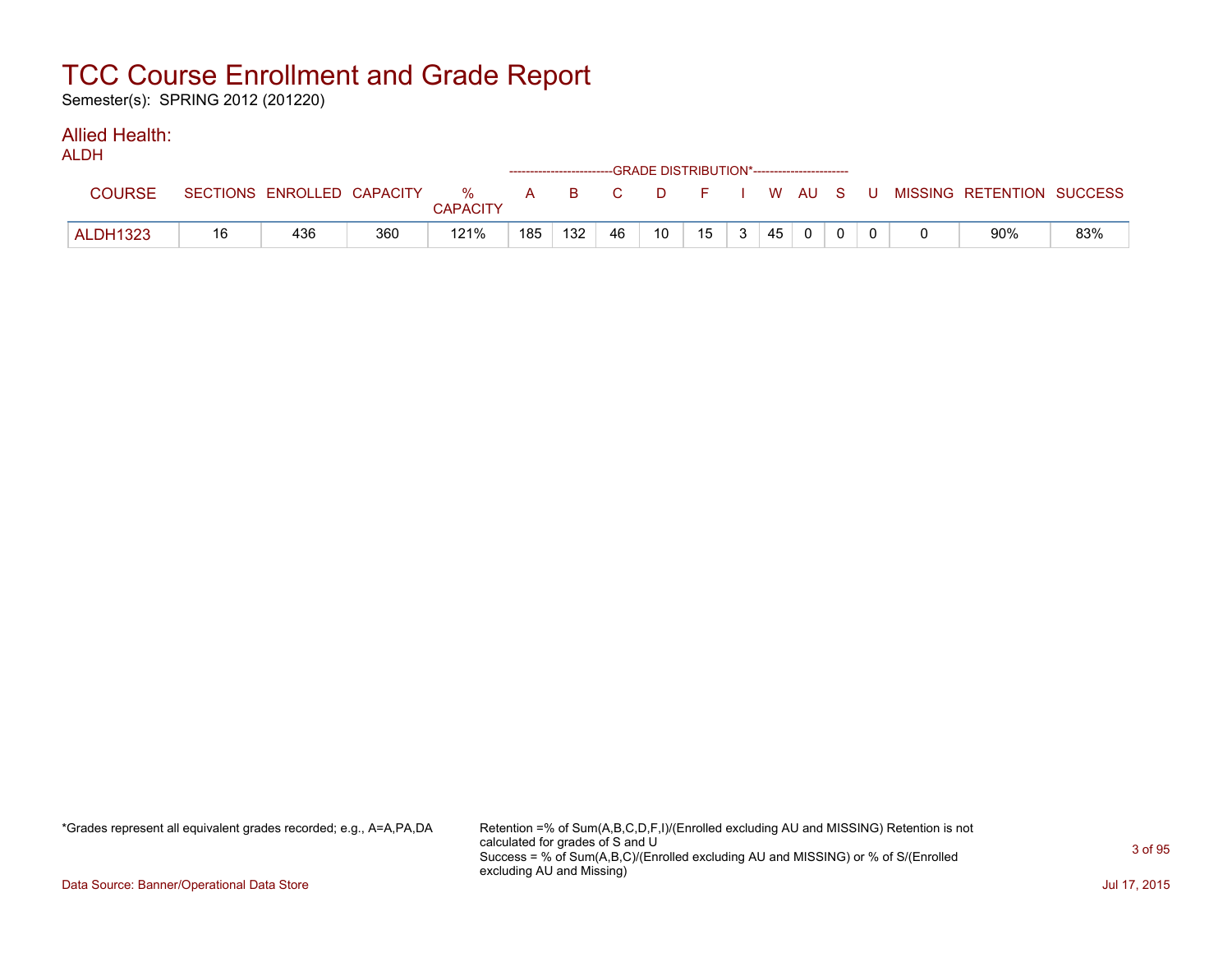# TCC Course Enrollment and Grade Report

Semester(s): SPRING 2012 (201220)

## Allied Health:

### ALDH

| COURSE | SECTIONS | ENROLLED | CAPACITY | % CAPACITY | A | B | C | D | F | I | W | AU | S | U | MISSING | RETENTION | SUCCESS |
|---|---|---|---|---|---|---|---|---|---|---|---|---|---|---|---|---|---|
| | | | | | GRADE DISTRIBUTION* | | | | | | | | | | | | |
| ALDH1323 | 16 | 436 | 360 | 121% | 185 | 132 | 46 | 10 | 15 | 3 | 45 | 0 | 0 | 0 | 0 | 90% | 83% |

*Grades represent all equivalent grades recorded; e.g., A=A,PA,DA

Retention =% of Sum(A,B,C,D,F,I)/(Enrolled excluding AU and MISSING) Retention is not calculated for grades of S and U
Success = % of Sum(A,B,C)/(Enrolled excluding AU and MISSING) or % of S/(Enrolled excluding AU and Missing)

Data Source: Banner/Operational Data Store

Jul 17, 2015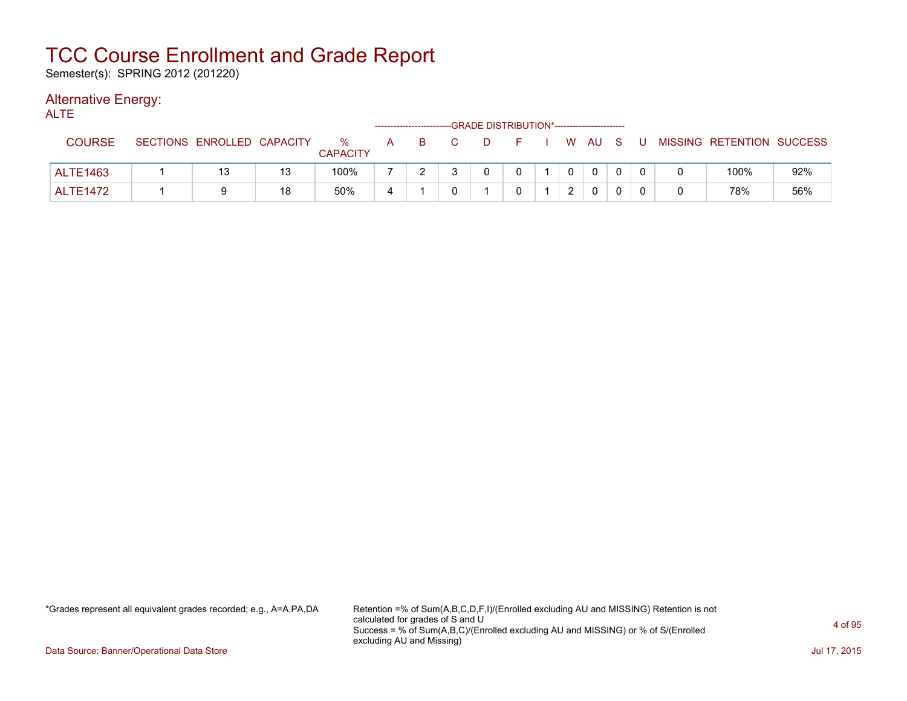# TCC Course Enrollment and Grade Report

Semester(s): SPRING 2012 (201220)

## Alternative Energy:

ALTE

| COURSE | SECTIONS | ENROLLED | CAPACITY | % CAPACITY | A | B | C | D | F | I | W | AU | S | U | MISSING | RETENTION | SUCCESS |
|---|---|---|---|---|---|---|---|---|---|---|---|---|---|---|---|---|---|
| | | | | | GRADE DISTRIBUTION* | | | | | | | | | | | | |
| ALTE1463 | 1 | 13 | 13 | 100% | 7 | 2 | 3 | 0 | 0 | 1 | 0 | 0 | 0 | 0 | 0 | 100% | 92% |
| ALTE1472 | 1 | 9 | 18 | 50% | 4 | 1 | 0 | 1 | 0 | 1 | 2 | 0 | 0 | 0 | 0 | 78% | 56% |

*Grades represent all equivalent grades recorded; e.g., A=A,PA,DA

Retention =% of Sum(A,B,C,D,F,I)/(Enrolled excluding AU and MISSING) Retention is not calculated for grades of S and U
Success = % of Sum(A,B,C)/(Enrolled excluding AU and MISSING) or % of S/(Enrolled excluding AU and Missing)

Data Source: Banner/Operational Data Store

Jul 17, 2015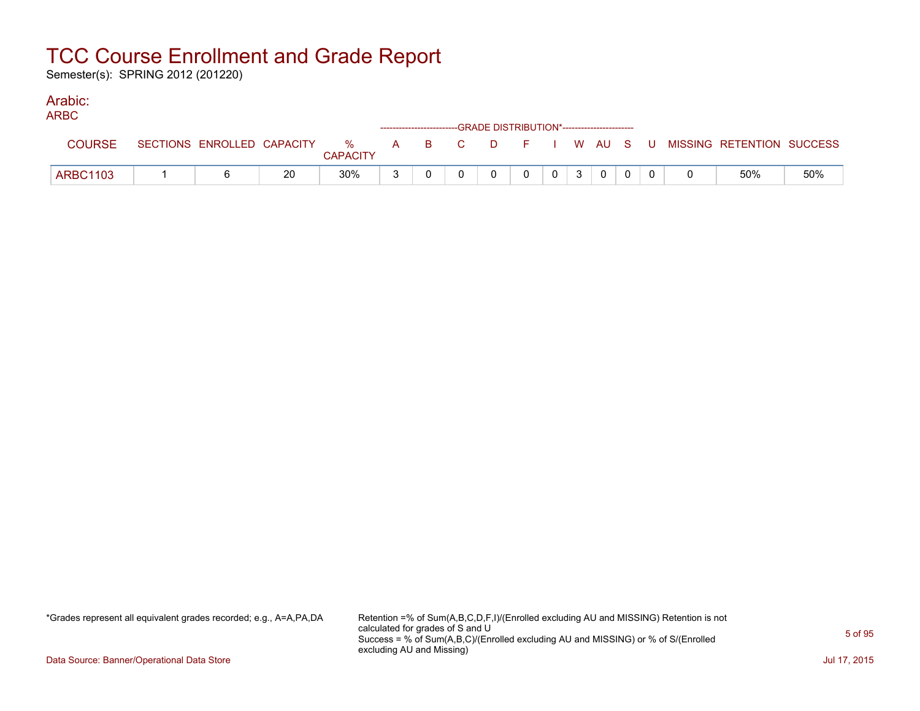# TCC Course Enrollment and Grade Report

Semester(s): SPRING 2012 (201220)

## Arabic:

### ARBC

| COURSE | SECTIONS | ENROLLED | CAPACITY | % CAPACITY | A | B | C | D | F | I | W | AU | S | U | MISSING | RETENTION | SUCCESS |
|---|---|---|---|---|---|---|---|---|---|---|---|---|---|---|---|---|---|
| | | | | | GRADE DISTRIBUTION* | | | | | | | | | | | | |
| ARBC1103 | 1 | 6 | 20 | 30% | 3 | 0 | 0 | 0 | 0 | 0 | 3 | 0 | 0 | 0 | 0 | 50% | 50% |

*Grades represent all equivalent grades recorded; e.g., A=A,PA,DA

Retention =% of Sum(A,B,C,D,F,I)/(Enrolled excluding AU and MISSING) Retention is not calculated for grades of S and U
Success = % of Sum(A,B,C)/(Enrolled excluding AU and MISSING) or % of S/(Enrolled excluding AU and Missing)

Data Source: Banner/Operational Data Store

Jul 17, 2015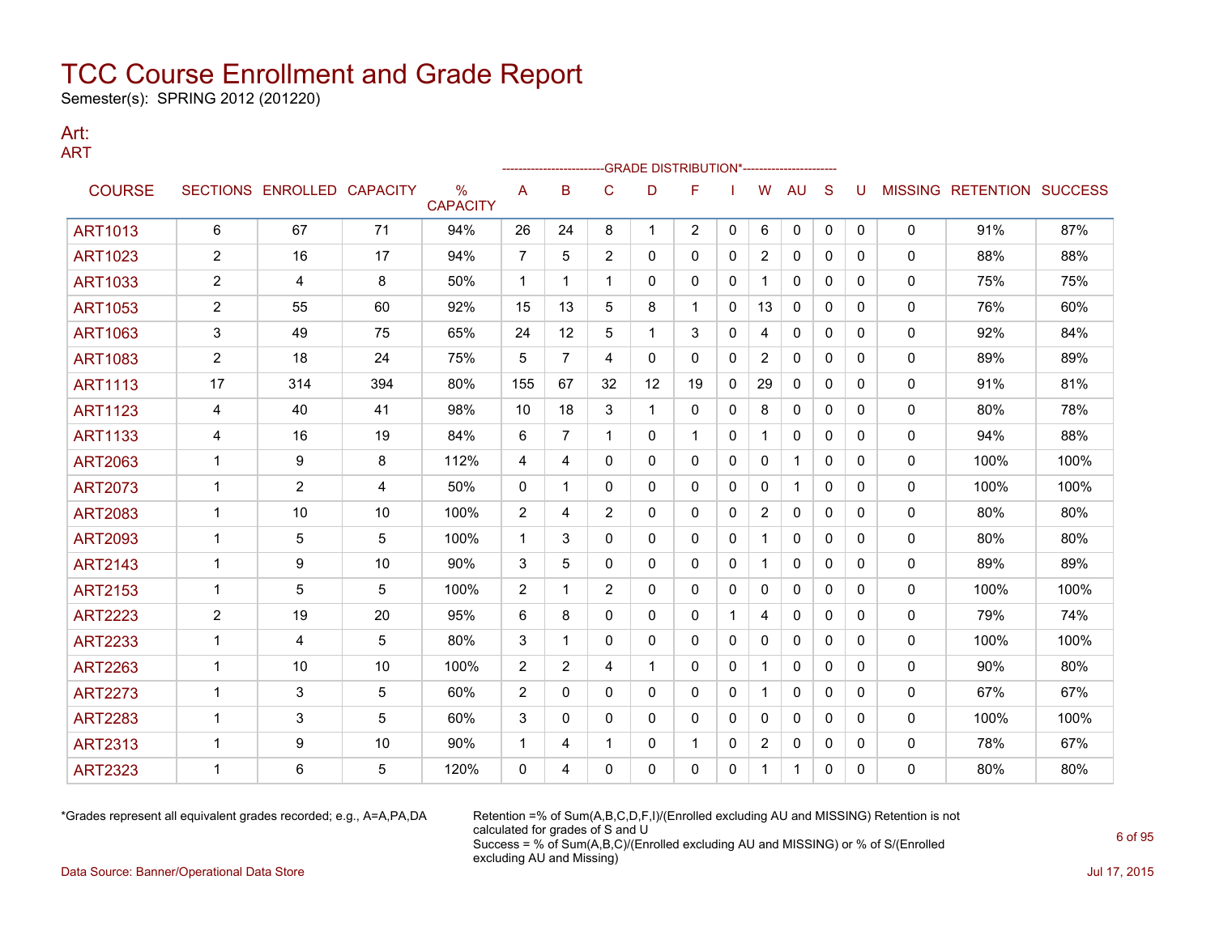# TCC Course Enrollment and Grade Report

Semester(s): SPRING 2012 (201220)

## Art:

### ART

| COURSE | SECTIONS | ENROLLED | CAPACITY | % CAPACITY | A | B | C | D | F | I | W | AU | S | U | MISSING | RETENTION | SUCCESS |
|---|---|---|---|---|---|---|---|---|---|---|---|---|---|---|---|---|---|
| | | | | | GRADE DISTRIBUTION* | | | | | | | | | | | | |
| ART1013 | 6 | 67 | 71 | 94% | 26 | 24 | 8 | 1 | 2 | 0 | 6 | 0 | 0 | 0 | 0 | 91% | 87% |
| ART1023 | 2 | 16 | 17 | 94% | 7 | 5 | 2 | 0 | 0 | 0 | 2 | 0 | 0 | 0 | 0 | 88% | 88% |
| ART1033 | 2 | 4 | 8 | 50% | 1 | 1 | 1 | 0 | 0 | 0 | 1 | 0 | 0 | 0 | 0 | 75% | 75% |
| ART1053 | 2 | 55 | 60 | 92% | 15 | 13 | 5 | 8 | 1 | 0 | 13 | 0 | 0 | 0 | 0 | 76% | 60% |
| ART1063 | 3 | 49 | 75 | 65% | 24 | 12 | 5 | 1 | 3 | 0 | 4 | 0 | 0 | 0 | 0 | 92% | 84% |
| ART1083 | 2 | 18 | 24 | 75% | 5 | 7 | 4 | 0 | 0 | 0 | 2 | 0 | 0 | 0 | 0 | 89% | 89% |
| ART1113 | 17 | 314 | 394 | 80% | 155 | 67 | 32 | 12 | 19 | 0 | 29 | 0 | 0 | 0 | 0 | 91% | 81% |
| ART1123 | 4 | 40 | 41 | 98% | 10 | 18 | 3 | 1 | 0 | 0 | 8 | 0 | 0 | 0 | 0 | 80% | 78% |
| ART1133 | 4 | 16 | 19 | 84% | 6 | 7 | 1 | 0 | 1 | 0 | 1 | 0 | 0 | 0 | 0 | 94% | 88% |
| ART2063 | 1 | 9 | 8 | 112% | 4 | 4 | 0 | 0 | 0 | 0 | 0 | 1 | 0 | 0 | 0 | 100% | 100% |
| ART2073 | 1 | 2 | 4 | 50% | 0 | 1 | 0 | 0 | 0 | 0 | 0 | 1 | 0 | 0 | 0 | 100% | 100% |
| ART2083 | 1 | 10 | 10 | 100% | 2 | 4 | 2 | 0 | 0 | 0 | 2 | 0 | 0 | 0 | 0 | 80% | 80% |
| ART2093 | 1 | 5 | 5 | 100% | 1 | 3 | 0 | 0 | 0 | 0 | 1 | 0 | 0 | 0 | 0 | 80% | 80% |
| ART2143 | 1 | 9 | 10 | 90% | 3 | 5 | 0 | 0 | 0 | 0 | 1 | 0 | 0 | 0 | 0 | 89% | 89% |
| ART2153 | 1 | 5 | 5 | 100% | 2 | 1 | 2 | 0 | 0 | 0 | 0 | 0 | 0 | 0 | 0 | 100% | 100% |
| ART2223 | 2 | 19 | 20 | 95% | 6 | 8 | 0 | 0 | 0 | 1 | 4 | 0 | 0 | 0 | 0 | 79% | 74% |
| ART2233 | 1 | 4 | 5 | 80% | 3 | 1 | 0 | 0 | 0 | 0 | 0 | 0 | 0 | 0 | 0 | 100% | 100% |
| ART2263 | 1 | 10 | 10 | 100% | 2 | 2 | 4 | 1 | 0 | 0 | 1 | 0 | 0 | 0 | 0 | 90% | 80% |
| ART2273 | 1 | 3 | 5 | 60% | 2 | 0 | 0 | 0 | 0 | 0 | 1 | 0 | 0 | 0 | 0 | 67% | 67% |
| ART2283 | 1 | 3 | 5 | 60% | 3 | 0 | 0 | 0 | 0 | 0 | 0 | 0 | 0 | 0 | 0 | 100% | 100% |
| ART2313 | 1 | 9 | 10 | 90% | 1 | 4 | 1 | 0 | 1 | 0 | 2 | 0 | 0 | 0 | 0 | 78% | 67% |
| ART2323 | 1 | 6 | 5 | 120% | 0 | 4 | 0 | 0 | 0 | 0 | 1 | 1 | 0 | 0 | 0 | 80% | 80% |

*Grades represent all equivalent grades recorded; e.g., A=A,PA,DA

Retention =% of Sum(A,B,C,D,F,I)/(Enrolled excluding AU and MISSING) Retention is not calculated for grades of S and U
Success = % of Sum(A,B,C)/(Enrolled excluding AU and MISSING) or % of S/(Enrolled excluding AU and Missing)

Data Source: Banner/Operational Data Store

Jul 17, 2015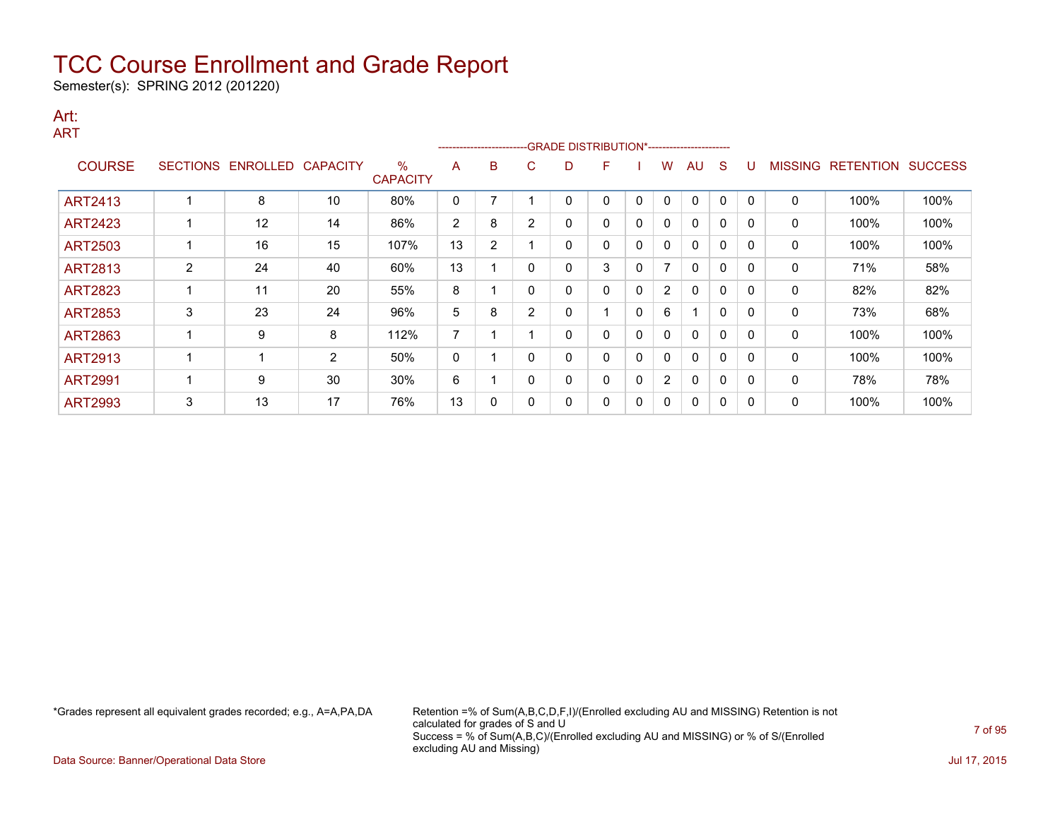# TCC Course Enrollment and Grade Report

Semester(s): SPRING 2012 (201220)

## Art:

ART

| COURSE | SECTIONS | ENROLLED | CAPACITY | % CAPACITY | A | B | C | D | F | I | W | AU | S | U | MISSING | RETENTION | SUCCESS |
|---|---|---|---|---|---|---|---|---|---|---|---|---|---|---|---|---|---|
| | | | | | GRADE DISTRIBUTION* | | | | | | | | | | | | |
| ART2413 | 1 | 8 | 10 | 80% | 0 | 7 | 1 | 0 | 0 | 0 | 0 | 0 | 0 | 0 | 0 | 100% | 100% |
| ART2423 | 1 | 12 | 14 | 86% | 2 | 8 | 2 | 0 | 0 | 0 | 0 | 0 | 0 | 0 | 0 | 100% | 100% |
| ART2503 | 1 | 16 | 15 | 107% | 13 | 2 | 1 | 0 | 0 | 0 | 0 | 0 | 0 | 0 | 0 | 100% | 100% |
| ART2813 | 2 | 24 | 40 | 60% | 13 | 1 | 0 | 0 | 3 | 0 | 7 | 0 | 0 | 0 | 0 | 71% | 58% |
| ART2823 | 1 | 11 | 20 | 55% | 8 | 1 | 0 | 0 | 0 | 0 | 2 | 0 | 0 | 0 | 0 | 82% | 82% |
| ART2853 | 3 | 23 | 24 | 96% | 5 | 8 | 2 | 0 | 1 | 0 | 6 | 1 | 0 | 0 | 0 | 73% | 68% |
| ART2863 | 1 | 9 | 8 | 112% | 7 | 1 | 1 | 0 | 0 | 0 | 0 | 0 | 0 | 0 | 0 | 100% | 100% |
| ART2913 | 1 | 1 | 2 | 50% | 0 | 1 | 0 | 0 | 0 | 0 | 0 | 0 | 0 | 0 | 0 | 100% | 100% |
| ART2991 | 1 | 9 | 30 | 30% | 6 | 1 | 0 | 0 | 0 | 0 | 2 | 0 | 0 | 0 | 0 | 78% | 78% |
| ART2993 | 3 | 13 | 17 | 76% | 13 | 0 | 0 | 0 | 0 | 0 | 0 | 0 | 0 | 0 | 0 | 100% | 100% |

*Grades represent all equivalent grades recorded; e.g., A=A,PA,DA

Retention =% of Sum(A,B,C,D,F,I)/(Enrolled excluding AU and MISSING) Retention is not calculated for grades of S and U
Success = % of Sum(A,B,C)/(Enrolled excluding AU and MISSING) or % of S/(Enrolled excluding AU and Missing)

Data Source: Banner/Operational Data Store

Jul 17, 2015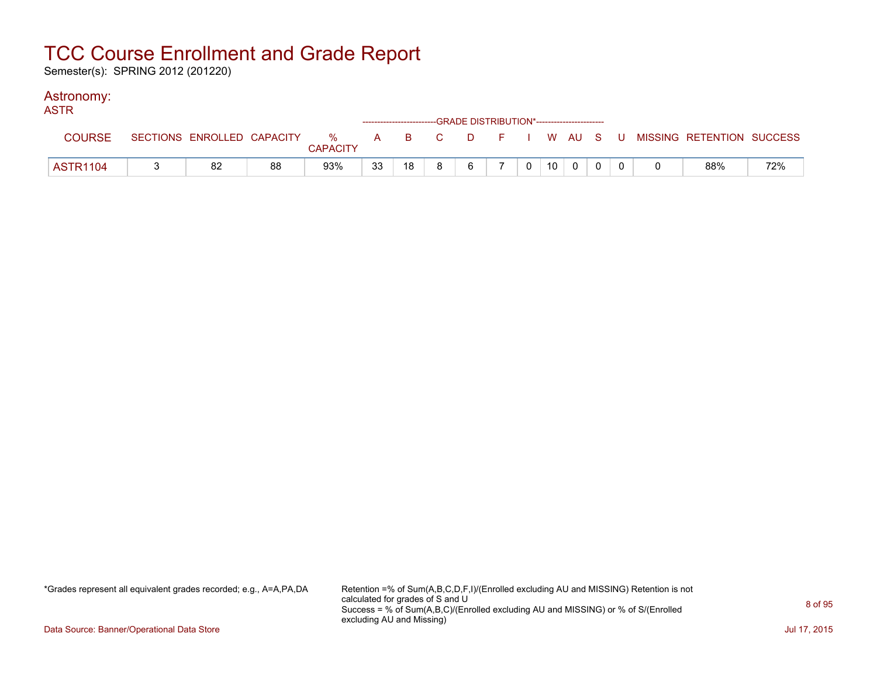# TCC Course Enrollment and Grade Report

Semester(s): SPRING 2012 (201220)

## Astronomy:

### ASTR

| COURSE | SECTIONS | ENROLLED | CAPACITY | % CAPACITY | A | B | C | D | F | I | W | AU | S | U | MISSING | RETENTION | SUCCESS |
|---|---|---|---|---|---|---|---|---|---|---|---|---|---|---|---|---|---|
| ASTR1104 | 3 | 82 | 88 | 93% | 33 | 18 | 8 | 6 | 7 | 0 | 10 | 0 | 0 | 0 | 0 | 88% | 72% |

(Columns A through U fall under the GRADE DISTRIBUTION* heading.)

*Grades represent all equivalent grades recorded; e.g., A=A,PA,DA

Retention =% of Sum(A,B,C,D,F,I)/(Enrolled excluding AU and MISSING) Retention is not calculated for grades of S and U
Success = % of Sum(A,B,C)/(Enrolled excluding AU and MISSING) or % of S/(Enrolled excluding AU and Missing)

Data Source: Banner/Operational Data Store

Jul 17, 2015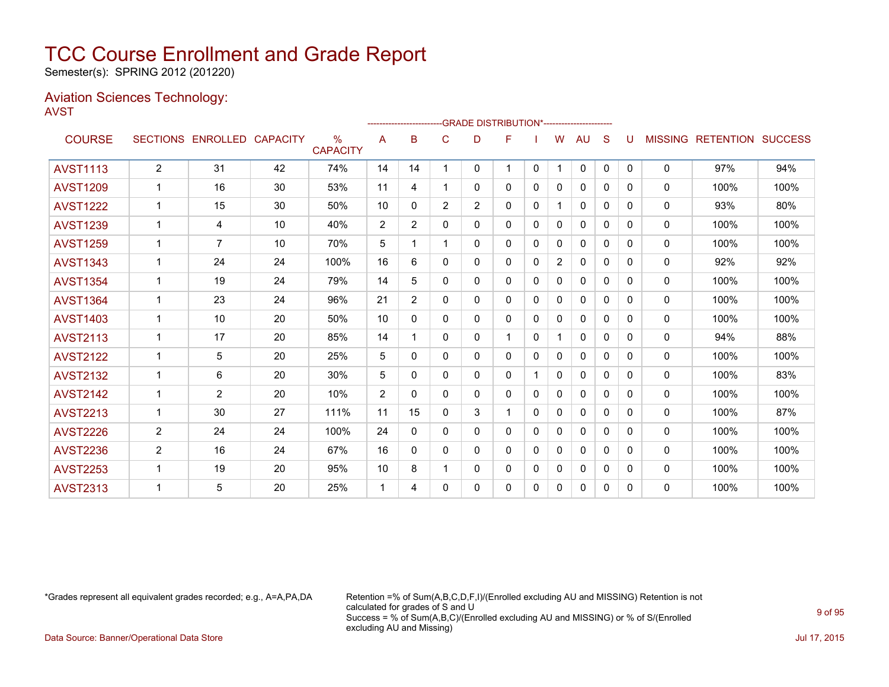# TCC Course Enrollment and Grade Report

Semester(s): SPRING 2012 (201220)

## Aviation Sciences Technology:

AVST

| COURSE | SECTIONS | ENROLLED | CAPACITY | % CAPACITY | A | B | C | D | F | I | W | AU | S | U | MISSING | RETENTION | SUCCESS |
|---|---|---|---|---|---|---|---|---|---|---|---|---|---|---|---|---|---|
| | | | | | GRADE DISTRIBUTION* | | | | | | | | | | | | |
| AVST1113 | 2 | 31 | 42 | 74% | 14 | 14 | 1 | 0 | 1 | 0 | 1 | 0 | 0 | 0 | 0 | 97% | 94% |
| AVST1209 | 1 | 16 | 30 | 53% | 11 | 4 | 1 | 0 | 0 | 0 | 0 | 0 | 0 | 0 | 0 | 100% | 100% |
| AVST1222 | 1 | 15 | 30 | 50% | 10 | 0 | 2 | 2 | 0 | 0 | 1 | 0 | 0 | 0 | 0 | 93% | 80% |
| AVST1239 | 1 | 4 | 10 | 40% | 2 | 2 | 0 | 0 | 0 | 0 | 0 | 0 | 0 | 0 | 0 | 100% | 100% |
| AVST1259 | 1 | 7 | 10 | 70% | 5 | 1 | 1 | 0 | 0 | 0 | 0 | 0 | 0 | 0 | 0 | 100% | 100% |
| AVST1343 | 1 | 24 | 24 | 100% | 16 | 6 | 0 | 0 | 0 | 0 | 2 | 0 | 0 | 0 | 0 | 92% | 92% |
| AVST1354 | 1 | 19 | 24 | 79% | 14 | 5 | 0 | 0 | 0 | 0 | 0 | 0 | 0 | 0 | 0 | 100% | 100% |
| AVST1364 | 1 | 23 | 24 | 96% | 21 | 2 | 0 | 0 | 0 | 0 | 0 | 0 | 0 | 0 | 0 | 100% | 100% |
| AVST1403 | 1 | 10 | 20 | 50% | 10 | 0 | 0 | 0 | 0 | 0 | 0 | 0 | 0 | 0 | 0 | 100% | 100% |
| AVST2113 | 1 | 17 | 20 | 85% | 14 | 1 | 0 | 0 | 1 | 0 | 1 | 0 | 0 | 0 | 0 | 94% | 88% |
| AVST2122 | 1 | 5 | 20 | 25% | 5 | 0 | 0 | 0 | 0 | 0 | 0 | 0 | 0 | 0 | 0 | 100% | 100% |
| AVST2132 | 1 | 6 | 20 | 30% | 5 | 0 | 0 | 0 | 0 | 1 | 0 | 0 | 0 | 0 | 0 | 100% | 83% |
| AVST2142 | 1 | 2 | 20 | 10% | 2 | 0 | 0 | 0 | 0 | 0 | 0 | 0 | 0 | 0 | 0 | 100% | 100% |
| AVST2213 | 1 | 30 | 27 | 111% | 11 | 15 | 0 | 3 | 1 | 0 | 0 | 0 | 0 | 0 | 0 | 100% | 87% |
| AVST2226 | 2 | 24 | 24 | 100% | 24 | 0 | 0 | 0 | 0 | 0 | 0 | 0 | 0 | 0 | 0 | 100% | 100% |
| AVST2236 | 2 | 16 | 24 | 67% | 16 | 0 | 0 | 0 | 0 | 0 | 0 | 0 | 0 | 0 | 0 | 100% | 100% |
| AVST2253 | 1 | 19 | 20 | 95% | 10 | 8 | 1 | 0 | 0 | 0 | 0 | 0 | 0 | 0 | 0 | 100% | 100% |
| AVST2313 | 1 | 5 | 20 | 25% | 1 | 4 | 0 | 0 | 0 | 0 | 0 | 0 | 0 | 0 | 0 | 100% | 100% |

*Grades represent all equivalent grades recorded; e.g., A=A,PA,DA

Retention =% of Sum(A,B,C,D,F,I)/(Enrolled excluding AU and MISSING) Retention is not calculated for grades of S and U

Success = % of Sum(A,B,C)/(Enrolled excluding AU and MISSING) or % of S/(Enrolled excluding AU and Missing)

Data Source: Banner/Operational Data Store

Jul 17, 2015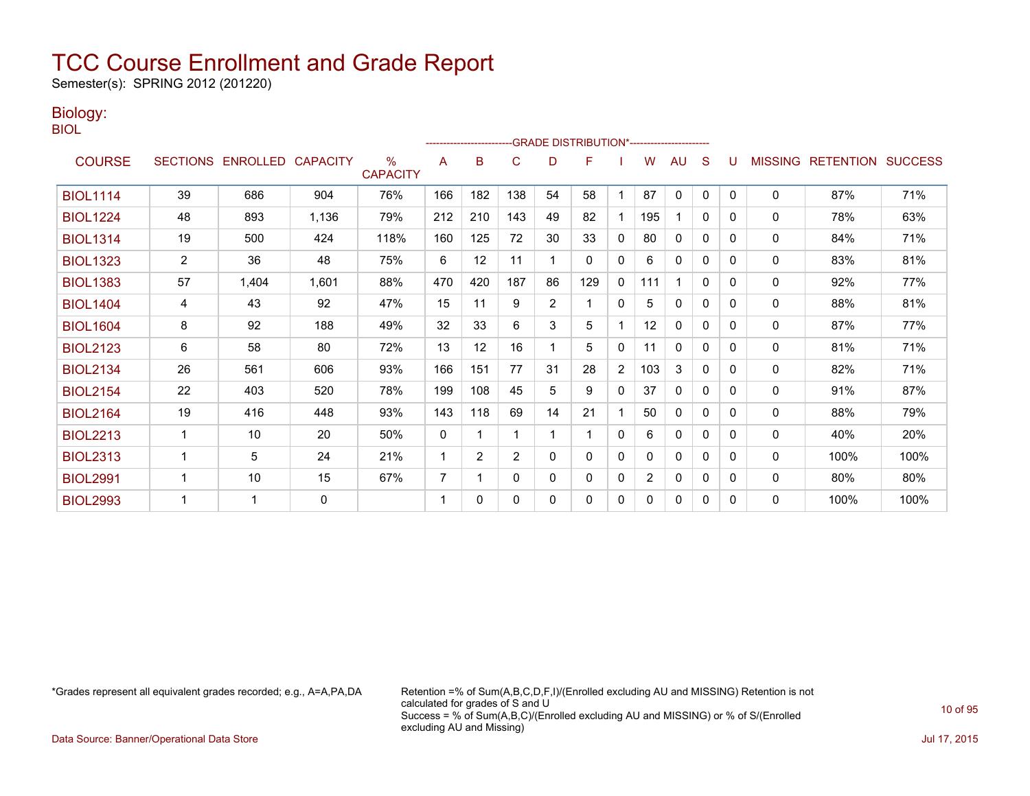# TCC Course Enrollment and Grade Report

Semester(s): SPRING 2012 (201220)

## Biology:

BIOL

| COURSE | SECTIONS | ENROLLED | CAPACITY | % CAPACITY | A | B | C | D | F | I | W | AU | S | U | MISSING | RETENTION | SUCCESS |
|---|---|---|---|---|---|---|---|---|---|---|---|---|---|---|---|---|---|
| | | | | | GRADE DISTRIBUTION* | | | | | | | | | | | | |
| BIOL1114 | 39 | 686 | 904 | 76% | 166 | 182 | 138 | 54 | 58 | 1 | 87 | 0 | 0 | 0 | 0 | 87% | 71% |
| BIOL1224 | 48 | 893 | 1,136 | 79% | 212 | 210 | 143 | 49 | 82 | 1 | 195 | 1 | 0 | 0 | 0 | 78% | 63% |
| BIOL1314 | 19 | 500 | 424 | 118% | 160 | 125 | 72 | 30 | 33 | 0 | 80 | 0 | 0 | 0 | 0 | 84% | 71% |
| BIOL1323 | 2 | 36 | 48 | 75% | 6 | 12 | 11 | 1 | 0 | 0 | 6 | 0 | 0 | 0 | 0 | 83% | 81% |
| BIOL1383 | 57 | 1,404 | 1,601 | 88% | 470 | 420 | 187 | 86 | 129 | 0 | 111 | 1 | 0 | 0 | 0 | 92% | 77% |
| BIOL1404 | 4 | 43 | 92 | 47% | 15 | 11 | 9 | 2 | 1 | 0 | 5 | 0 | 0 | 0 | 0 | 88% | 81% |
| BIOL1604 | 8 | 92 | 188 | 49% | 32 | 33 | 6 | 3 | 5 | 1 | 12 | 0 | 0 | 0 | 0 | 87% | 77% |
| BIOL2123 | 6 | 58 | 80 | 72% | 13 | 12 | 16 | 1 | 5 | 0 | 11 | 0 | 0 | 0 | 0 | 81% | 71% |
| BIOL2134 | 26 | 561 | 606 | 93% | 166 | 151 | 77 | 31 | 28 | 2 | 103 | 3 | 0 | 0 | 0 | 82% | 71% |
| BIOL2154 | 22 | 403 | 520 | 78% | 199 | 108 | 45 | 5 | 9 | 0 | 37 | 0 | 0 | 0 | 0 | 91% | 87% |
| BIOL2164 | 19 | 416 | 448 | 93% | 143 | 118 | 69 | 14 | 21 | 1 | 50 | 0 | 0 | 0 | 0 | 88% | 79% |
| BIOL2213 | 1 | 10 | 20 | 50% | 0 | 1 | 1 | 1 | 1 | 0 | 6 | 0 | 0 | 0 | 0 | 40% | 20% |
| BIOL2313 | 1 | 5 | 24 | 21% | 1 | 2 | 2 | 0 | 0 | 0 | 0 | 0 | 0 | 0 | 0 | 100% | 100% |
| BIOL2991 | 1 | 10 | 15 | 67% | 7 | 1 | 0 | 0 | 0 | 0 | 2 | 0 | 0 | 0 | 0 | 80% | 80% |
| BIOL2993 | 1 | 1 | 0 | | 1 | 0 | 0 | 0 | 0 | 0 | 0 | 0 | 0 | 0 | 0 | 100% | 100% |

*Grades represent all equivalent grades recorded; e.g., A=A,PA,DA

Retention =% of Sum(A,B,C,D,F,I)/(Enrolled excluding AU and MISSING) Retention is not calculated for grades of S and U
Success = % of Sum(A,B,C)/(Enrolled excluding AU and MISSING) or % of S/(Enrolled excluding AU and Missing)

Data Source: Banner/Operational Data Store

Jul 17, 2015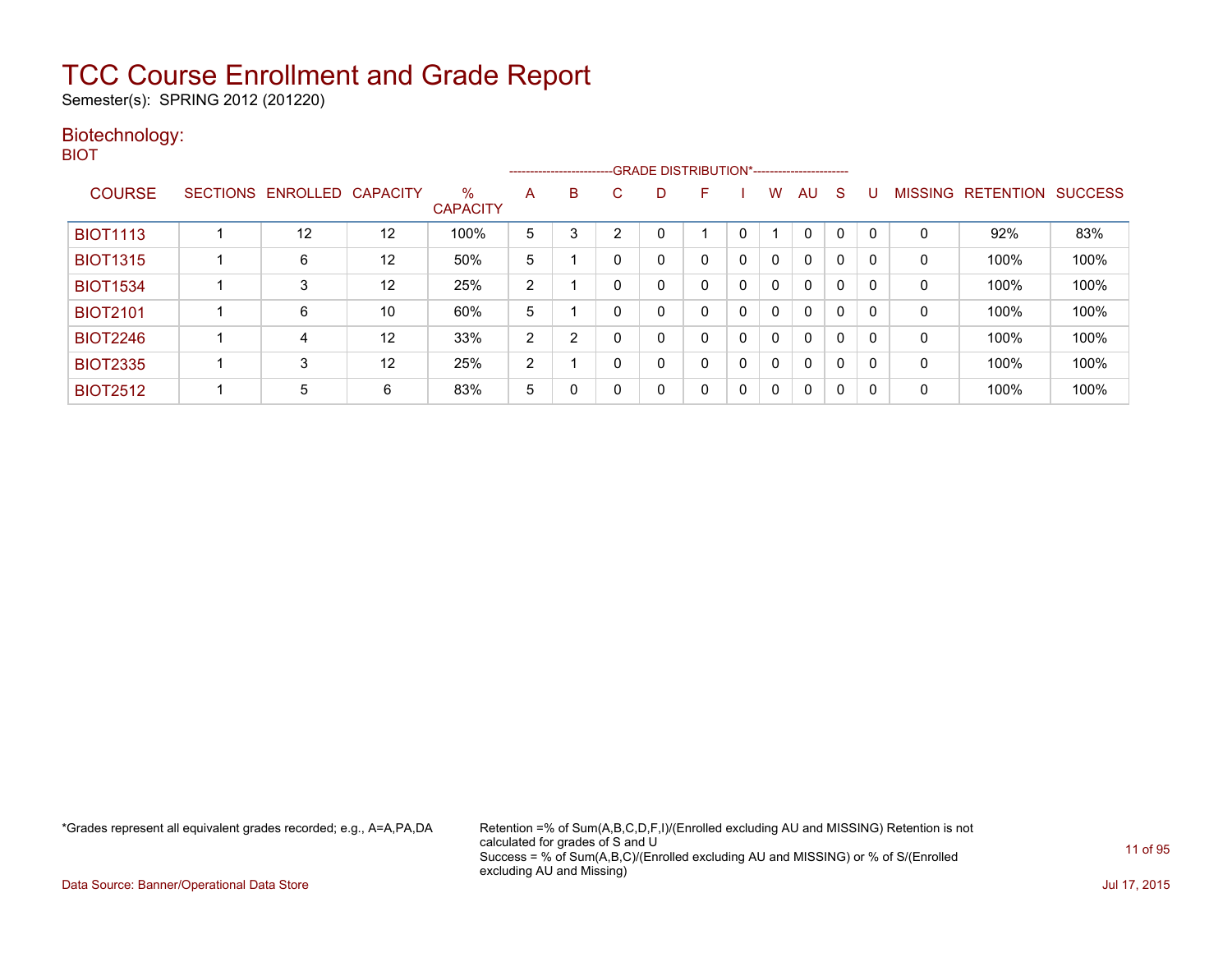# TCC Course Enrollment and Grade Report

Semester(s): SPRING 2012 (201220)

## Biotechnology:

BIOT

| COURSE | SECTIONS | ENROLLED | CAPACITY | % CAPACITY | A | B | C | D | F | I | W | AU | S | U | MISSING | RETENTION | SUCCESS |
|---|---|---|---|---|---|---|---|---|---|---|---|---|---|---|---|---|---|
| | | | | | GRADE DISTRIBUTION* | | | | | | | | | | | | |
| BIOT1113 | 1 | 12 | 12 | 100% | 5 | 3 | 2 | 0 | 1 | 0 | 1 | 0 | 0 | 0 | 0 | 92% | 83% |
| BIOT1315 | 1 | 6 | 12 | 50% | 5 | 1 | 0 | 0 | 0 | 0 | 0 | 0 | 0 | 0 | 0 | 100% | 100% |
| BIOT1534 | 1 | 3 | 12 | 25% | 2 | 1 | 0 | 0 | 0 | 0 | 0 | 0 | 0 | 0 | 0 | 100% | 100% |
| BIOT2101 | 1 | 6 | 10 | 60% | 5 | 1 | 0 | 0 | 0 | 0 | 0 | 0 | 0 | 0 | 0 | 100% | 100% |
| BIOT2246 | 1 | 4 | 12 | 33% | 2 | 2 | 0 | 0 | 0 | 0 | 0 | 0 | 0 | 0 | 0 | 100% | 100% |
| BIOT2335 | 1 | 3 | 12 | 25% | 2 | 1 | 0 | 0 | 0 | 0 | 0 | 0 | 0 | 0 | 0 | 100% | 100% |
| BIOT2512 | 1 | 5 | 6 | 83% | 5 | 0 | 0 | 0 | 0 | 0 | 0 | 0 | 0 | 0 | 0 | 100% | 100% |

*Grades represent all equivalent grades recorded; e.g., A=A,PA,DA

Retention =% of Sum(A,B,C,D,F,I)/(Enrolled excluding AU and MISSING) Retention is not calculated for grades of S and U
Success = % of Sum(A,B,C)/(Enrolled excluding AU and MISSING) or % of S/(Enrolled excluding AU and Missing)

Data Source: Banner/Operational Data Store

Jul 17, 2015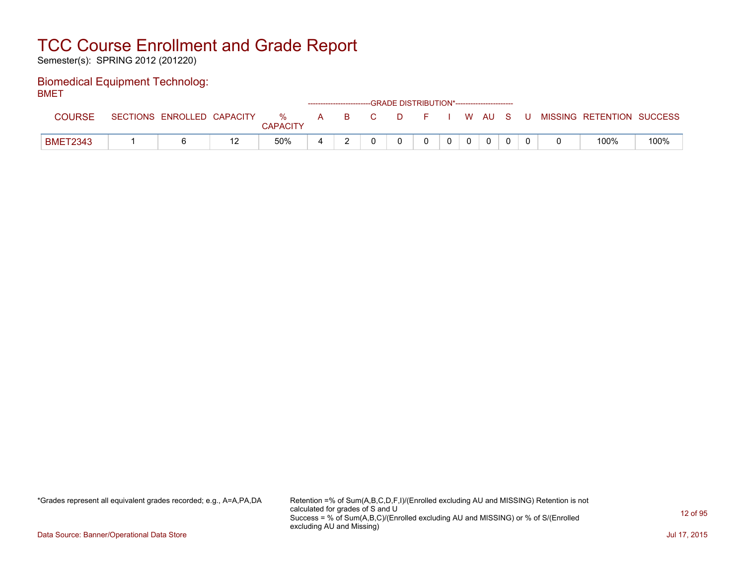# TCC Course Enrollment and Grade Report

Semester(s): SPRING 2012 (201220)

## Biomedical Equipment Technolog:

BMET

| COURSE | SECTIONS | ENROLLED | CAPACITY | % CAPACITY | A | B | C | D | F | I | W | AU | S | U | MISSING | RETENTION | SUCCESS |
|---|---|---|---|---|---|---|---|---|---|---|---|---|---|---|---|---|---|
| | | | | | GRADE DISTRIBUTION* | | | | | | | | | | | | |
| BMET2343 | 1 | 6 | 12 | 50% | 4 | 2 | 0 | 0 | 0 | 0 | 0 | 0 | 0 | 0 | 0 | 100% | 100% |

*Grades represent all equivalent grades recorded; e.g., A=A,PA,DA

Retention =% of Sum(A,B,C,D,F,I)/(Enrolled excluding AU and MISSING) Retention is not calculated for grades of S and U
Success = % of Sum(A,B,C)/(Enrolled excluding AU and MISSING) or % of S/(Enrolled excluding AU and Missing)

Data Source: Banner/Operational Data Store

Jul 17, 2015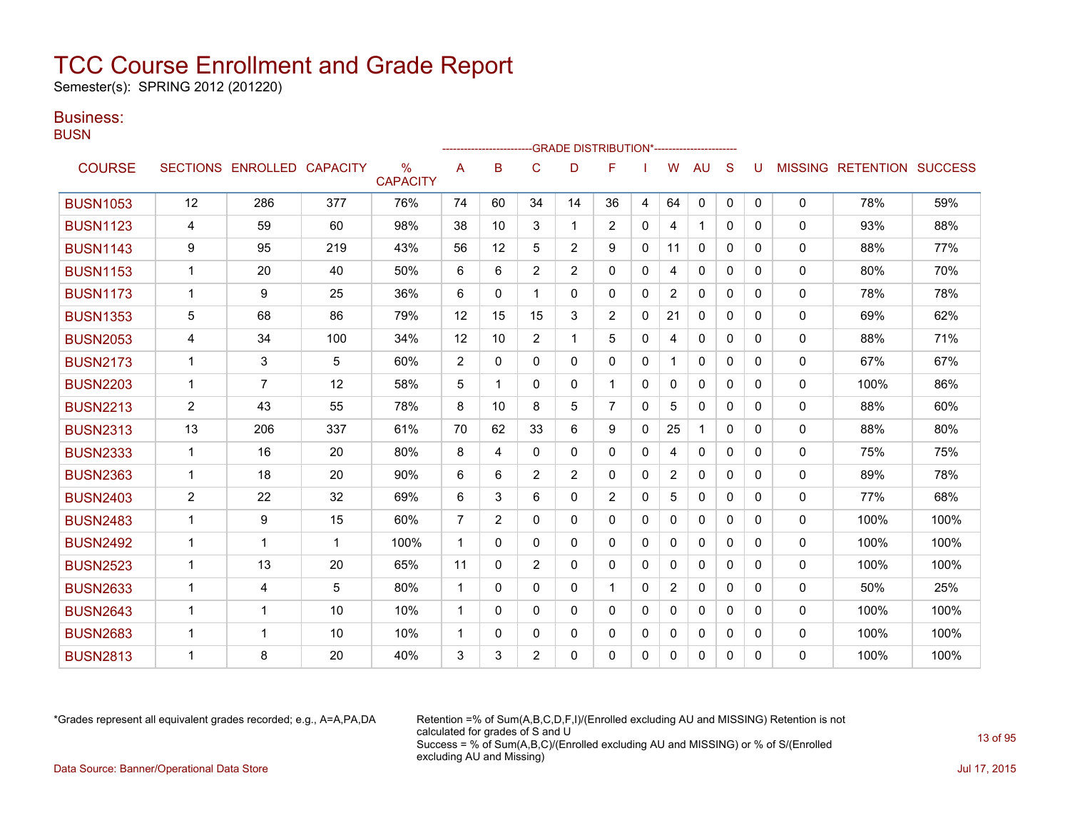# TCC Course Enrollment and Grade Report

Semester(s): SPRING 2012 (201220)

## Business:

### BUSN

| COURSE | SECTIONS | ENROLLED | CAPACITY | % CAPACITY | A | B | C | D | F | I | W | AU | S | U | MISSING | RETENTION | SUCCESS |
|---|---|---|---|---|---|---|---|---|---|---|---|---|---|---|---|---|---|
| | | | | | GRADE DISTRIBUTION* | | | | | | | | | | | | |
| BUSN1053 | 12 | 286 | 377 | 76% | 74 | 60 | 34 | 14 | 36 | 4 | 64 | 0 | 0 | 0 | 0 | 78% | 59% |
| BUSN1123 | 4 | 59 | 60 | 98% | 38 | 10 | 3 | 1 | 2 | 0 | 4 | 1 | 0 | 0 | 0 | 93% | 88% |
| BUSN1143 | 9 | 95 | 219 | 43% | 56 | 12 | 5 | 2 | 9 | 0 | 11 | 0 | 0 | 0 | 0 | 88% | 77% |
| BUSN1153 | 1 | 20 | 40 | 50% | 6 | 6 | 2 | 2 | 0 | 0 | 4 | 0 | 0 | 0 | 0 | 80% | 70% |
| BUSN1173 | 1 | 9 | 25 | 36% | 6 | 0 | 1 | 0 | 0 | 0 | 2 | 0 | 0 | 0 | 0 | 78% | 78% |
| BUSN1353 | 5 | 68 | 86 | 79% | 12 | 15 | 15 | 3 | 2 | 0 | 21 | 0 | 0 | 0 | 0 | 69% | 62% |
| BUSN2053 | 4 | 34 | 100 | 34% | 12 | 10 | 2 | 1 | 5 | 0 | 4 | 0 | 0 | 0 | 0 | 88% | 71% |
| BUSN2173 | 1 | 3 | 5 | 60% | 2 | 0 | 0 | 0 | 0 | 0 | 1 | 0 | 0 | 0 | 0 | 67% | 67% |
| BUSN2203 | 1 | 7 | 12 | 58% | 5 | 1 | 0 | 0 | 1 | 0 | 0 | 0 | 0 | 0 | 0 | 100% | 86% |
| BUSN2213 | 2 | 43 | 55 | 78% | 8 | 10 | 8 | 5 | 7 | 0 | 5 | 0 | 0 | 0 | 0 | 88% | 60% |
| BUSN2313 | 13 | 206 | 337 | 61% | 70 | 62 | 33 | 6 | 9 | 0 | 25 | 1 | 0 | 0 | 0 | 88% | 80% |
| BUSN2333 | 1 | 16 | 20 | 80% | 8 | 4 | 0 | 0 | 0 | 0 | 4 | 0 | 0 | 0 | 0 | 75% | 75% |
| BUSN2363 | 1 | 18 | 20 | 90% | 6 | 6 | 2 | 2 | 0 | 0 | 2 | 0 | 0 | 0 | 0 | 89% | 78% |
| BUSN2403 | 2 | 22 | 32 | 69% | 6 | 3 | 6 | 0 | 2 | 0 | 5 | 0 | 0 | 0 | 0 | 77% | 68% |
| BUSN2483 | 1 | 9 | 15 | 60% | 7 | 2 | 0 | 0 | 0 | 0 | 0 | 0 | 0 | 0 | 0 | 100% | 100% |
| BUSN2492 | 1 | 1 | 1 | 100% | 1 | 0 | 0 | 0 | 0 | 0 | 0 | 0 | 0 | 0 | 0 | 100% | 100% |
| BUSN2523 | 1 | 13 | 20 | 65% | 11 | 0 | 2 | 0 | 0 | 0 | 0 | 0 | 0 | 0 | 0 | 100% | 100% |
| BUSN2633 | 1 | 4 | 5 | 80% | 1 | 0 | 0 | 0 | 1 | 0 | 2 | 0 | 0 | 0 | 0 | 50% | 25% |
| BUSN2643 | 1 | 1 | 10 | 10% | 1 | 0 | 0 | 0 | 0 | 0 | 0 | 0 | 0 | 0 | 0 | 100% | 100% |
| BUSN2683 | 1 | 1 | 10 | 10% | 1 | 0 | 0 | 0 | 0 | 0 | 0 | 0 | 0 | 0 | 0 | 100% | 100% |
| BUSN2813 | 1 | 8 | 20 | 40% | 3 | 3 | 2 | 0 | 0 | 0 | 0 | 0 | 0 | 0 | 0 | 100% | 100% |

*Grades represent all equivalent grades recorded; e.g., A=A,PA,DA

Retention =% of Sum(A,B,C,D,F,I)/(Enrolled excluding AU and MISSING) Retention is not calculated for grades of S and U
Success = % of Sum(A,B,C)/(Enrolled excluding AU and MISSING) or % of S/(Enrolled excluding AU and Missing)

Data Source: Banner/Operational Data Store

Jul 17, 2015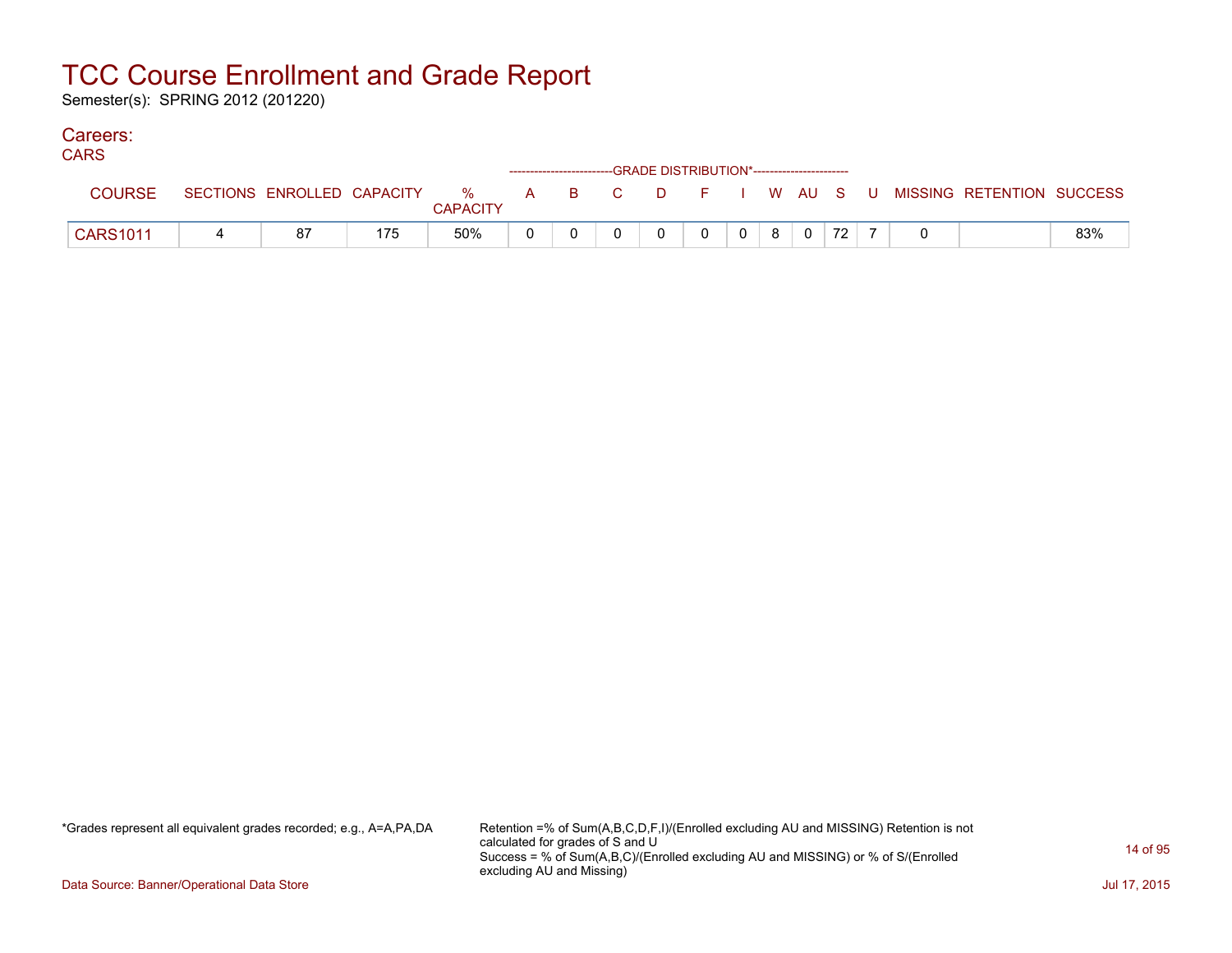# TCC Course Enrollment and Grade Report

Semester(s): SPRING 2012 (201220)

## Careers:

CARS

| COURSE | SECTIONS | ENROLLED | CAPACITY | % CAPACITY | A | B | C | D | F | I | W | AU | S | U | MISSING | RETENTION | SUCCESS |
|---|---|---|---|---|---|---|---|---|---|---|---|---|---|---|---|---|---|
| CARS1011 | 4 | 87 | 175 | 50% | 0 | 0 | 0 | 0 | 0 | 0 | 8 | 0 | 72 | 7 | 0 | | 83% |

*Grades represent all equivalent grades recorded; e.g., A=A,PA,DA

Retention =% of Sum(A,B,C,D,F,I)/(Enrolled excluding AU and MISSING) Retention is not calculated for grades of S and U
Success = % of Sum(A,B,C)/(Enrolled excluding AU and MISSING) or % of S/(Enrolled excluding AU and Missing)

Data Source: Banner/Operational Data Store

Jul 17, 2015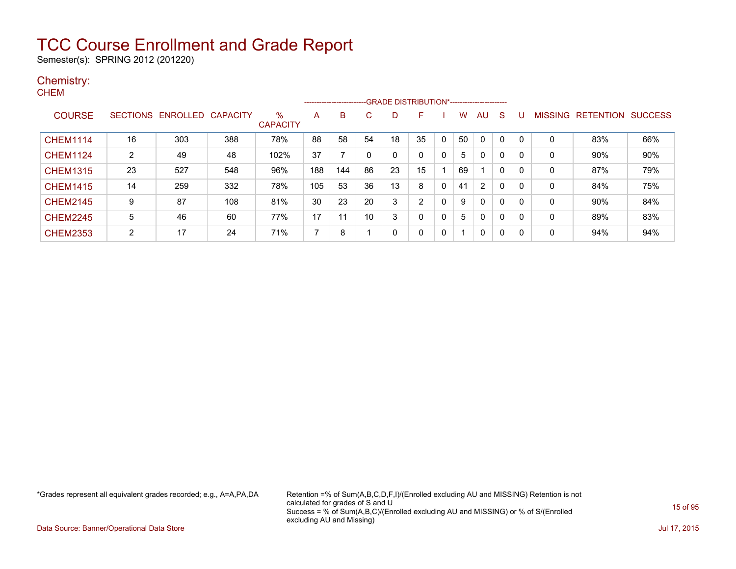# TCC Course Enrollment and Grade Report

Semester(s): SPRING 2012 (201220)

## Chemistry:

### CHEM

| COURSE | SECTIONS | ENROLLED | CAPACITY | % CAPACITY | A | B | C | D | F | I | W | AU | S | U | MISSING | RETENTION | SUCCESS |
|---|---|---|---|---|---|---|---|---|---|---|---|---|---|---|---|---|---|
| | | | | | GRADE DISTRIBUTION* | | | | | | | | | | | | |
| CHEM1114 | 16 | 303 | 388 | 78% | 88 | 58 | 54 | 18 | 35 | 0 | 50 | 0 | 0 | 0 | 0 | 83% | 66% |
| CHEM1124 | 2 | 49 | 48 | 102% | 37 | 7 | 0 | 0 | 0 | 0 | 5 | 0 | 0 | 0 | 0 | 90% | 90% |
| CHEM1315 | 23 | 527 | 548 | 96% | 188 | 144 | 86 | 23 | 15 | 1 | 69 | 1 | 0 | 0 | 0 | 87% | 79% |
| CHEM1415 | 14 | 259 | 332 | 78% | 105 | 53 | 36 | 13 | 8 | 0 | 41 | 2 | 0 | 0 | 0 | 84% | 75% |
| CHEM2145 | 9 | 87 | 108 | 81% | 30 | 23 | 20 | 3 | 2 | 0 | 9 | 0 | 0 | 0 | 0 | 90% | 84% |
| CHEM2245 | 5 | 46 | 60 | 77% | 17 | 11 | 10 | 3 | 0 | 0 | 5 | 0 | 0 | 0 | 0 | 89% | 83% |
| CHEM2353 | 2 | 17 | 24 | 71% | 7 | 8 | 1 | 0 | 0 | 0 | 1 | 0 | 0 | 0 | 0 | 94% | 94% |

*Grades represent all equivalent grades recorded; e.g., A=A,PA,DA

Retention =% of Sum(A,B,C,D,F,I)/(Enrolled excluding AU and MISSING) Retention is not calculated for grades of S and U
Success = % of Sum(A,B,C)/(Enrolled excluding AU and MISSING) or % of S/(Enrolled excluding AU and Missing)

Data Source: Banner/Operational Data Store

Jul 17, 2015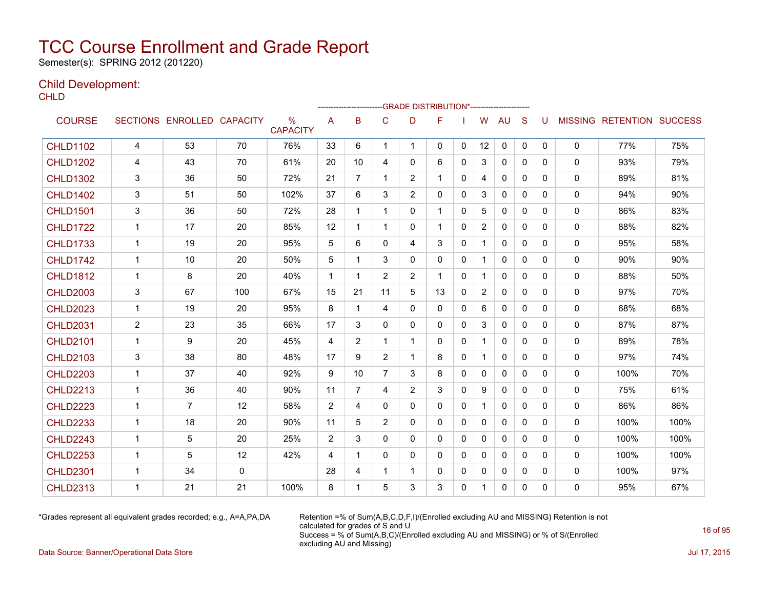# TCC Course Enrollment and Grade Report

Semester(s): SPRING 2012 (201220)

## Child Development:

CHLD

| COURSE | SECTIONS | ENROLLED | CAPACITY | % CAPACITY | GRADE DISTRIBUTION* A | B | C | D | F | I | W | AU | S | U | MISSING | RETENTION | SUCCESS |
|---|---|---|---|---|---|---|---|---|---|---|---|---|---|---|---|---|---|
| CHLD1102 | 4 | 53 | 70 | 76% | 33 | 6 | 1 | 1 | 0 | 0 | 12 | 0 | 0 | 0 | 0 | 77% | 75% |
| CHLD1202 | 4 | 43 | 70 | 61% | 20 | 10 | 4 | 0 | 6 | 0 | 3 | 0 | 0 | 0 | 0 | 93% | 79% |
| CHLD1302 | 3 | 36 | 50 | 72% | 21 | 7 | 1 | 2 | 1 | 0 | 4 | 0 | 0 | 0 | 0 | 89% | 81% |
| CHLD1402 | 3 | 51 | 50 | 102% | 37 | 6 | 3 | 2 | 0 | 0 | 3 | 0 | 0 | 0 | 0 | 94% | 90% |
| CHLD1501 | 3 | 36 | 50 | 72% | 28 | 1 | 1 | 0 | 1 | 0 | 5 | 0 | 0 | 0 | 0 | 86% | 83% |
| CHLD1722 | 1 | 17 | 20 | 85% | 12 | 1 | 1 | 0 | 1 | 0 | 2 | 0 | 0 | 0 | 0 | 88% | 82% |
| CHLD1733 | 1 | 19 | 20 | 95% | 5 | 6 | 0 | 4 | 3 | 0 | 1 | 0 | 0 | 0 | 0 | 95% | 58% |
| CHLD1742 | 1 | 10 | 20 | 50% | 5 | 1 | 3 | 0 | 0 | 0 | 1 | 0 | 0 | 0 | 0 | 90% | 90% |
| CHLD1812 | 1 | 8 | 20 | 40% | 1 | 1 | 2 | 2 | 1 | 0 | 1 | 0 | 0 | 0 | 0 | 88% | 50% |
| CHLD2003 | 3 | 67 | 100 | 67% | 15 | 21 | 11 | 5 | 13 | 0 | 2 | 0 | 0 | 0 | 0 | 97% | 70% |
| CHLD2023 | 1 | 19 | 20 | 95% | 8 | 1 | 4 | 0 | 0 | 0 | 6 | 0 | 0 | 0 | 0 | 68% | 68% |
| CHLD2031 | 2 | 23 | 35 | 66% | 17 | 3 | 0 | 0 | 0 | 0 | 3 | 0 | 0 | 0 | 0 | 87% | 87% |
| CHLD2101 | 1 | 9 | 20 | 45% | 4 | 2 | 1 | 1 | 0 | 0 | 1 | 0 | 0 | 0 | 0 | 89% | 78% |
| CHLD2103 | 3 | 38 | 80 | 48% | 17 | 9 | 2 | 1 | 8 | 0 | 1 | 0 | 0 | 0 | 0 | 97% | 74% |
| CHLD2203 | 1 | 37 | 40 | 92% | 9 | 10 | 7 | 3 | 8 | 0 | 0 | 0 | 0 | 0 | 0 | 100% | 70% |
| CHLD2213 | 1 | 36 | 40 | 90% | 11 | 7 | 4 | 2 | 3 | 0 | 9 | 0 | 0 | 0 | 0 | 75% | 61% |
| CHLD2223 | 1 | 7 | 12 | 58% | 2 | 4 | 0 | 0 | 0 | 0 | 1 | 0 | 0 | 0 | 0 | 86% | 86% |
| CHLD2233 | 1 | 18 | 20 | 90% | 11 | 5 | 2 | 0 | 0 | 0 | 0 | 0 | 0 | 0 | 0 | 100% | 100% |
| CHLD2243 | 1 | 5 | 20 | 25% | 2 | 3 | 0 | 0 | 0 | 0 | 0 | 0 | 0 | 0 | 0 | 100% | 100% |
| CHLD2253 | 1 | 5 | 12 | 42% | 4 | 1 | 0 | 0 | 0 | 0 | 0 | 0 | 0 | 0 | 0 | 100% | 100% |
| CHLD2301 | 1 | 34 | 0 | | 28 | 4 | 1 | 1 | 0 | 0 | 0 | 0 | 0 | 0 | 0 | 100% | 97% |
| CHLD2313 | 1 | 21 | 21 | 100% | 8 | 1 | 5 | 3 | 3 | 0 | 1 | 0 | 0 | 0 | 0 | 95% | 67% |

*Grades represent all equivalent grades recorded; e.g., A=A,PA,DA

Retention =% of Sum(A,B,C,D,F,I)/(Enrolled excluding AU and MISSING) Retention is not calculated for grades of S and U
Success = % of Sum(A,B,C)/(Enrolled excluding AU and MISSING) or % of S/(Enrolled excluding AU and Missing)

Data Source: Banner/Operational Data Store

Jul 17, 2015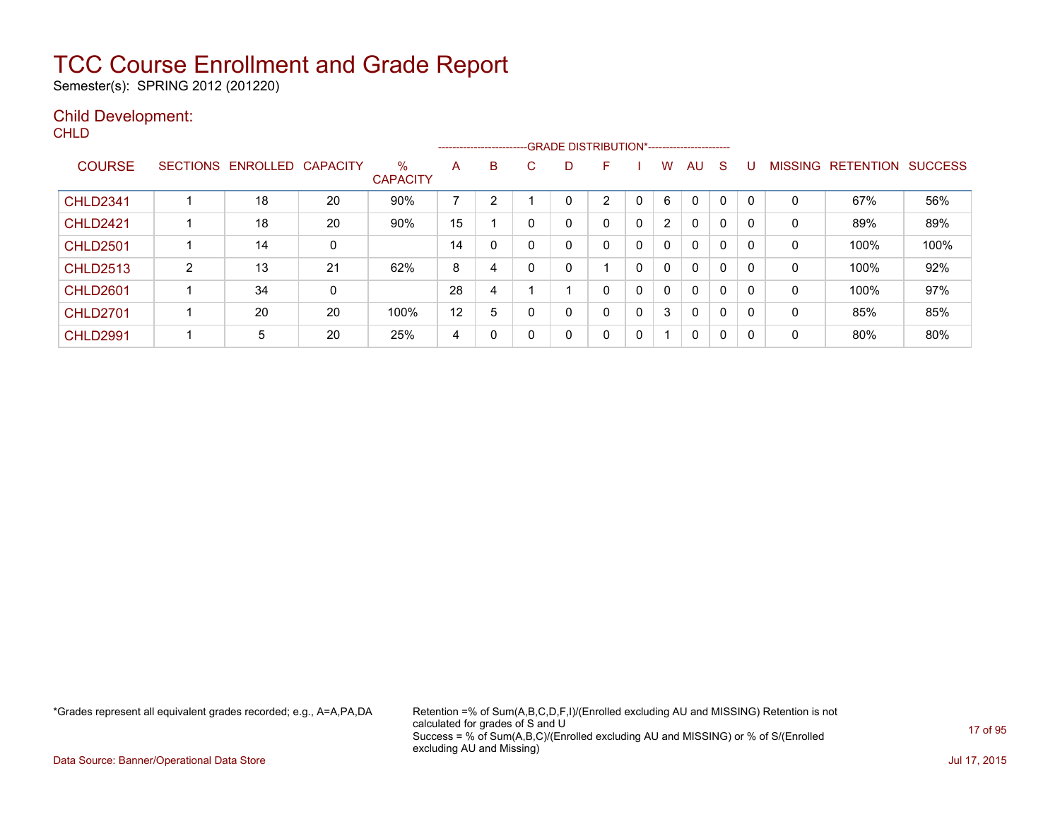# TCC Course Enrollment and Grade Report

Semester(s): SPRING 2012 (201220)

## Child Development:

CHLD

| COURSE | SECTIONS | ENROLLED | CAPACITY | % CAPACITY | GRADE DISTRIBUTION* A | B | C | D | F | I | W | AU | S | U | MISSING | RETENTION | SUCCESS |
|---|---|---|---|---|---|---|---|---|---|---|---|---|---|---|---|---|---|
| CHLD2341 | 1 | 18 | 20 | 90% | 7 | 2 | 1 | 0 | 2 | 0 | 6 | 0 | 0 | 0 | 0 | 67% | 56% |
| CHLD2421 | 1 | 18 | 20 | 90% | 15 | 1 | 0 | 0 | 0 | 0 | 2 | 0 | 0 | 0 | 0 | 89% | 89% |
| CHLD2501 | 1 | 14 | 0 | | 14 | 0 | 0 | 0 | 0 | 0 | 0 | 0 | 0 | 0 | 0 | 100% | 100% |
| CHLD2513 | 2 | 13 | 21 | 62% | 8 | 4 | 0 | 0 | 1 | 0 | 0 | 0 | 0 | 0 | 0 | 100% | 92% |
| CHLD2601 | 1 | 34 | 0 | | 28 | 4 | 1 | 1 | 0 | 0 | 0 | 0 | 0 | 0 | 0 | 100% | 97% |
| CHLD2701 | 1 | 20 | 20 | 100% | 12 | 5 | 0 | 0 | 0 | 0 | 3 | 0 | 0 | 0 | 0 | 85% | 85% |
| CHLD2991 | 1 | 5 | 20 | 25% | 4 | 0 | 0 | 0 | 0 | 0 | 1 | 0 | 0 | 0 | 0 | 80% | 80% |

*Grades represent all equivalent grades recorded; e.g., A=A,PA,DA

Retention =% of Sum(A,B,C,D,F,I)/(Enrolled excluding AU and MISSING) Retention is not calculated for grades of S and U
Success = % of Sum(A,B,C)/(Enrolled excluding AU and MISSING) or % of S/(Enrolled excluding AU and Missing)

Data Source: Banner/Operational Data Store

Jul 17, 2015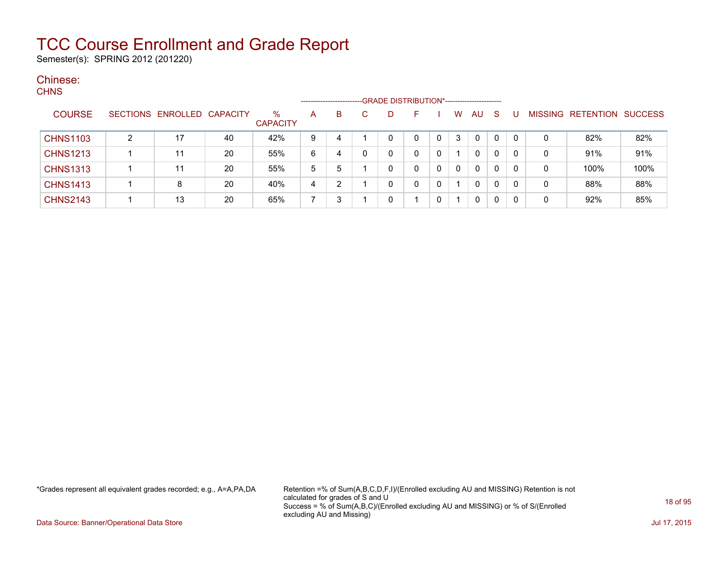# TCC Course Enrollment and Grade Report

Semester(s): SPRING 2012 (201220)

## Chinese:

CHNS

| COURSE | SECTIONS | ENROLLED | CAPACITY | % CAPACITY | A | B | C | D | F | I | W | AU | S | U | MISSING | RETENTION | SUCCESS |
|---|---|---|---|---|---|---|---|---|---|---|---|---|---|---|---|---|---|
| | | | | | GRADE DISTRIBUTION* | | | | | | | | | | | | |
| CHNS1103 | 2 | 17 | 40 | 42% | 9 | 4 | 1 | 0 | 0 | 0 | 3 | 0 | 0 | 0 | 0 | 82% | 82% |
| CHNS1213 | 1 | 11 | 20 | 55% | 6 | 4 | 0 | 0 | 0 | 0 | 1 | 0 | 0 | 0 | 0 | 91% | 91% |
| CHNS1313 | 1 | 11 | 20 | 55% | 5 | 5 | 1 | 0 | 0 | 0 | 0 | 0 | 0 | 0 | 0 | 100% | 100% |
| CHNS1413 | 1 | 8 | 20 | 40% | 4 | 2 | 1 | 0 | 0 | 0 | 1 | 0 | 0 | 0 | 0 | 88% | 88% |
| CHNS2143 | 1 | 13 | 20 | 65% | 7 | 3 | 1 | 0 | 1 | 0 | 1 | 0 | 0 | 0 | 0 | 92% | 85% |

*Grades represent all equivalent grades recorded; e.g., A=A,PA,DA

Retention =% of Sum(A,B,C,D,F,I)/(Enrolled excluding AU and MISSING) Retention is not calculated for grades of S and U
Success = % of Sum(A,B,C)/(Enrolled excluding AU and MISSING) or % of S/(Enrolled excluding AU and Missing)

Data Source: Banner/Operational Data Store

Jul 17, 2015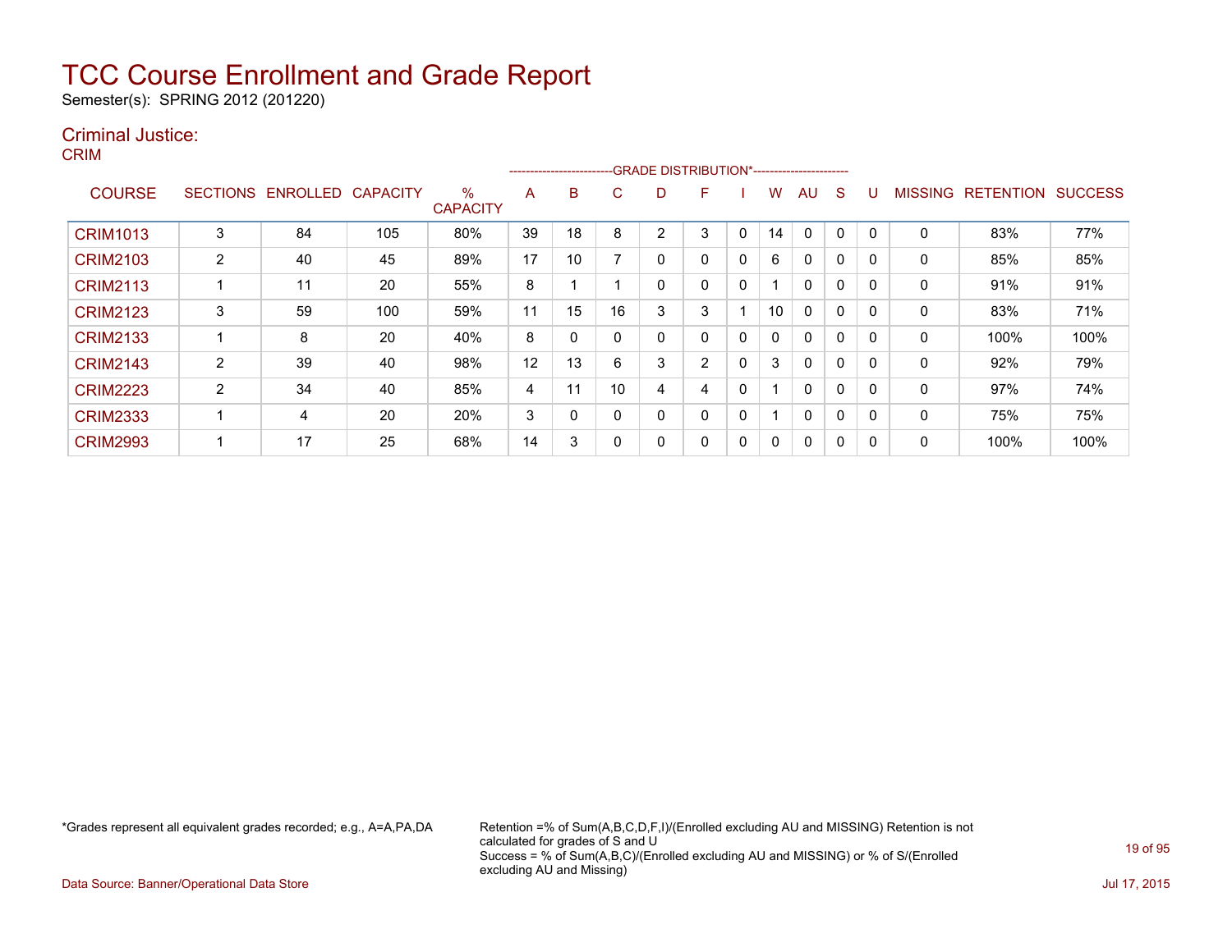# TCC Course Enrollment and Grade Report

Semester(s): SPRING 2012 (201220)

## Criminal Justice:

### CRIM

| COURSE | SECTIONS | ENROLLED | CAPACITY | % CAPACITY | A | B | C | D | F | I | W | AU | S | U | MISSING | RETENTION | SUCCESS |
|---|---|---|---|---|---|---|---|---|---|---|---|---|---|---|---|---|---|
| | | | | | GRADE DISTRIBUTION* | | | | | | | | | | | | |
| CRIM1013 | 3 | 84 | 105 | 80% | 39 | 18 | 8 | 2 | 3 | 0 | 14 | 0 | 0 | 0 | 0 | 83% | 77% |
| CRIM2103 | 2 | 40 | 45 | 89% | 17 | 10 | 7 | 0 | 0 | 0 | 6 | 0 | 0 | 0 | 0 | 85% | 85% |
| CRIM2113 | 1 | 11 | 20 | 55% | 8 | 1 | 1 | 0 | 0 | 0 | 1 | 0 | 0 | 0 | 0 | 91% | 91% |
| CRIM2123 | 3 | 59 | 100 | 59% | 11 | 15 | 16 | 3 | 3 | 1 | 10 | 0 | 0 | 0 | 0 | 83% | 71% |
| CRIM2133 | 1 | 8 | 20 | 40% | 8 | 0 | 0 | 0 | 0 | 0 | 0 | 0 | 0 | 0 | 0 | 100% | 100% |
| CRIM2143 | 2 | 39 | 40 | 98% | 12 | 13 | 6 | 3 | 2 | 0 | 3 | 0 | 0 | 0 | 0 | 92% | 79% |
| CRIM2223 | 2 | 34 | 40 | 85% | 4 | 11 | 10 | 4 | 4 | 0 | 1 | 0 | 0 | 0 | 0 | 97% | 74% |
| CRIM2333 | 1 | 4 | 20 | 20% | 3 | 0 | 0 | 0 | 0 | 0 | 1 | 0 | 0 | 0 | 0 | 75% | 75% |
| CRIM2993 | 1 | 17 | 25 | 68% | 14 | 3 | 0 | 0 | 0 | 0 | 0 | 0 | 0 | 0 | 0 | 100% | 100% |

*Grades represent all equivalent grades recorded; e.g., A=A,PA,DA

Retention =% of Sum(A,B,C,D,F,I)/(Enrolled excluding AU and MISSING) Retention is not calculated for grades of S and U
Success = % of Sum(A,B,C)/(Enrolled excluding AU and MISSING) or % of S/(Enrolled excluding AU and Missing)

Data Source: Banner/Operational Data Store

Jul 17, 2015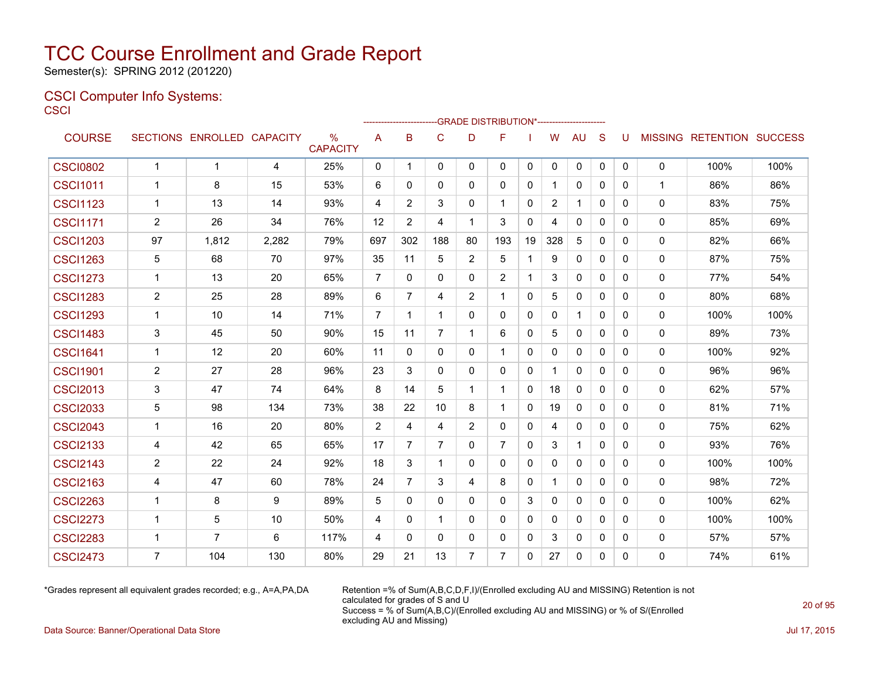# TCC Course Enrollment and Grade Report

Semester(s): SPRING 2012 (201220)

## CSCI Computer Info Systems:

### CSCI

| COURSE | SECTIONS | ENROLLED | CAPACITY | % CAPACITY | A | B | C | D | F | I | W | AU | S | U | MISSING | RETENTION | SUCCESS |
|---|---|---|---|---|---|---|---|---|---|---|---|---|---|---|---|---|---|
| | | | | | GRADE DISTRIBUTION* | | | | | | | | | | | | |
| CSCI0802 | 1 | 1 | 4 | 25% | 0 | 1 | 0 | 0 | 0 | 0 | 0 | 0 | 0 | 0 | 0 | 100% | 100% |
| CSCI1011 | 1 | 8 | 15 | 53% | 6 | 0 | 0 | 0 | 0 | 0 | 1 | 0 | 0 | 0 | 1 | 86% | 86% |
| CSCI1123 | 1 | 13 | 14 | 93% | 4 | 2 | 3 | 0 | 1 | 0 | 2 | 1 | 0 | 0 | 0 | 83% | 75% |
| CSCI1171 | 2 | 26 | 34 | 76% | 12 | 2 | 4 | 1 | 3 | 0 | 4 | 0 | 0 | 0 | 0 | 85% | 69% |
| CSCI1203 | 97 | 1,812 | 2,282 | 79% | 697 | 302 | 188 | 80 | 193 | 19 | 328 | 5 | 0 | 0 | 0 | 82% | 66% |
| CSCI1263 | 5 | 68 | 70 | 97% | 35 | 11 | 5 | 2 | 5 | 1 | 9 | 0 | 0 | 0 | 0 | 87% | 75% |
| CSCI1273 | 1 | 13 | 20 | 65% | 7 | 0 | 0 | 0 | 2 | 1 | 3 | 0 | 0 | 0 | 0 | 77% | 54% |
| CSCI1283 | 2 | 25 | 28 | 89% | 6 | 7 | 4 | 2 | 1 | 0 | 5 | 0 | 0 | 0 | 0 | 80% | 68% |
| CSCI1293 | 1 | 10 | 14 | 71% | 7 | 1 | 1 | 0 | 0 | 0 | 0 | 1 | 0 | 0 | 0 | 100% | 100% |
| CSCI1483 | 3 | 45 | 50 | 90% | 15 | 11 | 7 | 1 | 6 | 0 | 5 | 0 | 0 | 0 | 0 | 89% | 73% |
| CSCI1641 | 1 | 12 | 20 | 60% | 11 | 0 | 0 | 0 | 1 | 0 | 0 | 0 | 0 | 0 | 0 | 100% | 92% |
| CSCI1901 | 2 | 27 | 28 | 96% | 23 | 3 | 0 | 0 | 0 | 0 | 1 | 0 | 0 | 0 | 0 | 96% | 96% |
| CSCI2013 | 3 | 47 | 74 | 64% | 8 | 14 | 5 | 1 | 1 | 0 | 18 | 0 | 0 | 0 | 0 | 62% | 57% |
| CSCI2033 | 5 | 98 | 134 | 73% | 38 | 22 | 10 | 8 | 1 | 0 | 19 | 0 | 0 | 0 | 0 | 81% | 71% |
| CSCI2043 | 1 | 16 | 20 | 80% | 2 | 4 | 4 | 2 | 0 | 0 | 4 | 0 | 0 | 0 | 0 | 75% | 62% |
| CSCI2133 | 4 | 42 | 65 | 65% | 17 | 7 | 7 | 0 | 7 | 0 | 3 | 1 | 0 | 0 | 0 | 93% | 76% |
| CSCI2143 | 2 | 22 | 24 | 92% | 18 | 3 | 1 | 0 | 0 | 0 | 0 | 0 | 0 | 0 | 0 | 100% | 100% |
| CSCI2163 | 4 | 47 | 60 | 78% | 24 | 7 | 3 | 4 | 8 | 0 | 1 | 0 | 0 | 0 | 0 | 98% | 72% |
| CSCI2263 | 1 | 8 | 9 | 89% | 5 | 0 | 0 | 0 | 0 | 3 | 0 | 0 | 0 | 0 | 0 | 100% | 62% |
| CSCI2273 | 1 | 5 | 10 | 50% | 4 | 0 | 1 | 0 | 0 | 0 | 0 | 0 | 0 | 0 | 0 | 100% | 100% |
| CSCI2283 | 1 | 7 | 6 | 117% | 4 | 0 | 0 | 0 | 0 | 0 | 3 | 0 | 0 | 0 | 0 | 57% | 57% |
| CSCI2473 | 7 | 104 | 130 | 80% | 29 | 21 | 13 | 7 | 7 | 0 | 27 | 0 | 0 | 0 | 0 | 74% | 61% |

*Grades represent all equivalent grades recorded; e.g., A=A,PA,DA

Retention =% of Sum(A,B,C,D,F,I)/(Enrolled excluding AU and MISSING) Retention is not calculated for grades of S and U
Success = % of Sum(A,B,C)/(Enrolled excluding AU and MISSING) or % of S/(Enrolled excluding AU and Missing)

Data Source: Banner/Operational Data Store

Jul 17, 2015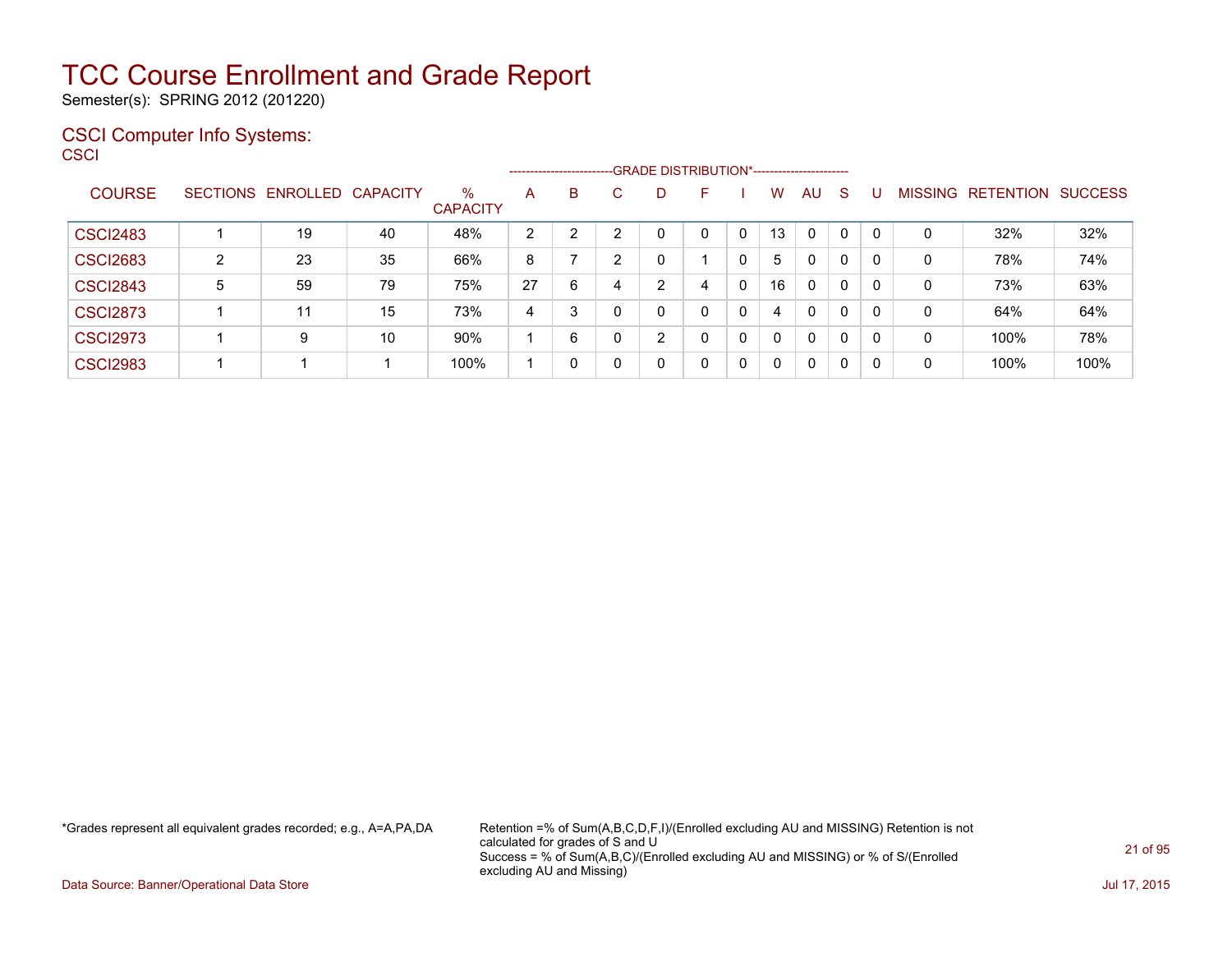# TCC Course Enrollment and Grade Report

Semester(s): SPRING 2012 (201220)

## CSCI Computer Info Systems:

CSCI

| COURSE | SECTIONS | ENROLLED | CAPACITY | % CAPACITY | A | B | C | D | F | I | W | AU | S | U | MISSING | RETENTION | SUCCESS |
|---|---|---|---|---|---|---|---|---|---|---|---|---|---|---|---|---|---|
| | | | | | GRADE DISTRIBUTION* | | | | | | | | | | | | |
| CSCI2483 | 1 | 19 | 40 | 48% | 2 | 2 | 2 | 0 | 0 | 0 | 13 | 0 | 0 | 0 | 0 | 32% | 32% |
| CSCI2683 | 2 | 23 | 35 | 66% | 8 | 7 | 2 | 0 | 1 | 0 | 5 | 0 | 0 | 0 | 0 | 78% | 74% |
| CSCI2843 | 5 | 59 | 79 | 75% | 27 | 6 | 4 | 2 | 4 | 0 | 16 | 0 | 0 | 0 | 0 | 73% | 63% |
| CSCI2873 | 1 | 11 | 15 | 73% | 4 | 3 | 0 | 0 | 0 | 0 | 4 | 0 | 0 | 0 | 0 | 64% | 64% |
| CSCI2973 | 1 | 9 | 10 | 90% | 1 | 6 | 0 | 2 | 0 | 0 | 0 | 0 | 0 | 0 | 0 | 100% | 78% |
| CSCI2983 | 1 | 1 | 1 | 100% | 1 | 0 | 0 | 0 | 0 | 0 | 0 | 0 | 0 | 0 | 0 | 100% | 100% |

*Grades represent all equivalent grades recorded; e.g., A=A,PA,DA

Retention =% of Sum(A,B,C,D,F,I)/(Enrolled excluding AU and MISSING) Retention is not calculated for grades of S and U
Success = % of Sum(A,B,C)/(Enrolled excluding AU and MISSING) or % of S/(Enrolled excluding AU and Missing)

Data Source: Banner/Operational Data Store

Jul 17, 2015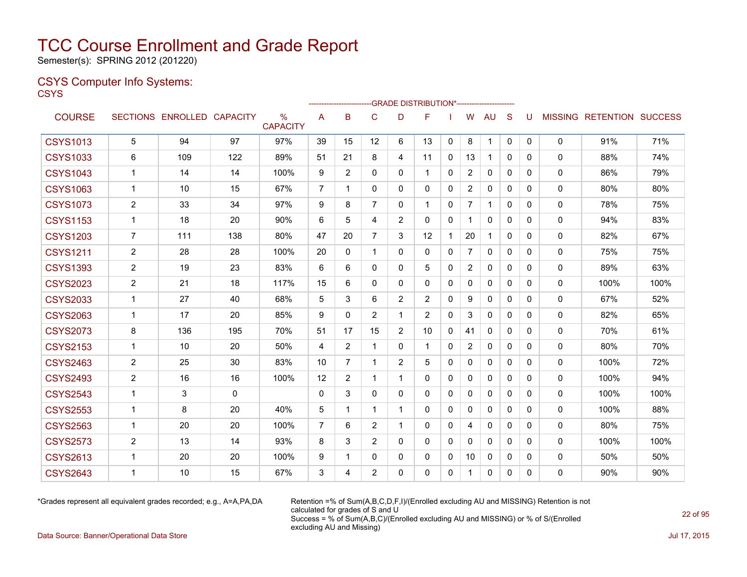# TCC Course Enrollment and Grade Report

Semester(s): SPRING 2012 (201220)

## CSYS Computer Info Systems:

CSYS

| COURSE | SECTIONS | ENROLLED | CAPACITY | % CAPACITY | A | B | C | D | F | I | W | AU | S | U | MISSING | RETENTION | SUCCESS |
|---|---|---|---|---|---|---|---|---|---|---|---|---|---|---|---|---|---|
| | | | | | GRADE DISTRIBUTION* | | | | | | | | | | | | |
| CSYS1013 | 5 | 94 | 97 | 97% | 39 | 15 | 12 | 6 | 13 | 0 | 8 | 1 | 0 | 0 | 0 | 91% | 71% |
| CSYS1033 | 6 | 109 | 122 | 89% | 51 | 21 | 8 | 4 | 11 | 0 | 13 | 1 | 0 | 0 | 0 | 88% | 74% |
| CSYS1043 | 1 | 14 | 14 | 100% | 9 | 2 | 0 | 0 | 1 | 0 | 2 | 0 | 0 | 0 | 0 | 86% | 79% |
| CSYS1063 | 1 | 10 | 15 | 67% | 7 | 1 | 0 | 0 | 0 | 0 | 2 | 0 | 0 | 0 | 0 | 80% | 80% |
| CSYS1073 | 2 | 33 | 34 | 97% | 9 | 8 | 7 | 0 | 1 | 0 | 7 | 1 | 0 | 0 | 0 | 78% | 75% |
| CSYS1153 | 1 | 18 | 20 | 90% | 6 | 5 | 4 | 2 | 0 | 0 | 1 | 0 | 0 | 0 | 0 | 94% | 83% |
| CSYS1203 | 7 | 111 | 138 | 80% | 47 | 20 | 7 | 3 | 12 | 1 | 20 | 1 | 0 | 0 | 0 | 82% | 67% |
| CSYS1211 | 2 | 28 | 28 | 100% | 20 | 0 | 1 | 0 | 0 | 0 | 7 | 0 | 0 | 0 | 0 | 75% | 75% |
| CSYS1393 | 2 | 19 | 23 | 83% | 6 | 6 | 0 | 0 | 5 | 0 | 2 | 0 | 0 | 0 | 0 | 89% | 63% |
| CSYS2023 | 2 | 21 | 18 | 117% | 15 | 6 | 0 | 0 | 0 | 0 | 0 | 0 | 0 | 0 | 0 | 100% | 100% |
| CSYS2033 | 1 | 27 | 40 | 68% | 5 | 3 | 6 | 2 | 2 | 0 | 9 | 0 | 0 | 0 | 0 | 67% | 52% |
| CSYS2063 | 1 | 17 | 20 | 85% | 9 | 0 | 2 | 1 | 2 | 0 | 3 | 0 | 0 | 0 | 0 | 82% | 65% |
| CSYS2073 | 8 | 136 | 195 | 70% | 51 | 17 | 15 | 2 | 10 | 0 | 41 | 0 | 0 | 0 | 0 | 70% | 61% |
| CSYS2153 | 1 | 10 | 20 | 50% | 4 | 2 | 1 | 0 | 1 | 0 | 2 | 0 | 0 | 0 | 0 | 80% | 70% |
| CSYS2463 | 2 | 25 | 30 | 83% | 10 | 7 | 1 | 2 | 5 | 0 | 0 | 0 | 0 | 0 | 0 | 100% | 72% |
| CSYS2493 | 2 | 16 | 16 | 100% | 12 | 2 | 1 | 1 | 0 | 0 | 0 | 0 | 0 | 0 | 0 | 100% | 94% |
| CSYS2543 | 1 | 3 | 0 | | 0 | 3 | 0 | 0 | 0 | 0 | 0 | 0 | 0 | 0 | 0 | 100% | 100% |
| CSYS2553 | 1 | 8 | 20 | 40% | 5 | 1 | 1 | 1 | 0 | 0 | 0 | 0 | 0 | 0 | 0 | 100% | 88% |
| CSYS2563 | 1 | 20 | 20 | 100% | 7 | 6 | 2 | 1 | 0 | 0 | 4 | 0 | 0 | 0 | 0 | 80% | 75% |
| CSYS2573 | 2 | 13 | 14 | 93% | 8 | 3 | 2 | 0 | 0 | 0 | 0 | 0 | 0 | 0 | 0 | 100% | 100% |
| CSYS2613 | 1 | 20 | 20 | 100% | 9 | 1 | 0 | 0 | 0 | 0 | 10 | 0 | 0 | 0 | 0 | 50% | 50% |
| CSYS2643 | 1 | 10 | 15 | 67% | 3 | 4 | 2 | 0 | 0 | 0 | 1 | 0 | 0 | 0 | 0 | 90% | 90% |

*Grades represent all equivalent grades recorded; e.g., A=A,PA,DA

Retention =% of Sum(A,B,C,D,F,I)/(Enrolled excluding AU and MISSING) Retention is not calculated for grades of S and U
Success = % of Sum(A,B,C)/(Enrolled excluding AU and MISSING) or % of S/(Enrolled excluding AU and Missing)

Data Source: Banner/Operational Data Store

Jul 17, 2015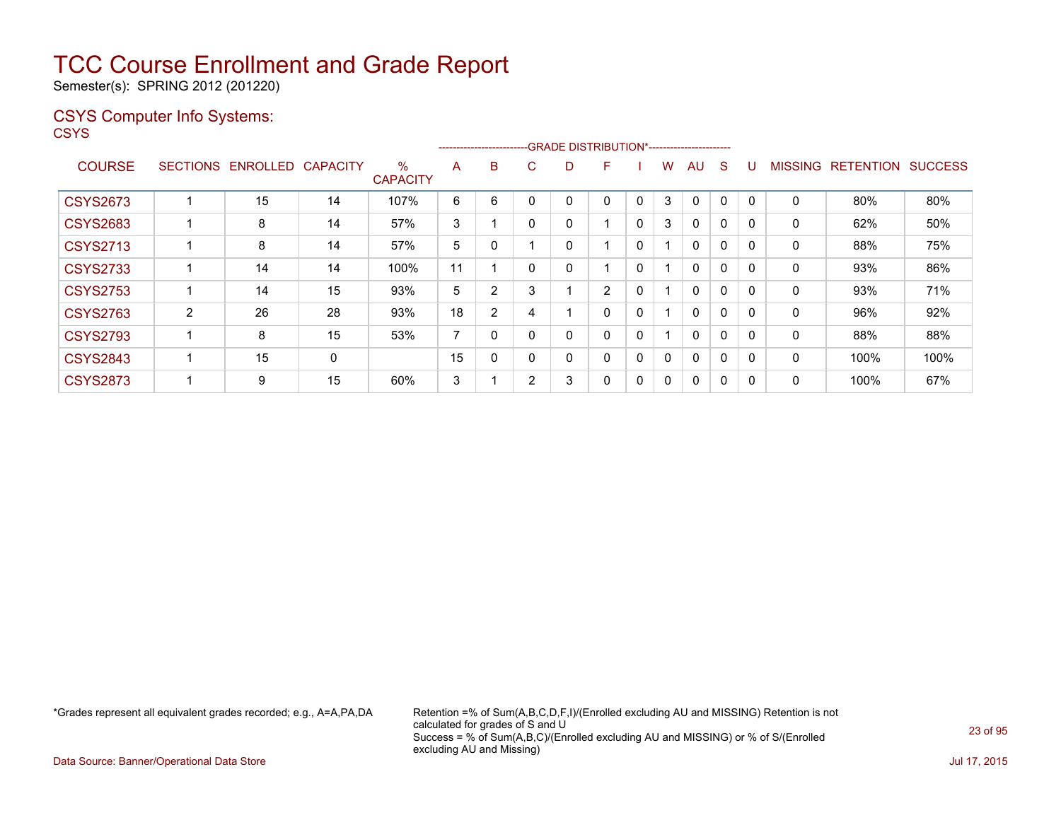# TCC Course Enrollment and Grade Report

Semester(s): SPRING 2012 (201220)

## CSYS Computer Info Systems:

CSYS

| COURSE | SECTIONS | ENROLLED | CAPACITY | % CAPACITY | A | B | C | D | F | I | W | AU | S | U | MISSING | RETENTION | SUCCESS |
|---|---|---|---|---|---|---|---|---|---|---|---|---|---|---|---|---|---|
| | | | | | GRADE DISTRIBUTION* | | | | | | | | | | | | |
| CSYS2673 | 1 | 15 | 14 | 107% | 6 | 6 | 0 | 0 | 0 | 0 | 3 | 0 | 0 | 0 | 0 | 80% | 80% |
| CSYS2683 | 1 | 8 | 14 | 57% | 3 | 1 | 0 | 0 | 1 | 0 | 3 | 0 | 0 | 0 | 0 | 62% | 50% |
| CSYS2713 | 1 | 8 | 14 | 57% | 5 | 0 | 1 | 0 | 1 | 0 | 1 | 0 | 0 | 0 | 0 | 88% | 75% |
| CSYS2733 | 1 | 14 | 14 | 100% | 11 | 1 | 0 | 0 | 1 | 0 | 1 | 0 | 0 | 0 | 0 | 93% | 86% |
| CSYS2753 | 1 | 14 | 15 | 93% | 5 | 2 | 3 | 1 | 2 | 0 | 1 | 0 | 0 | 0 | 0 | 93% | 71% |
| CSYS2763 | 2 | 26 | 28 | 93% | 18 | 2 | 4 | 1 | 0 | 0 | 1 | 0 | 0 | 0 | 0 | 96% | 92% |
| CSYS2793 | 1 | 8 | 15 | 53% | 7 | 0 | 0 | 0 | 0 | 0 | 1 | 0 | 0 | 0 | 0 | 88% | 88% |
| CSYS2843 | 1 | 15 | 0 | | 15 | 0 | 0 | 0 | 0 | 0 | 0 | 0 | 0 | 0 | 0 | 100% | 100% |
| CSYS2873 | 1 | 9 | 15 | 60% | 3 | 1 | 2 | 3 | 0 | 0 | 0 | 0 | 0 | 0 | 0 | 100% | 67% |

*Grades represent all equivalent grades recorded; e.g., A=A,PA,DA

Retention =% of Sum(A,B,C,D,F,I)/(Enrolled excluding AU and MISSING) Retention is not calculated for grades of S and U
Success = % of Sum(A,B,C)/(Enrolled excluding AU and MISSING) or % of S/(Enrolled excluding AU and Missing)

Data Source: Banner/Operational Data Store

Jul 17, 2015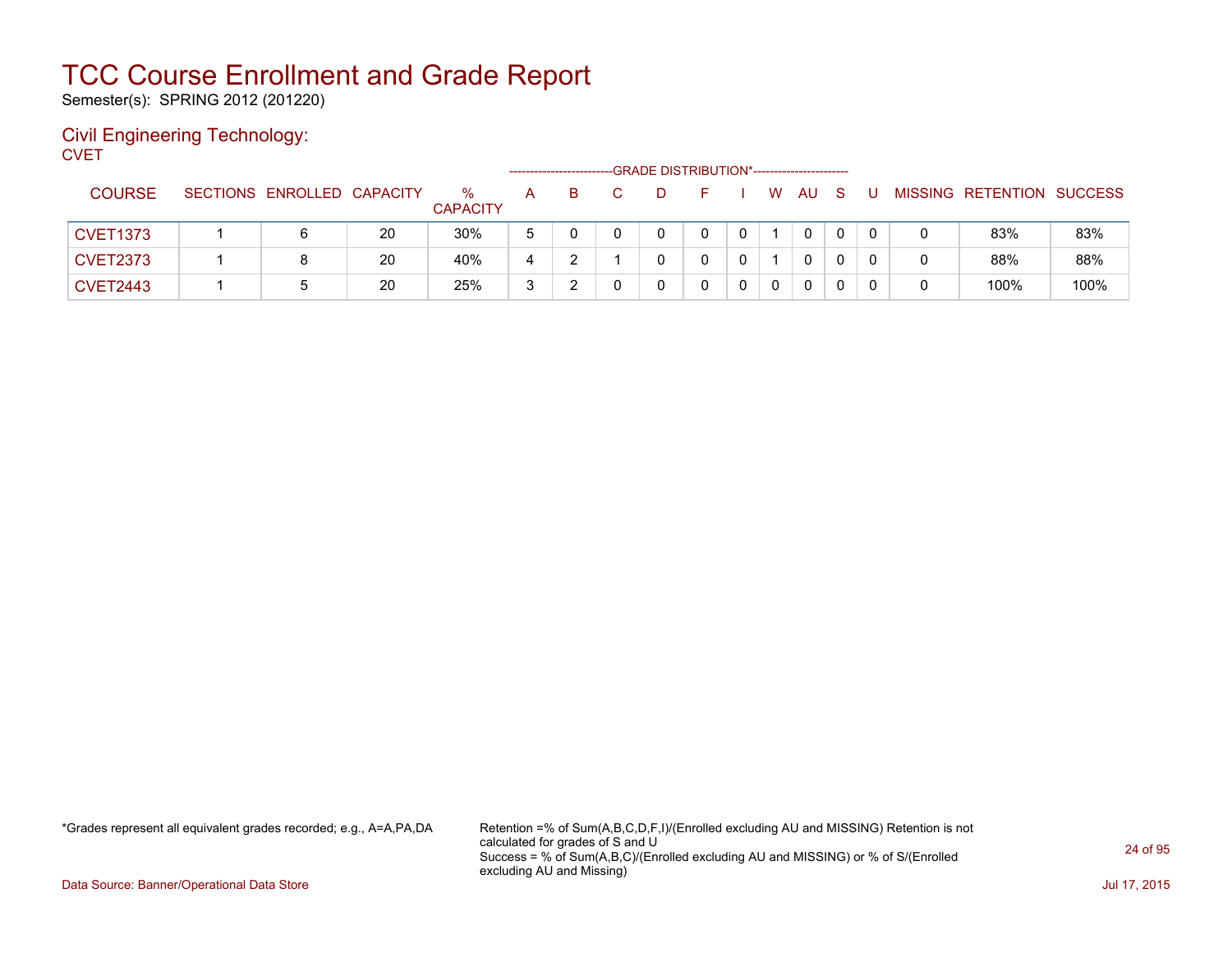# TCC Course Enrollment and Grade Report

Semester(s): SPRING 2012 (201220)

## Civil Engineering Technology:

CVET

| COURSE | SECTIONS | ENROLLED | CAPACITY | % CAPACITY | A | B | C | D | F | I | W | AU | S | U | MISSING | RETENTION | SUCCESS |
|---|---|---|---|---|---|---|---|---|---|---|---|---|---|---|---|---|---|
| | | | | | GRADE DISTRIBUTION* | | | | | | | | | | | | |
| CVET1373 | 1 | 6 | 20 | 30% | 5 | 0 | 0 | 0 | 0 | 0 | 1 | 0 | 0 | 0 | 0 | 83% | 83% |
| CVET2373 | 1 | 8 | 20 | 40% | 4 | 2 | 1 | 0 | 0 | 0 | 1 | 0 | 0 | 0 | 0 | 88% | 88% |
| CVET2443 | 1 | 5 | 20 | 25% | 3 | 2 | 0 | 0 | 0 | 0 | 0 | 0 | 0 | 0 | 0 | 100% | 100% |

*Grades represent all equivalent grades recorded; e.g., A=A,PA,DA

Retention =% of Sum(A,B,C,D,F,I)/(Enrolled excluding AU and MISSING) Retention is not calculated for grades of S and U
Success = % of Sum(A,B,C)/(Enrolled excluding AU and MISSING) or % of S/(Enrolled excluding AU and Missing)

Data Source: Banner/Operational Data Store

Jul 17, 2015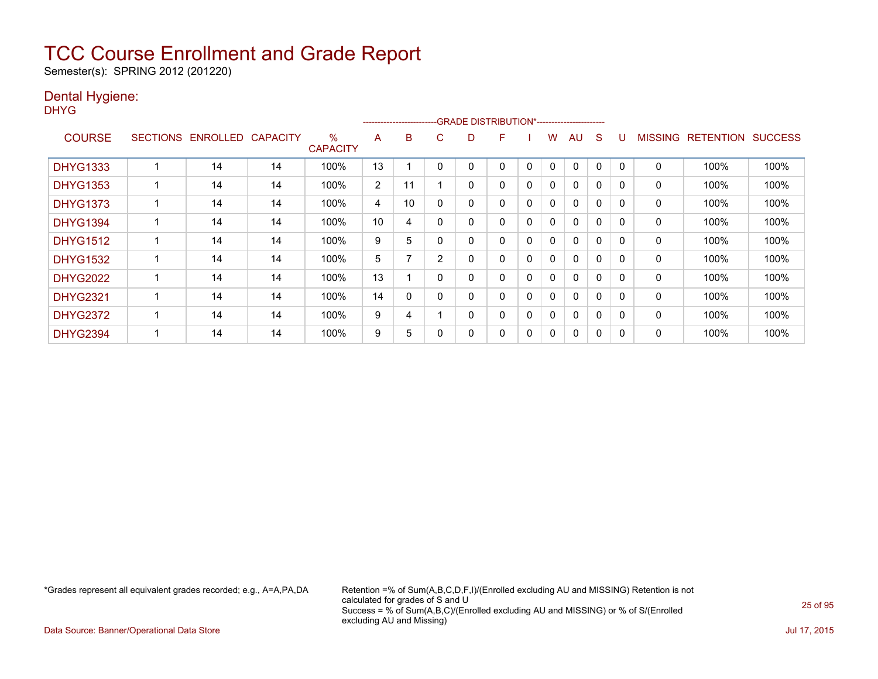# TCC Course Enrollment and Grade Report

Semester(s): SPRING 2012 (201220)

## Dental Hygiene:

DHYG

| COURSE | SECTIONS | ENROLLED | CAPACITY | % CAPACITY | A | B | C | D | F | I | W | AU | S | U | MISSING | RETENTION | SUCCESS |
|---|---|---|---|---|---|---|---|---|---|---|---|---|---|---|---|---|---|
| | | | | | GRADE DISTRIBUTION* | | | | | | | | | | | | |
| DHYG1333 | 1 | 14 | 14 | 100% | 13 | 1 | 0 | 0 | 0 | 0 | 0 | 0 | 0 | 0 | 0 | 100% | 100% |
| DHYG1353 | 1 | 14 | 14 | 100% | 2 | 11 | 1 | 0 | 0 | 0 | 0 | 0 | 0 | 0 | 0 | 100% | 100% |
| DHYG1373 | 1 | 14 | 14 | 100% | 4 | 10 | 0 | 0 | 0 | 0 | 0 | 0 | 0 | 0 | 0 | 100% | 100% |
| DHYG1394 | 1 | 14 | 14 | 100% | 10 | 4 | 0 | 0 | 0 | 0 | 0 | 0 | 0 | 0 | 0 | 100% | 100% |
| DHYG1512 | 1 | 14 | 14 | 100% | 9 | 5 | 0 | 0 | 0 | 0 | 0 | 0 | 0 | 0 | 0 | 100% | 100% |
| DHYG1532 | 1 | 14 | 14 | 100% | 5 | 7 | 2 | 0 | 0 | 0 | 0 | 0 | 0 | 0 | 0 | 100% | 100% |
| DHYG2022 | 1 | 14 | 14 | 100% | 13 | 1 | 0 | 0 | 0 | 0 | 0 | 0 | 0 | 0 | 0 | 100% | 100% |
| DHYG2321 | 1 | 14 | 14 | 100% | 14 | 0 | 0 | 0 | 0 | 0 | 0 | 0 | 0 | 0 | 0 | 100% | 100% |
| DHYG2372 | 1 | 14 | 14 | 100% | 9 | 4 | 1 | 0 | 0 | 0 | 0 | 0 | 0 | 0 | 0 | 100% | 100% |
| DHYG2394 | 1 | 14 | 14 | 100% | 9 | 5 | 0 | 0 | 0 | 0 | 0 | 0 | 0 | 0 | 0 | 100% | 100% |

*Grades represent all equivalent grades recorded; e.g., A=A,PA,DA

Retention =% of Sum(A,B,C,D,F,I)/(Enrolled excluding AU and MISSING) Retention is not calculated for grades of S and U
Success = % of Sum(A,B,C)/(Enrolled excluding AU and MISSING) or % of S/(Enrolled excluding AU and Missing)

Data Source: Banner/Operational Data Store

Jul 17, 2015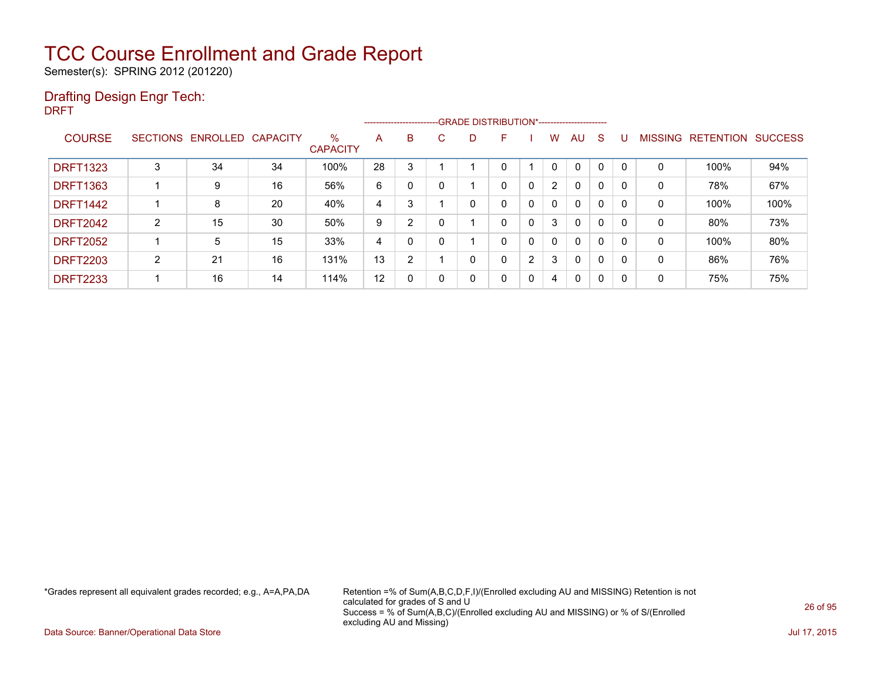# TCC Course Enrollment and Grade Report

Semester(s): SPRING 2012 (201220)

## Drafting Design Engr Tech:

DRFT

| COURSE | SECTIONS | ENROLLED | CAPACITY | % CAPACITY | A | B | C | D | F | I | W | AU | S | U | MISSING | RETENTION | SUCCESS |
|---|---|---|---|---|---|---|---|---|---|---|---|---|---|---|---|---|---|
| | | | | | GRADE DISTRIBUTION* | | | | | | | | | | | | |
| DRFT1323 | 3 | 34 | 34 | 100% | 28 | 3 | 1 | 1 | 0 | 1 | 0 | 0 | 0 | 0 | 0 | 100% | 94% |
| DRFT1363 | 1 | 9 | 16 | 56% | 6 | 0 | 0 | 1 | 0 | 0 | 2 | 0 | 0 | 0 | 0 | 78% | 67% |
| DRFT1442 | 1 | 8 | 20 | 40% | 4 | 3 | 1 | 0 | 0 | 0 | 0 | 0 | 0 | 0 | 0 | 100% | 100% |
| DRFT2042 | 2 | 15 | 30 | 50% | 9 | 2 | 0 | 1 | 0 | 0 | 3 | 0 | 0 | 0 | 0 | 80% | 73% |
| DRFT2052 | 1 | 5 | 15 | 33% | 4 | 0 | 0 | 1 | 0 | 0 | 0 | 0 | 0 | 0 | 0 | 100% | 80% |
| DRFT2203 | 2 | 21 | 16 | 131% | 13 | 2 | 1 | 0 | 0 | 2 | 3 | 0 | 0 | 0 | 0 | 86% | 76% |
| DRFT2233 | 1 | 16 | 14 | 114% | 12 | 0 | 0 | 0 | 0 | 0 | 4 | 0 | 0 | 0 | 0 | 75% | 75% |

*Grades represent all equivalent grades recorded; e.g., A=A,PA,DA

Retention =% of Sum(A,B,C,D,F,I)/(Enrolled excluding AU and MISSING) Retention is not calculated for grades of S and U
Success = % of Sum(A,B,C)/(Enrolled excluding AU and MISSING) or % of S/(Enrolled excluding AU and Missing)

Data Source: Banner/Operational Data Store

Jul 17, 2015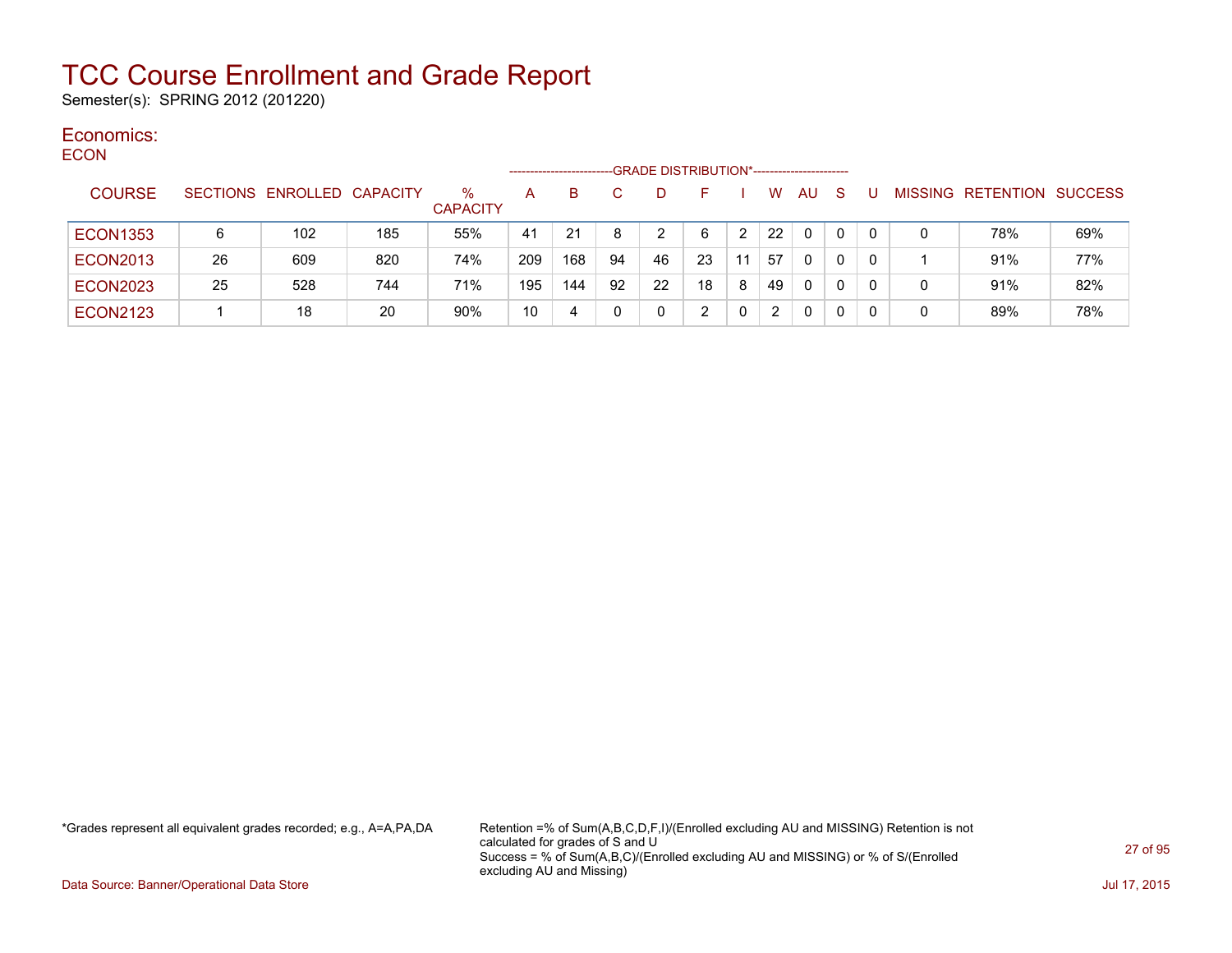# TCC Course Enrollment and Grade Report

Semester(s): SPRING 2012 (201220)

## Economics:

ECON

| COURSE | SECTIONS | ENROLLED | CAPACITY | % CAPACITY | A | B | C | D | F | I | W | AU | S | U | MISSING | RETENTION | SUCCESS |
|---|---|---|---|---|---|---|---|---|---|---|---|---|---|---|---|---|---|
| | | | | | GRADE DISTRIBUTION* | | | | | | | | | | | | |
| ECON1353 | 6 | 102 | 185 | 55% | 41 | 21 | 8 | 2 | 6 | 2 | 22 | 0 | 0 | 0 | 0 | 78% | 69% |
| ECON2013 | 26 | 609 | 820 | 74% | 209 | 168 | 94 | 46 | 23 | 11 | 57 | 0 | 0 | 0 | 1 | 91% | 77% |
| ECON2023 | 25 | 528 | 744 | 71% | 195 | 144 | 92 | 22 | 18 | 8 | 49 | 0 | 0 | 0 | 0 | 91% | 82% |
| ECON2123 | 1 | 18 | 20 | 90% | 10 | 4 | 0 | 0 | 2 | 0 | 2 | 0 | 0 | 0 | 0 | 89% | 78% |

*Grades represent all equivalent grades recorded; e.g., A=A,PA,DA

Retention =% of Sum(A,B,C,D,F,I)/(Enrolled excluding AU and MISSING) Retention is not calculated for grades of S and U
Success = % of Sum(A,B,C)/(Enrolled excluding AU and MISSING) or % of S/(Enrolled excluding AU and Missing)

Data Source: Banner/Operational Data Store

Jul 17, 2015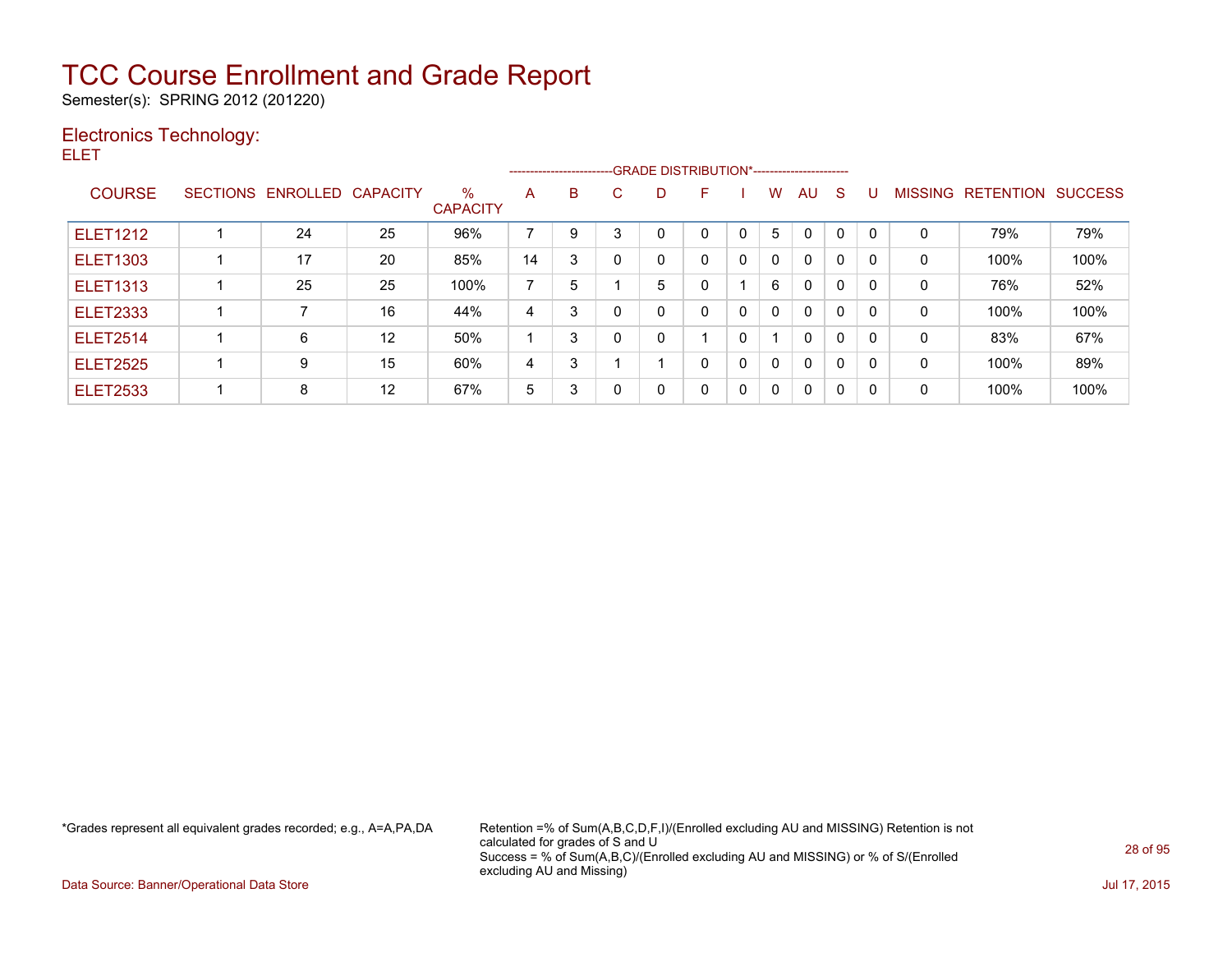# TCC Course Enrollment and Grade Report

Semester(s): SPRING 2012 (201220)

## Electronics Technology:

ELET

| COURSE | SECTIONS | ENROLLED | CAPACITY | % CAPACITY | A | B | C | D | F | I | W | AU | S | U | MISSING | RETENTION | SUCCESS |
|---|---|---|---|---|---|---|---|---|---|---|---|---|---|---|---|---|---|
| | | | | | GRADE DISTRIBUTION* | | | | | | | | | | | | |
| ELET1212 | 1 | 24 | 25 | 96% | 7 | 9 | 3 | 0 | 0 | 0 | 5 | 0 | 0 | 0 | 0 | 79% | 79% |
| ELET1303 | 1 | 17 | 20 | 85% | 14 | 3 | 0 | 0 | 0 | 0 | 0 | 0 | 0 | 0 | 0 | 100% | 100% |
| ELET1313 | 1 | 25 | 25 | 100% | 7 | 5 | 1 | 5 | 0 | 1 | 6 | 0 | 0 | 0 | 0 | 76% | 52% |
| ELET2333 | 1 | 7 | 16 | 44% | 4 | 3 | 0 | 0 | 0 | 0 | 0 | 0 | 0 | 0 | 0 | 100% | 100% |
| ELET2514 | 1 | 6 | 12 | 50% | 1 | 3 | 0 | 0 | 1 | 0 | 1 | 0 | 0 | 0 | 0 | 83% | 67% |
| ELET2525 | 1 | 9 | 15 | 60% | 4 | 3 | 1 | 1 | 0 | 0 | 0 | 0 | 0 | 0 | 0 | 100% | 89% |
| ELET2533 | 1 | 8 | 12 | 67% | 5 | 3 | 0 | 0 | 0 | 0 | 0 | 0 | 0 | 0 | 0 | 100% | 100% |

*Grades represent all equivalent grades recorded; e.g., A=A,PA,DA

Retention =% of Sum(A,B,C,D,F,I)/(Enrolled excluding AU and MISSING) Retention is not calculated for grades of S and U
Success = % of Sum(A,B,C)/(Enrolled excluding AU and MISSING) or % of S/(Enrolled excluding AU and Missing)

Data Source: Banner/Operational Data Store

Jul 17, 2015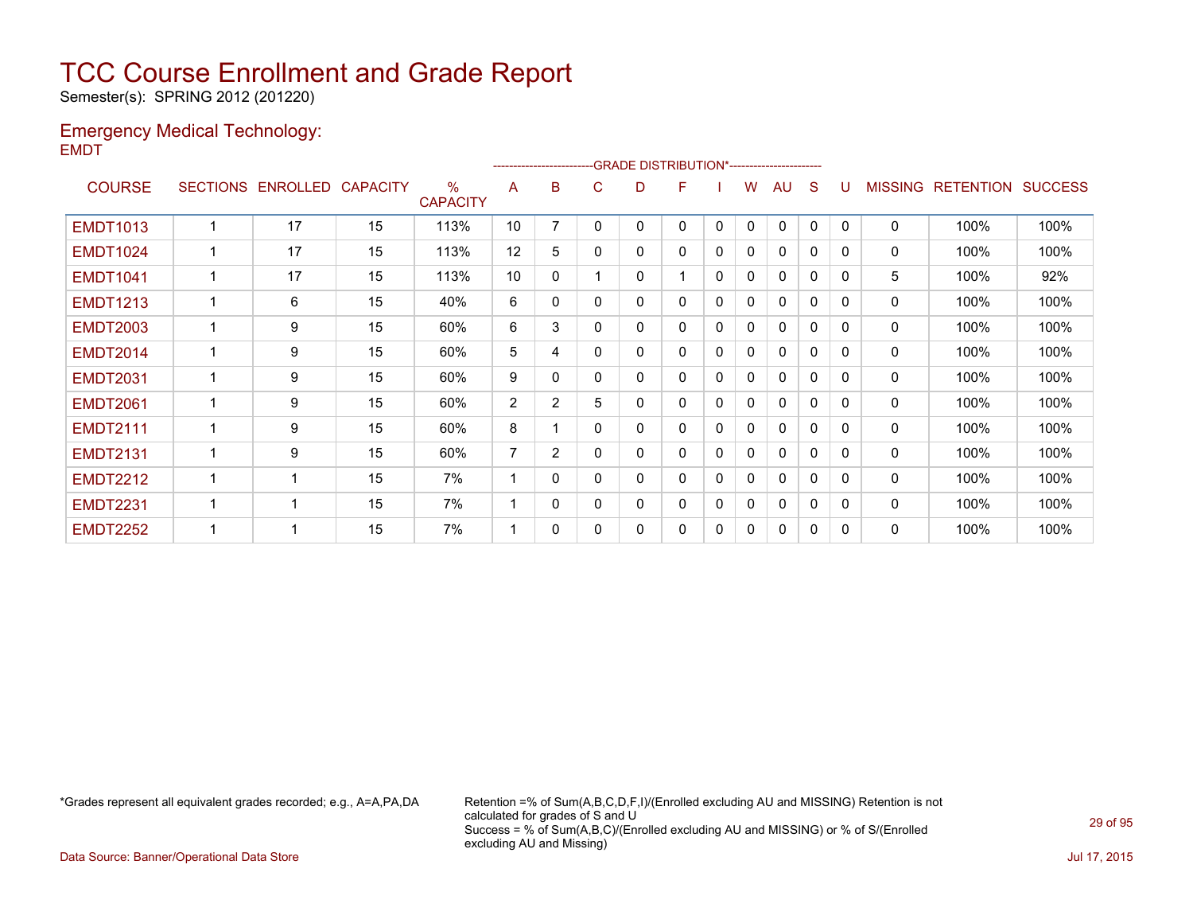# TCC Course Enrollment and Grade Report

Semester(s): SPRING 2012 (201220)

## Emergency Medical Technology:

EMDT

| COURSE | SECTIONS | ENROLLED | CAPACITY | % CAPACITY | A | B | C | D | F | I | W | AU | S | U | MISSING | RETENTION | SUCCESS |
|---|---|---|---|---|---|---|---|---|---|---|---|---|---|---|---|---|---|
| | | | | | GRADE DISTRIBUTION* | | | | | | | | | | | | |
| EMDT1013 | 1 | 17 | 15 | 113% | 10 | 7 | 0 | 0 | 0 | 0 | 0 | 0 | 0 | 0 | 0 | 100% | 100% |
| EMDT1024 | 1 | 17 | 15 | 113% | 12 | 5 | 0 | 0 | 0 | 0 | 0 | 0 | 0 | 0 | 0 | 100% | 100% |
| EMDT1041 | 1 | 17 | 15 | 113% | 10 | 0 | 1 | 0 | 1 | 0 | 0 | 0 | 0 | 0 | 5 | 100% | 92% |
| EMDT1213 | 1 | 6 | 15 | 40% | 6 | 0 | 0 | 0 | 0 | 0 | 0 | 0 | 0 | 0 | 0 | 100% | 100% |
| EMDT2003 | 1 | 9 | 15 | 60% | 6 | 3 | 0 | 0 | 0 | 0 | 0 | 0 | 0 | 0 | 0 | 100% | 100% |
| EMDT2014 | 1 | 9 | 15 | 60% | 5 | 4 | 0 | 0 | 0 | 0 | 0 | 0 | 0 | 0 | 0 | 100% | 100% |
| EMDT2031 | 1 | 9 | 15 | 60% | 9 | 0 | 0 | 0 | 0 | 0 | 0 | 0 | 0 | 0 | 0 | 100% | 100% |
| EMDT2061 | 1 | 9 | 15 | 60% | 2 | 2 | 5 | 0 | 0 | 0 | 0 | 0 | 0 | 0 | 0 | 100% | 100% |
| EMDT2111 | 1 | 9 | 15 | 60% | 8 | 1 | 0 | 0 | 0 | 0 | 0 | 0 | 0 | 0 | 0 | 100% | 100% |
| EMDT2131 | 1 | 9 | 15 | 60% | 7 | 2 | 0 | 0 | 0 | 0 | 0 | 0 | 0 | 0 | 0 | 100% | 100% |
| EMDT2212 | 1 | 1 | 15 | 7% | 1 | 0 | 0 | 0 | 0 | 0 | 0 | 0 | 0 | 0 | 0 | 100% | 100% |
| EMDT2231 | 1 | 1 | 15 | 7% | 1 | 0 | 0 | 0 | 0 | 0 | 0 | 0 | 0 | 0 | 0 | 100% | 100% |
| EMDT2252 | 1 | 1 | 15 | 7% | 1 | 0 | 0 | 0 | 0 | 0 | 0 | 0 | 0 | 0 | 0 | 100% | 100% |

*Grades represent all equivalent grades recorded; e.g., A=A,PA,DA

Retention =% of Sum(A,B,C,D,F,I)/(Enrolled excluding AU and MISSING) Retention is not calculated for grades of S and U
Success = % of Sum(A,B,C)/(Enrolled excluding AU and MISSING) or % of S/(Enrolled excluding AU and Missing)

Data Source: Banner/Operational Data Store

Jul 17, 2015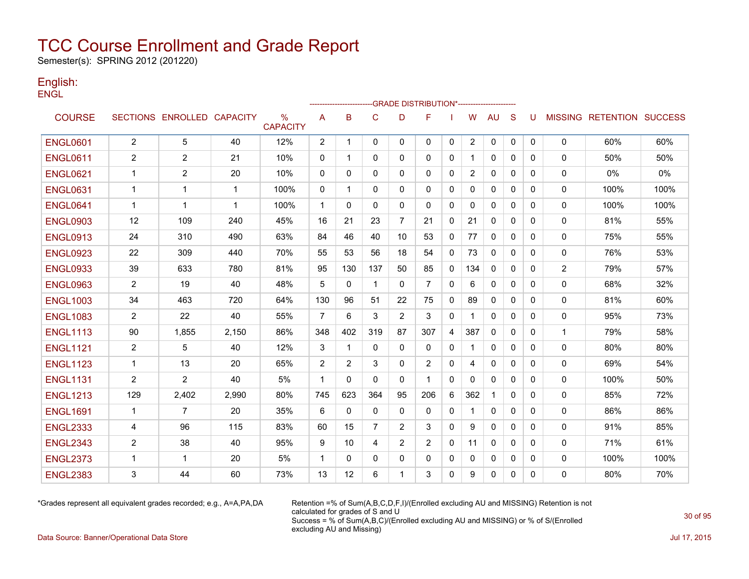# TCC Course Enrollment and Grade Report

Semester(s): SPRING 2012 (201220)

## English:

ENGL

| COURSE | SECTIONS | ENROLLED | CAPACITY | % CAPACITY | A | B | C | D | F | I | W | AU | S | U | MISSING | RETENTION | SUCCESS |
|---|---|---|---|---|---|---|---|---|---|---|---|---|---|---|---|---|---|
| | | | | | GRADE DISTRIBUTION* | | | | | | | | | | | | |
| ENGL0601 | 2 | 5 | 40 | 12% | 2 | 1 | 0 | 0 | 0 | 0 | 2 | 0 | 0 | 0 | 0 | 60% | 60% |
| ENGL0611 | 2 | 2 | 21 | 10% | 0 | 1 | 0 | 0 | 0 | 0 | 1 | 0 | 0 | 0 | 0 | 50% | 50% |
| ENGL0621 | 1 | 2 | 20 | 10% | 0 | 0 | 0 | 0 | 0 | 0 | 2 | 0 | 0 | 0 | 0 | 0% | 0% |
| ENGL0631 | 1 | 1 | 1 | 100% | 0 | 1 | 0 | 0 | 0 | 0 | 0 | 0 | 0 | 0 | 0 | 100% | 100% |
| ENGL0641 | 1 | 1 | 1 | 100% | 1 | 0 | 0 | 0 | 0 | 0 | 0 | 0 | 0 | 0 | 0 | 100% | 100% |
| ENGL0903 | 12 | 109 | 240 | 45% | 16 | 21 | 23 | 7 | 21 | 0 | 21 | 0 | 0 | 0 | 0 | 81% | 55% |
| ENGL0913 | 24 | 310 | 490 | 63% | 84 | 46 | 40 | 10 | 53 | 0 | 77 | 0 | 0 | 0 | 0 | 75% | 55% |
| ENGL0923 | 22 | 309 | 440 | 70% | 55 | 53 | 56 | 18 | 54 | 0 | 73 | 0 | 0 | 0 | 0 | 76% | 53% |
| ENGL0933 | 39 | 633 | 780 | 81% | 95 | 130 | 137 | 50 | 85 | 0 | 134 | 0 | 0 | 0 | 2 | 79% | 57% |
| ENGL0963 | 2 | 19 | 40 | 48% | 5 | 0 | 1 | 0 | 7 | 0 | 6 | 0 | 0 | 0 | 0 | 68% | 32% |
| ENGL1003 | 34 | 463 | 720 | 64% | 130 | 96 | 51 | 22 | 75 | 0 | 89 | 0 | 0 | 0 | 0 | 81% | 60% |
| ENGL1083 | 2 | 22 | 40 | 55% | 7 | 6 | 3 | 2 | 3 | 0 | 1 | 0 | 0 | 0 | 0 | 95% | 73% |
| ENGL1113 | 90 | 1,855 | 2,150 | 86% | 348 | 402 | 319 | 87 | 307 | 4 | 387 | 0 | 0 | 0 | 1 | 79% | 58% |
| ENGL1121 | 2 | 5 | 40 | 12% | 3 | 1 | 0 | 0 | 0 | 0 | 1 | 0 | 0 | 0 | 0 | 80% | 80% |
| ENGL1123 | 1 | 13 | 20 | 65% | 2 | 2 | 3 | 0 | 2 | 0 | 4 | 0 | 0 | 0 | 0 | 69% | 54% |
| ENGL1131 | 2 | 2 | 40 | 5% | 1 | 0 | 0 | 0 | 1 | 0 | 0 | 0 | 0 | 0 | 0 | 100% | 50% |
| ENGL1213 | 129 | 2,402 | 2,990 | 80% | 745 | 623 | 364 | 95 | 206 | 6 | 362 | 1 | 0 | 0 | 0 | 85% | 72% |
| ENGL1691 | 1 | 7 | 20 | 35% | 6 | 0 | 0 | 0 | 0 | 0 | 1 | 0 | 0 | 0 | 0 | 86% | 86% |
| ENGL2333 | 4 | 96 | 115 | 83% | 60 | 15 | 7 | 2 | 3 | 0 | 9 | 0 | 0 | 0 | 0 | 91% | 85% |
| ENGL2343 | 2 | 38 | 40 | 95% | 9 | 10 | 4 | 2 | 2 | 0 | 11 | 0 | 0 | 0 | 0 | 71% | 61% |
| ENGL2373 | 1 | 1 | 20 | 5% | 1 | 0 | 0 | 0 | 0 | 0 | 0 | 0 | 0 | 0 | 0 | 100% | 100% |
| ENGL2383 | 3 | 44 | 60 | 73% | 13 | 12 | 6 | 1 | 3 | 0 | 9 | 0 | 0 | 0 | 0 | 80% | 70% |

*Grades represent all equivalent grades recorded; e.g., A=A,PA,DA

Retention =% of Sum(A,B,C,D,F,I)/(Enrolled excluding AU and MISSING) Retention is not calculated for grades of S and U

Success = % of Sum(A,B,C)/(Enrolled excluding AU and MISSING) or % of S/(Enrolled excluding AU and Missing)

Data Source: Banner/Operational Data Store

Jul 17, 2015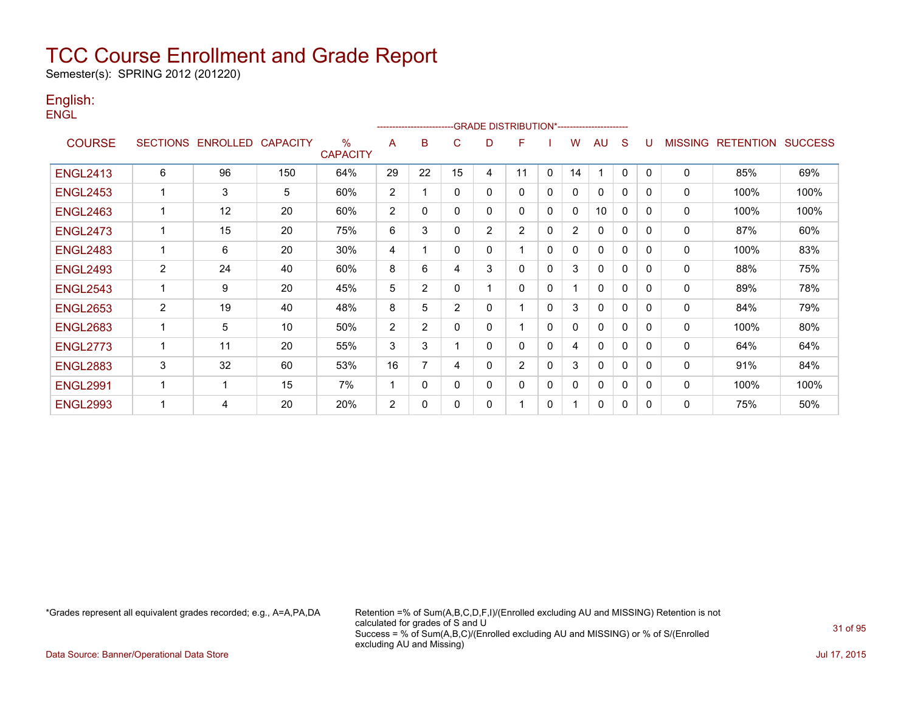# TCC Course Enrollment and Grade Report

Semester(s): SPRING 2012 (201220)

## English:

ENGL

| COURSE | SECTIONS | ENROLLED | CAPACITY | % CAPACITY | A | B | C | D | F | I | W | AU | S | U | MISSING | RETENTION | SUCCESS |
|---|---|---|---|---|---|---|---|---|---|---|---|---|---|---|---|---|---|
| | | | | | GRADE DISTRIBUTION* | | | | | | | | | | | | |
| ENGL2413 | 6 | 96 | 150 | 64% | 29 | 22 | 15 | 4 | 11 | 0 | 14 | 1 | 0 | 0 | 0 | 85% | 69% |
| ENGL2453 | 1 | 3 | 5 | 60% | 2 | 1 | 0 | 0 | 0 | 0 | 0 | 0 | 0 | 0 | 0 | 100% | 100% |
| ENGL2463 | 1 | 12 | 20 | 60% | 2 | 0 | 0 | 0 | 0 | 0 | 0 | 10 | 0 | 0 | 0 | 100% | 100% |
| ENGL2473 | 1 | 15 | 20 | 75% | 6 | 3 | 0 | 2 | 2 | 0 | 2 | 0 | 0 | 0 | 0 | 87% | 60% |
| ENGL2483 | 1 | 6 | 20 | 30% | 4 | 1 | 0 | 0 | 1 | 0 | 0 | 0 | 0 | 0 | 0 | 100% | 83% |
| ENGL2493 | 2 | 24 | 40 | 60% | 8 | 6 | 4 | 3 | 0 | 0 | 3 | 0 | 0 | 0 | 0 | 88% | 75% |
| ENGL2543 | 1 | 9 | 20 | 45% | 5 | 2 | 0 | 1 | 0 | 0 | 1 | 0 | 0 | 0 | 0 | 89% | 78% |
| ENGL2653 | 2 | 19 | 40 | 48% | 8 | 5 | 2 | 0 | 1 | 0 | 3 | 0 | 0 | 0 | 0 | 84% | 79% |
| ENGL2683 | 1 | 5 | 10 | 50% | 2 | 2 | 0 | 0 | 1 | 0 | 0 | 0 | 0 | 0 | 0 | 100% | 80% |
| ENGL2773 | 1 | 11 | 20 | 55% | 3 | 3 | 1 | 0 | 0 | 0 | 4 | 0 | 0 | 0 | 0 | 64% | 64% |
| ENGL2883 | 3 | 32 | 60 | 53% | 16 | 7 | 4 | 0 | 2 | 0 | 3 | 0 | 0 | 0 | 0 | 91% | 84% |
| ENGL2991 | 1 | 1 | 15 | 7% | 1 | 0 | 0 | 0 | 0 | 0 | 0 | 0 | 0 | 0 | 0 | 100% | 100% |
| ENGL2993 | 1 | 4 | 20 | 20% | 2 | 0 | 0 | 0 | 1 | 0 | 1 | 0 | 0 | 0 | 0 | 75% | 50% |

*Grades represent all equivalent grades recorded; e.g., A=A,PA,DA

Retention =% of Sum(A,B,C,D,F,I)/(Enrolled excluding AU and MISSING) Retention is not calculated for grades of S and U
Success = % of Sum(A,B,C)/(Enrolled excluding AU and MISSING) or % of S/(Enrolled excluding AU and Missing)

Data Source: Banner/Operational Data Store

Jul 17, 2015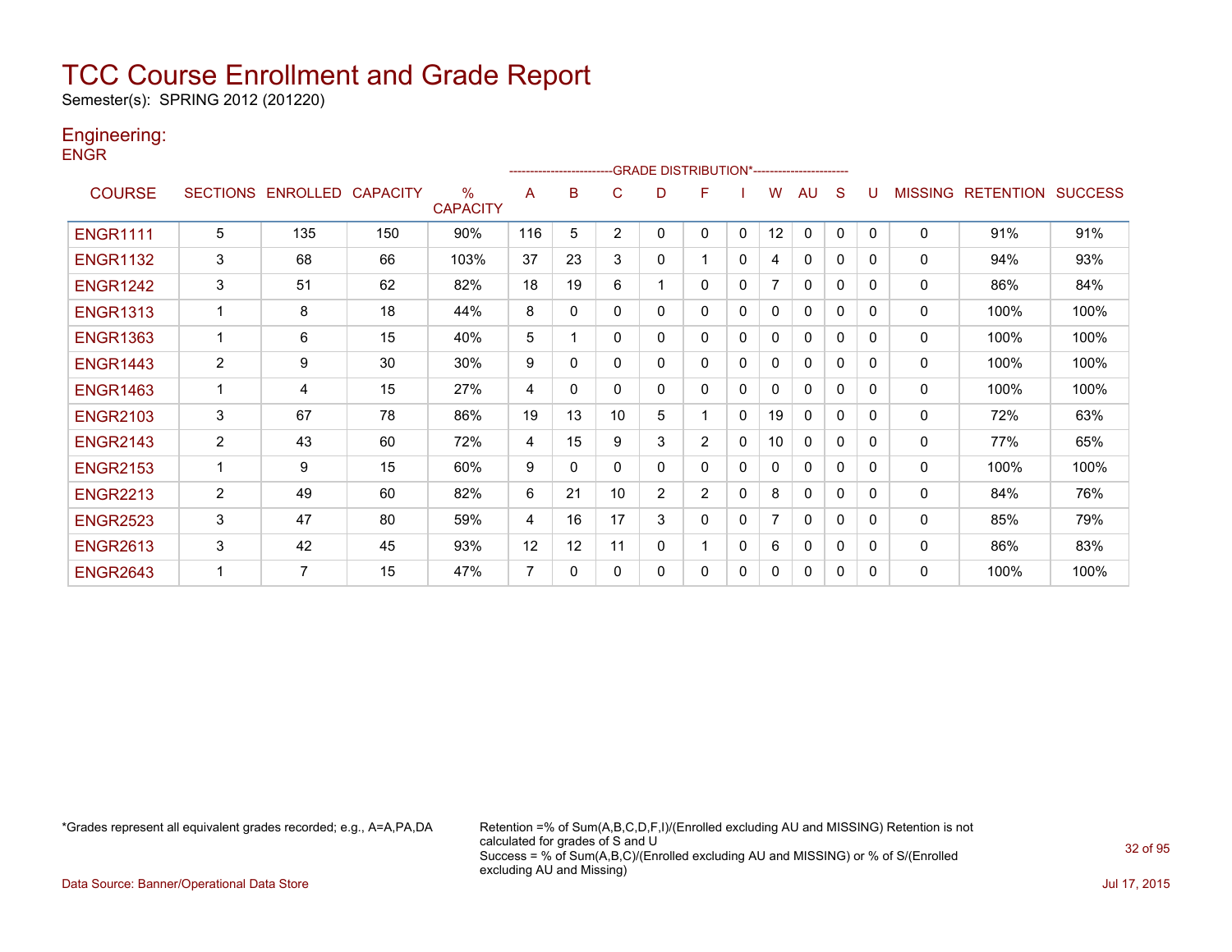# TCC Course Enrollment and Grade Report

Semester(s): SPRING 2012 (201220)

## Engineering:

ENGR

| COURSE | SECTIONS | ENROLLED | CAPACITY | % CAPACITY | A | B | C | D | F | I | W | AU | S | U | MISSING | RETENTION | SUCCESS |
|---|---|---|---|---|---|---|---|---|---|---|---|---|---|---|---|---|---|
| | | | | | GRADE DISTRIBUTION* | | | | | | | | | | | | |
| ENGR1111 | 5 | 135 | 150 | 90% | 116 | 5 | 2 | 0 | 0 | 0 | 12 | 0 | 0 | 0 | 0 | 91% | 91% |
| ENGR1132 | 3 | 68 | 66 | 103% | 37 | 23 | 3 | 0 | 1 | 0 | 4 | 0 | 0 | 0 | 0 | 94% | 93% |
| ENGR1242 | 3 | 51 | 62 | 82% | 18 | 19 | 6 | 1 | 0 | 0 | 7 | 0 | 0 | 0 | 0 | 86% | 84% |
| ENGR1313 | 1 | 8 | 18 | 44% | 8 | 0 | 0 | 0 | 0 | 0 | 0 | 0 | 0 | 0 | 0 | 100% | 100% |
| ENGR1363 | 1 | 6 | 15 | 40% | 5 | 1 | 0 | 0 | 0 | 0 | 0 | 0 | 0 | 0 | 0 | 100% | 100% |
| ENGR1443 | 2 | 9 | 30 | 30% | 9 | 0 | 0 | 0 | 0 | 0 | 0 | 0 | 0 | 0 | 0 | 100% | 100% |
| ENGR1463 | 1 | 4 | 15 | 27% | 4 | 0 | 0 | 0 | 0 | 0 | 0 | 0 | 0 | 0 | 0 | 100% | 100% |
| ENGR2103 | 3 | 67 | 78 | 86% | 19 | 13 | 10 | 5 | 1 | 0 | 19 | 0 | 0 | 0 | 0 | 72% | 63% |
| ENGR2143 | 2 | 43 | 60 | 72% | 4 | 15 | 9 | 3 | 2 | 0 | 10 | 0 | 0 | 0 | 0 | 77% | 65% |
| ENGR2153 | 1 | 9 | 15 | 60% | 9 | 0 | 0 | 0 | 0 | 0 | 0 | 0 | 0 | 0 | 0 | 100% | 100% |
| ENGR2213 | 2 | 49 | 60 | 82% | 6 | 21 | 10 | 2 | 2 | 0 | 8 | 0 | 0 | 0 | 0 | 84% | 76% |
| ENGR2523 | 3 | 47 | 80 | 59% | 4 | 16 | 17 | 3 | 0 | 0 | 7 | 0 | 0 | 0 | 0 | 85% | 79% |
| ENGR2613 | 3 | 42 | 45 | 93% | 12 | 12 | 11 | 0 | 1 | 0 | 6 | 0 | 0 | 0 | 0 | 86% | 83% |
| ENGR2643 | 1 | 7 | 15 | 47% | 7 | 0 | 0 | 0 | 0 | 0 | 0 | 0 | 0 | 0 | 0 | 100% | 100% |

*Grades represent all equivalent grades recorded; e.g., A=A,PA,DA

Retention =% of Sum(A,B,C,D,F,I)/(Enrolled excluding AU and MISSING) Retention is not calculated for grades of S and U
Success = % of Sum(A,B,C)/(Enrolled excluding AU and MISSING) or % of S/(Enrolled excluding AU and Missing)

Data Source: Banner/Operational Data Store

Jul 17, 2015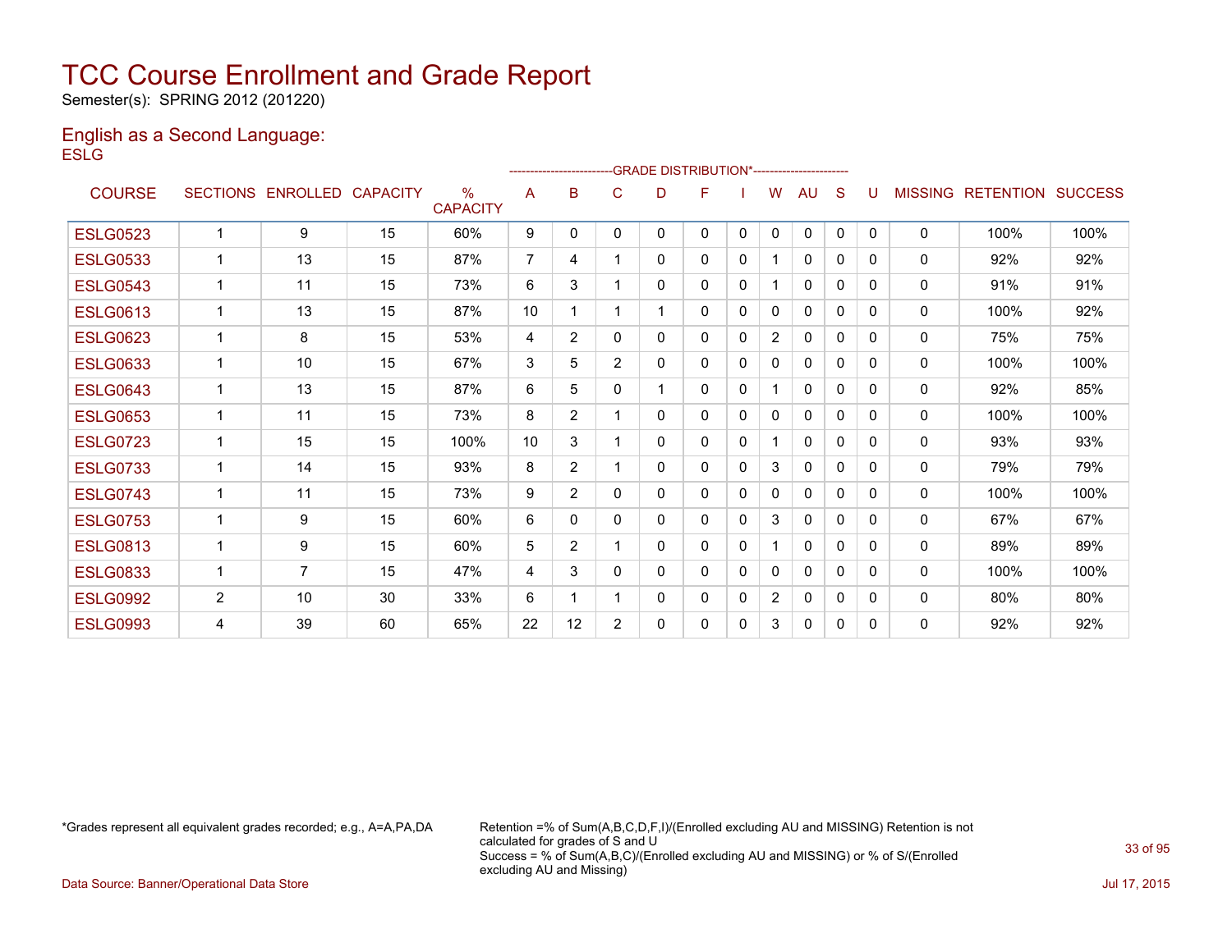# TCC Course Enrollment and Grade Report

Semester(s): SPRING 2012 (201220)

## English as a Second Language:

ESLG

| COURSE | SECTIONS | ENROLLED | CAPACITY | % CAPACITY | A | B | C | D | F | I | W | AU | S | U | MISSING | RETENTION | SUCCESS |
|---|---|---|---|---|---|---|---|---|---|---|---|---|---|---|---|---|---|
| | | | | | GRADE DISTRIBUTION* | | | | | | | | | | | | |
| ESLG0523 | 1 | 9 | 15 | 60% | 9 | 0 | 0 | 0 | 0 | 0 | 0 | 0 | 0 | 0 | 0 | 100% | 100% |
| ESLG0533 | 1 | 13 | 15 | 87% | 7 | 4 | 1 | 0 | 0 | 0 | 1 | 0 | 0 | 0 | 0 | 92% | 92% |
| ESLG0543 | 1 | 11 | 15 | 73% | 6 | 3 | 1 | 0 | 0 | 0 | 1 | 0 | 0 | 0 | 0 | 91% | 91% |
| ESLG0613 | 1 | 13 | 15 | 87% | 10 | 1 | 1 | 1 | 0 | 0 | 0 | 0 | 0 | 0 | 0 | 100% | 92% |
| ESLG0623 | 1 | 8 | 15 | 53% | 4 | 2 | 0 | 0 | 0 | 0 | 2 | 0 | 0 | 0 | 0 | 75% | 75% |
| ESLG0633 | 1 | 10 | 15 | 67% | 3 | 5 | 2 | 0 | 0 | 0 | 0 | 0 | 0 | 0 | 0 | 100% | 100% |
| ESLG0643 | 1 | 13 | 15 | 87% | 6 | 5 | 0 | 1 | 0 | 0 | 1 | 0 | 0 | 0 | 0 | 92% | 85% |
| ESLG0653 | 1 | 11 | 15 | 73% | 8 | 2 | 1 | 0 | 0 | 0 | 0 | 0 | 0 | 0 | 0 | 100% | 100% |
| ESLG0723 | 1 | 15 | 15 | 100% | 10 | 3 | 1 | 0 | 0 | 0 | 1 | 0 | 0 | 0 | 0 | 93% | 93% |
| ESLG0733 | 1 | 14 | 15 | 93% | 8 | 2 | 1 | 0 | 0 | 0 | 3 | 0 | 0 | 0 | 0 | 79% | 79% |
| ESLG0743 | 1 | 11 | 15 | 73% | 9 | 2 | 0 | 0 | 0 | 0 | 0 | 0 | 0 | 0 | 0 | 100% | 100% |
| ESLG0753 | 1 | 9 | 15 | 60% | 6 | 0 | 0 | 0 | 0 | 0 | 3 | 0 | 0 | 0 | 0 | 67% | 67% |
| ESLG0813 | 1 | 9 | 15 | 60% | 5 | 2 | 1 | 0 | 0 | 0 | 1 | 0 | 0 | 0 | 0 | 89% | 89% |
| ESLG0833 | 1 | 7 | 15 | 47% | 4 | 3 | 0 | 0 | 0 | 0 | 0 | 0 | 0 | 0 | 0 | 100% | 100% |
| ESLG0992 | 2 | 10 | 30 | 33% | 6 | 1 | 1 | 0 | 0 | 0 | 2 | 0 | 0 | 0 | 0 | 80% | 80% |
| ESLG0993 | 4 | 39 | 60 | 65% | 22 | 12 | 2 | 0 | 0 | 0 | 3 | 0 | 0 | 0 | 0 | 92% | 92% |

*Grades represent all equivalent grades recorded; e.g., A=A,PA,DA

Retention =% of Sum(A,B,C,D,F,I)/(Enrolled excluding AU and MISSING) Retention is not calculated for grades of S and U
Success = % of Sum(A,B,C)/(Enrolled excluding AU and MISSING) or % of S/(Enrolled excluding AU and Missing)

Data Source: Banner/Operational Data Store

Jul 17, 2015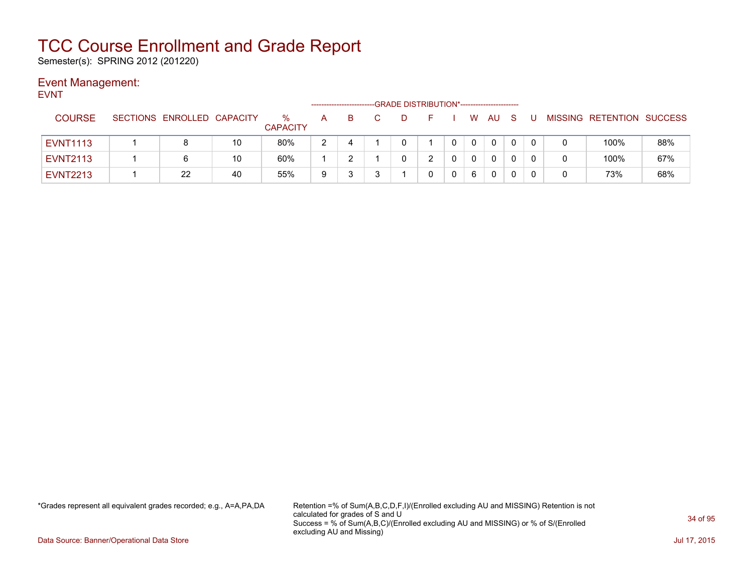# TCC Course Enrollment and Grade Report

Semester(s): SPRING 2012 (201220)

## Event Management:

EVNT

| COURSE | SECTIONS | ENROLLED | CAPACITY | % CAPACITY | A | B | C | D | F | I | W | AU | S | U | MISSING | RETENTION | SUCCESS |
|---|---|---|---|---|---|---|---|---|---|---|---|---|---|---|---|---|---|
| | | | | | GRADE DISTRIBUTION* | | | | | | | | | | | | |
| EVNT1113 | 1 | 8 | 10 | 80% | 2 | 4 | 1 | 0 | 1 | 0 | 0 | 0 | 0 | 0 | 0 | 100% | 88% |
| EVNT2113 | 1 | 6 | 10 | 60% | 1 | 2 | 1 | 0 | 2 | 0 | 0 | 0 | 0 | 0 | 0 | 100% | 67% |
| EVNT2213 | 1 | 22 | 40 | 55% | 9 | 3 | 3 | 1 | 0 | 0 | 6 | 0 | 0 | 0 | 0 | 73% | 68% |

*Grades represent all equivalent grades recorded; e.g., A=A,PA,DA

Retention =% of Sum(A,B,C,D,F,I)/(Enrolled excluding AU and MISSING) Retention is not calculated for grades of S and U
Success = % of Sum(A,B,C)/(Enrolled excluding AU and MISSING) or % of S/(Enrolled excluding AU and Missing)

Data Source: Banner/Operational Data Store

Jul 17, 2015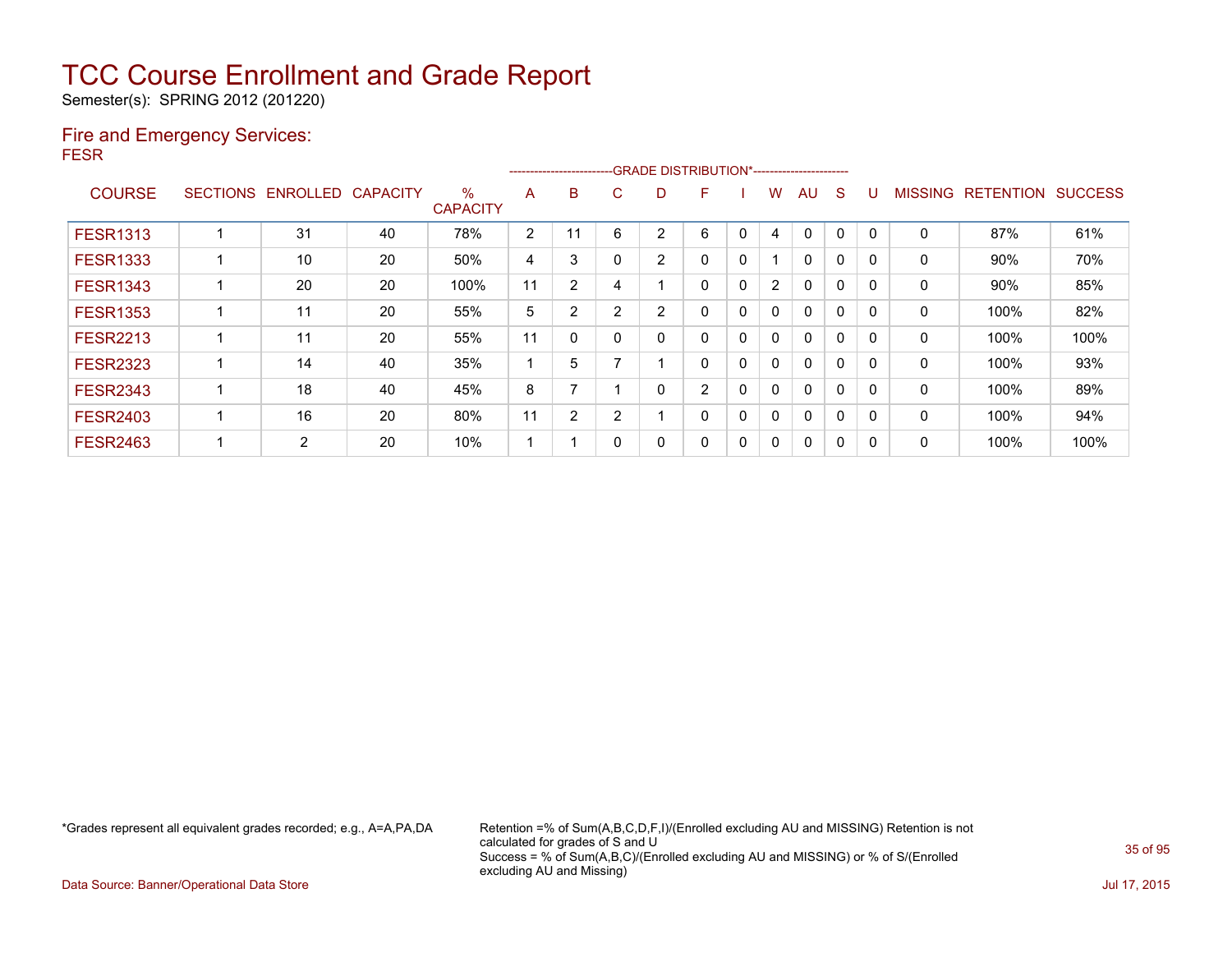# TCC Course Enrollment and Grade Report

Semester(s): SPRING 2012 (201220)

## Fire and Emergency Services:

FESR

| COURSE | SECTIONS | ENROLLED | CAPACITY | % CAPACITY | A | B | C | D | F | I | W | AU | S | U | MISSING | RETENTION | SUCCESS |
|---|---|---|---|---|---|---|---|---|---|---|---|---|---|---|---|---|---|
| | | | | | GRADE DISTRIBUTION* | | | | | | | | | | | | |
| FESR1313 | 1 | 31 | 40 | 78% | 2 | 11 | 6 | 2 | 6 | 0 | 4 | 0 | 0 | 0 | 0 | 87% | 61% |
| FESR1333 | 1 | 10 | 20 | 50% | 4 | 3 | 0 | 2 | 0 | 0 | 1 | 0 | 0 | 0 | 0 | 90% | 70% |
| FESR1343 | 1 | 20 | 20 | 100% | 11 | 2 | 4 | 1 | 0 | 0 | 2 | 0 | 0 | 0 | 0 | 90% | 85% |
| FESR1353 | 1 | 11 | 20 | 55% | 5 | 2 | 2 | 2 | 0 | 0 | 0 | 0 | 0 | 0 | 0 | 100% | 82% |
| FESR2213 | 1 | 11 | 20 | 55% | 11 | 0 | 0 | 0 | 0 | 0 | 0 | 0 | 0 | 0 | 0 | 100% | 100% |
| FESR2323 | 1 | 14 | 40 | 35% | 1 | 5 | 7 | 1 | 0 | 0 | 0 | 0 | 0 | 0 | 0 | 100% | 93% |
| FESR2343 | 1 | 18 | 40 | 45% | 8 | 7 | 1 | 0 | 2 | 0 | 0 | 0 | 0 | 0 | 0 | 100% | 89% |
| FESR2403 | 1 | 16 | 20 | 80% | 11 | 2 | 2 | 1 | 0 | 0 | 0 | 0 | 0 | 0 | 0 | 100% | 94% |
| FESR2463 | 1 | 2 | 20 | 10% | 1 | 1 | 0 | 0 | 0 | 0 | 0 | 0 | 0 | 0 | 0 | 100% | 100% |

*Grades represent all equivalent grades recorded; e.g., A=A,PA,DA

Retention =% of Sum(A,B,C,D,F,I)/(Enrolled excluding AU and MISSING) Retention is not calculated for grades of S and U
Success = % of Sum(A,B,C)/(Enrolled excluding AU and MISSING) or % of S/(Enrolled excluding AU and Missing)

Data Source: Banner/Operational Data Store

Jul 17, 2015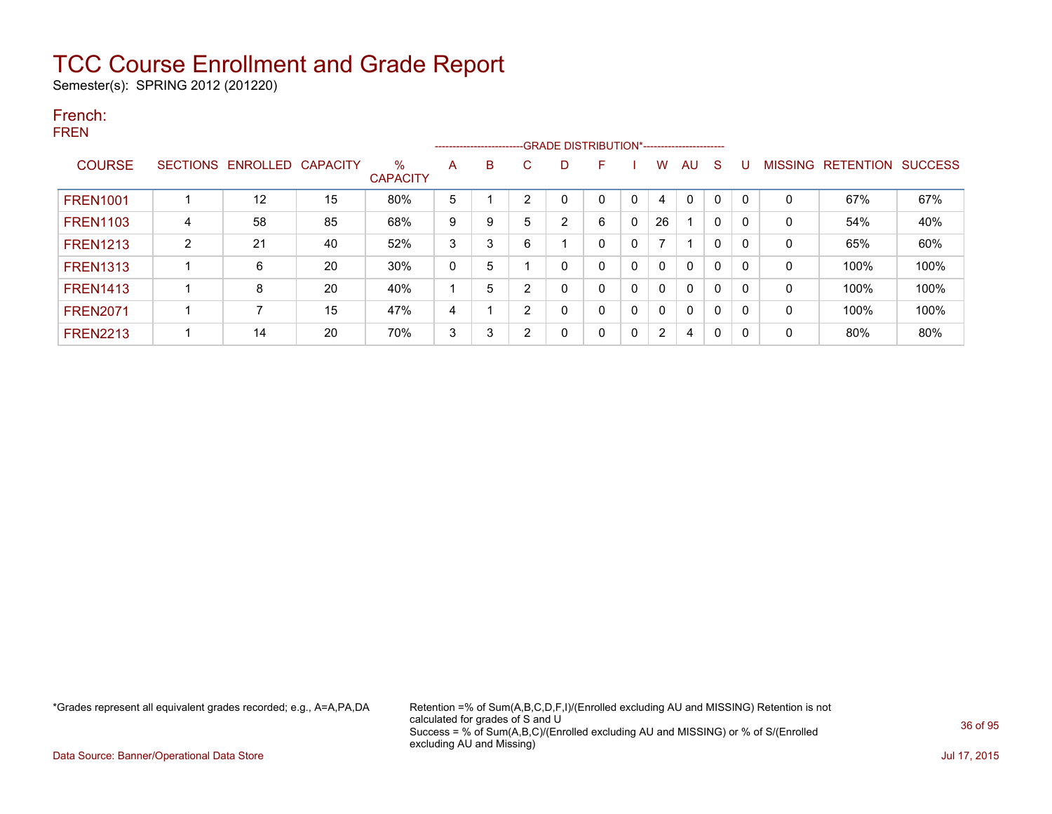# TCC Course Enrollment and Grade Report

Semester(s): SPRING 2012 (201220)

## French:

FREN

| COURSE | SECTIONS | ENROLLED | CAPACITY | % CAPACITY | A | B | C | D | F | I | W | AU | S | U | MISSING | RETENTION | SUCCESS |
|---|---|---|---|---|---|---|---|---|---|---|---|---|---|---|---|---|---|
| | | | | | GRADE DISTRIBUTION* | | | | | | | | | | | | |
| FREN1001 | 1 | 12 | 15 | 80% | 5 | 1 | 2 | 0 | 0 | 0 | 4 | 0 | 0 | 0 | 0 | 67% | 67% |
| FREN1103 | 4 | 58 | 85 | 68% | 9 | 9 | 5 | 2 | 6 | 0 | 26 | 1 | 0 | 0 | 0 | 54% | 40% |
| FREN1213 | 2 | 21 | 40 | 52% | 3 | 3 | 6 | 1 | 0 | 0 | 7 | 1 | 0 | 0 | 0 | 65% | 60% |
| FREN1313 | 1 | 6 | 20 | 30% | 0 | 5 | 1 | 0 | 0 | 0 | 0 | 0 | 0 | 0 | 0 | 100% | 100% |
| FREN1413 | 1 | 8 | 20 | 40% | 1 | 5 | 2 | 0 | 0 | 0 | 0 | 0 | 0 | 0 | 0 | 100% | 100% |
| FREN2071 | 1 | 7 | 15 | 47% | 4 | 1 | 2 | 0 | 0 | 0 | 0 | 0 | 0 | 0 | 0 | 100% | 100% |
| FREN2213 | 1 | 14 | 20 | 70% | 3 | 3 | 2 | 0 | 0 | 0 | 2 | 4 | 0 | 0 | 0 | 80% | 80% |

*Grades represent all equivalent grades recorded; e.g., A=A,PA,DA

Retention =% of Sum(A,B,C,D,F,I)/(Enrolled excluding AU and MISSING) Retention is not calculated for grades of S and U
Success = % of Sum(A,B,C)/(Enrolled excluding AU and MISSING) or % of S/(Enrolled excluding AU and Missing)

Data Source: Banner/Operational Data Store

Jul 17, 2015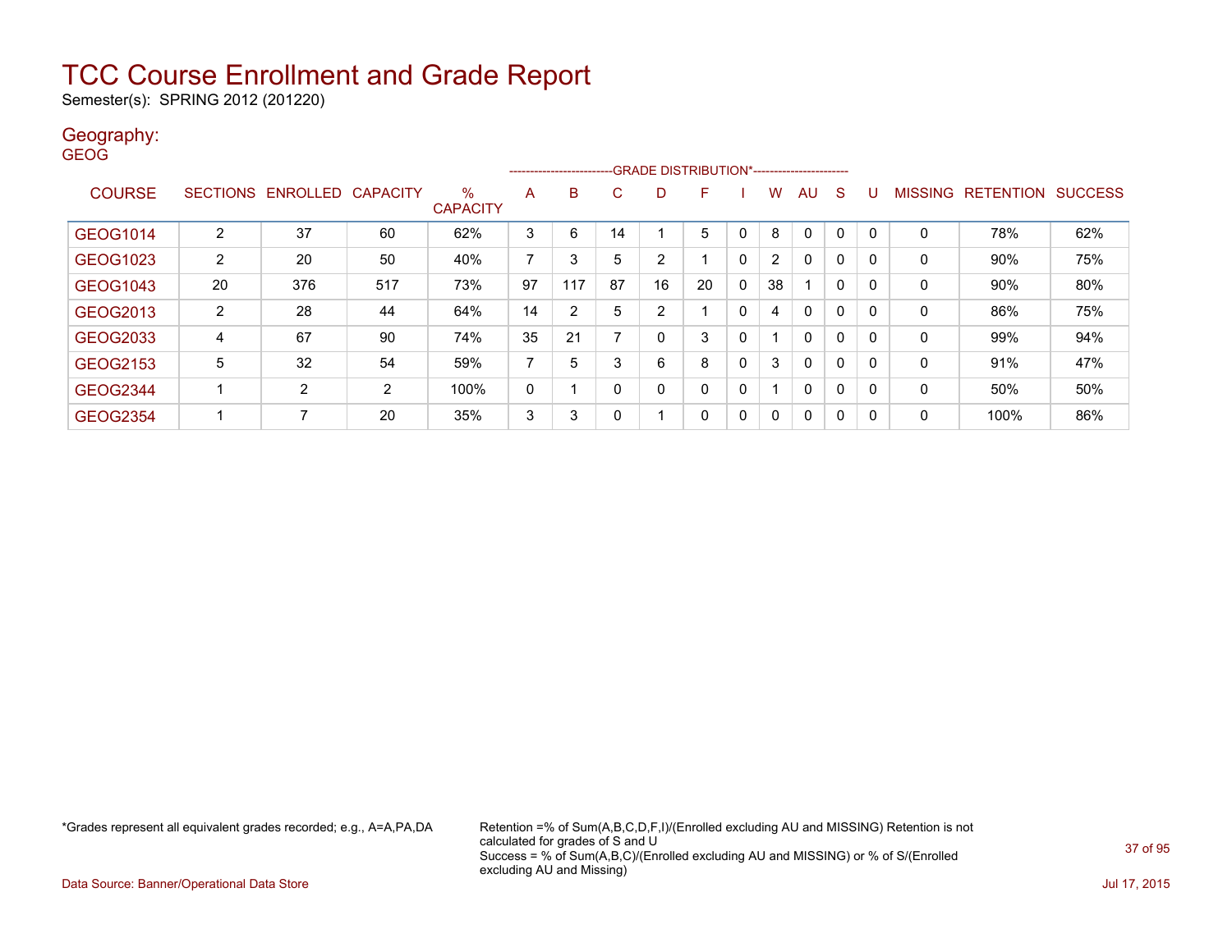# TCC Course Enrollment and Grade Report

Semester(s): SPRING 2012 (201220)

## Geography:

GEOG

| COURSE | SECTIONS | ENROLLED | CAPACITY | % CAPACITY | A | B | C | D | F | I | W | AU | S | U | MISSING | RETENTION | SUCCESS |
|---|---|---|---|---|---|---|---|---|---|---|---|---|---|---|---|---|---|
| GEOG1014 | 2 | 37 | 60 | 62% | 3 | 6 | 14 | 1 | 5 | 0 | 8 | 0 | 0 | 0 | 0 | 78% | 62% |
| GEOG1023 | 2 | 20 | 50 | 40% | 7 | 3 | 5 | 2 | 1 | 0 | 2 | 0 | 0 | 0 | 0 | 90% | 75% |
| GEOG1043 | 20 | 376 | 517 | 73% | 97 | 117 | 87 | 16 | 20 | 0 | 38 | 1 | 0 | 0 | 0 | 90% | 80% |
| GEOG2013 | 2 | 28 | 44 | 64% | 14 | 2 | 5 | 2 | 1 | 0 | 4 | 0 | 0 | 0 | 0 | 86% | 75% |
| GEOG2033 | 4 | 67 | 90 | 74% | 35 | 21 | 7 | 0 | 3 | 0 | 1 | 0 | 0 | 0 | 0 | 99% | 94% |
| GEOG2153 | 5 | 32 | 54 | 59% | 7 | 5 | 3 | 6 | 8 | 0 | 3 | 0 | 0 | 0 | 0 | 91% | 47% |
| GEOG2344 | 1 | 2 | 2 | 100% | 0 | 1 | 0 | 0 | 0 | 0 | 1 | 0 | 0 | 0 | 0 | 50% | 50% |
| GEOG2354 | 1 | 7 | 20 | 35% | 3 | 3 | 0 | 1 | 0 | 0 | 0 | 0 | 0 | 0 | 0 | 100% | 86% |

*Grades represent all equivalent grades recorded; e.g., A=A,PA,DA

Retention =% of Sum(A,B,C,D,F,I)/(Enrolled excluding AU and MISSING) Retention is not calculated for grades of S and U
Success = % of Sum(A,B,C)/(Enrolled excluding AU and MISSING) or % of S/(Enrolled excluding AU and Missing)

Data Source: Banner/Operational Data Store

Jul 17, 2015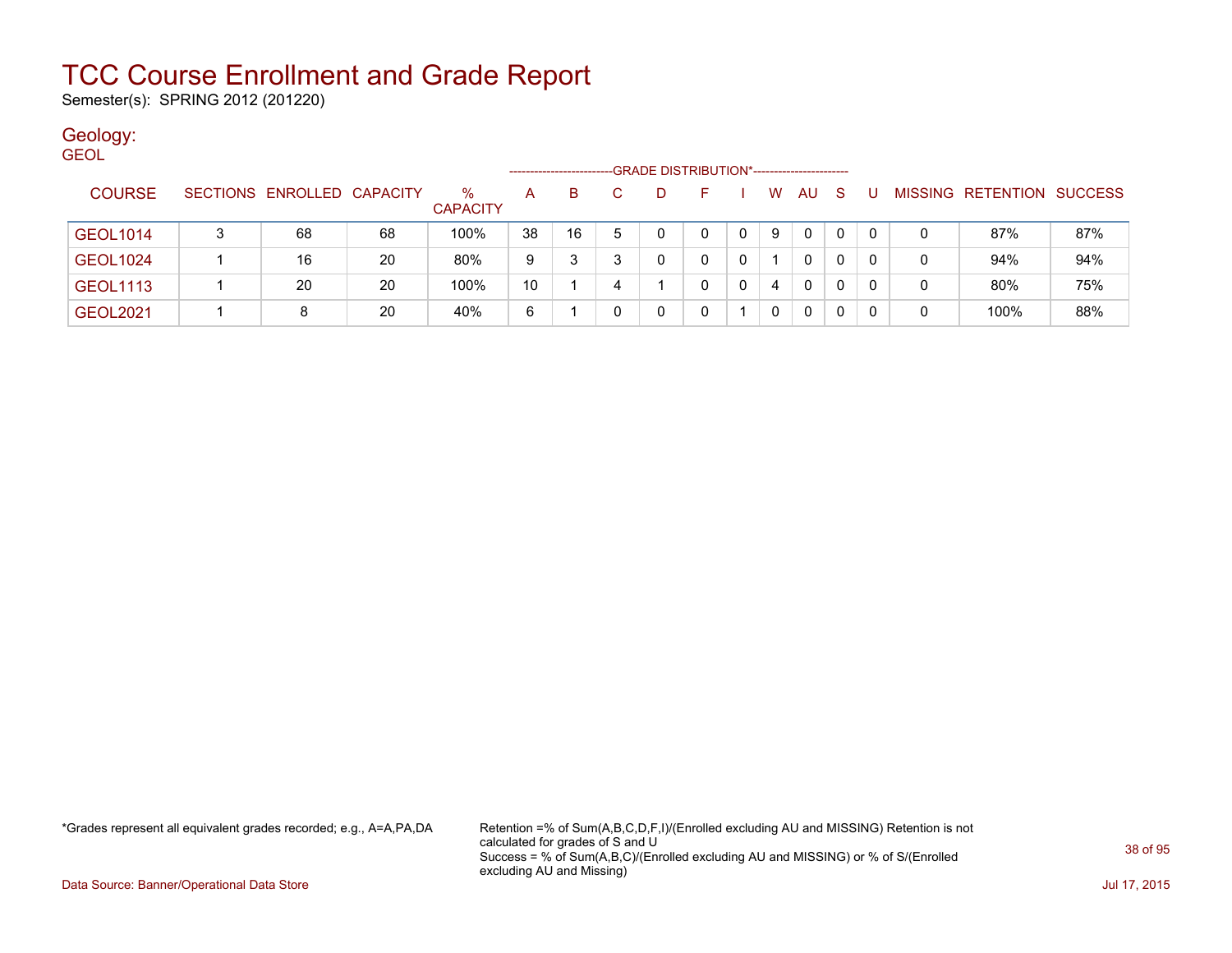# TCC Course Enrollment and Grade Report

Semester(s): SPRING 2012 (201220)

## Geology:

GEOL

| COURSE | SECTIONS | ENROLLED | CAPACITY | % CAPACITY | A | B | C | D | F | I | W | AU | S | U | MISSING | RETENTION | SUCCESS |
|---|---|---|---|---|---|---|---|---|---|---|---|---|---|---|---|---|---|
| | | | | | GRADE DISTRIBUTION* | | | | | | | | | | | | |
| GEOL1014 | 3 | 68 | 68 | 100% | 38 | 16 | 5 | 0 | 0 | 0 | 9 | 0 | 0 | 0 | 0 | 87% | 87% |
| GEOL1024 | 1 | 16 | 20 | 80% | 9 | 3 | 3 | 0 | 0 | 0 | 1 | 0 | 0 | 0 | 0 | 94% | 94% |
| GEOL1113 | 1 | 20 | 20 | 100% | 10 | 1 | 4 | 1 | 0 | 0 | 4 | 0 | 0 | 0 | 0 | 80% | 75% |
| GEOL2021 | 1 | 8 | 20 | 40% | 6 | 1 | 0 | 0 | 0 | 1 | 0 | 0 | 0 | 0 | 0 | 100% | 88% |

*Grades represent all equivalent grades recorded; e.g., A=A,PA,DA

Retention =% of Sum(A,B,C,D,F,I)/(Enrolled excluding AU and MISSING) Retention is not calculated for grades of S and U
Success = % of Sum(A,B,C)/(Enrolled excluding AU and MISSING) or % of S/(Enrolled excluding AU and Missing)

Data Source: Banner/Operational Data Store

Jul 17, 2015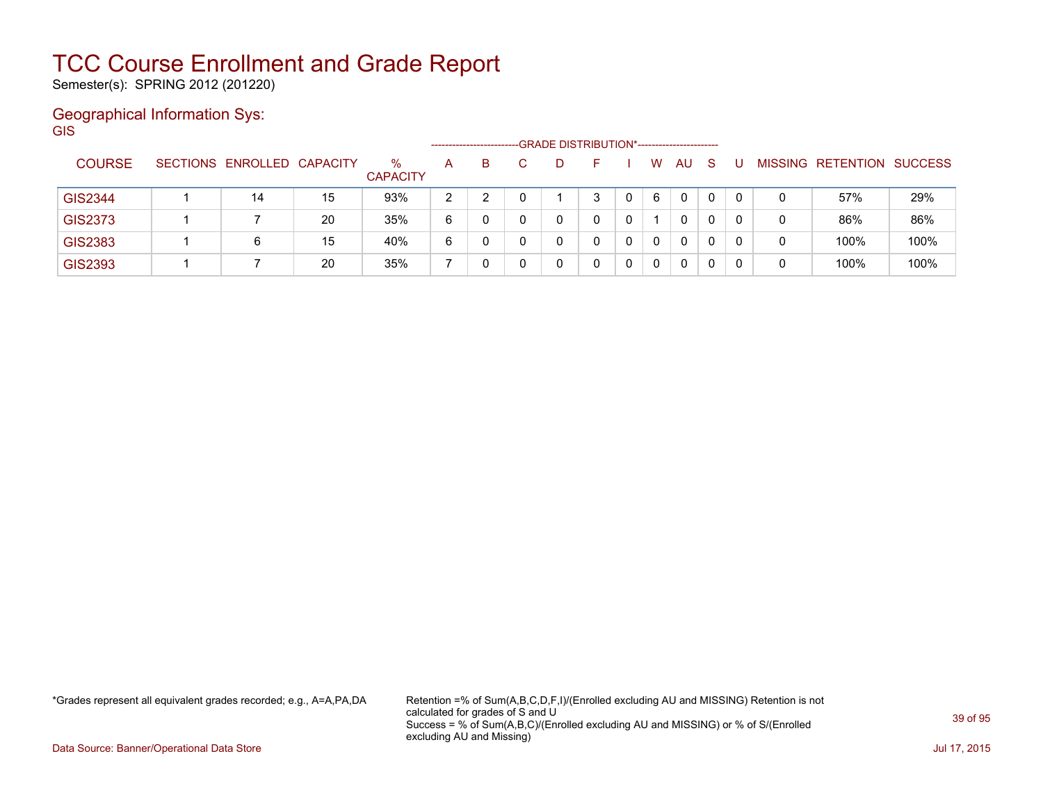# TCC Course Enrollment and Grade Report

Semester(s): SPRING 2012 (201220)

## Geographical Information Sys:

GIS

| COURSE | SECTIONS | ENROLLED | CAPACITY | % CAPACITY | A | B | C | D | F | I | W | AU | S | U | MISSING | RETENTION | SUCCESS |
|---|---|---|---|---|---|---|---|---|---|---|---|---|---|---|---|---|---|
| | | | | | GRADE DISTRIBUTION* | | | | | | | | | | | | |
| GIS2344 | 1 | 14 | 15 | 93% | 2 | 2 | 0 | 1 | 3 | 0 | 6 | 0 | 0 | 0 | 0 | 57% | 29% |
| GIS2373 | 1 | 7 | 20 | 35% | 6 | 0 | 0 | 0 | 0 | 0 | 1 | 0 | 0 | 0 | 0 | 86% | 86% |
| GIS2383 | 1 | 6 | 15 | 40% | 6 | 0 | 0 | 0 | 0 | 0 | 0 | 0 | 0 | 0 | 0 | 100% | 100% |
| GIS2393 | 1 | 7 | 20 | 35% | 7 | 0 | 0 | 0 | 0 | 0 | 0 | 0 | 0 | 0 | 0 | 100% | 100% |

*Grades represent all equivalent grades recorded; e.g., A=A,PA,DA

Retention =% of Sum(A,B,C,D,F,I)/(Enrolled excluding AU and MISSING) Retention is not calculated for grades of S and U
Success = % of Sum(A,B,C)/(Enrolled excluding AU and MISSING) or % of S/(Enrolled excluding AU and Missing)

Data Source: Banner/Operational Data Store

Jul 17, 2015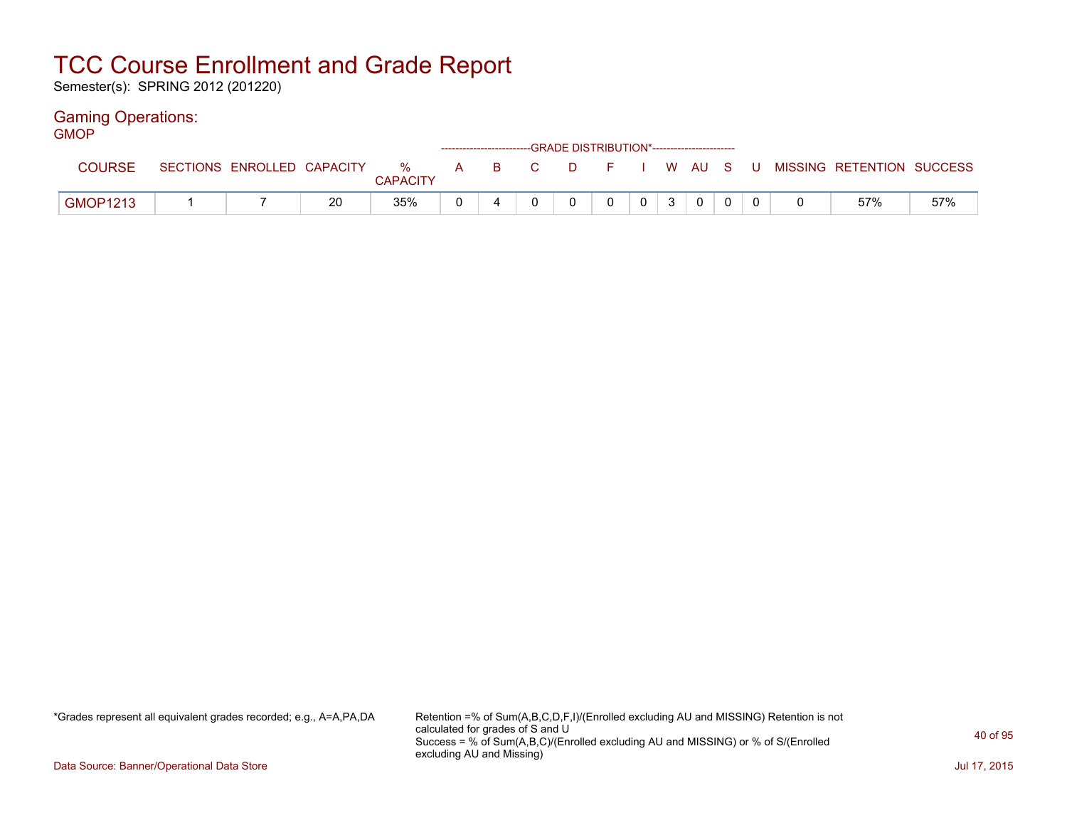# TCC Course Enrollment and Grade Report

Semester(s): SPRING 2012 (201220)

## Gaming Operations:

GMOP

| COURSE | SECTIONS | ENROLLED | CAPACITY | % CAPACITY | A | B | C | D | F | I | W | AU | S | U | MISSING | RETENTION | SUCCESS |
|---|---|---|---|---|---|---|---|---|---|---|---|---|---|---|---|---|---|
| | | | | | GRADE DISTRIBUTION* | | | | | | | | | | | | |
| GMOP1213 | 1 | 7 | 20 | 35% | 0 | 4 | 0 | 0 | 0 | 0 | 3 | 0 | 0 | 0 | 0 | 57% | 57% |

*Grades represent all equivalent grades recorded; e.g., A=A,PA,DA

Retention =% of Sum(A,B,C,D,F,I)/(Enrolled excluding AU and MISSING) Retention is not calculated for grades of S and U

Success = % of Sum(A,B,C)/(Enrolled excluding AU and MISSING) or % of S/(Enrolled excluding AU and Missing)

Data Source: Banner/Operational Data Store

Jul 17, 2015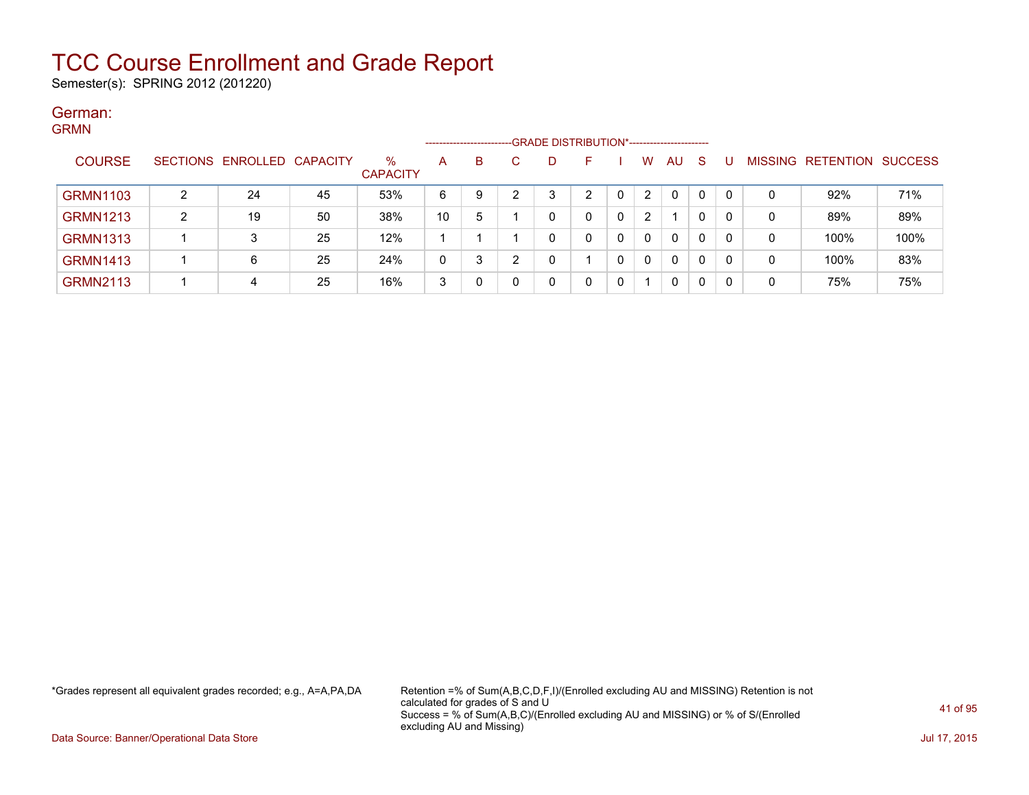# TCC Course Enrollment and Grade Report

Semester(s): SPRING 2012 (201220)

## German:

### GRMN

| COURSE | SECTIONS | ENROLLED | CAPACITY | % CAPACITY | A | B | C | D | F | I | W | AU | S | U | MISSING | RETENTION | SUCCESS |
|---|---|---|---|---|---|---|---|---|---|---|---|---|---|---|---|---|---|
| | | | | | GRADE DISTRIBUTION* | | | | | | | | | | | | |
| GRMN1103 | 2 | 24 | 45 | 53% | 6 | 9 | 2 | 3 | 2 | 0 | 2 | 0 | 0 | 0 | 0 | 92% | 71% |
| GRMN1213 | 2 | 19 | 50 | 38% | 10 | 5 | 1 | 0 | 0 | 0 | 2 | 1 | 0 | 0 | 0 | 89% | 89% |
| GRMN1313 | 1 | 3 | 25 | 12% | 1 | 1 | 1 | 0 | 0 | 0 | 0 | 0 | 0 | 0 | 0 | 100% | 100% |
| GRMN1413 | 1 | 6 | 25 | 24% | 0 | 3 | 2 | 0 | 1 | 0 | 0 | 0 | 0 | 0 | 0 | 100% | 83% |
| GRMN2113 | 1 | 4 | 25 | 16% | 3 | 0 | 0 | 0 | 0 | 0 | 1 | 0 | 0 | 0 | 0 | 75% | 75% |

*Grades represent all equivalent grades recorded; e.g., A=A,PA,DA

Retention =% of Sum(A,B,C,D,F,I)/(Enrolled excluding AU and MISSING) Retention is not calculated for grades of S and U
Success = % of Sum(A,B,C)/(Enrolled excluding AU and MISSING) or % of S/(Enrolled excluding AU and Missing)

Data Source: Banner/Operational Data Store

Jul 17, 2015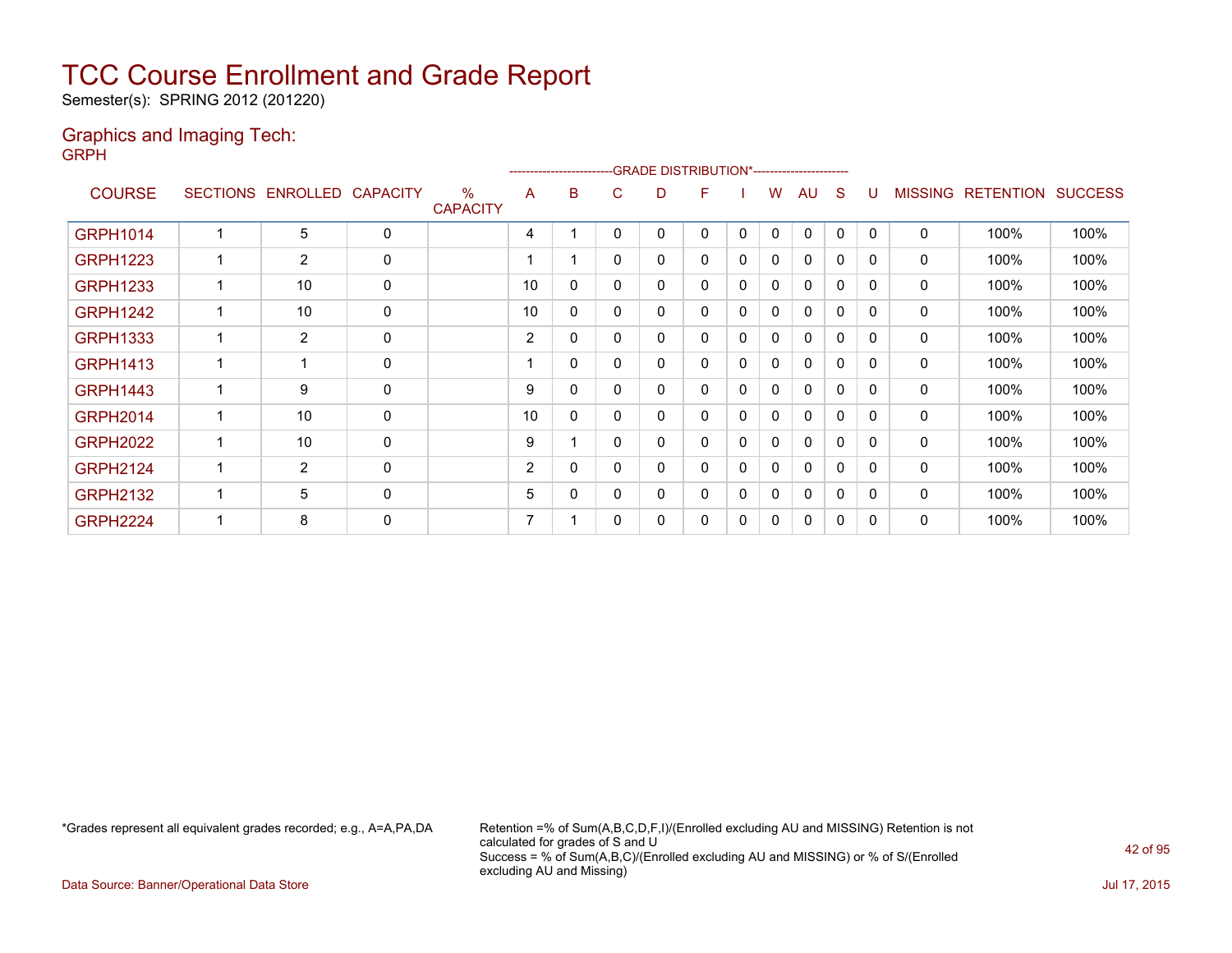# TCC Course Enrollment and Grade Report

Semester(s): SPRING 2012 (201220)

## Graphics and Imaging Tech:

GRPH

| COURSE | SECTIONS | ENROLLED | CAPACITY | % CAPACITY | A | B | C | D | F | I | W | AU | S | U | MISSING | RETENTION | SUCCESS |
|---|---|---|---|---|---|---|---|---|---|---|---|---|---|---|---|---|---|
| | | | | | GRADE DISTRIBUTION* | | | | | | | | | | | | |
| GRPH1014 | 1 | 5 | 0 | | 4 | 1 | 0 | 0 | 0 | 0 | 0 | 0 | 0 | 0 | 0 | 100% | 100% |
| GRPH1223 | 1 | 2 | 0 | | 1 | 1 | 0 | 0 | 0 | 0 | 0 | 0 | 0 | 0 | 0 | 100% | 100% |
| GRPH1233 | 1 | 10 | 0 | | 10 | 0 | 0 | 0 | 0 | 0 | 0 | 0 | 0 | 0 | 0 | 100% | 100% |
| GRPH1242 | 1 | 10 | 0 | | 10 | 0 | 0 | 0 | 0 | 0 | 0 | 0 | 0 | 0 | 0 | 100% | 100% |
| GRPH1333 | 1 | 2 | 0 | | 2 | 0 | 0 | 0 | 0 | 0 | 0 | 0 | 0 | 0 | 0 | 100% | 100% |
| GRPH1413 | 1 | 1 | 0 | | 1 | 0 | 0 | 0 | 0 | 0 | 0 | 0 | 0 | 0 | 0 | 100% | 100% |
| GRPH1443 | 1 | 9 | 0 | | 9 | 0 | 0 | 0 | 0 | 0 | 0 | 0 | 0 | 0 | 0 | 100% | 100% |
| GRPH2014 | 1 | 10 | 0 | | 10 | 0 | 0 | 0 | 0 | 0 | 0 | 0 | 0 | 0 | 0 | 100% | 100% |
| GRPH2022 | 1 | 10 | 0 | | 9 | 1 | 0 | 0 | 0 | 0 | 0 | 0 | 0 | 0 | 0 | 100% | 100% |
| GRPH2124 | 1 | 2 | 0 | | 2 | 0 | 0 | 0 | 0 | 0 | 0 | 0 | 0 | 0 | 0 | 100% | 100% |
| GRPH2132 | 1 | 5 | 0 | | 5 | 0 | 0 | 0 | 0 | 0 | 0 | 0 | 0 | 0 | 0 | 100% | 100% |
| GRPH2224 | 1 | 8 | 0 | | 7 | 1 | 0 | 0 | 0 | 0 | 0 | 0 | 0 | 0 | 0 | 100% | 100% |

*Grades represent all equivalent grades recorded; e.g., A=A,PA,DA

Retention =% of Sum(A,B,C,D,F,I)/(Enrolled excluding AU and MISSING) Retention is not calculated for grades of S and U
Success = % of Sum(A,B,C)/(Enrolled excluding AU and MISSING) or % of S/(Enrolled excluding AU and Missing)

Data Source: Banner/Operational Data Store

Jul 17, 2015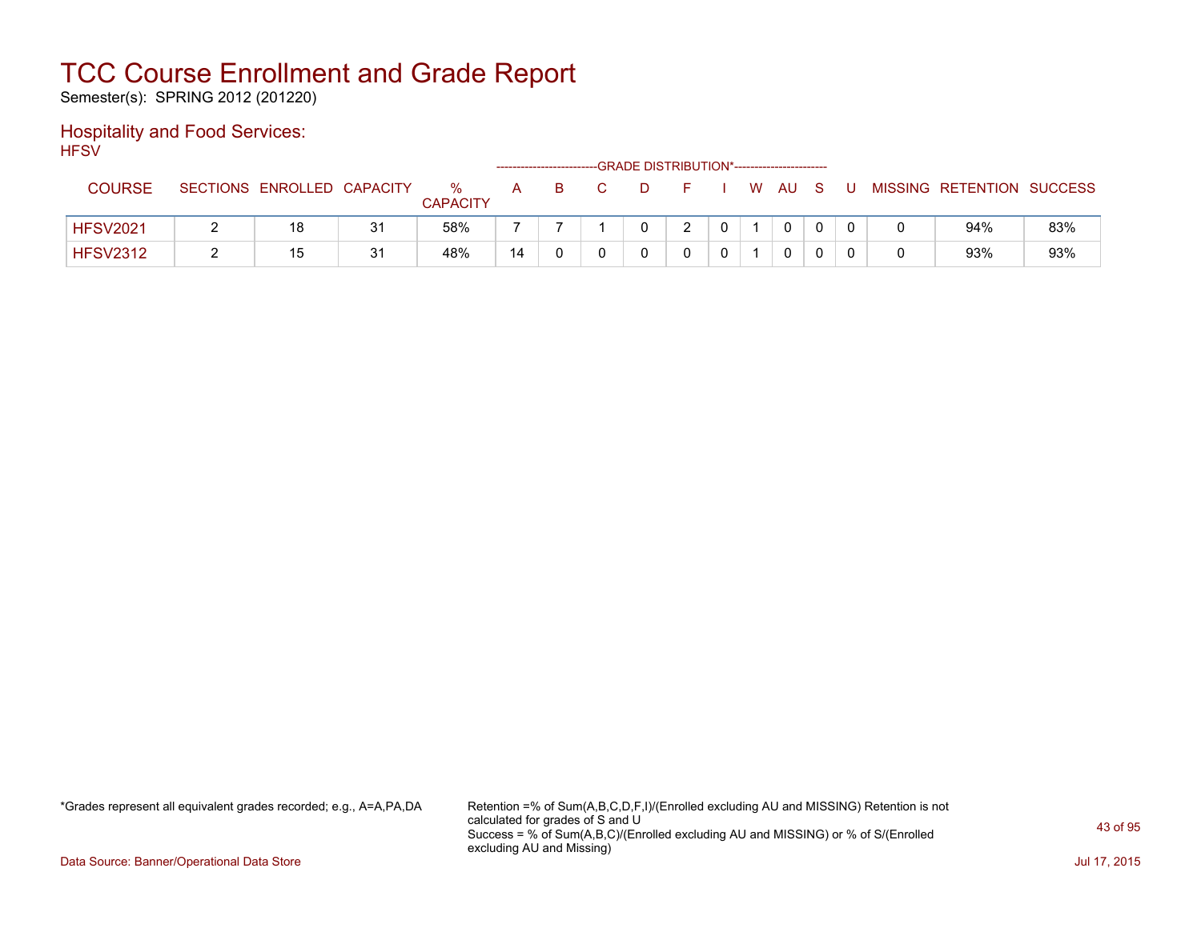# TCC Course Enrollment and Grade Report

Semester(s): SPRING 2012 (201220)

## Hospitality and Food Services:

HFSV

| COURSE | SECTIONS | ENROLLED | CAPACITY | % CAPACITY | A | B | C | D | F | I | W | AU | S | U | MISSING | RETENTION | SUCCESS |
|---|---|---|---|---|---|---|---|---|---|---|---|---|---|---|---|---|---|
| | | | | | GRADE DISTRIBUTION* | | | | | | | | | | | | |
| HFSV2021 | 2 | 18 | 31 | 58% | 7 | 7 | 1 | 0 | 2 | 0 | 1 | 0 | 0 | 0 | 0 | 94% | 83% |
| HFSV2312 | 2 | 15 | 31 | 48% | 14 | 0 | 0 | 0 | 0 | 0 | 1 | 0 | 0 | 0 | 0 | 93% | 93% |

*Grades represent all equivalent grades recorded; e.g., A=A,PA,DA

Retention =% of Sum(A,B,C,D,F,I)/(Enrolled excluding AU and MISSING) Retention is not calculated for grades of S and U
Success = % of Sum(A,B,C)/(Enrolled excluding AU and MISSING) or % of S/(Enrolled excluding AU and Missing)

Data Source: Banner/Operational Data Store

Jul 17, 2015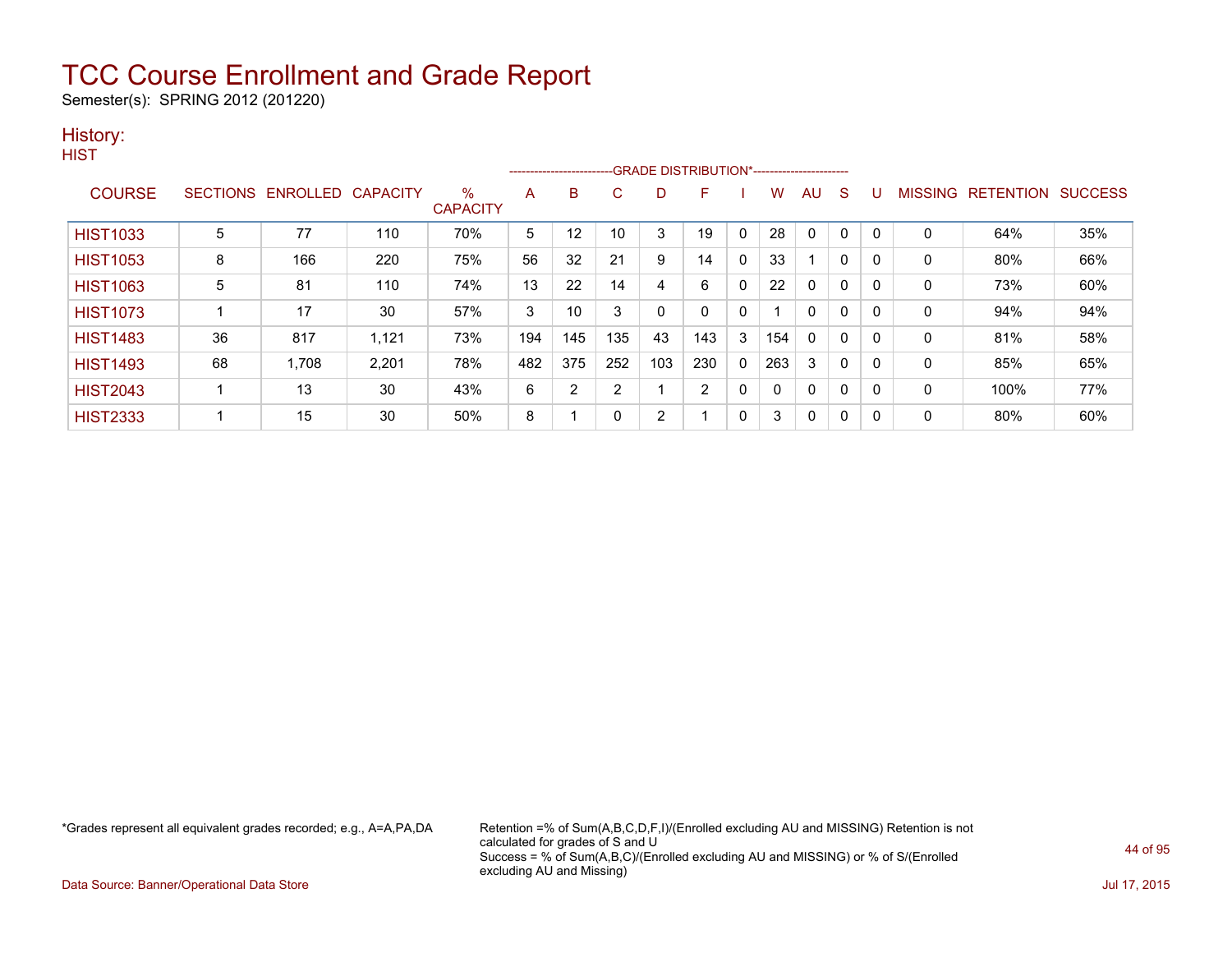# TCC Course Enrollment and Grade Report

Semester(s): SPRING 2012 (201220)

## History:

### HIST

| COURSE | SECTIONS | ENROLLED | CAPACITY | % CAPACITY | A | B | C | D | F | I | W | AU | S | U | MISSING | RETENTION | SUCCESS |
|---|---|---|---|---|---|---|---|---|---|---|---|---|---|---|---|---|---|
| | | | | | GRADE DISTRIBUTION* | | | | | | | | | | | | |
| HIST1033 | 5 | 77 | 110 | 70% | 5 | 12 | 10 | 3 | 19 | 0 | 28 | 0 | 0 | 0 | 0 | 64% | 35% |
| HIST1053 | 8 | 166 | 220 | 75% | 56 | 32 | 21 | 9 | 14 | 0 | 33 | 1 | 0 | 0 | 0 | 80% | 66% |
| HIST1063 | 5 | 81 | 110 | 74% | 13 | 22 | 14 | 4 | 6 | 0 | 22 | 0 | 0 | 0 | 0 | 73% | 60% |
| HIST1073 | 1 | 17 | 30 | 57% | 3 | 10 | 3 | 0 | 0 | 0 | 1 | 0 | 0 | 0 | 0 | 94% | 94% |
| HIST1483 | 36 | 817 | 1,121 | 73% | 194 | 145 | 135 | 43 | 143 | 3 | 154 | 0 | 0 | 0 | 0 | 81% | 58% |
| HIST1493 | 68 | 1,708 | 2,201 | 78% | 482 | 375 | 252 | 103 | 230 | 0 | 263 | 3 | 0 | 0 | 0 | 85% | 65% |
| HIST2043 | 1 | 13 | 30 | 43% | 6 | 2 | 2 | 1 | 2 | 0 | 0 | 0 | 0 | 0 | 0 | 100% | 77% |
| HIST2333 | 1 | 15 | 30 | 50% | 8 | 1 | 0 | 2 | 1 | 0 | 3 | 0 | 0 | 0 | 0 | 80% | 60% |

*Grades represent all equivalent grades recorded; e.g., A=A,PA,DA

Retention =% of Sum(A,B,C,D,F,I)/(Enrolled excluding AU and MISSING) Retention is not calculated for grades of S and U
Success = % of Sum(A,B,C)/(Enrolled excluding AU and MISSING) or % of S/(Enrolled excluding AU and Missing)

Data Source: Banner/Operational Data Store

Jul 17, 2015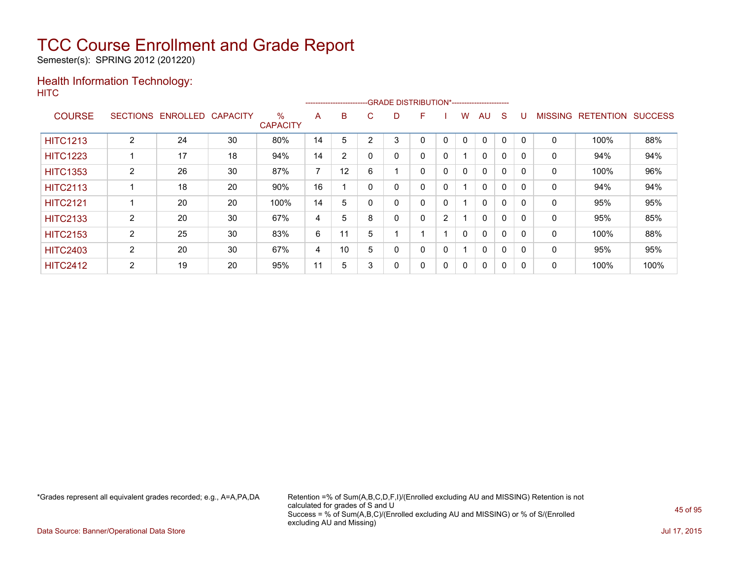# TCC Course Enrollment and Grade Report

Semester(s): SPRING 2012 (201220)

## Health Information Technology:

HITC

| COURSE | SECTIONS | ENROLLED | CAPACITY | % CAPACITY | A | B | C | D | F | I | W | AU | S | U | MISSING | RETENTION | SUCCESS |
|---|---|---|---|---|---|---|---|---|---|---|---|---|---|---|---|---|---|
| | | | | | GRADE DISTRIBUTION* | | | | | | | | | | | | |
| HITC1213 | 2 | 24 | 30 | 80% | 14 | 5 | 2 | 3 | 0 | 0 | 0 | 0 | 0 | 0 | 0 | 100% | 88% |
| HITC1223 | 1 | 17 | 18 | 94% | 14 | 2 | 0 | 0 | 0 | 0 | 1 | 0 | 0 | 0 | 0 | 94% | 94% |
| HITC1353 | 2 | 26 | 30 | 87% | 7 | 12 | 6 | 1 | 0 | 0 | 0 | 0 | 0 | 0 | 0 | 100% | 96% |
| HITC2113 | 1 | 18 | 20 | 90% | 16 | 1 | 0 | 0 | 0 | 0 | 1 | 0 | 0 | 0 | 0 | 94% | 94% |
| HITC2121 | 1 | 20 | 20 | 100% | 14 | 5 | 0 | 0 | 0 | 0 | 1 | 0 | 0 | 0 | 0 | 95% | 95% |
| HITC2133 | 2 | 20 | 30 | 67% | 4 | 5 | 8 | 0 | 0 | 2 | 1 | 0 | 0 | 0 | 0 | 95% | 85% |
| HITC2153 | 2 | 25 | 30 | 83% | 6 | 11 | 5 | 1 | 1 | 1 | 0 | 0 | 0 | 0 | 0 | 100% | 88% |
| HITC2403 | 2 | 20 | 30 | 67% | 4 | 10 | 5 | 0 | 0 | 0 | 1 | 0 | 0 | 0 | 0 | 95% | 95% |
| HITC2412 | 2 | 19 | 20 | 95% | 11 | 5 | 3 | 0 | 0 | 0 | 0 | 0 | 0 | 0 | 0 | 100% | 100% |

*Grades represent all equivalent grades recorded; e.g., A=A,PA,DA

Retention =% of Sum(A,B,C,D,F,I)/(Enrolled excluding AU and MISSING) Retention is not calculated for grades of S and U
Success = % of Sum(A,B,C)/(Enrolled excluding AU and MISSING) or % of S/(Enrolled excluding AU and Missing)

Data Source: Banner/Operational Data Store

Jul 17, 2015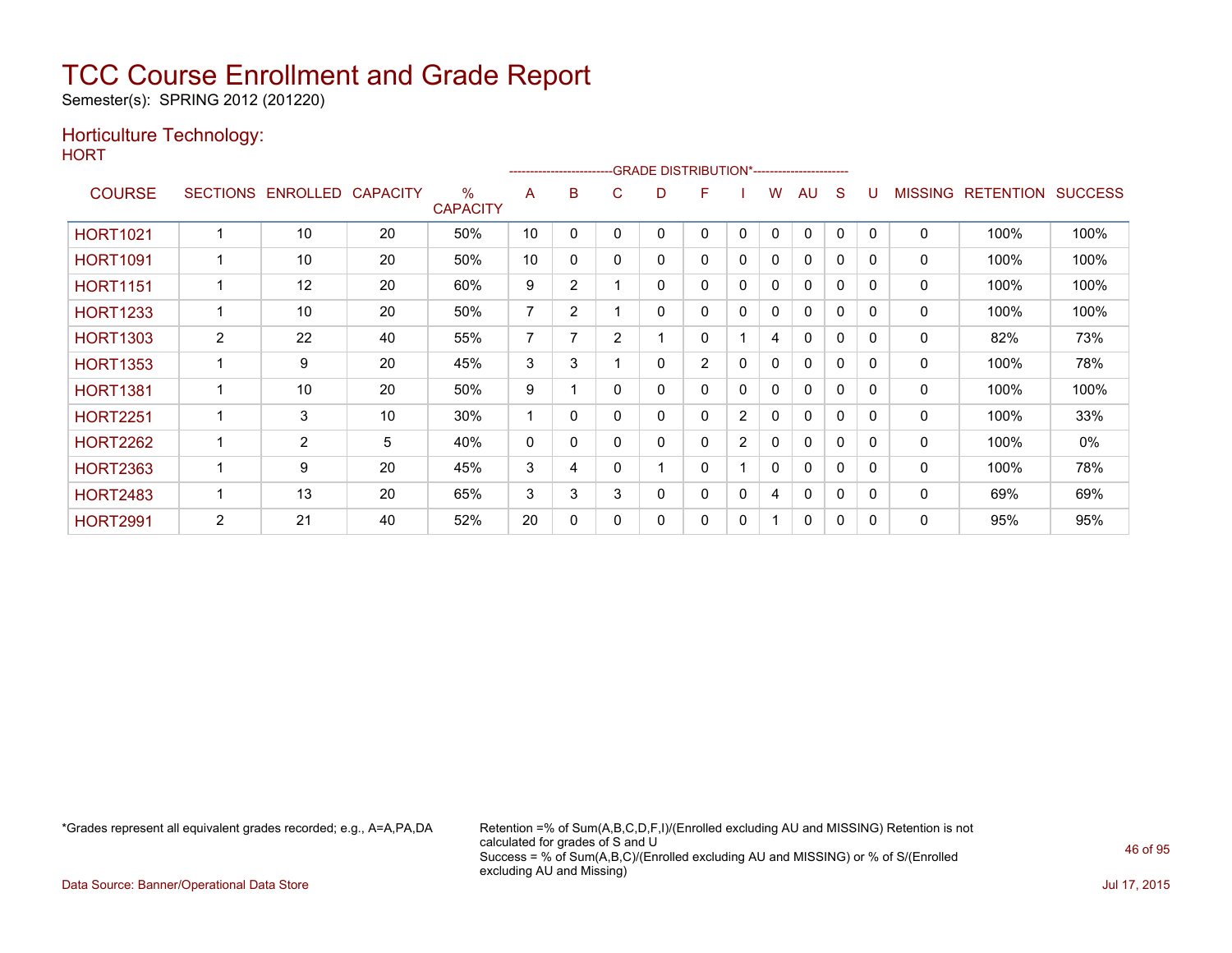# TCC Course Enrollment and Grade Report

Semester(s): SPRING 2012 (201220)

## Horticulture Technology:

HORT

| COURSE | SECTIONS | ENROLLED | CAPACITY | % CAPACITY | A | B | C | D | F | I | W | AU | S | U | MISSING | RETENTION | SUCCESS |
|---|---|---|---|---|---|---|---|---|---|---|---|---|---|---|---|---|---|
| HORT1021 | 1 | 10 | 20 | 50% | 10 | 0 | 0 | 0 | 0 | 0 | 0 | 0 | 0 | 0 | 0 | 100% | 100% |
| HORT1091 | 1 | 10 | 20 | 50% | 10 | 0 | 0 | 0 | 0 | 0 | 0 | 0 | 0 | 0 | 0 | 100% | 100% |
| HORT1151 | 1 | 12 | 20 | 60% | 9 | 2 | 1 | 0 | 0 | 0 | 0 | 0 | 0 | 0 | 0 | 100% | 100% |
| HORT1233 | 1 | 10 | 20 | 50% | 7 | 2 | 1 | 0 | 0 | 0 | 0 | 0 | 0 | 0 | 0 | 100% | 100% |
| HORT1303 | 2 | 22 | 40 | 55% | 7 | 7 | 2 | 1 | 0 | 1 | 4 | 0 | 0 | 0 | 0 | 82% | 73% |
| HORT1353 | 1 | 9 | 20 | 45% | 3 | 3 | 1 | 0 | 2 | 0 | 0 | 0 | 0 | 0 | 0 | 100% | 78% |
| HORT1381 | 1 | 10 | 20 | 50% | 9 | 1 | 0 | 0 | 0 | 0 | 0 | 0 | 0 | 0 | 0 | 100% | 100% |
| HORT2251 | 1 | 3 | 10 | 30% | 1 | 0 | 0 | 0 | 0 | 2 | 0 | 0 | 0 | 0 | 0 | 100% | 33% |
| HORT2262 | 1 | 2 | 5 | 40% | 0 | 0 | 0 | 0 | 0 | 2 | 0 | 0 | 0 | 0 | 0 | 100% | 0% |
| HORT2363 | 1 | 9 | 20 | 45% | 3 | 4 | 0 | 1 | 0 | 1 | 0 | 0 | 0 | 0 | 0 | 100% | 78% |
| HORT2483 | 1 | 13 | 20 | 65% | 3 | 3 | 3 | 0 | 0 | 0 | 4 | 0 | 0 | 0 | 0 | 69% | 69% |
| HORT2991 | 2 | 21 | 40 | 52% | 20 | 0 | 0 | 0 | 0 | 0 | 1 | 0 | 0 | 0 | 0 | 95% | 95% |

*Grades represent all equivalent grades recorded; e.g., A=A,PA,DA

Retention =% of Sum(A,B,C,D,F,I)/(Enrolled excluding AU and MISSING) Retention is not calculated for grades of S and U
Success = % of Sum(A,B,C)/(Enrolled excluding AU and MISSING) or % of S/(Enrolled excluding AU and Missing)

Data Source: Banner/Operational Data Store

Jul 17, 2015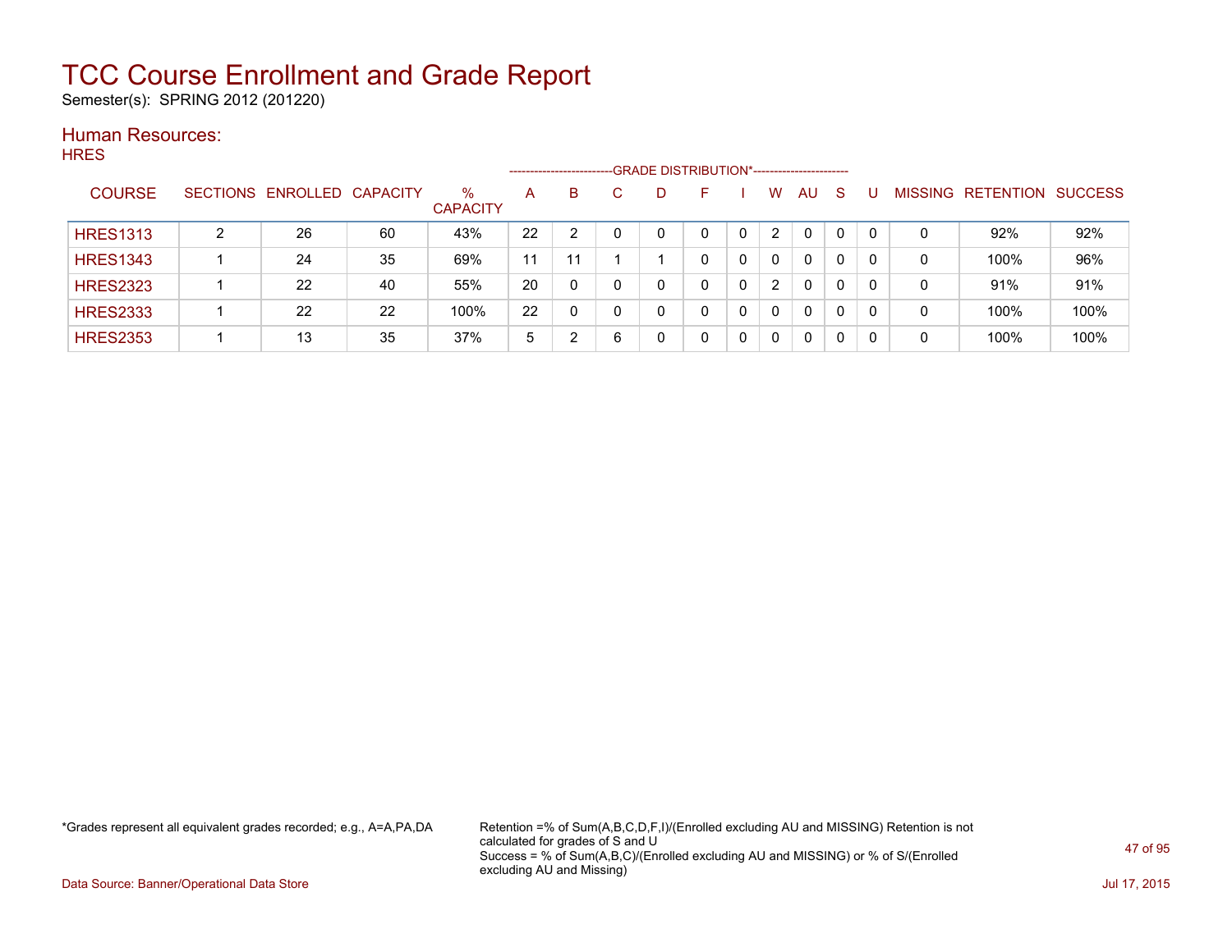# TCC Course Enrollment and Grade Report

Semester(s): SPRING 2012 (201220)

## Human Resources:

HRES

| COURSE | SECTIONS | ENROLLED | CAPACITY | % CAPACITY | A | B | C | D | F | I | W | AU | S | U | MISSING | RETENTION | SUCCESS |
|---|---|---|---|---|---|---|---|---|---|---|---|---|---|---|---|---|---|
| | | | | | GRADE DISTRIBUTION* | | | | | | | | | | | | |
| HRES1313 | 2 | 26 | 60 | 43% | 22 | 2 | 0 | 0 | 0 | 0 | 2 | 0 | 0 | 0 | 0 | 92% | 92% |
| HRES1343 | 1 | 24 | 35 | 69% | 11 | 11 | 1 | 1 | 0 | 0 | 0 | 0 | 0 | 0 | 0 | 100% | 96% |
| HRES2323 | 1 | 22 | 40 | 55% | 20 | 0 | 0 | 0 | 0 | 0 | 2 | 0 | 0 | 0 | 0 | 91% | 91% |
| HRES2333 | 1 | 22 | 22 | 100% | 22 | 0 | 0 | 0 | 0 | 0 | 0 | 0 | 0 | 0 | 0 | 100% | 100% |
| HRES2353 | 1 | 13 | 35 | 37% | 5 | 2 | 6 | 0 | 0 | 0 | 0 | 0 | 0 | 0 | 0 | 100% | 100% |

*Grades represent all equivalent grades recorded; e.g., A=A,PA,DA

Retention =% of Sum(A,B,C,D,F,I)/(Enrolled excluding AU and MISSING) Retention is not calculated for grades of S and U
Success = % of Sum(A,B,C)/(Enrolled excluding AU and MISSING) or % of S/(Enrolled excluding AU and Missing)

Data Source: Banner/Operational Data Store

Jul 17, 2015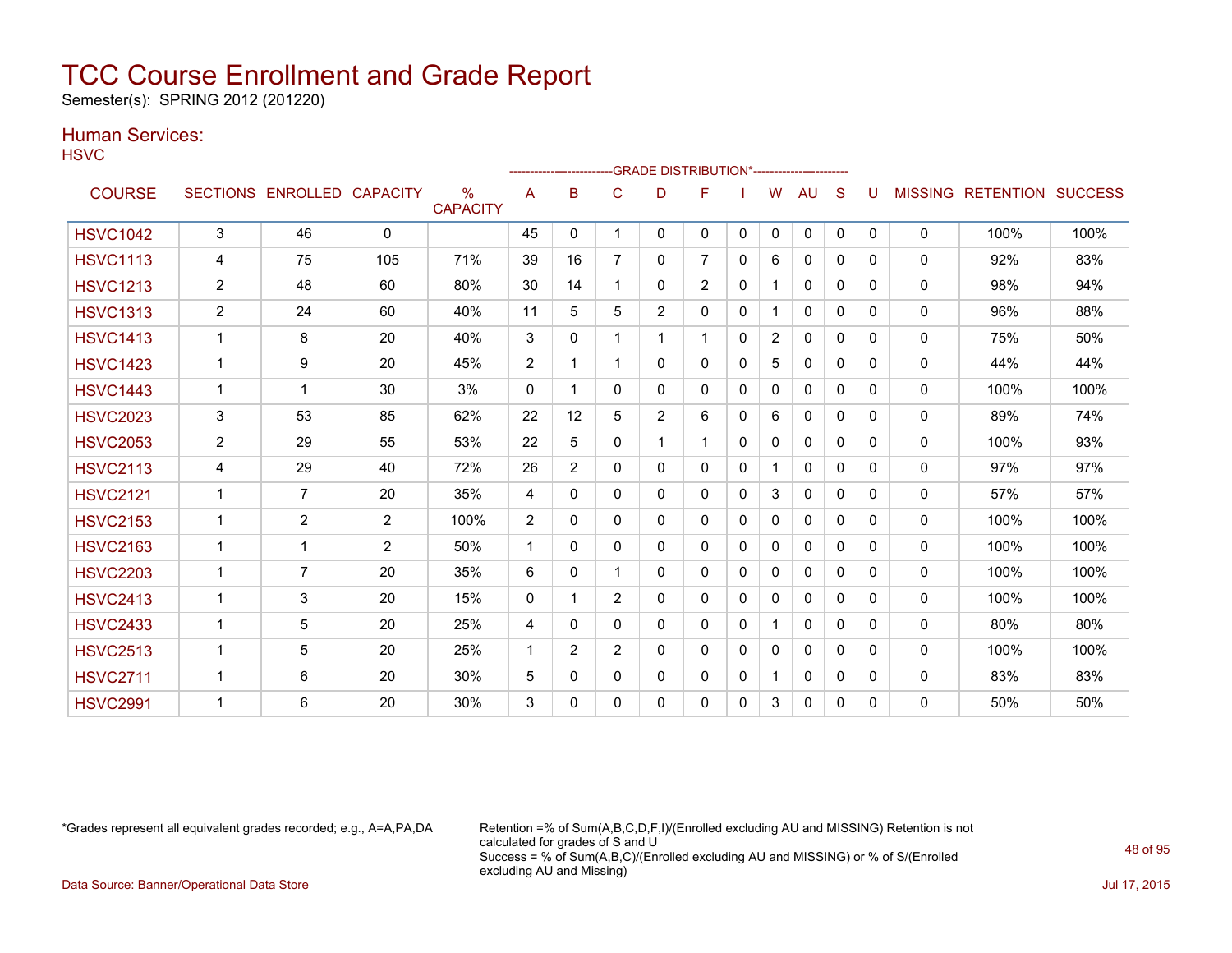# TCC Course Enrollment and Grade Report

Semester(s): SPRING 2012 (201220)

## Human Services:

HSVC

| COURSE | SECTIONS | ENROLLED | CAPACITY | % CAPACITY | A | B | C | D | F | I | W | AU | S | U | MISSING | RETENTION | SUCCESS |
|---|---|---|---|---|---|---|---|---|---|---|---|---|---|---|---|---|---|
| | | | | | GRADE DISTRIBUTION* | | | | | | | | | | | | |
| HSVC1042 | 3 | 46 | 0 | | 45 | 0 | 1 | 0 | 0 | 0 | 0 | 0 | 0 | 0 | 0 | 100% | 100% |
| HSVC1113 | 4 | 75 | 105 | 71% | 39 | 16 | 7 | 0 | 7 | 0 | 6 | 0 | 0 | 0 | 0 | 92% | 83% |
| HSVC1213 | 2 | 48 | 60 | 80% | 30 | 14 | 1 | 0 | 2 | 0 | 1 | 0 | 0 | 0 | 0 | 98% | 94% |
| HSVC1313 | 2 | 24 | 60 | 40% | 11 | 5 | 5 | 2 | 0 | 0 | 1 | 0 | 0 | 0 | 0 | 96% | 88% |
| HSVC1413 | 1 | 8 | 20 | 40% | 3 | 0 | 1 | 1 | 1 | 0 | 2 | 0 | 0 | 0 | 0 | 75% | 50% |
| HSVC1423 | 1 | 9 | 20 | 45% | 2 | 1 | 1 | 0 | 0 | 0 | 5 | 0 | 0 | 0 | 0 | 44% | 44% |
| HSVC1443 | 1 | 1 | 30 | 3% | 0 | 1 | 0 | 0 | 0 | 0 | 0 | 0 | 0 | 0 | 0 | 100% | 100% |
| HSVC2023 | 3 | 53 | 85 | 62% | 22 | 12 | 5 | 2 | 6 | 0 | 6 | 0 | 0 | 0 | 0 | 89% | 74% |
| HSVC2053 | 2 | 29 | 55 | 53% | 22 | 5 | 0 | 1 | 1 | 0 | 0 | 0 | 0 | 0 | 0 | 100% | 93% |
| HSVC2113 | 4 | 29 | 40 | 72% | 26 | 2 | 0 | 0 | 0 | 0 | 1 | 0 | 0 | 0 | 0 | 97% | 97% |
| HSVC2121 | 1 | 7 | 20 | 35% | 4 | 0 | 0 | 0 | 0 | 0 | 3 | 0 | 0 | 0 | 0 | 57% | 57% |
| HSVC2153 | 1 | 2 | 2 | 100% | 2 | 0 | 0 | 0 | 0 | 0 | 0 | 0 | 0 | 0 | 0 | 100% | 100% |
| HSVC2163 | 1 | 1 | 2 | 50% | 1 | 0 | 0 | 0 | 0 | 0 | 0 | 0 | 0 | 0 | 0 | 100% | 100% |
| HSVC2203 | 1 | 7 | 20 | 35% | 6 | 0 | 1 | 0 | 0 | 0 | 0 | 0 | 0 | 0 | 0 | 100% | 100% |
| HSVC2413 | 1 | 3 | 20 | 15% | 0 | 1 | 2 | 0 | 0 | 0 | 0 | 0 | 0 | 0 | 0 | 100% | 100% |
| HSVC2433 | 1 | 5 | 20 | 25% | 4 | 0 | 0 | 0 | 0 | 0 | 1 | 0 | 0 | 0 | 0 | 80% | 80% |
| HSVC2513 | 1 | 5 | 20 | 25% | 1 | 2 | 2 | 0 | 0 | 0 | 0 | 0 | 0 | 0 | 0 | 100% | 100% |
| HSVC2711 | 1 | 6 | 20 | 30% | 5 | 0 | 0 | 0 | 0 | 0 | 1 | 0 | 0 | 0 | 0 | 83% | 83% |
| HSVC2991 | 1 | 6 | 20 | 30% | 3 | 0 | 0 | 0 | 0 | 0 | 3 | 0 | 0 | 0 | 0 | 50% | 50% |

*Grades represent all equivalent grades recorded; e.g., A=A,PA,DA

Retention =% of Sum(A,B,C,D,F,I)/(Enrolled excluding AU and MISSING) Retention is not calculated for grades of S and U
Success = % of Sum(A,B,C)/(Enrolled excluding AU and MISSING) or % of S/(Enrolled excluding AU and Missing)

Data Source: Banner/Operational Data Store

Jul 17, 2015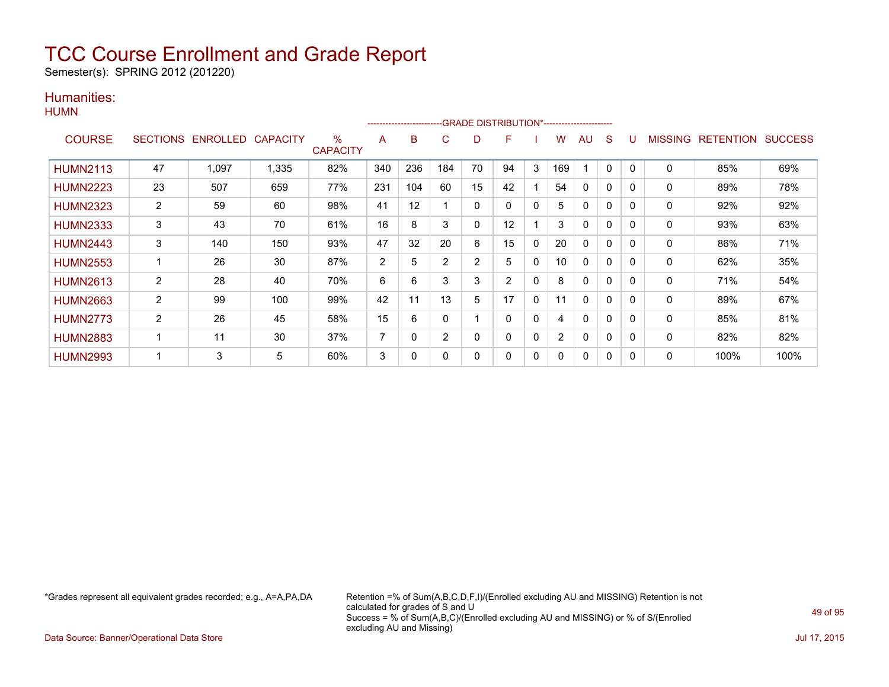# TCC Course Enrollment and Grade Report

Semester(s): SPRING 2012 (201220)

## Humanities:

### HUMN

| COURSE | SECTIONS | ENROLLED | CAPACITY | % CAPACITY | A | B | C | D | F | I | W | AU | S | U | MISSING | RETENTION | SUCCESS |
|---|---|---|---|---|---|---|---|---|---|---|---|---|---|---|---|---|---|
| | | | | | GRADE DISTRIBUTION* | | | | | | | | | | | | |
| HUMN2113 | 47 | 1,097 | 1,335 | 82% | 340 | 236 | 184 | 70 | 94 | 3 | 169 | 1 | 0 | 0 | 0 | 85% | 69% |
| HUMN2223 | 23 | 507 | 659 | 77% | 231 | 104 | 60 | 15 | 42 | 1 | 54 | 0 | 0 | 0 | 0 | 89% | 78% |
| HUMN2323 | 2 | 59 | 60 | 98% | 41 | 12 | 1 | 0 | 0 | 0 | 5 | 0 | 0 | 0 | 0 | 92% | 92% |
| HUMN2333 | 3 | 43 | 70 | 61% | 16 | 8 | 3 | 0 | 12 | 1 | 3 | 0 | 0 | 0 | 0 | 93% | 63% |
| HUMN2443 | 3 | 140 | 150 | 93% | 47 | 32 | 20 | 6 | 15 | 0 | 20 | 0 | 0 | 0 | 0 | 86% | 71% |
| HUMN2553 | 1 | 26 | 30 | 87% | 2 | 5 | 2 | 2 | 5 | 0 | 10 | 0 | 0 | 0 | 0 | 62% | 35% |
| HUMN2613 | 2 | 28 | 40 | 70% | 6 | 6 | 3 | 3 | 2 | 0 | 8 | 0 | 0 | 0 | 0 | 71% | 54% |
| HUMN2663 | 2 | 99 | 100 | 99% | 42 | 11 | 13 | 5 | 17 | 0 | 11 | 0 | 0 | 0 | 0 | 89% | 67% |
| HUMN2773 | 2 | 26 | 45 | 58% | 15 | 6 | 0 | 1 | 0 | 0 | 4 | 0 | 0 | 0 | 0 | 85% | 81% |
| HUMN2883 | 1 | 11 | 30 | 37% | 7 | 0 | 2 | 0 | 0 | 0 | 2 | 0 | 0 | 0 | 0 | 82% | 82% |
| HUMN2993 | 1 | 3 | 5 | 60% | 3 | 0 | 0 | 0 | 0 | 0 | 0 | 0 | 0 | 0 | 0 | 100% | 100% |

*Grades represent all equivalent grades recorded; e.g., A=A,PA,DA

Retention =% of Sum(A,B,C,D,F,I)/(Enrolled excluding AU and MISSING) Retention is not calculated for grades of S and U
Success = % of Sum(A,B,C)/(Enrolled excluding AU and MISSING) or % of S/(Enrolled excluding AU and Missing)

Data Source: Banner/Operational Data Store

Jul 17, 2015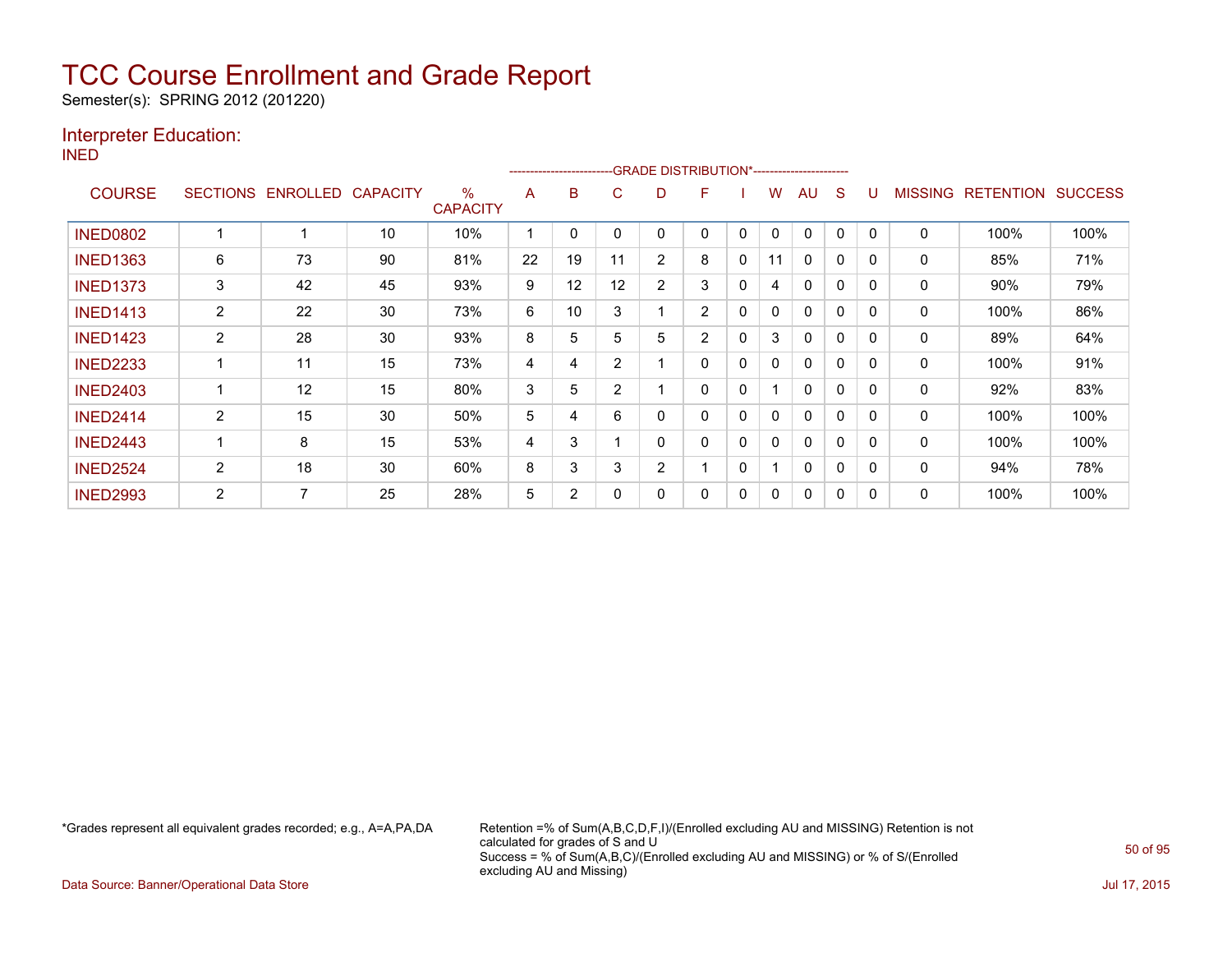# TCC Course Enrollment and Grade Report

Semester(s): SPRING 2012 (201220)

## Interpreter Education:

INED

| COURSE | SECTIONS | ENROLLED | CAPACITY | % CAPACITY | A | B | C | D | F | I | W | AU | S | U | MISSING | RETENTION | SUCCESS |
|---|---|---|---|---|---|---|---|---|---|---|---|---|---|---|---|---|---|
| | | | | | GRADE DISTRIBUTION* | | | | | | | | | | | | |
| INED0802 | 1 | 1 | 10 | 10% | 1 | 0 | 0 | 0 | 0 | 0 | 0 | 0 | 0 | 0 | 0 | 100% | 100% |
| INED1363 | 6 | 73 | 90 | 81% | 22 | 19 | 11 | 2 | 8 | 0 | 11 | 0 | 0 | 0 | 0 | 85% | 71% |
| INED1373 | 3 | 42 | 45 | 93% | 9 | 12 | 12 | 2 | 3 | 0 | 4 | 0 | 0 | 0 | 0 | 90% | 79% |
| INED1413 | 2 | 22 | 30 | 73% | 6 | 10 | 3 | 1 | 2 | 0 | 0 | 0 | 0 | 0 | 0 | 100% | 86% |
| INED1423 | 2 | 28 | 30 | 93% | 8 | 5 | 5 | 5 | 2 | 0 | 3 | 0 | 0 | 0 | 0 | 89% | 64% |
| INED2233 | 1 | 11 | 15 | 73% | 4 | 4 | 2 | 1 | 0 | 0 | 0 | 0 | 0 | 0 | 0 | 100% | 91% |
| INED2403 | 1 | 12 | 15 | 80% | 3 | 5 | 2 | 1 | 0 | 0 | 1 | 0 | 0 | 0 | 0 | 92% | 83% |
| INED2414 | 2 | 15 | 30 | 50% | 5 | 4 | 6 | 0 | 0 | 0 | 0 | 0 | 0 | 0 | 0 | 100% | 100% |
| INED2443 | 1 | 8 | 15 | 53% | 4 | 3 | 1 | 0 | 0 | 0 | 0 | 0 | 0 | 0 | 0 | 100% | 100% |
| INED2524 | 2 | 18 | 30 | 60% | 8 | 3 | 3 | 2 | 1 | 0 | 1 | 0 | 0 | 0 | 0 | 94% | 78% |
| INED2993 | 2 | 7 | 25 | 28% | 5 | 2 | 0 | 0 | 0 | 0 | 0 | 0 | 0 | 0 | 0 | 100% | 100% |

*Grades represent all equivalent grades recorded; e.g., A=A,PA,DA

Retention =% of Sum(A,B,C,D,F,I)/(Enrolled excluding AU and MISSING) Retention is not calculated for grades of S and U
Success = % of Sum(A,B,C)/(Enrolled excluding AU and MISSING) or % of S/(Enrolled excluding AU and Missing)

Data Source: Banner/Operational Data Store

Jul 17, 2015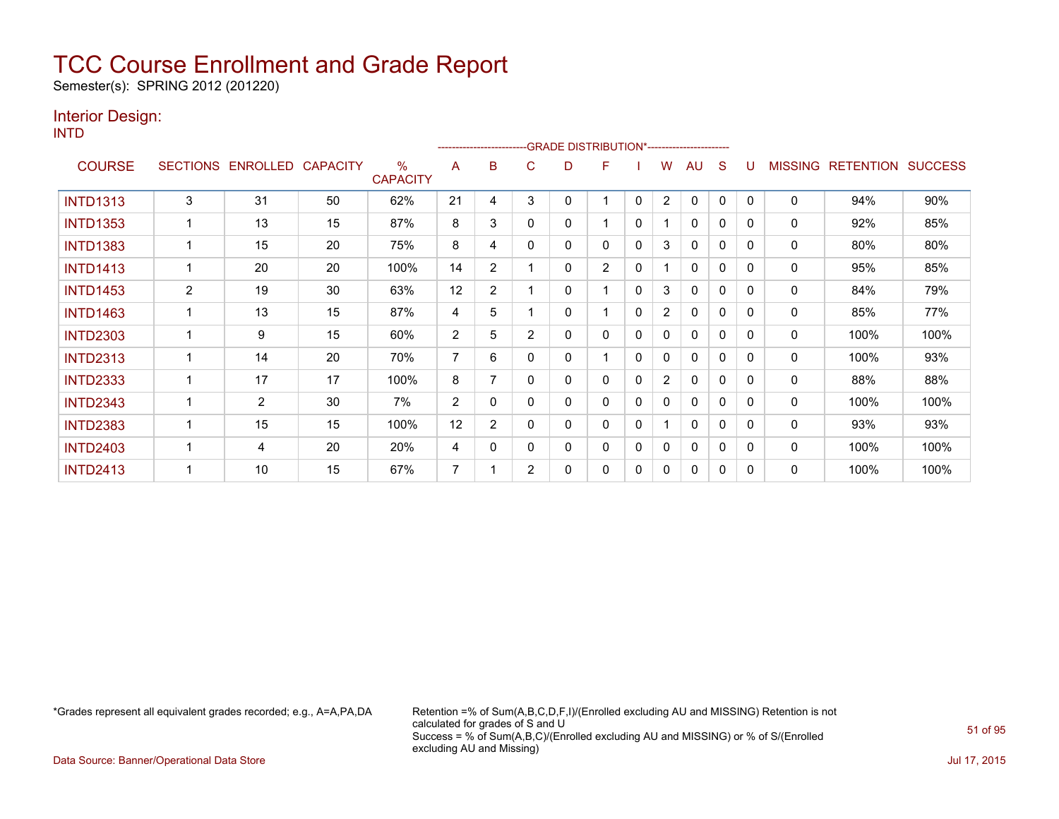# TCC Course Enrollment and Grade Report

Semester(s): SPRING 2012 (201220)

## Interior Design:

INTD

| COURSE | SECTIONS | ENROLLED | CAPACITY | % CAPACITY | A | B | C | D | F | I | W | AU | S | U | MISSING | RETENTION | SUCCESS |
|---|---|---|---|---|---|---|---|---|---|---|---|---|---|---|---|---|---|
| | | | | | GRADE DISTRIBUTION* | | | | | | | | | | | | |
| INTD1313 | 3 | 31 | 50 | 62% | 21 | 4 | 3 | 0 | 1 | 0 | 2 | 0 | 0 | 0 | 0 | 94% | 90% |
| INTD1353 | 1 | 13 | 15 | 87% | 8 | 3 | 0 | 0 | 1 | 0 | 1 | 0 | 0 | 0 | 0 | 92% | 85% |
| INTD1383 | 1 | 15 | 20 | 75% | 8 | 4 | 0 | 0 | 0 | 0 | 3 | 0 | 0 | 0 | 0 | 80% | 80% |
| INTD1413 | 1 | 20 | 20 | 100% | 14 | 2 | 1 | 0 | 2 | 0 | 1 | 0 | 0 | 0 | 0 | 95% | 85% |
| INTD1453 | 2 | 19 | 30 | 63% | 12 | 2 | 1 | 0 | 1 | 0 | 3 | 0 | 0 | 0 | 0 | 84% | 79% |
| INTD1463 | 1 | 13 | 15 | 87% | 4 | 5 | 1 | 0 | 1 | 0 | 2 | 0 | 0 | 0 | 0 | 85% | 77% |
| INTD2303 | 1 | 9 | 15 | 60% | 2 | 5 | 2 | 0 | 0 | 0 | 0 | 0 | 0 | 0 | 0 | 100% | 100% |
| INTD2313 | 1 | 14 | 20 | 70% | 7 | 6 | 0 | 0 | 1 | 0 | 0 | 0 | 0 | 0 | 0 | 100% | 93% |
| INTD2333 | 1 | 17 | 17 | 100% | 8 | 7 | 0 | 0 | 0 | 0 | 2 | 0 | 0 | 0 | 0 | 88% | 88% |
| INTD2343 | 1 | 2 | 30 | 7% | 2 | 0 | 0 | 0 | 0 | 0 | 0 | 0 | 0 | 0 | 0 | 100% | 100% |
| INTD2383 | 1 | 15 | 15 | 100% | 12 | 2 | 0 | 0 | 0 | 0 | 1 | 0 | 0 | 0 | 0 | 93% | 93% |
| INTD2403 | 1 | 4 | 20 | 20% | 4 | 0 | 0 | 0 | 0 | 0 | 0 | 0 | 0 | 0 | 0 | 100% | 100% |
| INTD2413 | 1 | 10 | 15 | 67% | 7 | 1 | 2 | 0 | 0 | 0 | 0 | 0 | 0 | 0 | 0 | 100% | 100% |

*Grades represent all equivalent grades recorded; e.g., A=A,PA,DA

Retention =% of Sum(A,B,C,D,F,I)/(Enrolled excluding AU and MISSING) Retention is not calculated for grades of S and U
Success = % of Sum(A,B,C)/(Enrolled excluding AU and MISSING) or % of S/(Enrolled excluding AU and Missing)

Data Source: Banner/Operational Data Store

Jul 17, 2015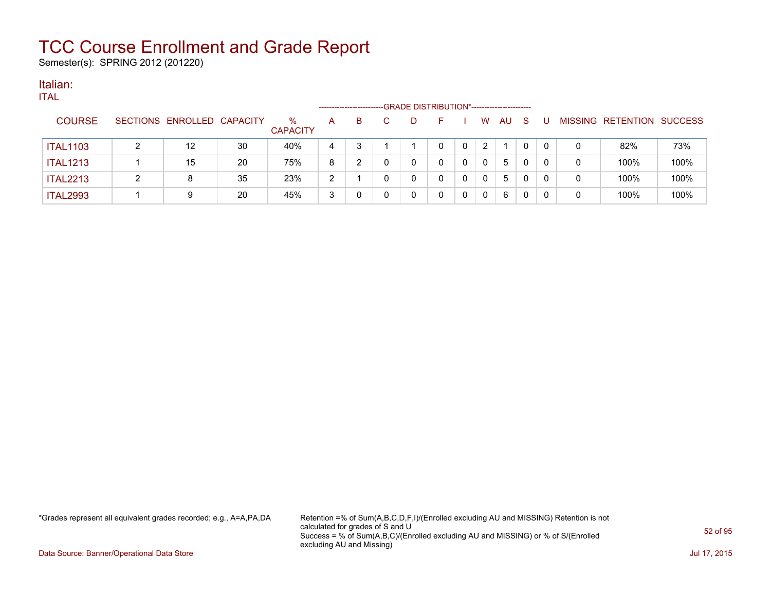# TCC Course Enrollment and Grade Report

Semester(s): SPRING 2012 (201220)

## Italian:

ITAL

| COURSE | SECTIONS | ENROLLED | CAPACITY | % CAPACITY | A | B | C | D | F | I | W | AU | S | U | MISSING | RETENTION | SUCCESS |
|---|---|---|---|---|---|---|---|---|---|---|---|---|---|---|---|---|---|
| | | | | | GRADE DISTRIBUTION* | | | | | | | | | | | | |
| ITAL1103 | 2 | 12 | 30 | 40% | 4 | 3 | 1 | 1 | 0 | 0 | 2 | 1 | 0 | 0 | 0 | 82% | 73% |
| ITAL1213 | 1 | 15 | 20 | 75% | 8 | 2 | 0 | 0 | 0 | 0 | 0 | 5 | 0 | 0 | 0 | 100% | 100% |
| ITAL2213 | 2 | 8 | 35 | 23% | 2 | 1 | 0 | 0 | 0 | 0 | 0 | 5 | 0 | 0 | 0 | 100% | 100% |
| ITAL2993 | 1 | 9 | 20 | 45% | 3 | 0 | 0 | 0 | 0 | 0 | 0 | 6 | 0 | 0 | 0 | 100% | 100% |

*Grades represent all equivalent grades recorded; e.g., A=A,PA,DA

Retention =% of Sum(A,B,C,D,F,I)/(Enrolled excluding AU and MISSING) Retention is not calculated for grades of S and U

Success = % of Sum(A,B,C)/(Enrolled excluding AU and MISSING) or % of S/(Enrolled excluding AU and Missing)

Data Source: Banner/Operational Data Store

Jul 17, 2015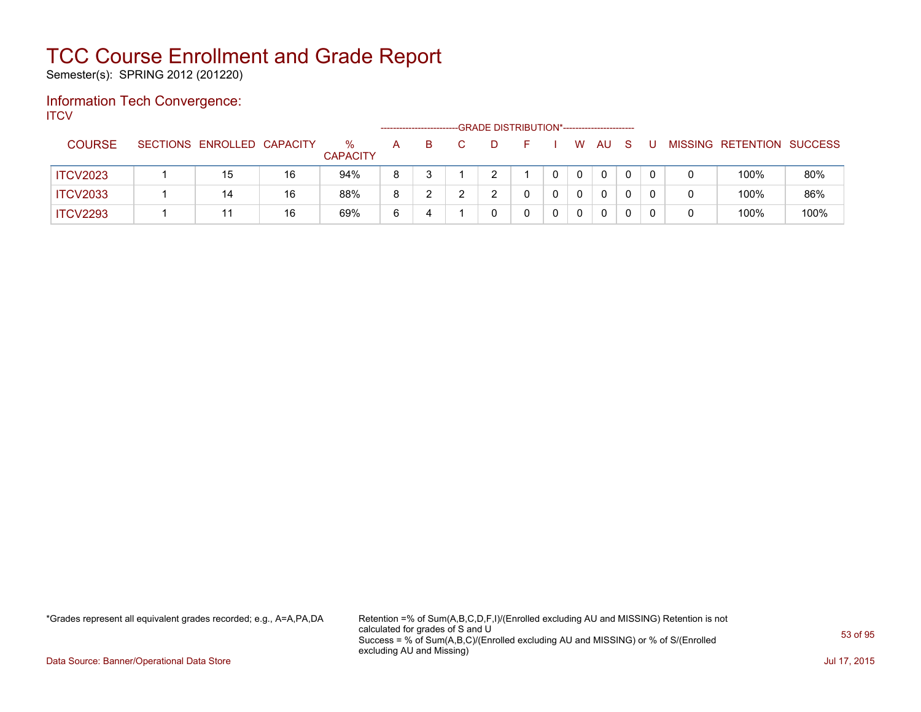# TCC Course Enrollment and Grade Report

Semester(s): SPRING 2012 (201220)

## Information Tech Convergence:

ITCV

| COURSE | SECTIONS | ENROLLED | CAPACITY | % CAPACITY | A | B | C | D | F | I | W | AU | S | U | MISSING | RETENTION | SUCCESS |
|---|---|---|---|---|---|---|---|---|---|---|---|---|---|---|---|---|---|
| | | | | | GRADE DISTRIBUTION* | | | | | | | | | | | | |
| ITCV2023 | 1 | 15 | 16 | 94% | 8 | 3 | 1 | 2 | 1 | 0 | 0 | 0 | 0 | 0 | 0 | 100% | 80% |
| ITCV2033 | 1 | 14 | 16 | 88% | 8 | 2 | 2 | 2 | 0 | 0 | 0 | 0 | 0 | 0 | 0 | 100% | 86% |
| ITCV2293 | 1 | 11 | 16 | 69% | 6 | 4 | 1 | 0 | 0 | 0 | 0 | 0 | 0 | 0 | 0 | 100% | 100% |

*Grades represent all equivalent grades recorded; e.g., A=A,PA,DA

Retention =% of Sum(A,B,C,D,F,I)/(Enrolled excluding AU and MISSING) Retention is not calculated for grades of S and U
Success = % of Sum(A,B,C)/(Enrolled excluding AU and MISSING) or % of S/(Enrolled excluding AU and Missing)

Data Source: Banner/Operational Data Store

Jul 17, 2015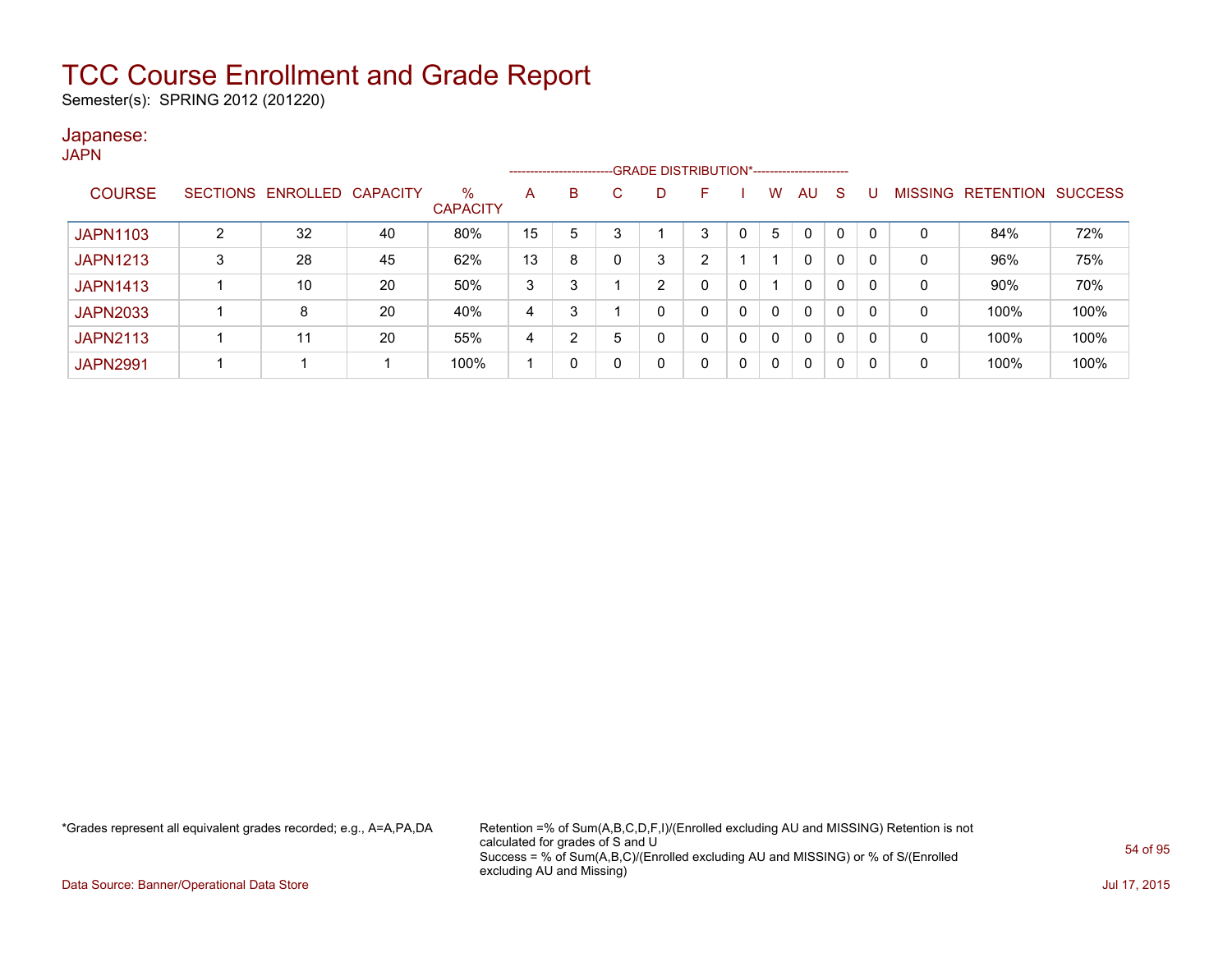# TCC Course Enrollment and Grade Report

Semester(s): SPRING 2012 (201220)

## Japanese:

JAPN

| COURSE | SECTIONS | ENROLLED | CAPACITY | % CAPACITY | A | B | C | D | F | I | W | AU | S | U | MISSING | RETENTION | SUCCESS |
|---|---|---|---|---|---|---|---|---|---|---|---|---|---|---|---|---|---|
| | | | | | GRADE DISTRIBUTION* | | | | | | | | | | | | |
| JAPN1103 | 2 | 32 | 40 | 80% | 15 | 5 | 3 | 1 | 3 | 0 | 5 | 0 | 0 | 0 | 0 | 84% | 72% |
| JAPN1213 | 3 | 28 | 45 | 62% | 13 | 8 | 0 | 3 | 2 | 1 | 1 | 0 | 0 | 0 | 0 | 96% | 75% |
| JAPN1413 | 1 | 10 | 20 | 50% | 3 | 3 | 1 | 2 | 0 | 0 | 1 | 0 | 0 | 0 | 0 | 90% | 70% |
| JAPN2033 | 1 | 8 | 20 | 40% | 4 | 3 | 1 | 0 | 0 | 0 | 0 | 0 | 0 | 0 | 0 | 100% | 100% |
| JAPN2113 | 1 | 11 | 20 | 55% | 4 | 2 | 5 | 0 | 0 | 0 | 0 | 0 | 0 | 0 | 0 | 100% | 100% |
| JAPN2991 | 1 | 1 | 1 | 100% | 1 | 0 | 0 | 0 | 0 | 0 | 0 | 0 | 0 | 0 | 0 | 100% | 100% |

*Grades represent all equivalent grades recorded; e.g., A=A,PA,DA

Retention =% of Sum(A,B,C,D,F,I)/(Enrolled excluding AU and MISSING) Retention is not calculated for grades of S and U

Success = % of Sum(A,B,C)/(Enrolled excluding AU and MISSING) or % of S/(Enrolled excluding AU and Missing)

Data Source: Banner/Operational Data Store

Jul 17, 2015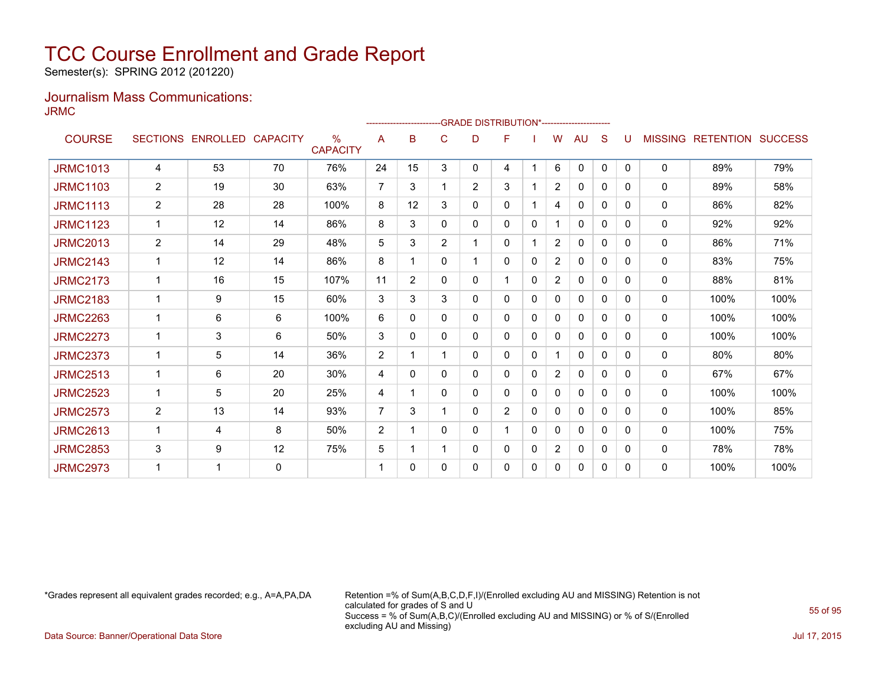# TCC Course Enrollment and Grade Report

Semester(s): SPRING 2012 (201220)

## Journalism Mass Communications:

JRMC

| COURSE | SECTIONS | ENROLLED | CAPACITY | % CAPACITY | A | B | C | D | F | I | W | AU | S | U | MISSING | RETENTION | SUCCESS |
|---|---|---|---|---|---|---|---|---|---|---|---|---|---|---|---|---|---|
| | | | | | GRADE DISTRIBUTION* | | | | | | | | | | | | |
| JRMC1013 | 4 | 53 | 70 | 76% | 24 | 15 | 3 | 0 | 4 | 1 | 6 | 0 | 0 | 0 | 0 | 89% | 79% |
| JRMC1103 | 2 | 19 | 30 | 63% | 7 | 3 | 1 | 2 | 3 | 1 | 2 | 0 | 0 | 0 | 0 | 89% | 58% |
| JRMC1113 | 2 | 28 | 28 | 100% | 8 | 12 | 3 | 0 | 0 | 1 | 4 | 0 | 0 | 0 | 0 | 86% | 82% |
| JRMC1123 | 1 | 12 | 14 | 86% | 8 | 3 | 0 | 0 | 0 | 0 | 1 | 0 | 0 | 0 | 0 | 92% | 92% |
| JRMC2013 | 2 | 14 | 29 | 48% | 5 | 3 | 2 | 1 | 0 | 1 | 2 | 0 | 0 | 0 | 0 | 86% | 71% |
| JRMC2143 | 1 | 12 | 14 | 86% | 8 | 1 | 0 | 1 | 0 | 0 | 2 | 0 | 0 | 0 | 0 | 83% | 75% |
| JRMC2173 | 1 | 16 | 15 | 107% | 11 | 2 | 0 | 0 | 1 | 0 | 2 | 0 | 0 | 0 | 0 | 88% | 81% |
| JRMC2183 | 1 | 9 | 15 | 60% | 3 | 3 | 3 | 0 | 0 | 0 | 0 | 0 | 0 | 0 | 0 | 100% | 100% |
| JRMC2263 | 1 | 6 | 6 | 100% | 6 | 0 | 0 | 0 | 0 | 0 | 0 | 0 | 0 | 0 | 0 | 100% | 100% |
| JRMC2273 | 1 | 3 | 6 | 50% | 3 | 0 | 0 | 0 | 0 | 0 | 0 | 0 | 0 | 0 | 0 | 100% | 100% |
| JRMC2373 | 1 | 5 | 14 | 36% | 2 | 1 | 1 | 0 | 0 | 0 | 1 | 0 | 0 | 0 | 0 | 80% | 80% |
| JRMC2513 | 1 | 6 | 20 | 30% | 4 | 0 | 0 | 0 | 0 | 0 | 2 | 0 | 0 | 0 | 0 | 67% | 67% |
| JRMC2523 | 1 | 5 | 20 | 25% | 4 | 1 | 0 | 0 | 0 | 0 | 0 | 0 | 0 | 0 | 0 | 100% | 100% |
| JRMC2573 | 2 | 13 | 14 | 93% | 7 | 3 | 1 | 0 | 2 | 0 | 0 | 0 | 0 | 0 | 0 | 100% | 85% |
| JRMC2613 | 1 | 4 | 8 | 50% | 2 | 1 | 0 | 0 | 1 | 0 | 0 | 0 | 0 | 0 | 0 | 100% | 75% |
| JRMC2853 | 3 | 9 | 12 | 75% | 5 | 1 | 1 | 0 | 0 | 0 | 2 | 0 | 0 | 0 | 0 | 78% | 78% |
| JRMC2973 | 1 | 1 | 0 | | 1 | 0 | 0 | 0 | 0 | 0 | 0 | 0 | 0 | 0 | 0 | 100% | 100% |

*Grades represent all equivalent grades recorded; e.g., A=A,PA,DA

Retention =% of Sum(A,B,C,D,F,I)/(Enrolled excluding AU and MISSING) Retention is not calculated for grades of S and U
Success = % of Sum(A,B,C)/(Enrolled excluding AU and MISSING) or % of S/(Enrolled excluding AU and Missing)

Data Source: Banner/Operational Data Store

Jul 17, 2015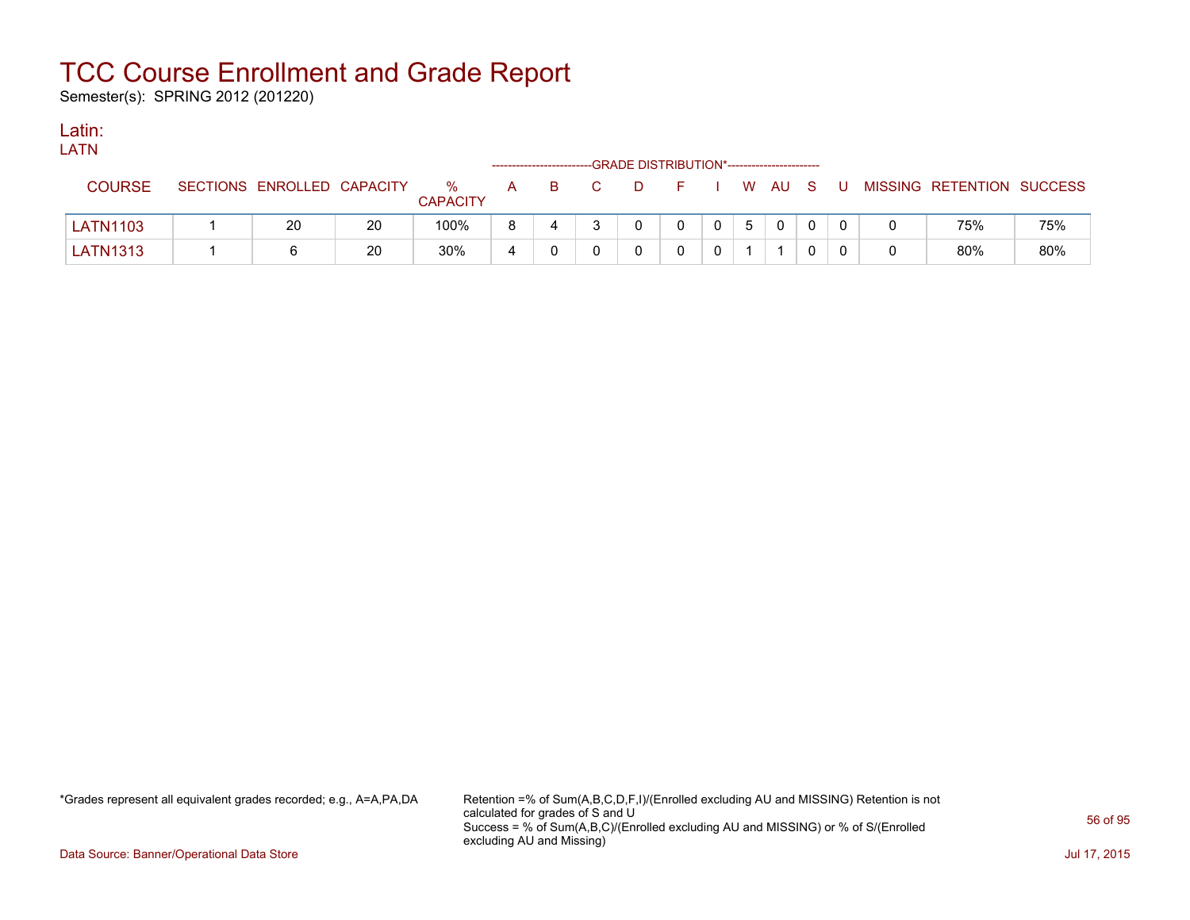# TCC Course Enrollment and Grade Report

Semester(s): SPRING 2012 (201220)

## Latin:

LATN

| COURSE | SECTIONS | ENROLLED | CAPACITY | % CAPACITY | A | B | C | D | F | I | W | AU | S | U | MISSING | RETENTION | SUCCESS |
|---|---|---|---|---|---|---|---|---|---|---|---|---|---|---|---|---|---|
| | | | | | GRADE DISTRIBUTION* | | | | | | | | | | | | |
| LATN1103 | 1 | 20 | 20 | 100% | 8 | 4 | 3 | 0 | 0 | 0 | 5 | 0 | 0 | 0 | 0 | 75% | 75% |
| LATN1313 | 1 | 6 | 20 | 30% | 4 | 0 | 0 | 0 | 0 | 0 | 1 | 1 | 0 | 0 | 0 | 80% | 80% |

*Grades represent all equivalent grades recorded; e.g., A=A,PA,DA

Retention =% of Sum(A,B,C,D,F,I)/(Enrolled excluding AU and MISSING) Retention is not calculated for grades of S and U
Success = % of Sum(A,B,C)/(Enrolled excluding AU and MISSING) or % of S/(Enrolled excluding AU and Missing)

Data Source: Banner/Operational Data Store

Jul 17, 2015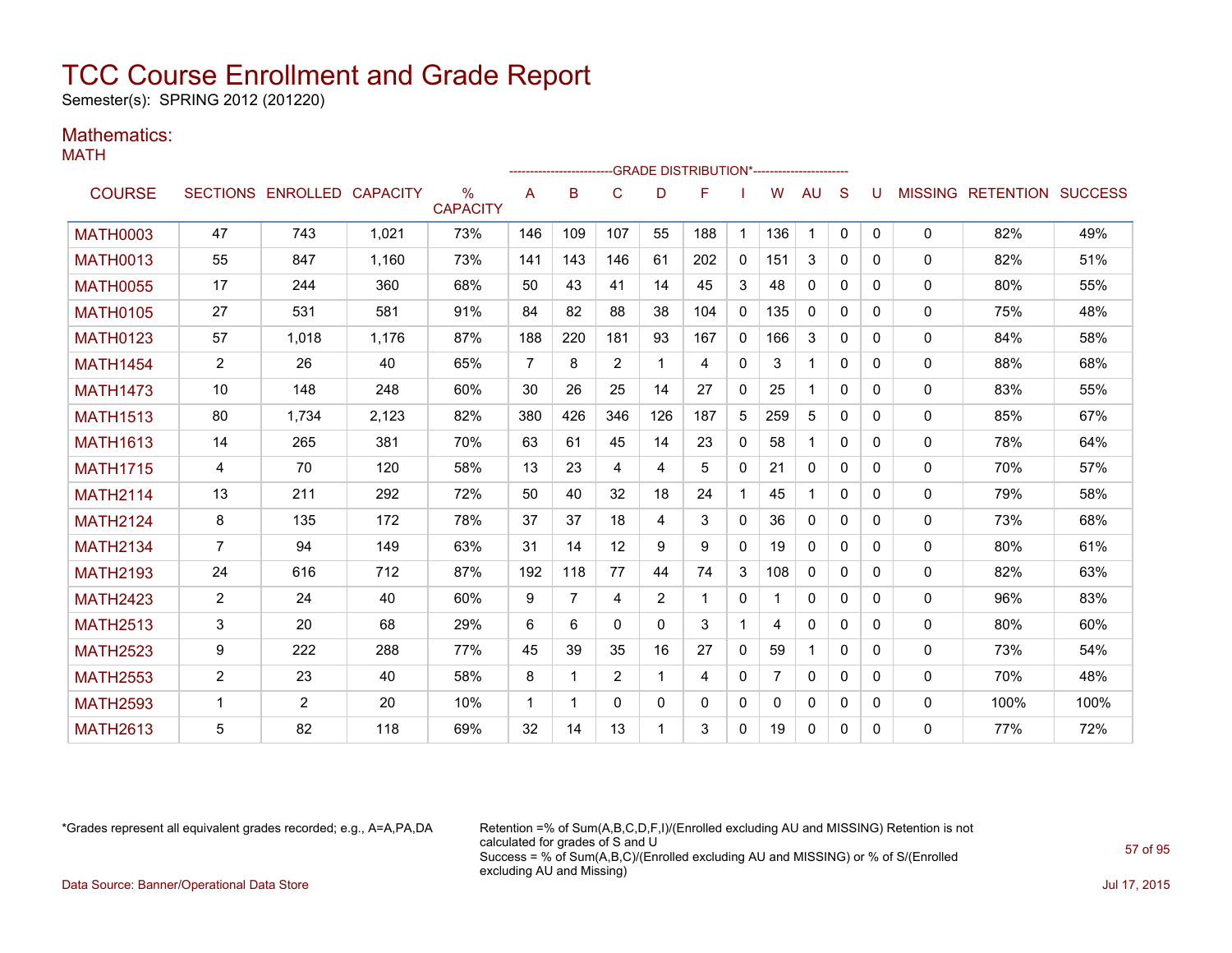# TCC Course Enrollment and Grade Report

Semester(s): SPRING 2012 (201220)

## Mathematics:

### MATH

| COURSE | SECTIONS | ENROLLED | CAPACITY | % CAPACITY | A | B | C | D | F | I | W | AU | S | U | MISSING | RETENTION | SUCCESS |
|---|---|---|---|---|---|---|---|---|---|---|---|---|---|---|---|---|---|
| | | | | | GRADE DISTRIBUTION* | | | | | | | | | | | | |
| MATH0003 | 47 | 743 | 1,021 | 73% | 146 | 109 | 107 | 55 | 188 | 1 | 136 | 1 | 0 | 0 | 0 | 82% | 49% |
| MATH0013 | 55 | 847 | 1,160 | 73% | 141 | 143 | 146 | 61 | 202 | 0 | 151 | 3 | 0 | 0 | 0 | 82% | 51% |
| MATH0055 | 17 | 244 | 360 | 68% | 50 | 43 | 41 | 14 | 45 | 3 | 48 | 0 | 0 | 0 | 0 | 80% | 55% |
| MATH0105 | 27 | 531 | 581 | 91% | 84 | 82 | 88 | 38 | 104 | 0 | 135 | 0 | 0 | 0 | 0 | 75% | 48% |
| MATH0123 | 57 | 1,018 | 1,176 | 87% | 188 | 220 | 181 | 93 | 167 | 0 | 166 | 3 | 0 | 0 | 0 | 84% | 58% |
| MATH1454 | 2 | 26 | 40 | 65% | 7 | 8 | 2 | 1 | 4 | 0 | 3 | 1 | 0 | 0 | 0 | 88% | 68% |
| MATH1473 | 10 | 148 | 248 | 60% | 30 | 26 | 25 | 14 | 27 | 0 | 25 | 1 | 0 | 0 | 0 | 83% | 55% |
| MATH1513 | 80 | 1,734 | 2,123 | 82% | 380 | 426 | 346 | 126 | 187 | 5 | 259 | 5 | 0 | 0 | 0 | 85% | 67% |
| MATH1613 | 14 | 265 | 381 | 70% | 63 | 61 | 45 | 14 | 23 | 0 | 58 | 1 | 0 | 0 | 0 | 78% | 64% |
| MATH1715 | 4 | 70 | 120 | 58% | 13 | 23 | 4 | 4 | 5 | 0 | 21 | 0 | 0 | 0 | 0 | 70% | 57% |
| MATH2114 | 13 | 211 | 292 | 72% | 50 | 40 | 32 | 18 | 24 | 1 | 45 | 1 | 0 | 0 | 0 | 79% | 58% |
| MATH2124 | 8 | 135 | 172 | 78% | 37 | 37 | 18 | 4 | 3 | 0 | 36 | 0 | 0 | 0 | 0 | 73% | 68% |
| MATH2134 | 7 | 94 | 149 | 63% | 31 | 14 | 12 | 9 | 9 | 0 | 19 | 0 | 0 | 0 | 0 | 80% | 61% |
| MATH2193 | 24 | 616 | 712 | 87% | 192 | 118 | 77 | 44 | 74 | 3 | 108 | 0 | 0 | 0 | 0 | 82% | 63% |
| MATH2423 | 2 | 24 | 40 | 60% | 9 | 7 | 4 | 2 | 1 | 0 | 1 | 0 | 0 | 0 | 0 | 96% | 83% |
| MATH2513 | 3 | 20 | 68 | 29% | 6 | 6 | 0 | 0 | 3 | 1 | 4 | 0 | 0 | 0 | 0 | 80% | 60% |
| MATH2523 | 9 | 222 | 288 | 77% | 45 | 39 | 35 | 16 | 27 | 0 | 59 | 1 | 0 | 0 | 0 | 73% | 54% |
| MATH2553 | 2 | 23 | 40 | 58% | 8 | 1 | 2 | 1 | 4 | 0 | 7 | 0 | 0 | 0 | 0 | 70% | 48% |
| MATH2593 | 1 | 2 | 20 | 10% | 1 | 1 | 0 | 0 | 0 | 0 | 0 | 0 | 0 | 0 | 0 | 100% | 100% |
| MATH2613 | 5 | 82 | 118 | 69% | 32 | 14 | 13 | 1 | 3 | 0 | 19 | 0 | 0 | 0 | 0 | 77% | 72% |

*Grades represent all equivalent grades recorded; e.g., A=A,PA,DA

Retention =% of Sum(A,B,C,D,F,I)/(Enrolled excluding AU and MISSING) Retention is not calculated for grades of S and U
Success = % of Sum(A,B,C)/(Enrolled excluding AU and MISSING) or % of S/(Enrolled excluding AU and Missing)

Data Source: Banner/Operational Data Store

Jul 17, 2015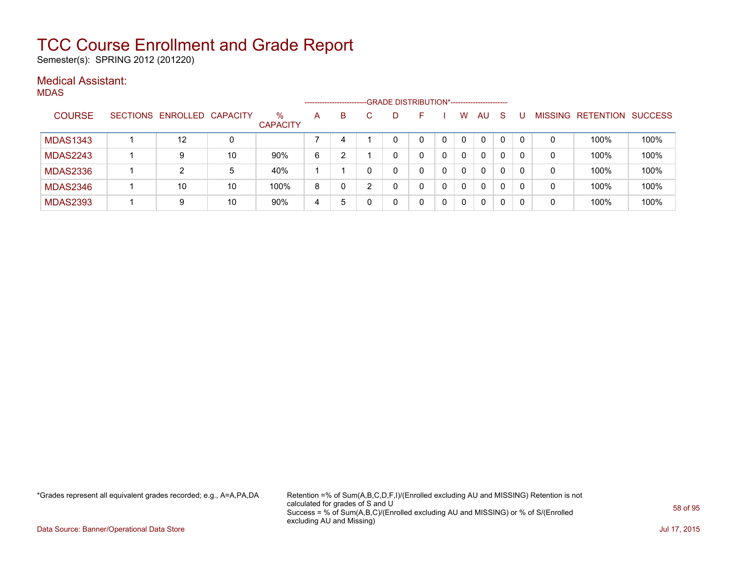# TCC Course Enrollment and Grade Report

Semester(s): SPRING 2012 (201220)

## Medical Assistant:

MDAS

| COURSE | SECTIONS | ENROLLED | CAPACITY | % CAPACITY | A | B | C | D | F | I | W | AU | S | U | MISSING | RETENTION | SUCCESS |
|---|---|---|---|---|---|---|---|---|---|---|---|---|---|---|---|---|---|
| | | | | | GRADE DISTRIBUTION* | | | | | | | | | | | | |
| MDAS1343 | 1 | 12 | 0 | | 7 | 4 | 1 | 0 | 0 | 0 | 0 | 0 | 0 | 0 | 0 | 100% | 100% |
| MDAS2243 | 1 | 9 | 10 | 90% | 6 | 2 | 1 | 0 | 0 | 0 | 0 | 0 | 0 | 0 | 0 | 100% | 100% |
| MDAS2336 | 1 | 2 | 5 | 40% | 1 | 1 | 0 | 0 | 0 | 0 | 0 | 0 | 0 | 0 | 0 | 100% | 100% |
| MDAS2346 | 1 | 10 | 10 | 100% | 8 | 0 | 2 | 0 | 0 | 0 | 0 | 0 | 0 | 0 | 0 | 100% | 100% |
| MDAS2393 | 1 | 9 | 10 | 90% | 4 | 5 | 0 | 0 | 0 | 0 | 0 | 0 | 0 | 0 | 0 | 100% | 100% |

*Grades represent all equivalent grades recorded; e.g., A=A,PA,DA

Retention =% of Sum(A,B,C,D,F,I)/(Enrolled excluding AU and MISSING) Retention is not calculated for grades of S and U
Success = % of Sum(A,B,C)/(Enrolled excluding AU and MISSING) or % of S/(Enrolled excluding AU and Missing)

Data Source: Banner/Operational Data Store

Jul 17, 2015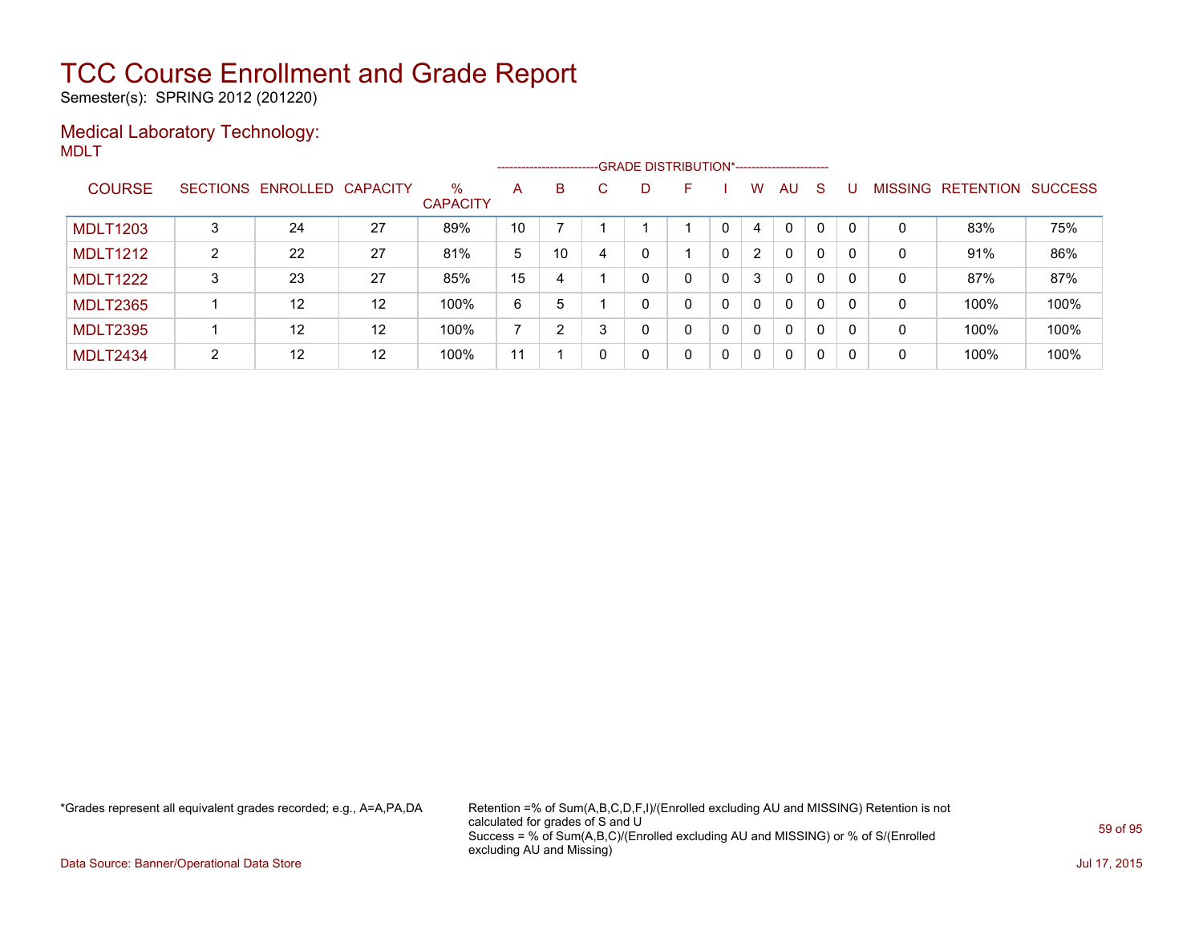# TCC Course Enrollment and Grade Report

Semester(s): SPRING 2012 (201220)

## Medical Laboratory Technology:

MDLT

| COURSE | SECTIONS | ENROLLED | CAPACITY | % CAPACITY | A | B | C | D | F | I | W | AU | S | U | MISSING | RETENTION | SUCCESS |
|---|---|---|---|---|---|---|---|---|---|---|---|---|---|---|---|---|---|
| | | | | | GRADE DISTRIBUTION* | | | | | | | | | | | | |
| MDLT1203 | 3 | 24 | 27 | 89% | 10 | 7 | 1 | 1 | 1 | 0 | 4 | 0 | 0 | 0 | 0 | 83% | 75% |
| MDLT1212 | 2 | 22 | 27 | 81% | 5 | 10 | 4 | 0 | 1 | 0 | 2 | 0 | 0 | 0 | 0 | 91% | 86% |
| MDLT1222 | 3 | 23 | 27 | 85% | 15 | 4 | 1 | 0 | 0 | 0 | 3 | 0 | 0 | 0 | 0 | 87% | 87% |
| MDLT2365 | 1 | 12 | 12 | 100% | 6 | 5 | 1 | 0 | 0 | 0 | 0 | 0 | 0 | 0 | 0 | 100% | 100% |
| MDLT2395 | 1 | 12 | 12 | 100% | 7 | 2 | 3 | 0 | 0 | 0 | 0 | 0 | 0 | 0 | 0 | 100% | 100% |
| MDLT2434 | 2 | 12 | 12 | 100% | 11 | 1 | 0 | 0 | 0 | 0 | 0 | 0 | 0 | 0 | 0 | 100% | 100% |

*Grades represent all equivalent grades recorded; e.g., A=A,PA,DA

Retention =% of Sum(A,B,C,D,F,I)/(Enrolled excluding AU and MISSING) Retention is not calculated for grades of S and U
Success = % of Sum(A,B,C)/(Enrolled excluding AU and MISSING) or % of S/(Enrolled excluding AU and Missing)

Data Source: Banner/Operational Data Store

Jul 17, 2015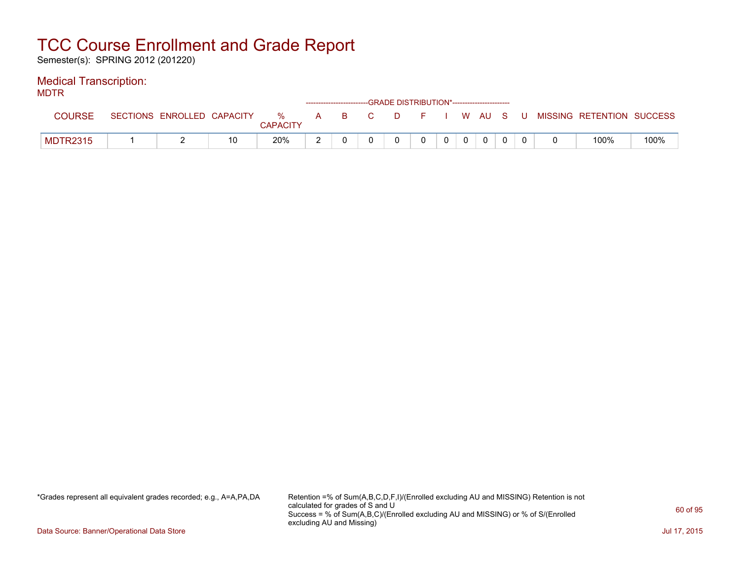# TCC Course Enrollment and Grade Report

Semester(s): SPRING 2012 (201220)

## Medical Transcription:

MDTR

| COURSE | SECTIONS | ENROLLED | CAPACITY | % CAPACITY | A | B | C | D | F | I | W | AU | S | U | MISSING | RETENTION | SUCCESS |
|---|---|---|---|---|---|---|---|---|---|---|---|---|---|---|---|---|---|
| | | | | | GRADE DISTRIBUTION* | | | | | | | | | | | | |
| MDTR2315 | 1 | 2 | 10 | 20% | 2 | 0 | 0 | 0 | 0 | 0 | 0 | 0 | 0 | 0 | 0 | 100% | 100% |

*Grades represent all equivalent grades recorded; e.g., A=A,PA,DA

Retention =% of Sum(A,B,C,D,F,I)/(Enrolled excluding AU and MISSING) Retention is not calculated for grades of S and U
Success = % of Sum(A,B,C)/(Enrolled excluding AU and MISSING) or % of S/(Enrolled excluding AU and Missing)

Data Source: Banner/Operational Data Store

Jul 17, 2015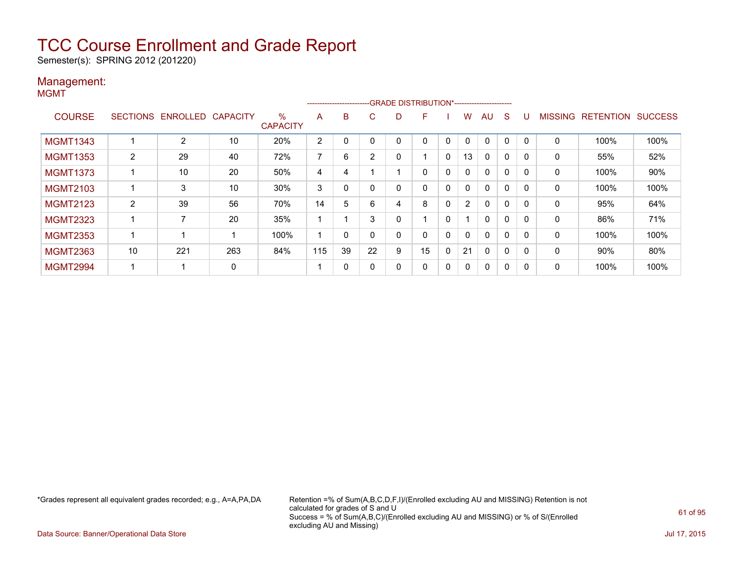# TCC Course Enrollment and Grade Report

Semester(s): SPRING 2012 (201220)

## Management:

MGMT

| COURSE | SECTIONS | ENROLLED | CAPACITY | % CAPACITY | A | B | C | D | F | I | W | AU | S | U | MISSING | RETENTION | SUCCESS |
|---|---|---|---|---|---|---|---|---|---|---|---|---|---|---|---|---|---|
| | | | | | GRADE DISTRIBUTION* | | | | | | | | | | | | |
| MGMT1343 | 1 | 2 | 10 | 20% | 2 | 0 | 0 | 0 | 0 | 0 | 0 | 0 | 0 | 0 | 0 | 100% | 100% |
| MGMT1353 | 2 | 29 | 40 | 72% | 7 | 6 | 2 | 0 | 1 | 0 | 13 | 0 | 0 | 0 | 0 | 55% | 52% |
| MGMT1373 | 1 | 10 | 20 | 50% | 4 | 4 | 1 | 1 | 0 | 0 | 0 | 0 | 0 | 0 | 0 | 100% | 90% |
| MGMT2103 | 1 | 3 | 10 | 30% | 3 | 0 | 0 | 0 | 0 | 0 | 0 | 0 | 0 | 0 | 0 | 100% | 100% |
| MGMT2123 | 2 | 39 | 56 | 70% | 14 | 5 | 6 | 4 | 8 | 0 | 2 | 0 | 0 | 0 | 0 | 95% | 64% |
| MGMT2323 | 1 | 7 | 20 | 35% | 1 | 1 | 3 | 0 | 1 | 0 | 1 | 0 | 0 | 0 | 0 | 86% | 71% |
| MGMT2353 | 1 | 1 | 1 | 100% | 1 | 0 | 0 | 0 | 0 | 0 | 0 | 0 | 0 | 0 | 0 | 100% | 100% |
| MGMT2363 | 10 | 221 | 263 | 84% | 115 | 39 | 22 | 9 | 15 | 0 | 21 | 0 | 0 | 0 | 0 | 90% | 80% |
| MGMT2994 | 1 | 1 | 0 | | 1 | 0 | 0 | 0 | 0 | 0 | 0 | 0 | 0 | 0 | 0 | 100% | 100% |

*Grades represent all equivalent grades recorded; e.g., A=A,PA,DA

Retention =% of Sum(A,B,C,D,F,I)/(Enrolled excluding AU and MISSING) Retention is not calculated for grades of S and U
Success = % of Sum(A,B,C)/(Enrolled excluding AU and MISSING) or % of S/(Enrolled excluding AU and Missing)

Data Source: Banner/Operational Data Store

Jul 17, 2015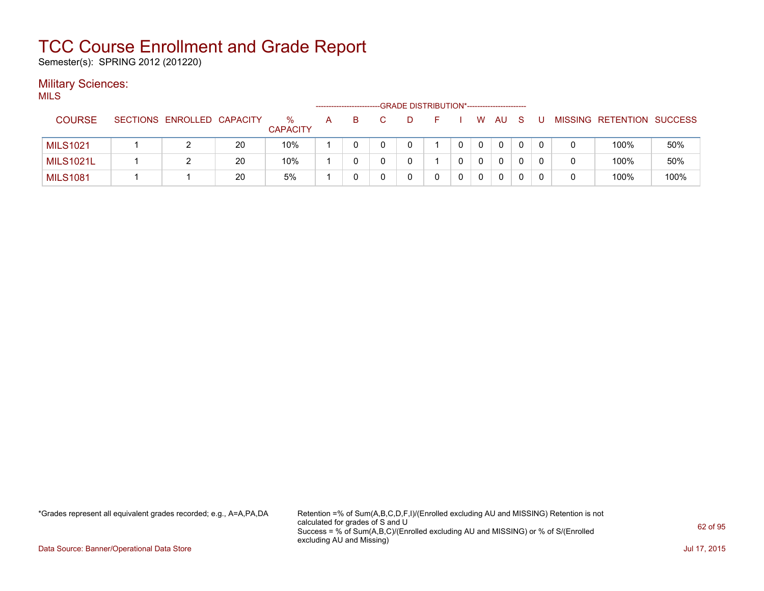# TCC Course Enrollment and Grade Report

Semester(s): SPRING 2012 (201220)

## Military Sciences:

MILS

| COURSE | SECTIONS | ENROLLED | CAPACITY | % CAPACITY | A | B | C | D | F | I | W | AU | S | U | MISSING | RETENTION | SUCCESS |
|---|---|---|---|---|---|---|---|---|---|---|---|---|---|---|---|---|---|
| | | | | | GRADE DISTRIBUTION* | | | | | | | | | | | | |
| MILS1021 | 1 | 2 | 20 | 10% | 1 | 0 | 0 | 0 | 1 | 0 | 0 | 0 | 0 | 0 | 0 | 100% | 50% |
| MILS1021L | 1 | 2 | 20 | 10% | 1 | 0 | 0 | 0 | 1 | 0 | 0 | 0 | 0 | 0 | 0 | 100% | 50% |
| MILS1081 | 1 | 1 | 20 | 5% | 1 | 0 | 0 | 0 | 0 | 0 | 0 | 0 | 0 | 0 | 0 | 100% | 100% |

*Grades represent all equivalent grades recorded; e.g., A=A,PA,DA

Retention =% of Sum(A,B,C,D,F,I)/(Enrolled excluding AU and MISSING) Retention is not calculated for grades of S and U
Success = % of Sum(A,B,C)/(Enrolled excluding AU and MISSING) or % of S/(Enrolled excluding AU and Missing)

Data Source: Banner/Operational Data Store

Jul 17, 2015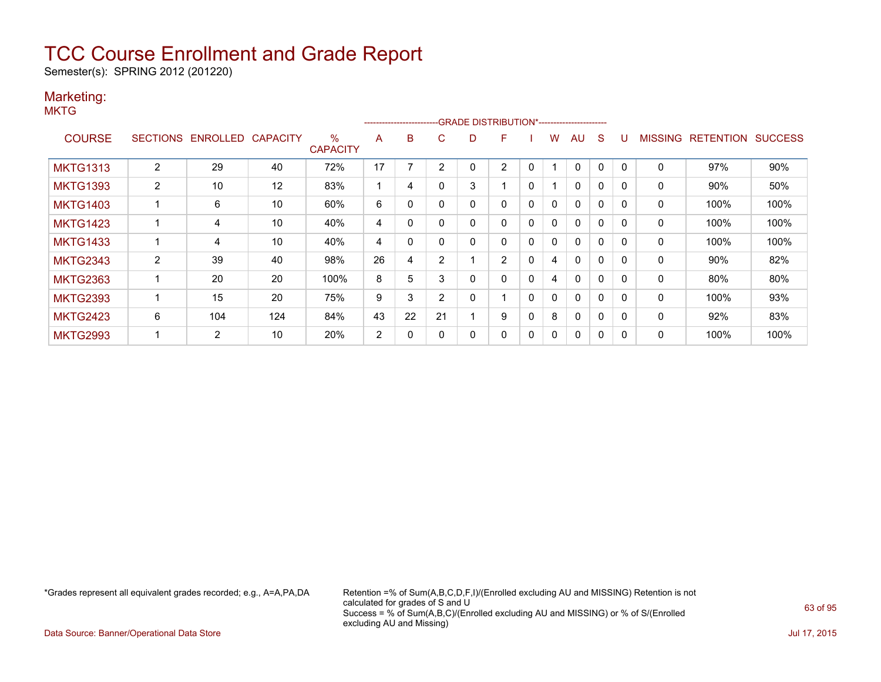# TCC Course Enrollment and Grade Report

Semester(s): SPRING 2012 (201220)

## Marketing:

### MKTG

| COURSE | SECTIONS | ENROLLED | CAPACITY | % CAPACITY | A | B | C | D | F | I | W | AU | S | U | MISSING | RETENTION | SUCCESS |
|---|---|---|---|---|---|---|---|---|---|---|---|---|---|---|---|---|---|
| | | | | | GRADE DISTRIBUTION* | | | | | | | | | | | | |
| MKTG1313 | 2 | 29 | 40 | 72% | 17 | 7 | 2 | 0 | 2 | 0 | 1 | 0 | 0 | 0 | 0 | 97% | 90% |
| MKTG1393 | 2 | 10 | 12 | 83% | 1 | 4 | 0 | 3 | 1 | 0 | 1 | 0 | 0 | 0 | 0 | 90% | 50% |
| MKTG1403 | 1 | 6 | 10 | 60% | 6 | 0 | 0 | 0 | 0 | 0 | 0 | 0 | 0 | 0 | 0 | 100% | 100% |
| MKTG1423 | 1 | 4 | 10 | 40% | 4 | 0 | 0 | 0 | 0 | 0 | 0 | 0 | 0 | 0 | 0 | 100% | 100% |
| MKTG1433 | 1 | 4 | 10 | 40% | 4 | 0 | 0 | 0 | 0 | 0 | 0 | 0 | 0 | 0 | 0 | 100% | 100% |
| MKTG2343 | 2 | 39 | 40 | 98% | 26 | 4 | 2 | 1 | 2 | 0 | 4 | 0 | 0 | 0 | 0 | 90% | 82% |
| MKTG2363 | 1 | 20 | 20 | 100% | 8 | 5 | 3 | 0 | 0 | 0 | 4 | 0 | 0 | 0 | 0 | 80% | 80% |
| MKTG2393 | 1 | 15 | 20 | 75% | 9 | 3 | 2 | 0 | 1 | 0 | 0 | 0 | 0 | 0 | 0 | 100% | 93% |
| MKTG2423 | 6 | 104 | 124 | 84% | 43 | 22 | 21 | 1 | 9 | 0 | 8 | 0 | 0 | 0 | 0 | 92% | 83% |
| MKTG2993 | 1 | 2 | 10 | 20% | 2 | 0 | 0 | 0 | 0 | 0 | 0 | 0 | 0 | 0 | 0 | 100% | 100% |

*Grades represent all equivalent grades recorded; e.g., A=A,PA,DA

Retention =% of Sum(A,B,C,D,F,I)/(Enrolled excluding AU and MISSING) Retention is not calculated for grades of S and U
Success = % of Sum(A,B,C)/(Enrolled excluding AU and MISSING) or % of S/(Enrolled excluding AU and Missing)

Data Source: Banner/Operational Data Store

Jul 17, 2015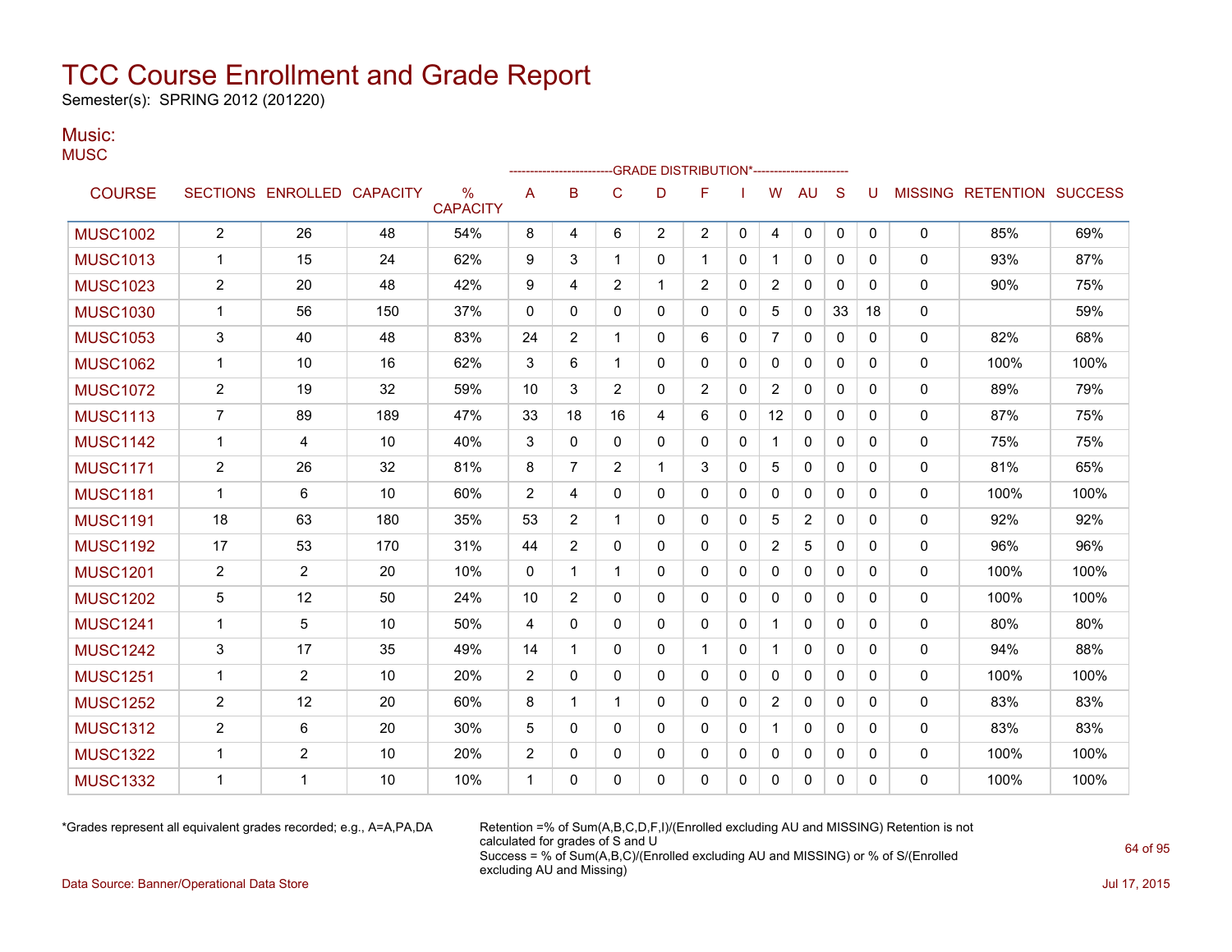# TCC Course Enrollment and Grade Report

Semester(s): SPRING 2012 (201220)

## Music:

MUSC

| COURSE | SECTIONS | ENROLLED | CAPACITY | % CAPACITY | A | B | C | D | F | I | W | AU | S | U | MISSING | RETENTION | SUCCESS |
|---|---|---|---|---|---|---|---|---|---|---|---|---|---|---|---|---|---|
| | | | | | GRADE DISTRIBUTION* | | | | | | | | | | | | |
| MUSC1002 | 2 | 26 | 48 | 54% | 8 | 4 | 6 | 2 | 2 | 0 | 4 | 0 | 0 | 0 | 0 | 85% | 69% |
| MUSC1013 | 1 | 15 | 24 | 62% | 9 | 3 | 1 | 0 | 1 | 0 | 1 | 0 | 0 | 0 | 0 | 93% | 87% |
| MUSC1023 | 2 | 20 | 48 | 42% | 9 | 4 | 2 | 1 | 2 | 0 | 2 | 0 | 0 | 0 | 0 | 90% | 75% |
| MUSC1030 | 1 | 56 | 150 | 37% | 0 | 0 | 0 | 0 | 0 | 0 | 5 | 0 | 33 | 18 | 0 | | 59% |
| MUSC1053 | 3 | 40 | 48 | 83% | 24 | 2 | 1 | 0 | 6 | 0 | 7 | 0 | 0 | 0 | 0 | 82% | 68% |
| MUSC1062 | 1 | 10 | 16 | 62% | 3 | 6 | 1 | 0 | 0 | 0 | 0 | 0 | 0 | 0 | 0 | 100% | 100% |
| MUSC1072 | 2 | 19 | 32 | 59% | 10 | 3 | 2 | 0 | 2 | 0 | 2 | 0 | 0 | 0 | 0 | 89% | 79% |
| MUSC1113 | 7 | 89 | 189 | 47% | 33 | 18 | 16 | 4 | 6 | 0 | 12 | 0 | 0 | 0 | 0 | 87% | 75% |
| MUSC1142 | 1 | 4 | 10 | 40% | 3 | 0 | 0 | 0 | 0 | 0 | 1 | 0 | 0 | 0 | 0 | 75% | 75% |
| MUSC1171 | 2 | 26 | 32 | 81% | 8 | 7 | 2 | 1 | 3 | 0 | 5 | 0 | 0 | 0 | 0 | 81% | 65% |
| MUSC1181 | 1 | 6 | 10 | 60% | 2 | 4 | 0 | 0 | 0 | 0 | 0 | 0 | 0 | 0 | 0 | 100% | 100% |
| MUSC1191 | 18 | 63 | 180 | 35% | 53 | 2 | 1 | 0 | 0 | 0 | 5 | 2 | 0 | 0 | 0 | 92% | 92% |
| MUSC1192 | 17 | 53 | 170 | 31% | 44 | 2 | 0 | 0 | 0 | 0 | 2 | 5 | 0 | 0 | 0 | 96% | 96% |
| MUSC1201 | 2 | 2 | 20 | 10% | 0 | 1 | 1 | 0 | 0 | 0 | 0 | 0 | 0 | 0 | 0 | 100% | 100% |
| MUSC1202 | 5 | 12 | 50 | 24% | 10 | 2 | 0 | 0 | 0 | 0 | 0 | 0 | 0 | 0 | 0 | 100% | 100% |
| MUSC1241 | 1 | 5 | 10 | 50% | 4 | 0 | 0 | 0 | 0 | 0 | 1 | 0 | 0 | 0 | 0 | 80% | 80% |
| MUSC1242 | 3 | 17 | 35 | 49% | 14 | 1 | 0 | 0 | 1 | 0 | 1 | 0 | 0 | 0 | 0 | 94% | 88% |
| MUSC1251 | 1 | 2 | 10 | 20% | 2 | 0 | 0 | 0 | 0 | 0 | 0 | 0 | 0 | 0 | 0 | 100% | 100% |
| MUSC1252 | 2 | 12 | 20 | 60% | 8 | 1 | 1 | 0 | 0 | 0 | 2 | 0 | 0 | 0 | 0 | 83% | 83% |
| MUSC1312 | 2 | 6 | 20 | 30% | 5 | 0 | 0 | 0 | 0 | 0 | 1 | 0 | 0 | 0 | 0 | 83% | 83% |
| MUSC1322 | 1 | 2 | 10 | 20% | 2 | 0 | 0 | 0 | 0 | 0 | 0 | 0 | 0 | 0 | 0 | 100% | 100% |
| MUSC1332 | 1 | 1 | 10 | 10% | 1 | 0 | 0 | 0 | 0 | 0 | 0 | 0 | 0 | 0 | 0 | 100% | 100% |

*Grades represent all equivalent grades recorded; e.g., A=A,PA,DA

Retention =% of Sum(A,B,C,D,F,I)/(Enrolled excluding AU and MISSING) Retention is not calculated for grades of S and U
Success = % of Sum(A,B,C)/(Enrolled excluding AU and MISSING) or % of S/(Enrolled excluding AU and Missing)

Data Source: Banner/Operational Data Store

Jul 17, 2015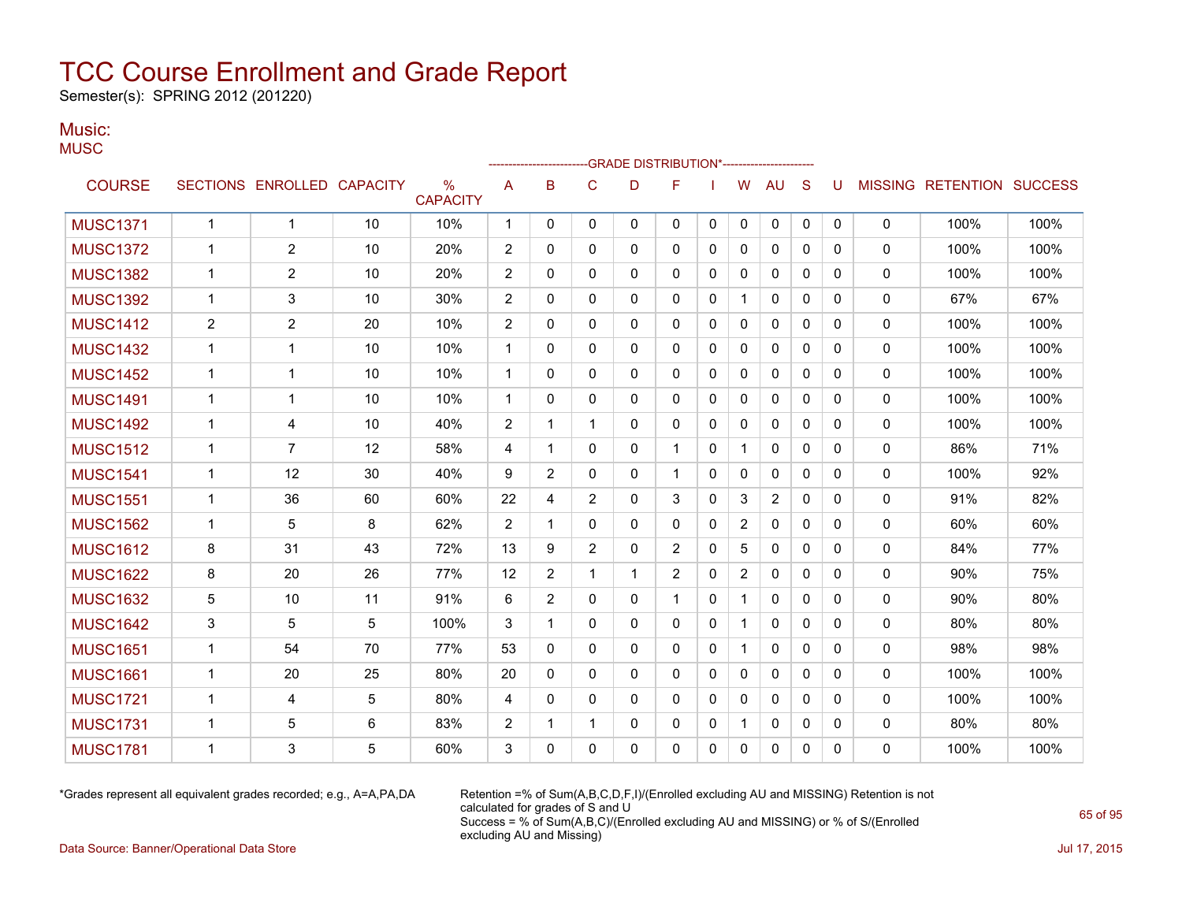# TCC Course Enrollment and Grade Report

Semester(s): SPRING 2012 (201220)

## Music:

MUSC

| COURSE | SECTIONS | ENROLLED | CAPACITY | % CAPACITY | GRADE DISTRIBUTION* A | B | C | D | F | I | W | AU | S | U | MISSING | RETENTION | SUCCESS |
|---|---|---|---|---|---|---|---|---|---|---|---|---|---|---|---|---|---|
| MUSC1371 | 1 | 1 | 10 | 10% | 1 | 0 | 0 | 0 | 0 | 0 | 0 | 0 | 0 | 0 | 0 | 100% | 100% |
| MUSC1372 | 1 | 2 | 10 | 20% | 2 | 0 | 0 | 0 | 0 | 0 | 0 | 0 | 0 | 0 | 0 | 100% | 100% |
| MUSC1382 | 1 | 2 | 10 | 20% | 2 | 0 | 0 | 0 | 0 | 0 | 0 | 0 | 0 | 0 | 0 | 100% | 100% |
| MUSC1392 | 1 | 3 | 10 | 30% | 2 | 0 | 0 | 0 | 0 | 0 | 1 | 0 | 0 | 0 | 0 | 67% | 67% |
| MUSC1412 | 2 | 2 | 20 | 10% | 2 | 0 | 0 | 0 | 0 | 0 | 0 | 0 | 0 | 0 | 0 | 100% | 100% |
| MUSC1432 | 1 | 1 | 10 | 10% | 1 | 0 | 0 | 0 | 0 | 0 | 0 | 0 | 0 | 0 | 0 | 100% | 100% |
| MUSC1452 | 1 | 1 | 10 | 10% | 1 | 0 | 0 | 0 | 0 | 0 | 0 | 0 | 0 | 0 | 0 | 100% | 100% |
| MUSC1491 | 1 | 1 | 10 | 10% | 1 | 0 | 0 | 0 | 0 | 0 | 0 | 0 | 0 | 0 | 0 | 100% | 100% |
| MUSC1492 | 1 | 4 | 10 | 40% | 2 | 1 | 1 | 0 | 0 | 0 | 0 | 0 | 0 | 0 | 0 | 100% | 100% |
| MUSC1512 | 1 | 7 | 12 | 58% | 4 | 1 | 0 | 0 | 1 | 0 | 1 | 0 | 0 | 0 | 0 | 86% | 71% |
| MUSC1541 | 1 | 12 | 30 | 40% | 9 | 2 | 0 | 0 | 1 | 0 | 0 | 0 | 0 | 0 | 0 | 100% | 92% |
| MUSC1551 | 1 | 36 | 60 | 60% | 22 | 4 | 2 | 0 | 3 | 0 | 3 | 2 | 0 | 0 | 0 | 91% | 82% |
| MUSC1562 | 1 | 5 | 8 | 62% | 2 | 1 | 0 | 0 | 0 | 0 | 2 | 0 | 0 | 0 | 0 | 60% | 60% |
| MUSC1612 | 8 | 31 | 43 | 72% | 13 | 9 | 2 | 0 | 2 | 0 | 5 | 0 | 0 | 0 | 0 | 84% | 77% |
| MUSC1622 | 8 | 20 | 26 | 77% | 12 | 2 | 1 | 1 | 2 | 0 | 2 | 0 | 0 | 0 | 0 | 90% | 75% |
| MUSC1632 | 5 | 10 | 11 | 91% | 6 | 2 | 0 | 0 | 1 | 0 | 1 | 0 | 0 | 0 | 0 | 90% | 80% |
| MUSC1642 | 3 | 5 | 5 | 100% | 3 | 1 | 0 | 0 | 0 | 0 | 1 | 0 | 0 | 0 | 0 | 80% | 80% |
| MUSC1651 | 1 | 54 | 70 | 77% | 53 | 0 | 0 | 0 | 0 | 0 | 1 | 0 | 0 | 0 | 0 | 98% | 98% |
| MUSC1661 | 1 | 20 | 25 | 80% | 20 | 0 | 0 | 0 | 0 | 0 | 0 | 0 | 0 | 0 | 0 | 100% | 100% |
| MUSC1721 | 1 | 4 | 5 | 80% | 4 | 0 | 0 | 0 | 0 | 0 | 0 | 0 | 0 | 0 | 0 | 100% | 100% |
| MUSC1731 | 1 | 5 | 6 | 83% | 2 | 1 | 1 | 0 | 0 | 0 | 1 | 0 | 0 | 0 | 0 | 80% | 80% |
| MUSC1781 | 1 | 3 | 5 | 60% | 3 | 0 | 0 | 0 | 0 | 0 | 0 | 0 | 0 | 0 | 0 | 100% | 100% |

*Grades represent all equivalent grades recorded; e.g., A=A,PA,DA

Retention =% of Sum(A,B,C,D,F,I)/(Enrolled excluding AU and MISSING) Retention is not calculated for grades of S and U
Success = % of Sum(A,B,C)/(Enrolled excluding AU and MISSING) or % of S/(Enrolled excluding AU and Missing)

Data Source: Banner/Operational Data Store

Jul 17, 2015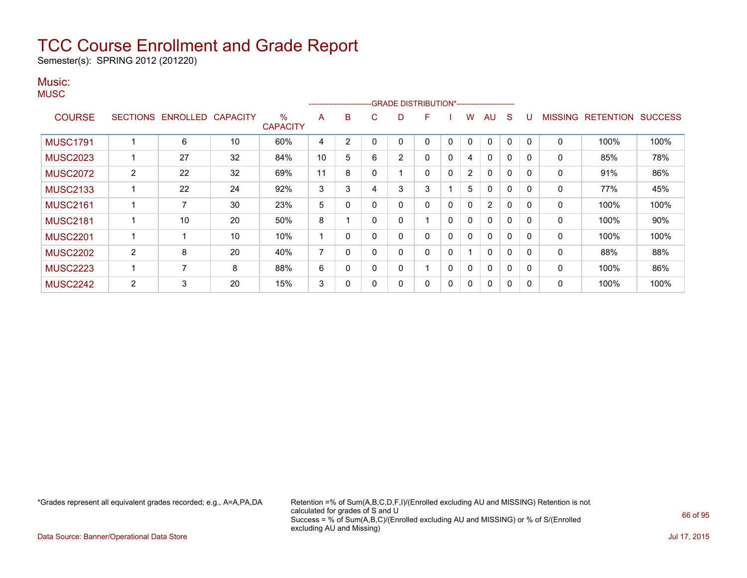# TCC Course Enrollment and Grade Report

Semester(s): SPRING 2012 (201220)

## Music:

MUSC

| COURSE | SECTIONS | ENROLLED | CAPACITY | % CAPACITY | A | B | C | D | F | I | W | AU | S | U | MISSING | RETENTION | SUCCESS |
|---|---|---|---|---|---|---|---|---|---|---|---|---|---|---|---|---|---|
| | | | | | GRADE DISTRIBUTION* | | | | | | | | | | | | |
| MUSC1791 | 1 | 6 | 10 | 60% | 4 | 2 | 0 | 0 | 0 | 0 | 0 | 0 | 0 | 0 | 0 | 100% | 100% |
| MUSC2023 | 1 | 27 | 32 | 84% | 10 | 5 | 6 | 2 | 0 | 0 | 4 | 0 | 0 | 0 | 0 | 85% | 78% |
| MUSC2072 | 2 | 22 | 32 | 69% | 11 | 8 | 0 | 1 | 0 | 0 | 2 | 0 | 0 | 0 | 0 | 91% | 86% |
| MUSC2133 | 1 | 22 | 24 | 92% | 3 | 3 | 4 | 3 | 3 | 1 | 5 | 0 | 0 | 0 | 0 | 77% | 45% |
| MUSC2161 | 1 | 7 | 30 | 23% | 5 | 0 | 0 | 0 | 0 | 0 | 0 | 2 | 0 | 0 | 0 | 100% | 100% |
| MUSC2181 | 1 | 10 | 20 | 50% | 8 | 1 | 0 | 0 | 1 | 0 | 0 | 0 | 0 | 0 | 0 | 100% | 90% |
| MUSC2201 | 1 | 1 | 10 | 10% | 1 | 0 | 0 | 0 | 0 | 0 | 0 | 0 | 0 | 0 | 0 | 100% | 100% |
| MUSC2202 | 2 | 8 | 20 | 40% | 7 | 0 | 0 | 0 | 0 | 0 | 1 | 0 | 0 | 0 | 0 | 88% | 88% |
| MUSC2223 | 1 | 7 | 8 | 88% | 6 | 0 | 0 | 0 | 1 | 0 | 0 | 0 | 0 | 0 | 0 | 100% | 86% |
| MUSC2242 | 2 | 3 | 20 | 15% | 3 | 0 | 0 | 0 | 0 | 0 | 0 | 0 | 0 | 0 | 0 | 100% | 100% |

*Grades represent all equivalent grades recorded; e.g., A=A,PA,DA

Retention =% of Sum(A,B,C,D,F,I)/(Enrolled excluding AU and MISSING) Retention is not calculated for grades of S and U
Success = % of Sum(A,B,C)/(Enrolled excluding AU and MISSING) or % of S/(Enrolled excluding AU and Missing)

Data Source: Banner/Operational Data Store

Jul 17, 2015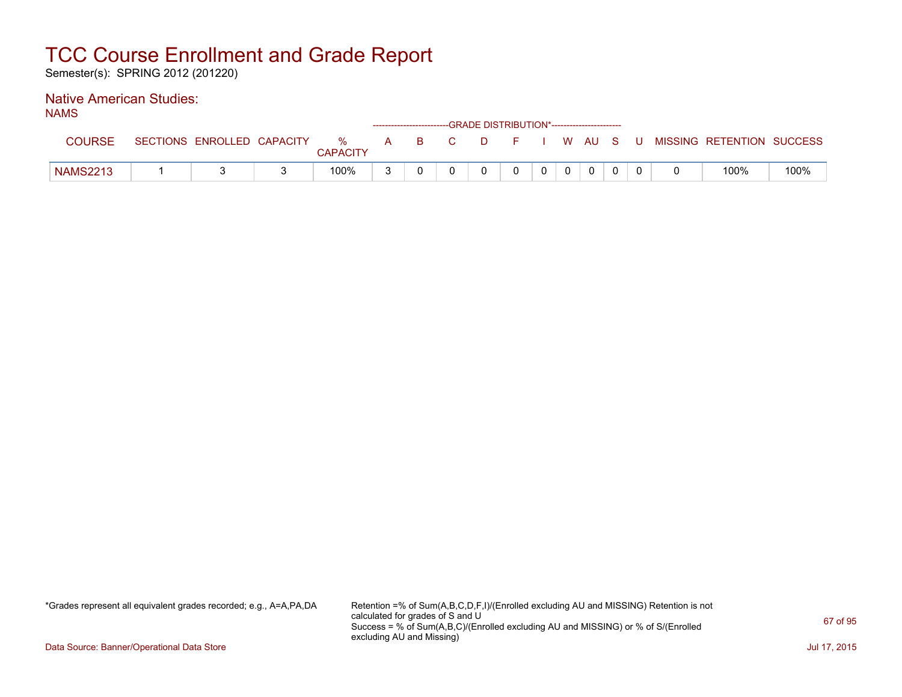# TCC Course Enrollment and Grade Report

Semester(s): SPRING 2012 (201220)

## Native American Studies:

NAMS

| COURSE | SECTIONS | ENROLLED | CAPACITY | % CAPACITY | A | B | C | D | F | I | W | AU | S | U | MISSING | RETENTION | SUCCESS |
|---|---|---|---|---|---|---|---|---|---|---|---|---|---|---|---|---|---|
| | | | | | GRADE DISTRIBUTION* | | | | | | | | | | | | |
| NAMS2213 | 1 | 3 | 3 | 100% | 3 | 0 | 0 | 0 | 0 | 0 | 0 | 0 | 0 | 0 | 0 | 100% | 100% |

*Grades represent all equivalent grades recorded; e.g., A=A,PA,DA

Retention =% of Sum(A,B,C,D,F,I)/(Enrolled excluding AU and MISSING) Retention is not calculated for grades of S and U
Success = % of Sum(A,B,C)/(Enrolled excluding AU and MISSING) or % of S/(Enrolled excluding AU and Missing)

Data Source: Banner/Operational Data Store

Jul 17, 2015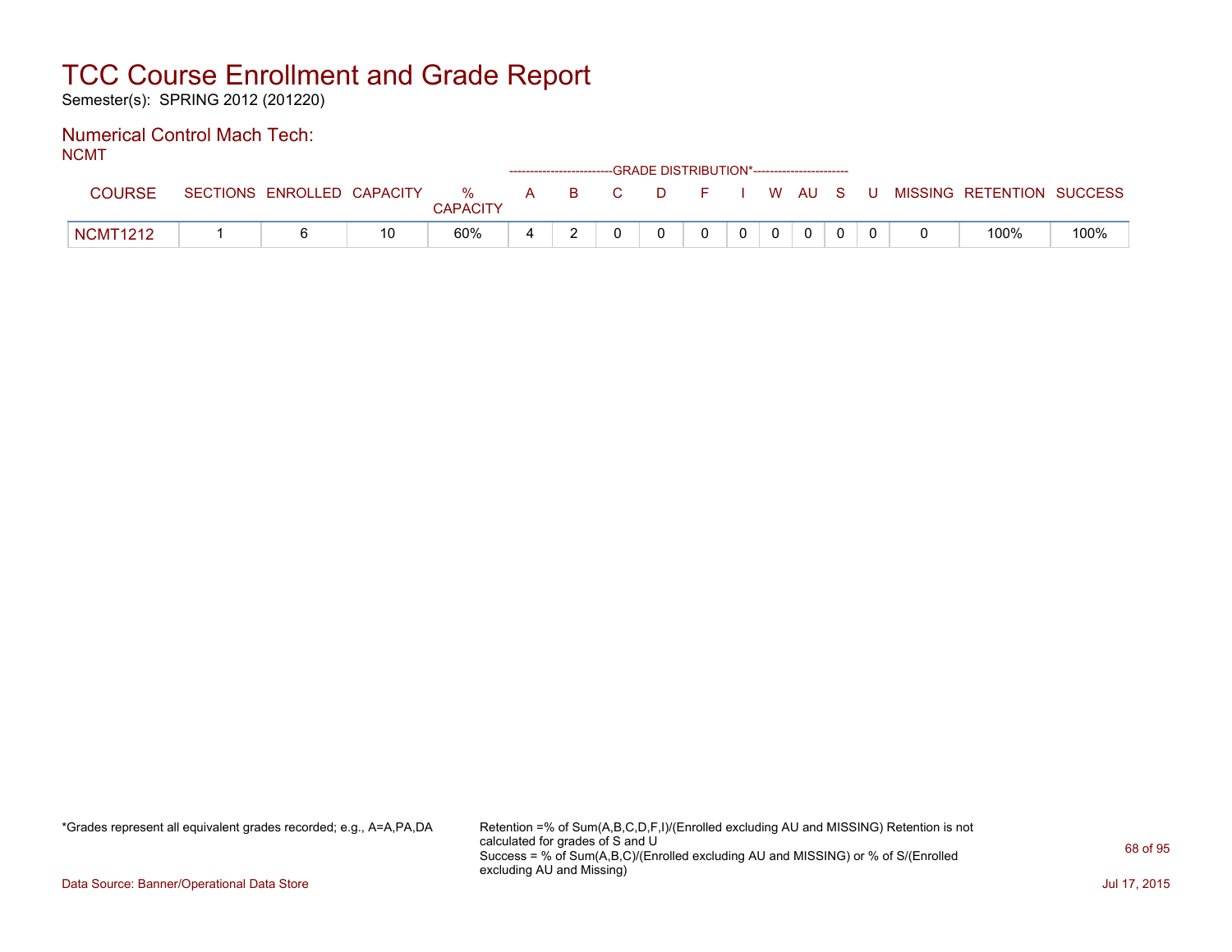# TCC Course Enrollment and Grade Report

Semester(s): SPRING 2012 (201220)

## Numerical Control Mach Tech:

NCMT

| COURSE | SECTIONS | ENROLLED | CAPACITY | % CAPACITY | A | B | C | D | F | I | W | AU | S | U | MISSING | RETENTION | SUCCESS |
|---|---|---|---|---|---|---|---|---|---|---|---|---|---|---|---|---|---|
| | | | | | GRADE DISTRIBUTION* | | | | | | | | | | | | |
| NCMT1212 | 1 | 6 | 10 | 60% | 4 | 2 | 0 | 0 | 0 | 0 | 0 | 0 | 0 | 0 | 0 | 100% | 100% |

*Grades represent all equivalent grades recorded; e.g., A=A,PA,DA

Retention =% of Sum(A,B,C,D,F,I)/(Enrolled excluding AU and MISSING) Retention is not calculated for grades of S and U
Success = % of Sum(A,B,C)/(Enrolled excluding AU and MISSING) or % of S/(Enrolled excluding AU and Missing)

Data Source: Banner/Operational Data Store

Jul 17, 2015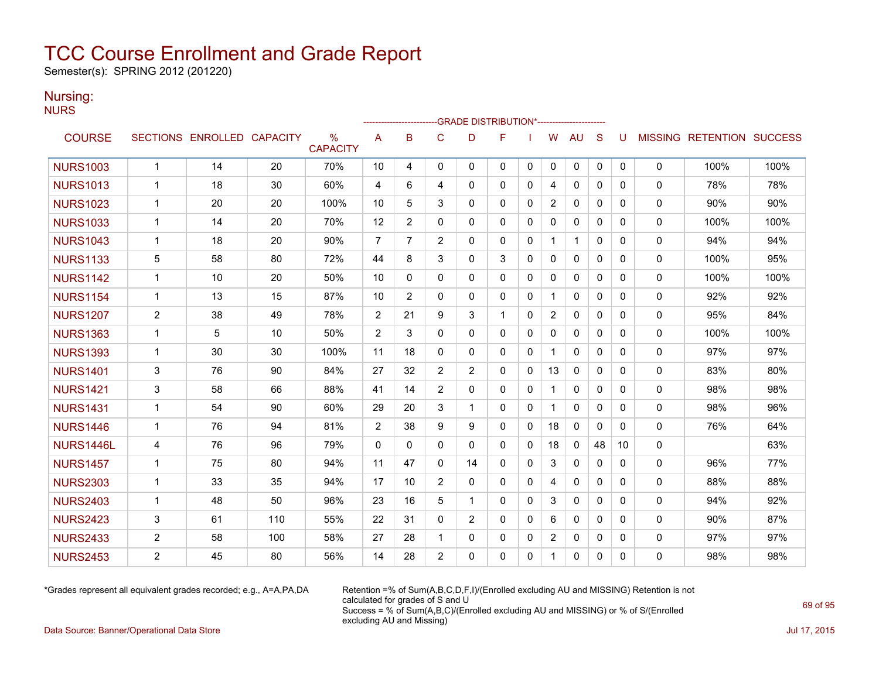# TCC Course Enrollment and Grade Report

Semester(s): SPRING 2012 (201220)

## Nursing:

NURS

| COURSE | SECTIONS | ENROLLED | CAPACITY | % CAPACITY | A | B | C | D | F | I | W | AU | S | U | MISSING | RETENTION | SUCCESS |
|---|---|---|---|---|---|---|---|---|---|---|---|---|---|---|---|---|---|
| | | | | | GRADE DISTRIBUTION* | | | | | | | | | | | | |
| NURS1003 | 1 | 14 | 20 | 70% | 10 | 4 | 0 | 0 | 0 | 0 | 0 | 0 | 0 | 0 | 0 | 100% | 100% |
| NURS1013 | 1 | 18 | 30 | 60% | 4 | 6 | 4 | 0 | 0 | 0 | 4 | 0 | 0 | 0 | 0 | 78% | 78% |
| NURS1023 | 1 | 20 | 20 | 100% | 10 | 5 | 3 | 0 | 0 | 0 | 2 | 0 | 0 | 0 | 0 | 90% | 90% |
| NURS1033 | 1 | 14 | 20 | 70% | 12 | 2 | 0 | 0 | 0 | 0 | 0 | 0 | 0 | 0 | 0 | 100% | 100% |
| NURS1043 | 1 | 18 | 20 | 90% | 7 | 7 | 2 | 0 | 0 | 0 | 1 | 1 | 0 | 0 | 0 | 94% | 94% |
| NURS1133 | 5 | 58 | 80 | 72% | 44 | 8 | 3 | 0 | 3 | 0 | 0 | 0 | 0 | 0 | 0 | 100% | 95% |
| NURS1142 | 1 | 10 | 20 | 50% | 10 | 0 | 0 | 0 | 0 | 0 | 0 | 0 | 0 | 0 | 0 | 100% | 100% |
| NURS1154 | 1 | 13 | 15 | 87% | 10 | 2 | 0 | 0 | 0 | 0 | 1 | 0 | 0 | 0 | 0 | 92% | 92% |
| NURS1207 | 2 | 38 | 49 | 78% | 2 | 21 | 9 | 3 | 1 | 0 | 2 | 0 | 0 | 0 | 0 | 95% | 84% |
| NURS1363 | 1 | 5 | 10 | 50% | 2 | 3 | 0 | 0 | 0 | 0 | 0 | 0 | 0 | 0 | 0 | 100% | 100% |
| NURS1393 | 1 | 30 | 30 | 100% | 11 | 18 | 0 | 0 | 0 | 0 | 1 | 0 | 0 | 0 | 0 | 97% | 97% |
| NURS1401 | 3 | 76 | 90 | 84% | 27 | 32 | 2 | 2 | 0 | 0 | 13 | 0 | 0 | 0 | 0 | 83% | 80% |
| NURS1421 | 3 | 58 | 66 | 88% | 41 | 14 | 2 | 0 | 0 | 0 | 1 | 0 | 0 | 0 | 0 | 98% | 98% |
| NURS1431 | 1 | 54 | 90 | 60% | 29 | 20 | 3 | 1 | 0 | 0 | 1 | 0 | 0 | 0 | 0 | 98% | 96% |
| NURS1446 | 1 | 76 | 94 | 81% | 2 | 38 | 9 | 9 | 0 | 0 | 18 | 0 | 0 | 0 | 0 | 76% | 64% |
| NURS1446L | 4 | 76 | 96 | 79% | 0 | 0 | 0 | 0 | 0 | 0 | 18 | 0 | 48 | 10 | 0 | | 63% |
| NURS1457 | 1 | 75 | 80 | 94% | 11 | 47 | 0 | 14 | 0 | 0 | 3 | 0 | 0 | 0 | 0 | 96% | 77% |
| NURS2303 | 1 | 33 | 35 | 94% | 17 | 10 | 2 | 0 | 0 | 0 | 4 | 0 | 0 | 0 | 0 | 88% | 88% |
| NURS2403 | 1 | 48 | 50 | 96% | 23 | 16 | 5 | 1 | 0 | 0 | 3 | 0 | 0 | 0 | 0 | 94% | 92% |
| NURS2423 | 3 | 61 | 110 | 55% | 22 | 31 | 0 | 2 | 0 | 0 | 6 | 0 | 0 | 0 | 0 | 90% | 87% |
| NURS2433 | 2 | 58 | 100 | 58% | 27 | 28 | 1 | 0 | 0 | 0 | 2 | 0 | 0 | 0 | 0 | 97% | 97% |
| NURS2453 | 2 | 45 | 80 | 56% | 14 | 28 | 2 | 0 | 0 | 0 | 1 | 0 | 0 | 0 | 0 | 98% | 98% |

*Grades represent all equivalent grades recorded; e.g., A=A,PA,DA

Retention =% of Sum(A,B,C,D,F,I)/(Enrolled excluding AU and MISSING) Retention is not calculated for grades of S and U
Success = % of Sum(A,B,C)/(Enrolled excluding AU and MISSING) or % of S/(Enrolled excluding AU and Missing)

Data Source: Banner/Operational Data Store

Jul 17, 2015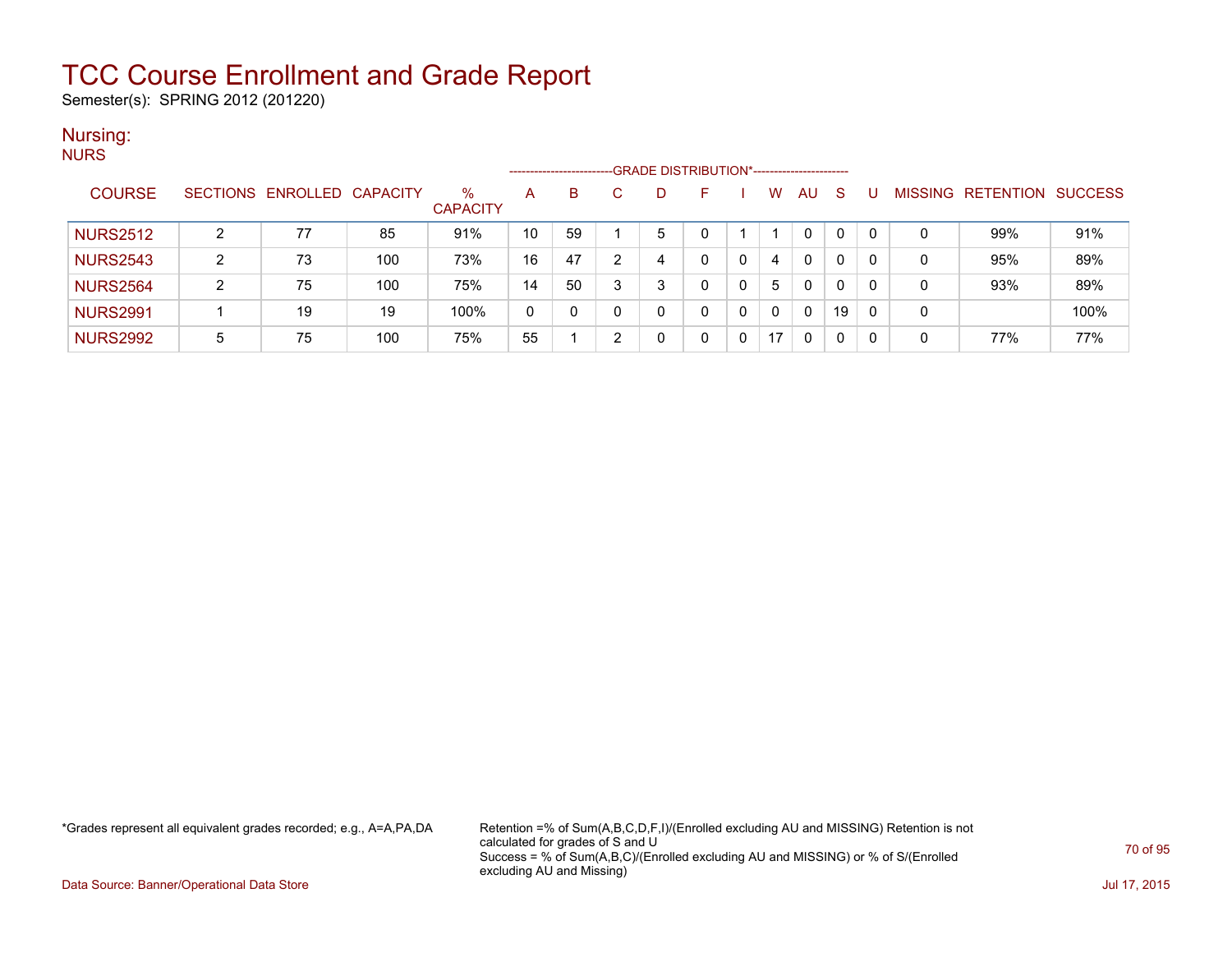# TCC Course Enrollment and Grade Report

Semester(s): SPRING 2012 (201220)

## Nursing:

NURS

| COURSE | SECTIONS | ENROLLED | CAPACITY | % CAPACITY | A | B | C | D | F | I | W | AU | S | U | MISSING | RETENTION | SUCCESS |
|---|---|---|---|---|---|---|---|---|---|---|---|---|---|---|---|---|---|
| | | | | | GRADE DISTRIBUTION* | | | | | | | | | | | | |
| NURS2512 | 2 | 77 | 85 | 91% | 10 | 59 | 1 | 5 | 0 | 1 | 1 | 0 | 0 | 0 | 0 | 99% | 91% |
| NURS2543 | 2 | 73 | 100 | 73% | 16 | 47 | 2 | 4 | 0 | 0 | 4 | 0 | 0 | 0 | 0 | 95% | 89% |
| NURS2564 | 2 | 75 | 100 | 75% | 14 | 50 | 3 | 3 | 0 | 0 | 5 | 0 | 0 | 0 | 0 | 93% | 89% |
| NURS2991 | 1 | 19 | 19 | 100% | 0 | 0 | 0 | 0 | 0 | 0 | 0 | 0 | 19 | 0 | 0 | | 100% |
| NURS2992 | 5 | 75 | 100 | 75% | 55 | 1 | 2 | 0 | 0 | 0 | 17 | 0 | 0 | 0 | 0 | 77% | 77% |

*Grades represent all equivalent grades recorded; e.g., A=A,PA,DA

Retention =% of Sum(A,B,C,D,F,I)/(Enrolled excluding AU and MISSING) Retention is not calculated for grades of S and U
Success = % of Sum(A,B,C)/(Enrolled excluding AU and MISSING) or % of S/(Enrolled excluding AU and Missing)

Data Source: Banner/Operational Data Store

Jul 17, 2015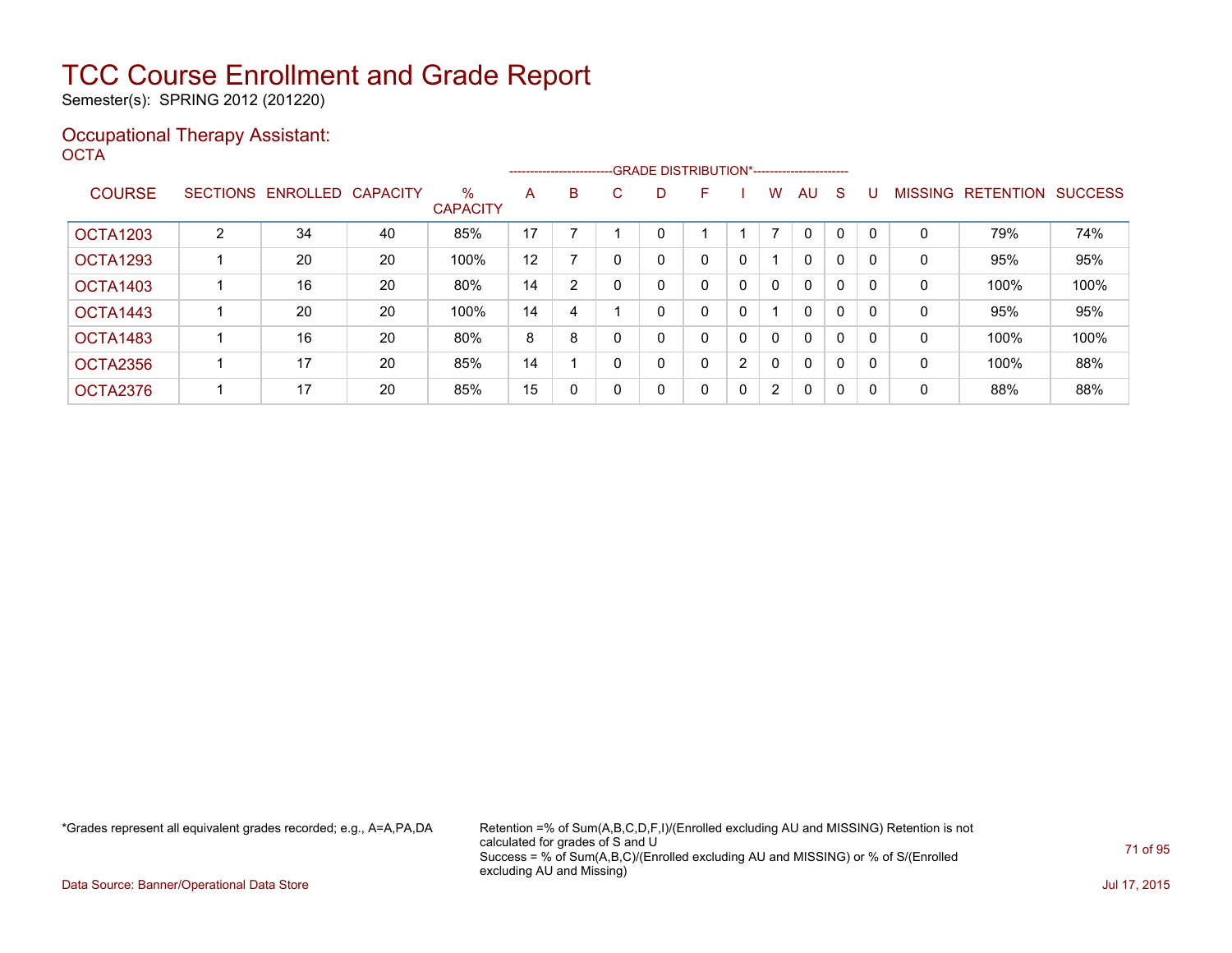# TCC Course Enrollment and Grade Report

Semester(s): SPRING 2012 (201220)

## Occupational Therapy Assistant:

OCTA

| COURSE | SECTIONS | ENROLLED | CAPACITY | % CAPACITY | A | B | C | D | F | I | W | AU | S | U | MISSING | RETENTION | SUCCESS |
|---|---|---|---|---|---|---|---|---|---|---|---|---|---|---|---|---|---|
| | | | | | GRADE DISTRIBUTION* | | | | | | | | | | | | |
| OCTA1203 | 2 | 34 | 40 | 85% | 17 | 7 | 1 | 0 | 1 | 1 | 7 | 0 | 0 | 0 | 0 | 79% | 74% |
| OCTA1293 | 1 | 20 | 20 | 100% | 12 | 7 | 0 | 0 | 0 | 0 | 1 | 0 | 0 | 0 | 0 | 95% | 95% |
| OCTA1403 | 1 | 16 | 20 | 80% | 14 | 2 | 0 | 0 | 0 | 0 | 0 | 0 | 0 | 0 | 0 | 100% | 100% |
| OCTA1443 | 1 | 20 | 20 | 100% | 14 | 4 | 1 | 0 | 0 | 0 | 1 | 0 | 0 | 0 | 0 | 95% | 95% |
| OCTA1483 | 1 | 16 | 20 | 80% | 8 | 8 | 0 | 0 | 0 | 0 | 0 | 0 | 0 | 0 | 0 | 100% | 100% |
| OCTA2356 | 1 | 17 | 20 | 85% | 14 | 1 | 0 | 0 | 0 | 2 | 0 | 0 | 0 | 0 | 0 | 100% | 88% |
| OCTA2376 | 1 | 17 | 20 | 85% | 15 | 0 | 0 | 0 | 0 | 0 | 2 | 0 | 0 | 0 | 0 | 88% | 88% |

*Grades represent all equivalent grades recorded; e.g., A=A,PA,DA

Retention =% of Sum(A,B,C,D,F,I)/(Enrolled excluding AU and MISSING) Retention is not calculated for grades of S and U
Success = % of Sum(A,B,C)/(Enrolled excluding AU and MISSING) or % of S/(Enrolled excluding AU and Missing)

Data Source: Banner/Operational Data Store

Jul 17, 2015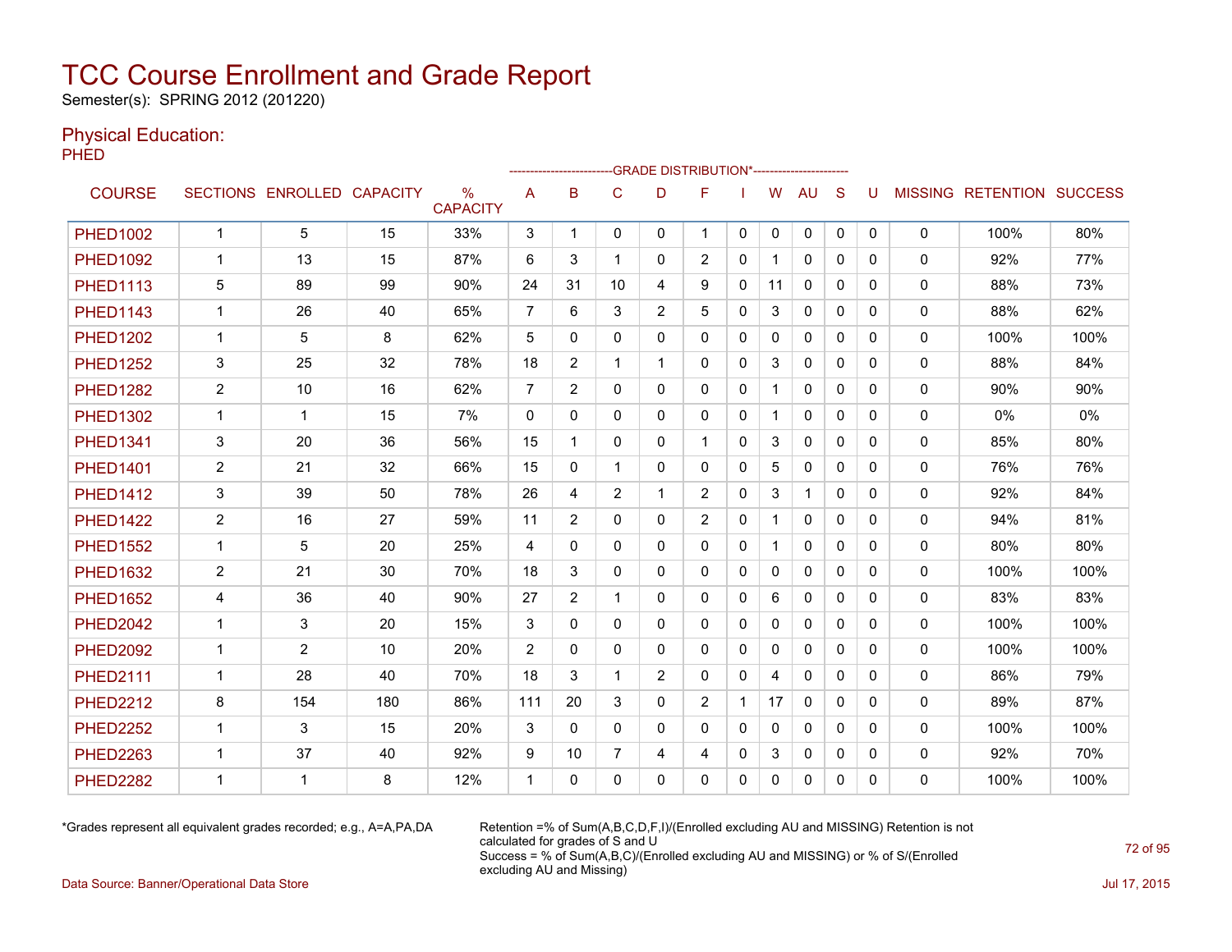# TCC Course Enrollment and Grade Report

Semester(s): SPRING 2012 (201220)

## Physical Education:

PHED

| COURSE | SECTIONS | ENROLLED | CAPACITY | % CAPACITY | A | B | C | D | F | I | W | AU | S | U | MISSING | RETENTION | SUCCESS |
|---|---|---|---|---|---|---|---|---|---|---|---|---|---|---|---|---|---|
| | | | | | GRADE DISTRIBUTION* | | | | | | | | | | | | |
| PHED1002 | 1 | 5 | 15 | 33% | 3 | 1 | 0 | 0 | 1 | 0 | 0 | 0 | 0 | 0 | 0 | 100% | 80% |
| PHED1092 | 1 | 13 | 15 | 87% | 6 | 3 | 1 | 0 | 2 | 0 | 1 | 0 | 0 | 0 | 0 | 92% | 77% |
| PHED1113 | 5 | 89 | 99 | 90% | 24 | 31 | 10 | 4 | 9 | 0 | 11 | 0 | 0 | 0 | 0 | 88% | 73% |
| PHED1143 | 1 | 26 | 40 | 65% | 7 | 6 | 3 | 2 | 5 | 0 | 3 | 0 | 0 | 0 | 0 | 88% | 62% |
| PHED1202 | 1 | 5 | 8 | 62% | 5 | 0 | 0 | 0 | 0 | 0 | 0 | 0 | 0 | 0 | 0 | 100% | 100% |
| PHED1252 | 3 | 25 | 32 | 78% | 18 | 2 | 1 | 1 | 0 | 0 | 3 | 0 | 0 | 0 | 0 | 88% | 84% |
| PHED1282 | 2 | 10 | 16 | 62% | 7 | 2 | 0 | 0 | 0 | 0 | 1 | 0 | 0 | 0 | 0 | 90% | 90% |
| PHED1302 | 1 | 1 | 15 | 7% | 0 | 0 | 0 | 0 | 0 | 0 | 1 | 0 | 0 | 0 | 0 | 0% | 0% |
| PHED1341 | 3 | 20 | 36 | 56% | 15 | 1 | 0 | 0 | 1 | 0 | 3 | 0 | 0 | 0 | 0 | 85% | 80% |
| PHED1401 | 2 | 21 | 32 | 66% | 15 | 0 | 1 | 0 | 0 | 0 | 5 | 0 | 0 | 0 | 0 | 76% | 76% |
| PHED1412 | 3 | 39 | 50 | 78% | 26 | 4 | 2 | 1 | 2 | 0 | 3 | 1 | 0 | 0 | 0 | 92% | 84% |
| PHED1422 | 2 | 16 | 27 | 59% | 11 | 2 | 0 | 0 | 2 | 0 | 1 | 0 | 0 | 0 | 0 | 94% | 81% |
| PHED1552 | 1 | 5 | 20 | 25% | 4 | 0 | 0 | 0 | 0 | 0 | 1 | 0 | 0 | 0 | 0 | 80% | 80% |
| PHED1632 | 2 | 21 | 30 | 70% | 18 | 3 | 0 | 0 | 0 | 0 | 0 | 0 | 0 | 0 | 0 | 100% | 100% |
| PHED1652 | 4 | 36 | 40 | 90% | 27 | 2 | 1 | 0 | 0 | 0 | 6 | 0 | 0 | 0 | 0 | 83% | 83% |
| PHED2042 | 1 | 3 | 20 | 15% | 3 | 0 | 0 | 0 | 0 | 0 | 0 | 0 | 0 | 0 | 0 | 100% | 100% |
| PHED2092 | 1 | 2 | 10 | 20% | 2 | 0 | 0 | 0 | 0 | 0 | 0 | 0 | 0 | 0 | 0 | 100% | 100% |
| PHED2111 | 1 | 28 | 40 | 70% | 18 | 3 | 1 | 2 | 0 | 0 | 4 | 0 | 0 | 0 | 0 | 86% | 79% |
| PHED2212 | 8 | 154 | 180 | 86% | 111 | 20 | 3 | 0 | 2 | 1 | 17 | 0 | 0 | 0 | 0 | 89% | 87% |
| PHED2252 | 1 | 3 | 15 | 20% | 3 | 0 | 0 | 0 | 0 | 0 | 0 | 0 | 0 | 0 | 0 | 100% | 100% |
| PHED2263 | 1 | 37 | 40 | 92% | 9 | 10 | 7 | 4 | 4 | 0 | 3 | 0 | 0 | 0 | 0 | 92% | 70% |
| PHED2282 | 1 | 1 | 8 | 12% | 1 | 0 | 0 | 0 | 0 | 0 | 0 | 0 | 0 | 0 | 0 | 100% | 100% |

*Grades represent all equivalent grades recorded; e.g., A=A,PA,DA

Retention =% of Sum(A,B,C,D,F,I)/(Enrolled excluding AU and MISSING) Retention is not calculated for grades of S and U
Success = % of Sum(A,B,C)/(Enrolled excluding AU and MISSING) or % of S/(Enrolled excluding AU and Missing)

Data Source: Banner/Operational Data Store

Jul 17, 2015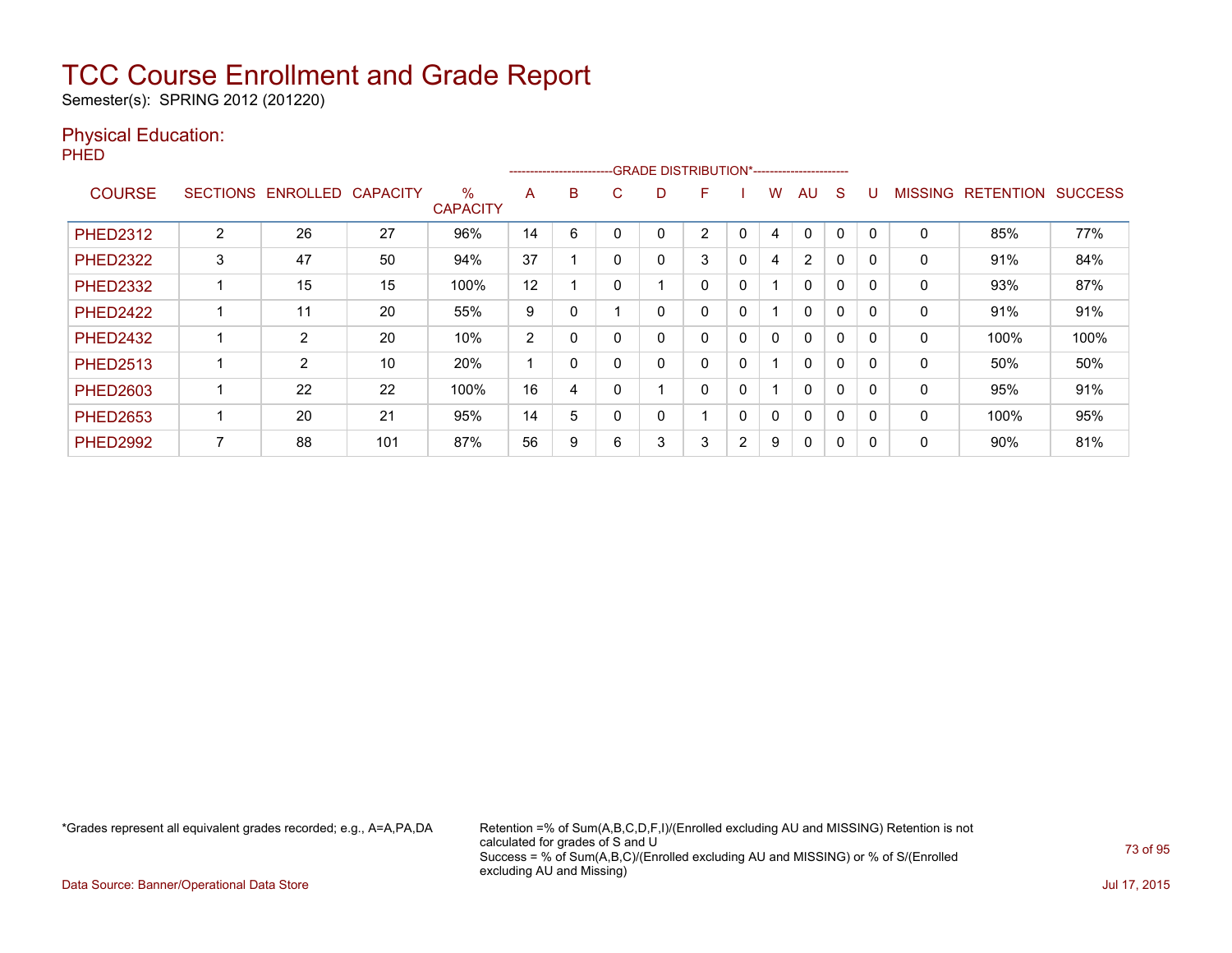# TCC Course Enrollment and Grade Report

Semester(s): SPRING 2012 (201220)

## Physical Education:

PHED

| COURSE | SECTIONS | ENROLLED | CAPACITY | % CAPACITY | A | B | C | D | F | I | W | AU | S | U | MISSING | RETENTION | SUCCESS |
|---|---|---|---|---|---|---|---|---|---|---|---|---|---|---|---|---|---|
| | | | | | GRADE DISTRIBUTION* | | | | | | | | | | | | |
| PHED2312 | 2 | 26 | 27 | 96% | 14 | 6 | 0 | 0 | 2 | 0 | 4 | 0 | 0 | 0 | 0 | 85% | 77% |
| PHED2322 | 3 | 47 | 50 | 94% | 37 | 1 | 0 | 0 | 3 | 0 | 4 | 2 | 0 | 0 | 0 | 91% | 84% |
| PHED2332 | 1 | 15 | 15 | 100% | 12 | 1 | 0 | 1 | 0 | 0 | 1 | 0 | 0 | 0 | 0 | 93% | 87% |
| PHED2422 | 1 | 11 | 20 | 55% | 9 | 0 | 1 | 0 | 0 | 0 | 1 | 0 | 0 | 0 | 0 | 91% | 91% |
| PHED2432 | 1 | 2 | 20 | 10% | 2 | 0 | 0 | 0 | 0 | 0 | 0 | 0 | 0 | 0 | 0 | 100% | 100% |
| PHED2513 | 1 | 2 | 10 | 20% | 1 | 0 | 0 | 0 | 0 | 0 | 1 | 0 | 0 | 0 | 0 | 50% | 50% |
| PHED2603 | 1 | 22 | 22 | 100% | 16 | 4 | 0 | 1 | 0 | 0 | 1 | 0 | 0 | 0 | 0 | 95% | 91% |
| PHED2653 | 1 | 20 | 21 | 95% | 14 | 5 | 0 | 0 | 1 | 0 | 0 | 0 | 0 | 0 | 0 | 100% | 95% |
| PHED2992 | 7 | 88 | 101 | 87% | 56 | 9 | 6 | 3 | 3 | 2 | 9 | 0 | 0 | 0 | 0 | 90% | 81% |

*Grades represent all equivalent grades recorded; e.g., A=A,PA,DA

Retention =% of Sum(A,B,C,D,F,I)/(Enrolled excluding AU and MISSING) Retention is not calculated for grades of S and U
Success = % of Sum(A,B,C)/(Enrolled excluding AU and MISSING) or % of S/(Enrolled excluding AU and Missing)

Data Source: Banner/Operational Data Store

Jul 17, 2015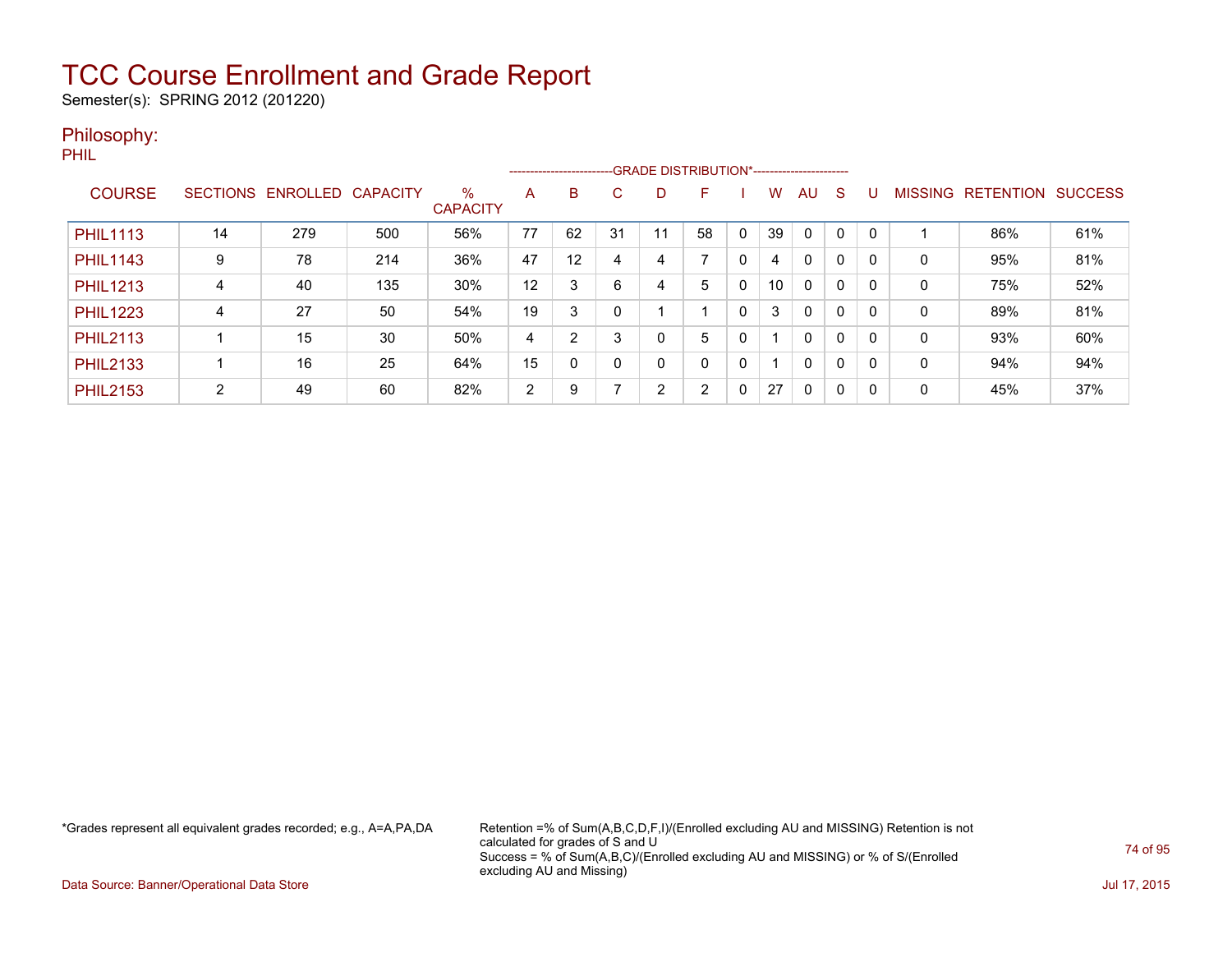# TCC Course Enrollment and Grade Report

Semester(s): SPRING 2012 (201220)

## Philosophy:

PHIL

| COURSE | SECTIONS | ENROLLED | CAPACITY | % CAPACITY | A | B | C | D | F | I | W | AU | S | U | MISSING | RETENTION | SUCCESS |
|---|---|---|---|---|---|---|---|---|---|---|---|---|---|---|---|---|---|
| | | | | | GRADE DISTRIBUTION* | | | | | | | | | | | | |
| PHIL1113 | 14 | 279 | 500 | 56% | 77 | 62 | 31 | 11 | 58 | 0 | 39 | 0 | 0 | 0 | 1 | 86% | 61% |
| PHIL1143 | 9 | 78 | 214 | 36% | 47 | 12 | 4 | 4 | 7 | 0 | 4 | 0 | 0 | 0 | 0 | 95% | 81% |
| PHIL1213 | 4 | 40 | 135 | 30% | 12 | 3 | 6 | 4 | 5 | 0 | 10 | 0 | 0 | 0 | 0 | 75% | 52% |
| PHIL1223 | 4 | 27 | 50 | 54% | 19 | 3 | 0 | 1 | 1 | 0 | 3 | 0 | 0 | 0 | 0 | 89% | 81% |
| PHIL2113 | 1 | 15 | 30 | 50% | 4 | 2 | 3 | 0 | 5 | 0 | 1 | 0 | 0 | 0 | 0 | 93% | 60% |
| PHIL2133 | 1 | 16 | 25 | 64% | 15 | 0 | 0 | 0 | 0 | 0 | 1 | 0 | 0 | 0 | 0 | 94% | 94% |
| PHIL2153 | 2 | 49 | 60 | 82% | 2 | 9 | 7 | 2 | 2 | 0 | 27 | 0 | 0 | 0 | 0 | 45% | 37% |

*Grades represent all equivalent grades recorded; e.g., A=A,PA,DA

Retention =% of Sum(A,B,C,D,F,I)/(Enrolled excluding AU and MISSING) Retention is not calculated for grades of S and U
Success = % of Sum(A,B,C)/(Enrolled excluding AU and MISSING) or % of S/(Enrolled excluding AU and Missing)

Data Source: Banner/Operational Data Store

Jul 17, 2015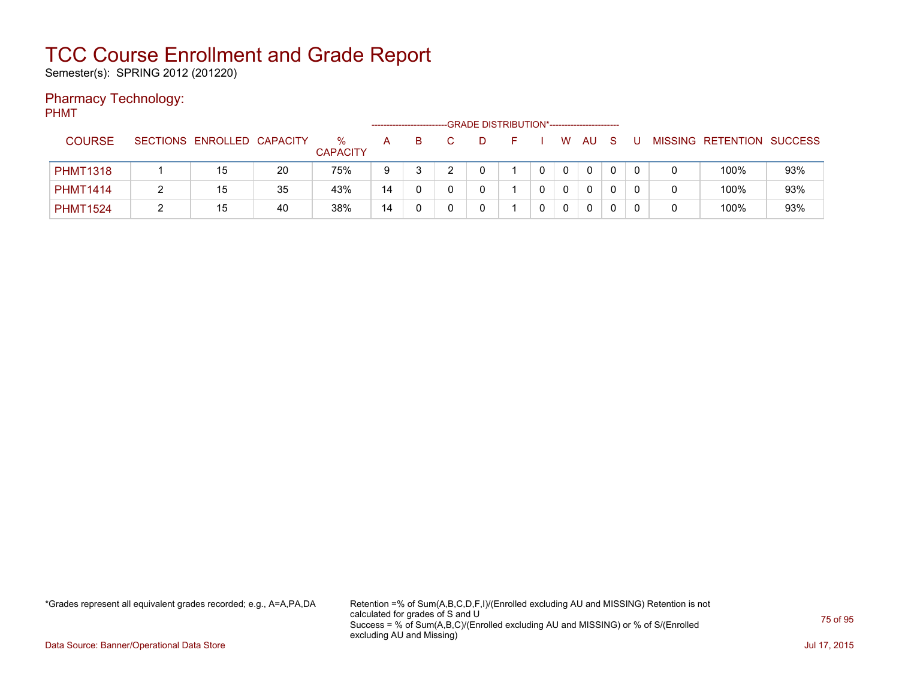# TCC Course Enrollment and Grade Report

Semester(s): SPRING 2012 (201220)

## Pharmacy Technology:

PHMT

| COURSE | SECTIONS | ENROLLED | CAPACITY | % CAPACITY | A | B | C | D | F | I | W | AU | S | U | MISSING | RETENTION | SUCCESS |
|---|---|---|---|---|---|---|---|---|---|---|---|---|---|---|---|---|---|
| | | | | | GRADE DISTRIBUTION* | | | | | | | | | | | | |
| PHMT1318 | 1 | 15 | 20 | 75% | 9 | 3 | 2 | 0 | 1 | 0 | 0 | 0 | 0 | 0 | 0 | 100% | 93% |
| PHMT1414 | 2 | 15 | 35 | 43% | 14 | 0 | 0 | 0 | 1 | 0 | 0 | 0 | 0 | 0 | 0 | 100% | 93% |
| PHMT1524 | 2 | 15 | 40 | 38% | 14 | 0 | 0 | 0 | 1 | 0 | 0 | 0 | 0 | 0 | 0 | 100% | 93% |

*Grades represent all equivalent grades recorded; e.g., A=A,PA,DA

Retention =% of Sum(A,B,C,D,F,I)/(Enrolled excluding AU and MISSING) Retention is not calculated for grades of S and U
Success = % of Sum(A,B,C)/(Enrolled excluding AU and MISSING) or % of S/(Enrolled excluding AU and Missing)

Data Source: Banner/Operational Data Store

Jul 17, 2015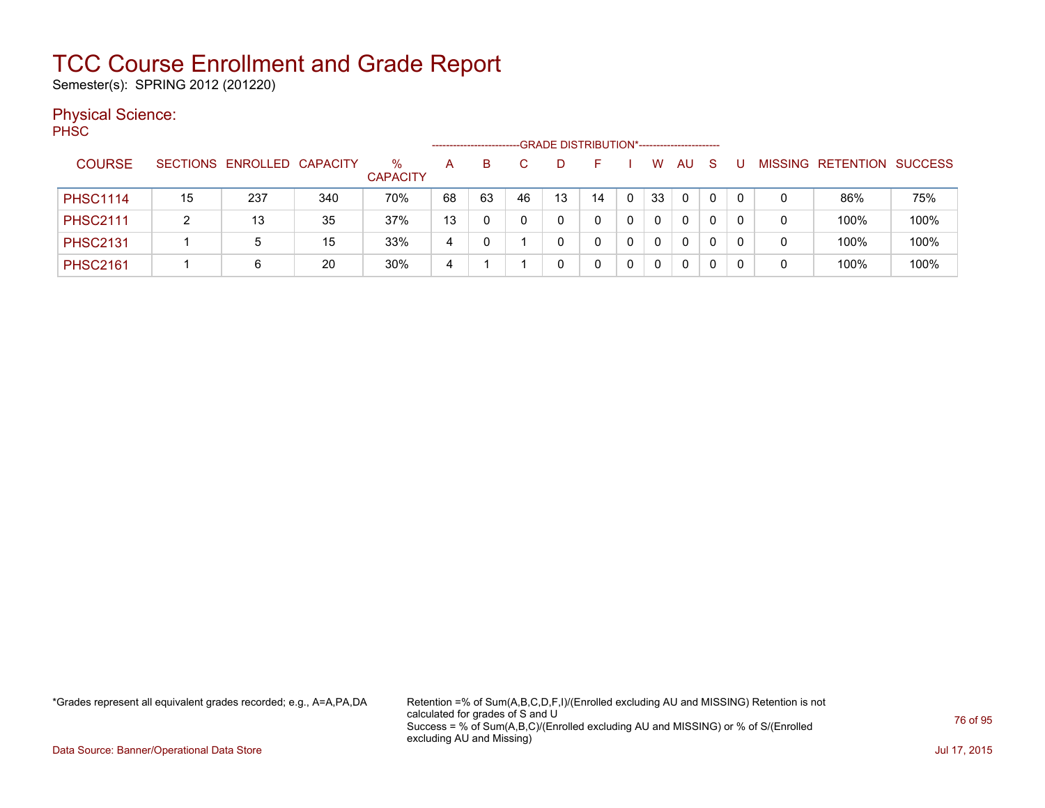# TCC Course Enrollment and Grade Report

Semester(s): SPRING 2012 (201220)

## Physical Science:

PHSC

| COURSE | SECTIONS | ENROLLED | CAPACITY | % CAPACITY | A | B | C | D | F | I | W | AU | S | U | MISSING | RETENTION | SUCCESS |
|---|---|---|---|---|---|---|---|---|---|---|---|---|---|---|---|---|---|
| | | | | | GRADE DISTRIBUTION* | | | | | | | | | | | | |
| PHSC1114 | 15 | 237 | 340 | 70% | 68 | 63 | 46 | 13 | 14 | 0 | 33 | 0 | 0 | 0 | 0 | 86% | 75% |
| PHSC2111 | 2 | 13 | 35 | 37% | 13 | 0 | 0 | 0 | 0 | 0 | 0 | 0 | 0 | 0 | 0 | 100% | 100% |
| PHSC2131 | 1 | 5 | 15 | 33% | 4 | 0 | 1 | 0 | 0 | 0 | 0 | 0 | 0 | 0 | 0 | 100% | 100% |
| PHSC2161 | 1 | 6 | 20 | 30% | 4 | 1 | 1 | 0 | 0 | 0 | 0 | 0 | 0 | 0 | 0 | 100% | 100% |

*Grades represent all equivalent grades recorded; e.g., A=A,PA,DA

Retention =% of Sum(A,B,C,D,F,I)/(Enrolled excluding AU and MISSING) Retention is not calculated for grades of S and U
Success = % of Sum(A,B,C)/(Enrolled excluding AU and MISSING) or % of S/(Enrolled excluding AU and Missing)

Data Source: Banner/Operational Data Store

Jul 17, 2015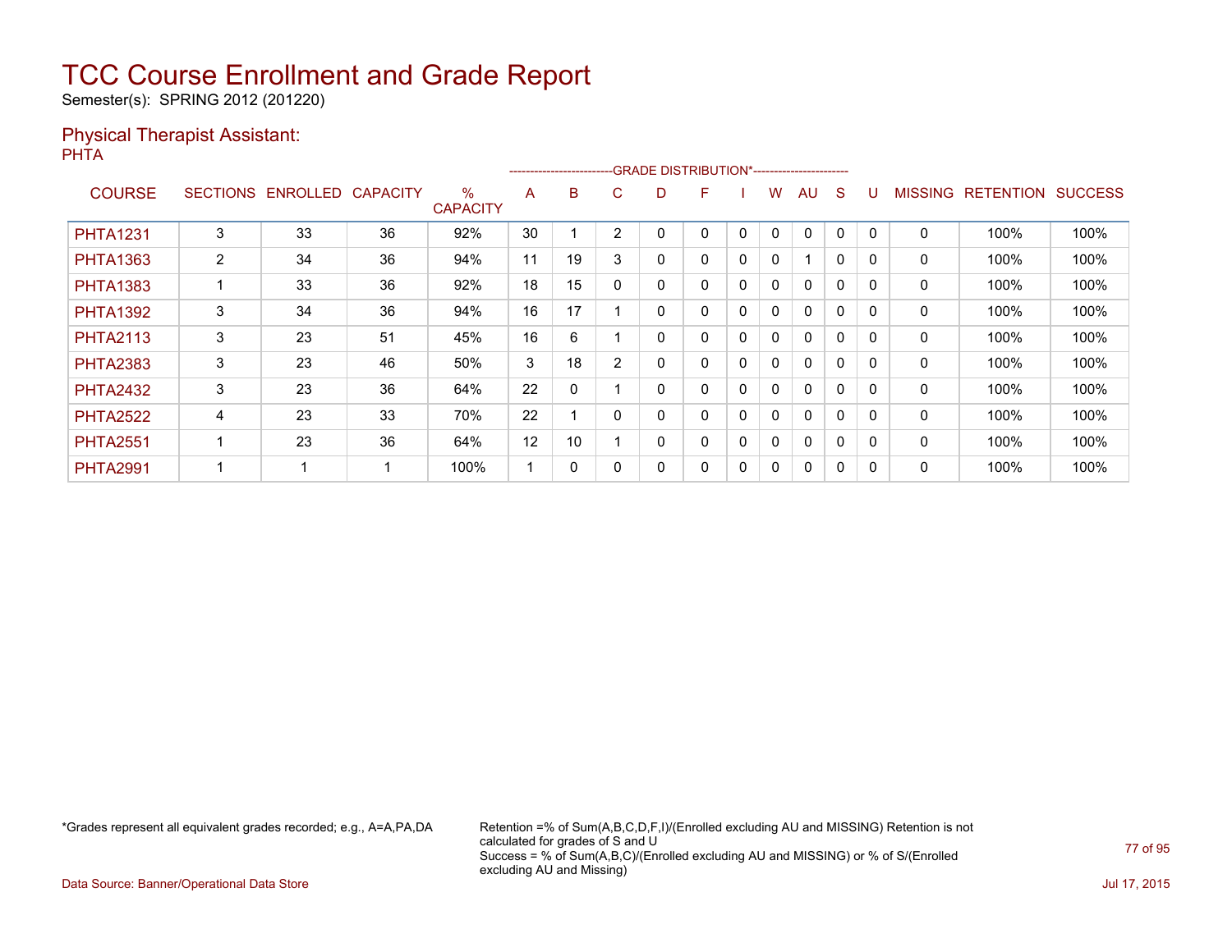# TCC Course Enrollment and Grade Report

Semester(s): SPRING 2012 (201220)

## Physical Therapist Assistant:

PHTA

| COURSE | SECTIONS | ENROLLED | CAPACITY | % CAPACITY | A | B | C | D | F | I | W | AU | S | U | MISSING | RETENTION | SUCCESS |
|---|---|---|---|---|---|---|---|---|---|---|---|---|---|---|---|---|---|
| | | | | | GRADE DISTRIBUTION* | | | | | | | | | | | | |
| PHTA1231 | 3 | 33 | 36 | 92% | 30 | 1 | 2 | 0 | 0 | 0 | 0 | 0 | 0 | 0 | 0 | 100% | 100% |
| PHTA1363 | 2 | 34 | 36 | 94% | 11 | 19 | 3 | 0 | 0 | 0 | 0 | 1 | 0 | 0 | 0 | 100% | 100% |
| PHTA1383 | 1 | 33 | 36 | 92% | 18 | 15 | 0 | 0 | 0 | 0 | 0 | 0 | 0 | 0 | 0 | 100% | 100% |
| PHTA1392 | 3 | 34 | 36 | 94% | 16 | 17 | 1 | 0 | 0 | 0 | 0 | 0 | 0 | 0 | 0 | 100% | 100% |
| PHTA2113 | 3 | 23 | 51 | 45% | 16 | 6 | 1 | 0 | 0 | 0 | 0 | 0 | 0 | 0 | 0 | 100% | 100% |
| PHTA2383 | 3 | 23 | 46 | 50% | 3 | 18 | 2 | 0 | 0 | 0 | 0 | 0 | 0 | 0 | 0 | 100% | 100% |
| PHTA2432 | 3 | 23 | 36 | 64% | 22 | 0 | 1 | 0 | 0 | 0 | 0 | 0 | 0 | 0 | 0 | 100% | 100% |
| PHTA2522 | 4 | 23 | 33 | 70% | 22 | 1 | 0 | 0 | 0 | 0 | 0 | 0 | 0 | 0 | 0 | 100% | 100% |
| PHTA2551 | 1 | 23 | 36 | 64% | 12 | 10 | 1 | 0 | 0 | 0 | 0 | 0 | 0 | 0 | 0 | 100% | 100% |
| PHTA2991 | 1 | 1 | 1 | 100% | 1 | 0 | 0 | 0 | 0 | 0 | 0 | 0 | 0 | 0 | 0 | 100% | 100% |

*Grades represent all equivalent grades recorded; e.g., A=A,PA,DA

Retention =% of Sum(A,B,C,D,F,I)/(Enrolled excluding AU and MISSING) Retention is not calculated for grades of S and U
Success = % of Sum(A,B,C)/(Enrolled excluding AU and MISSING) or % of S/(Enrolled excluding AU and Missing)

Data Source: Banner/Operational Data Store

Jul 17, 2015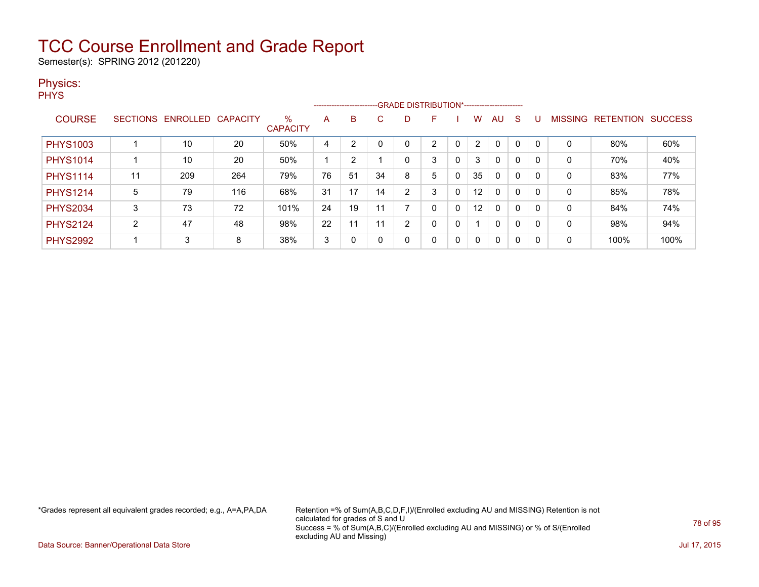# TCC Course Enrollment and Grade Report

Semester(s): SPRING 2012 (201220)

## Physics:

PHYS

| COURSE | SECTIONS | ENROLLED | CAPACITY | % CAPACITY | A | B | C | D | F | I | W | AU | S | U | MISSING | RETENTION | SUCCESS |
|---|---|---|---|---|---|---|---|---|---|---|---|---|---|---|---|---|---|
| | | | | | GRADE DISTRIBUTION* | | | | | | | | | | | | |
| PHYS1003 | 1 | 10 | 20 | 50% | 4 | 2 | 0 | 0 | 2 | 0 | 2 | 0 | 0 | 0 | 0 | 80% | 60% |
| PHYS1014 | 1 | 10 | 20 | 50% | 1 | 2 | 1 | 0 | 3 | 0 | 3 | 0 | 0 | 0 | 0 | 70% | 40% |
| PHYS1114 | 11 | 209 | 264 | 79% | 76 | 51 | 34 | 8 | 5 | 0 | 35 | 0 | 0 | 0 | 0 | 83% | 77% |
| PHYS1214 | 5 | 79 | 116 | 68% | 31 | 17 | 14 | 2 | 3 | 0 | 12 | 0 | 0 | 0 | 0 | 85% | 78% |
| PHYS2034 | 3 | 73 | 72 | 101% | 24 | 19 | 11 | 7 | 0 | 0 | 12 | 0 | 0 | 0 | 0 | 84% | 74% |
| PHYS2124 | 2 | 47 | 48 | 98% | 22 | 11 | 11 | 2 | 0 | 0 | 1 | 0 | 0 | 0 | 0 | 98% | 94% |
| PHYS2992 | 1 | 3 | 8 | 38% | 3 | 0 | 0 | 0 | 0 | 0 | 0 | 0 | 0 | 0 | 0 | 100% | 100% |

*Grades represent all equivalent grades recorded; e.g., A=A,PA,DA

Retention =% of Sum(A,B,C,D,F,I)/(Enrolled excluding AU and MISSING) Retention is not calculated for grades of S and U
Success = % of Sum(A,B,C)/(Enrolled excluding AU and MISSING) or % of S/(Enrolled excluding AU and Missing)

Data Source: Banner/Operational Data Store

Jul 17, 2015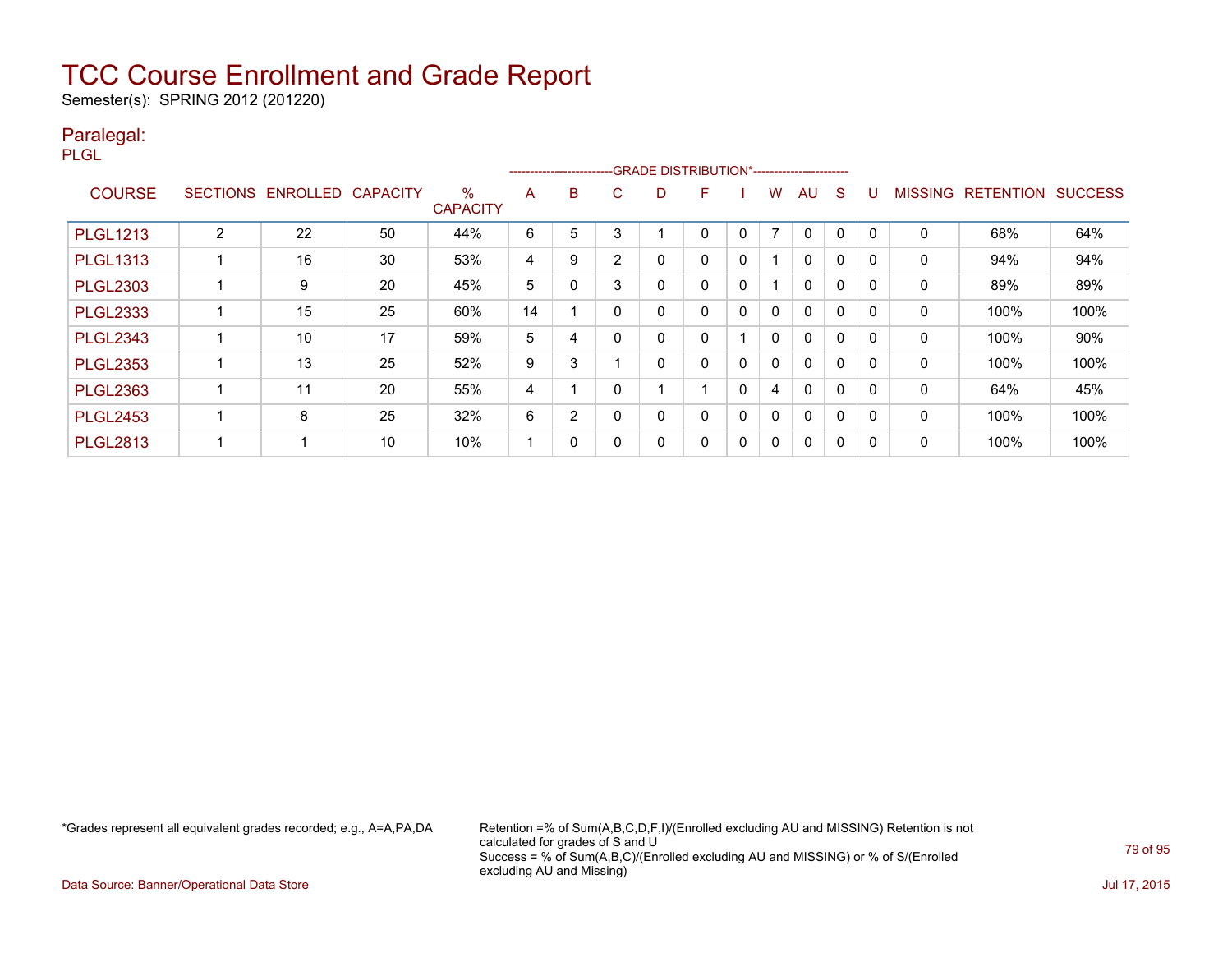# TCC Course Enrollment and Grade Report

Semester(s): SPRING 2012 (201220)

## Paralegal:

PLGL

| COURSE | SECTIONS | ENROLLED | CAPACITY | % CAPACITY | A | B | C | D | F | I | W | AU | S | U | MISSING | RETENTION | SUCCESS |
|---|---|---|---|---|---|---|---|---|---|---|---|---|---|---|---|---|---|
| | | | | | GRADE DISTRIBUTION* | | | | | | | | | | | | |
| PLGL1213 | 2 | 22 | 50 | 44% | 6 | 5 | 3 | 1 | 0 | 0 | 7 | 0 | 0 | 0 | 0 | 68% | 64% |
| PLGL1313 | 1 | 16 | 30 | 53% | 4 | 9 | 2 | 0 | 0 | 0 | 1 | 0 | 0 | 0 | 0 | 94% | 94% |
| PLGL2303 | 1 | 9 | 20 | 45% | 5 | 0 | 3 | 0 | 0 | 0 | 1 | 0 | 0 | 0 | 0 | 89% | 89% |
| PLGL2333 | 1 | 15 | 25 | 60% | 14 | 1 | 0 | 0 | 0 | 0 | 0 | 0 | 0 | 0 | 0 | 100% | 100% |
| PLGL2343 | 1 | 10 | 17 | 59% | 5 | 4 | 0 | 0 | 0 | 1 | 0 | 0 | 0 | 0 | 0 | 100% | 90% |
| PLGL2353 | 1 | 13 | 25 | 52% | 9 | 3 | 1 | 0 | 0 | 0 | 0 | 0 | 0 | 0 | 0 | 100% | 100% |
| PLGL2363 | 1 | 11 | 20 | 55% | 4 | 1 | 0 | 1 | 1 | 0 | 4 | 0 | 0 | 0 | 0 | 64% | 45% |
| PLGL2453 | 1 | 8 | 25 | 32% | 6 | 2 | 0 | 0 | 0 | 0 | 0 | 0 | 0 | 0 | 0 | 100% | 100% |
| PLGL2813 | 1 | 1 | 10 | 10% | 1 | 0 | 0 | 0 | 0 | 0 | 0 | 0 | 0 | 0 | 0 | 100% | 100% |

*Grades represent all equivalent grades recorded; e.g., A=A,PA,DA

Retention =% of Sum(A,B,C,D,F,I)/(Enrolled excluding AU and MISSING) Retention is not calculated for grades of S and U
Success = % of Sum(A,B,C)/(Enrolled excluding AU and MISSING) or % of S/(Enrolled excluding AU and Missing)

Data Source: Banner/Operational Data Store

Jul 17, 2015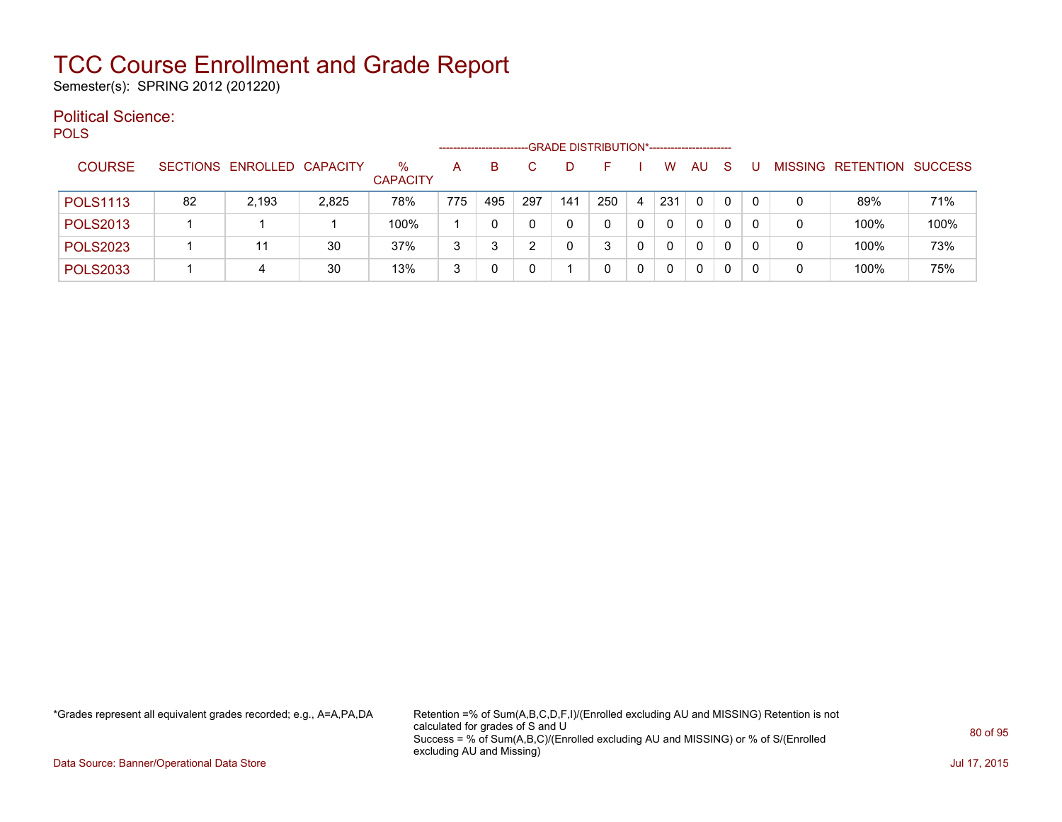# TCC Course Enrollment and Grade Report

Semester(s): SPRING 2012 (201220)

## Political Science:

POLS

| COURSE | SECTIONS | ENROLLED | CAPACITY | % CAPACITY | A | B | C | D | F | I | W | AU | S | U | MISSING | RETENTION | SUCCESS |
|---|---|---|---|---|---|---|---|---|---|---|---|---|---|---|---|---|---|
| | | | | | GRADE DISTRIBUTION* | | | | | | | | | | | | |
| POLS1113 | 82 | 2,193 | 2,825 | 78% | 775 | 495 | 297 | 141 | 250 | 4 | 231 | 0 | 0 | 0 | 0 | 89% | 71% |
| POLS2013 | 1 | 1 | 1 | 100% | 1 | 0 | 0 | 0 | 0 | 0 | 0 | 0 | 0 | 0 | 0 | 100% | 100% |
| POLS2023 | 1 | 11 | 30 | 37% | 3 | 3 | 2 | 0 | 3 | 0 | 0 | 0 | 0 | 0 | 0 | 100% | 73% |
| POLS2033 | 1 | 4 | 30 | 13% | 3 | 0 | 0 | 1 | 0 | 0 | 0 | 0 | 0 | 0 | 0 | 100% | 75% |

*Grades represent all equivalent grades recorded; e.g., A=A,PA,DA

Retention =% of Sum(A,B,C,D,F,I)/(Enrolled excluding AU and MISSING) Retention is not calculated for grades of S and U
Success = % of Sum(A,B,C)/(Enrolled excluding AU and MISSING) or % of S/(Enrolled excluding AU and Missing)

Data Source: Banner/Operational Data Store

Jul 17, 2015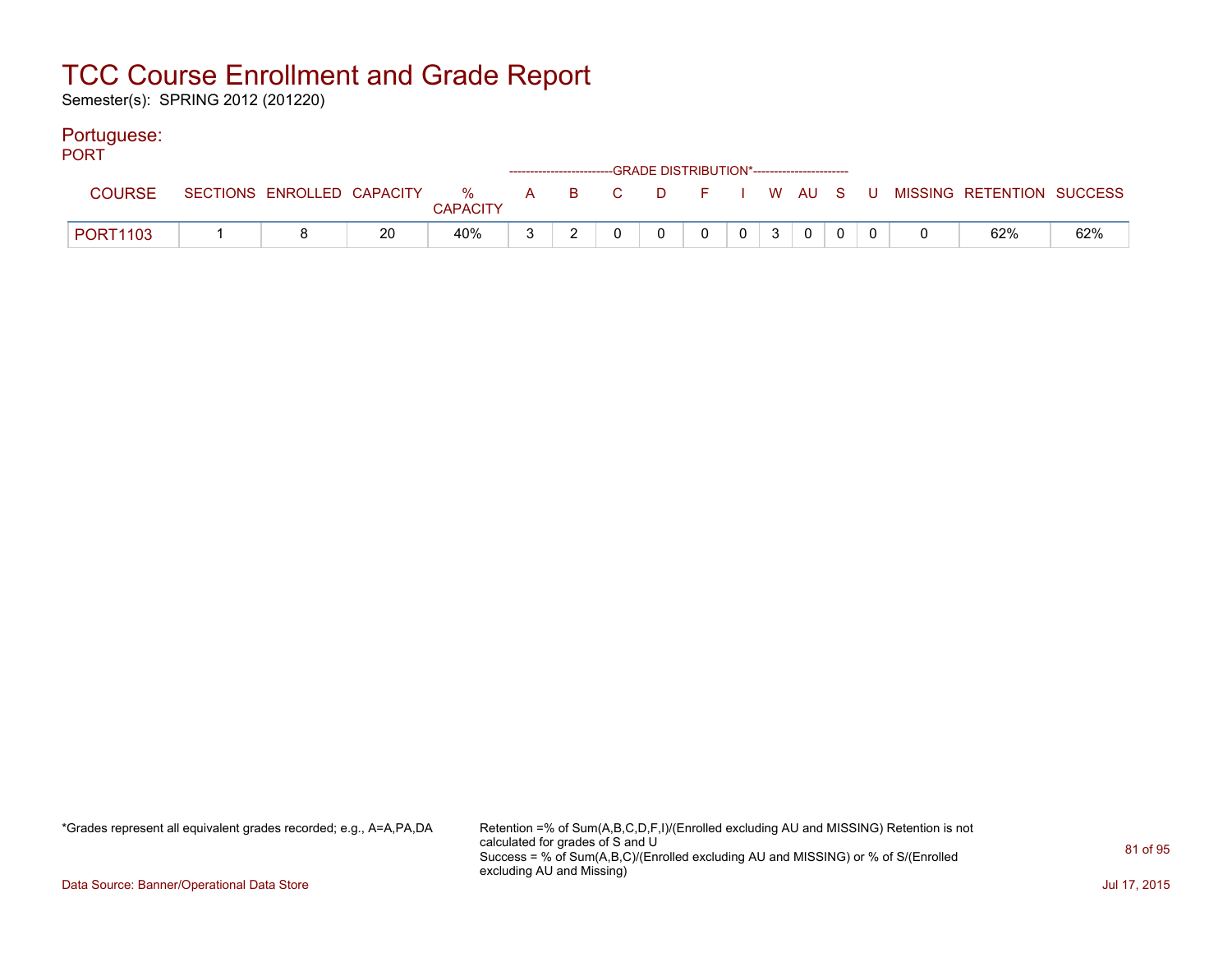# TCC Course Enrollment and Grade Report

Semester(s): SPRING 2012 (201220)

## Portuguese:

PORT

| COURSE | SECTIONS | ENROLLED | CAPACITY | % CAPACITY | A | B | C | D | F | I | W | AU | S | U | MISSING | RETENTION | SUCCESS |
|---|---|---|---|---|---|---|---|---|---|---|---|---|---|---|---|---|---|
| | | | | | GRADE DISTRIBUTION* | | | | | | | | | | | | |
| PORT1103 | 1 | 8 | 20 | 40% | 3 | 2 | 0 | 0 | 0 | 0 | 3 | 0 | 0 | 0 | 0 | 62% | 62% |

*Grades represent all equivalent grades recorded; e.g., A=A,PA,DA

Retention =% of Sum(A,B,C,D,F,I)/(Enrolled excluding AU and MISSING) Retention is not calculated for grades of S and U
Success = % of Sum(A,B,C)/(Enrolled excluding AU and MISSING) or % of S/(Enrolled excluding AU and Missing)

Data Source: Banner/Operational Data Store

Jul 17, 2015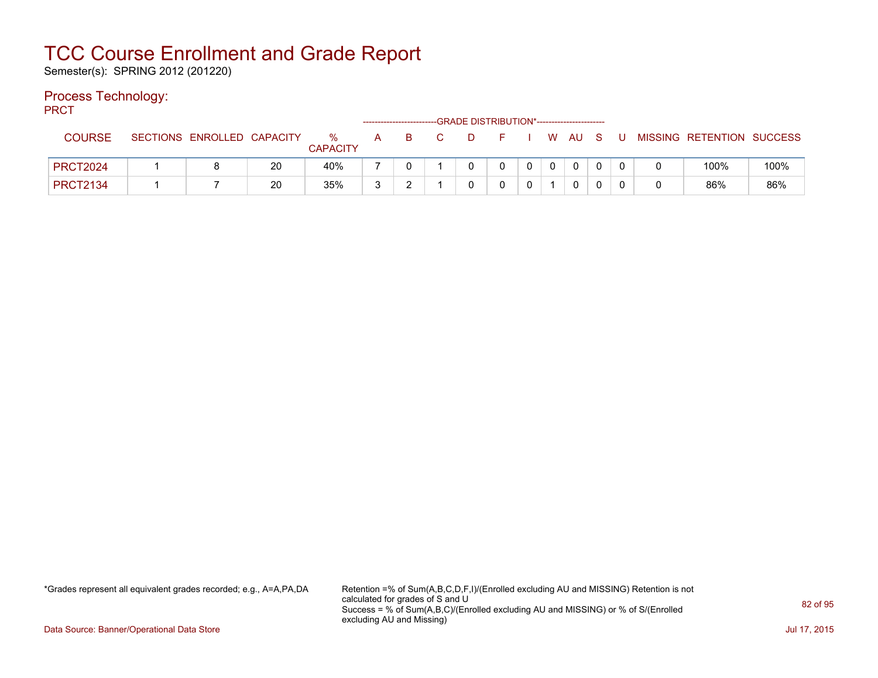# TCC Course Enrollment and Grade Report

Semester(s): SPRING 2012 (201220)

## Process Technology:

PRCT

| COURSE | SECTIONS | ENROLLED | CAPACITY | % CAPACITY | A | B | C | D | F | I | W | AU | S | U | MISSING | RETENTION | SUCCESS |
|---|---|---|---|---|---|---|---|---|---|---|---|---|---|---|---|---|---|
| | | | | | GRADE DISTRIBUTION* | | | | | | | | | | | | |
| PRCT2024 | 1 | 8 | 20 | 40% | 7 | 0 | 1 | 0 | 0 | 0 | 0 | 0 | 0 | 0 | 0 | 100% | 100% |
| PRCT2134 | 1 | 7 | 20 | 35% | 3 | 2 | 1 | 0 | 0 | 0 | 1 | 0 | 0 | 0 | 0 | 86% | 86% |

*Grades represent all equivalent grades recorded; e.g., A=A,PA,DA

Retention =% of Sum(A,B,C,D,F,I)/(Enrolled excluding AU and MISSING) Retention is not calculated for grades of S and U
Success = % of Sum(A,B,C)/(Enrolled excluding AU and MISSING) or % of S/(Enrolled excluding AU and Missing)

Data Source: Banner/Operational Data Store

Jul 17, 2015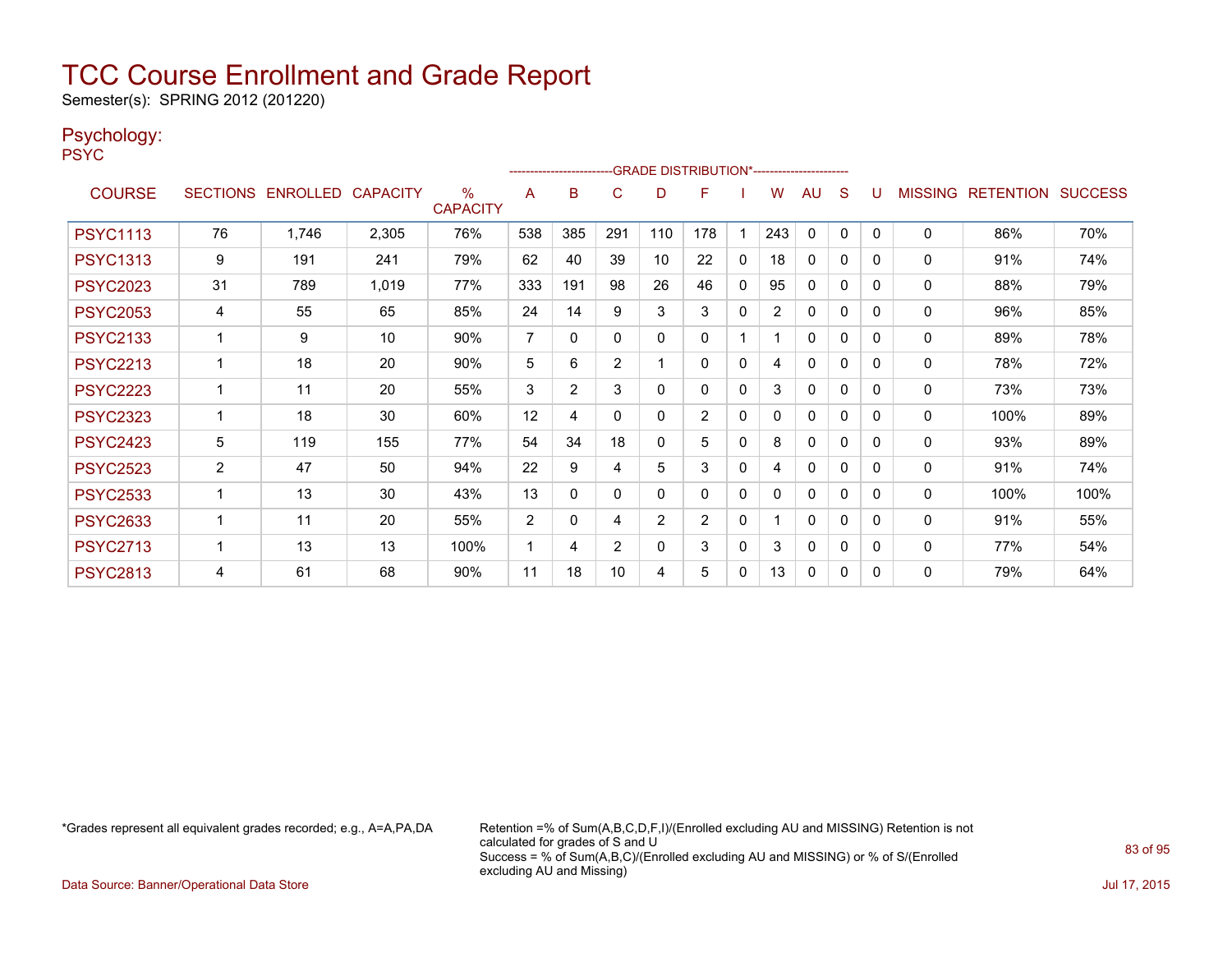# TCC Course Enrollment and Grade Report

Semester(s): SPRING 2012 (201220)

## Psychology:

PSYC

| COURSE | SECTIONS | ENROLLED | CAPACITY | % CAPACITY | A | B | C | D | F | I | W | AU | S | U | MISSING | RETENTION | SUCCESS |
|---|---|---|---|---|---|---|---|---|---|---|---|---|---|---|---|---|---|
| | | | | | GRADE DISTRIBUTION* | | | | | | | | | | | | |
| PSYC1113 | 76 | 1,746 | 2,305 | 76% | 538 | 385 | 291 | 110 | 178 | 1 | 243 | 0 | 0 | 0 | 0 | 86% | 70% |
| PSYC1313 | 9 | 191 | 241 | 79% | 62 | 40 | 39 | 10 | 22 | 0 | 18 | 0 | 0 | 0 | 0 | 91% | 74% |
| PSYC2023 | 31 | 789 | 1,019 | 77% | 333 | 191 | 98 | 26 | 46 | 0 | 95 | 0 | 0 | 0 | 0 | 88% | 79% |
| PSYC2053 | 4 | 55 | 65 | 85% | 24 | 14 | 9 | 3 | 3 | 0 | 2 | 0 | 0 | 0 | 0 | 96% | 85% |
| PSYC2133 | 1 | 9 | 10 | 90% | 7 | 0 | 0 | 0 | 0 | 1 | 1 | 0 | 0 | 0 | 0 | 89% | 78% |
| PSYC2213 | 1 | 18 | 20 | 90% | 5 | 6 | 2 | 1 | 0 | 0 | 4 | 0 | 0 | 0 | 0 | 78% | 72% |
| PSYC2223 | 1 | 11 | 20 | 55% | 3 | 2 | 3 | 0 | 0 | 0 | 3 | 0 | 0 | 0 | 0 | 73% | 73% |
| PSYC2323 | 1 | 18 | 30 | 60% | 12 | 4 | 0 | 0 | 2 | 0 | 0 | 0 | 0 | 0 | 0 | 100% | 89% |
| PSYC2423 | 5 | 119 | 155 | 77% | 54 | 34 | 18 | 0 | 5 | 0 | 8 | 0 | 0 | 0 | 0 | 93% | 89% |
| PSYC2523 | 2 | 47 | 50 | 94% | 22 | 9 | 4 | 5 | 3 | 0 | 4 | 0 | 0 | 0 | 0 | 91% | 74% |
| PSYC2533 | 1 | 13 | 30 | 43% | 13 | 0 | 0 | 0 | 0 | 0 | 0 | 0 | 0 | 0 | 0 | 100% | 100% |
| PSYC2633 | 1 | 11 | 20 | 55% | 2 | 0 | 4 | 2 | 2 | 0 | 1 | 0 | 0 | 0 | 0 | 91% | 55% |
| PSYC2713 | 1 | 13 | 13 | 100% | 1 | 4 | 2 | 0 | 3 | 0 | 3 | 0 | 0 | 0 | 0 | 77% | 54% |
| PSYC2813 | 4 | 61 | 68 | 90% | 11 | 18 | 10 | 4 | 5 | 0 | 13 | 0 | 0 | 0 | 0 | 79% | 64% |

*Grades represent all equivalent grades recorded; e.g., A=A,PA,DA

Retention =% of Sum(A,B,C,D,F,I)/(Enrolled excluding AU and MISSING) Retention is not calculated for grades of S and U

Success = % of Sum(A,B,C)/(Enrolled excluding AU and MISSING) or % of S/(Enrolled excluding AU and Missing)

Data Source: Banner/Operational Data Store

Jul 17, 2015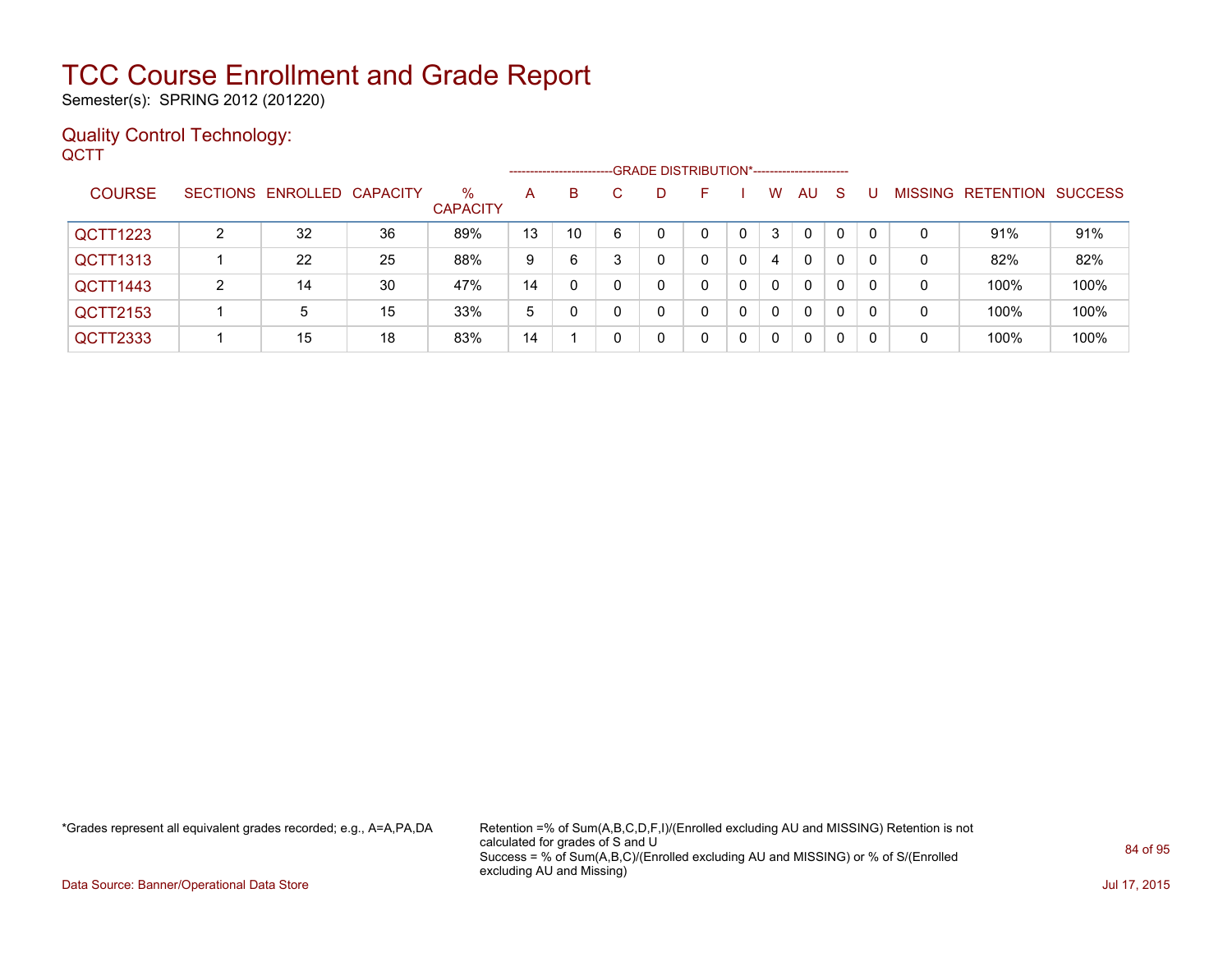# TCC Course Enrollment and Grade Report

Semester(s): SPRING 2012 (201220)

## Quality Control Technology:

QCTT

| COURSE | SECTIONS | ENROLLED | CAPACITY | % CAPACITY | A | B | C | D | F | I | W | AU | S | U | MISSING | RETENTION | SUCCESS |
|---|---|---|---|---|---|---|---|---|---|---|---|---|---|---|---|---|---|
| | | | | | GRADE DISTRIBUTION* | | | | | | | | | | | | |
| QCTT1223 | 2 | 32 | 36 | 89% | 13 | 10 | 6 | 0 | 0 | 0 | 3 | 0 | 0 | 0 | 0 | 91% | 91% |
| QCTT1313 | 1 | 22 | 25 | 88% | 9 | 6 | 3 | 0 | 0 | 0 | 4 | 0 | 0 | 0 | 0 | 82% | 82% |
| QCTT1443 | 2 | 14 | 30 | 47% | 14 | 0 | 0 | 0 | 0 | 0 | 0 | 0 | 0 | 0 | 0 | 100% | 100% |
| QCTT2153 | 1 | 5 | 15 | 33% | 5 | 0 | 0 | 0 | 0 | 0 | 0 | 0 | 0 | 0 | 0 | 100% | 100% |
| QCTT2333 | 1 | 15 | 18 | 83% | 14 | 1 | 0 | 0 | 0 | 0 | 0 | 0 | 0 | 0 | 0 | 100% | 100% |

*Grades represent all equivalent grades recorded; e.g., A=A,PA,DA

Retention =% of Sum(A,B,C,D,F,I)/(Enrolled excluding AU and MISSING) Retention is not calculated for grades of S and U
Success = % of Sum(A,B,C)/(Enrolled excluding AU and MISSING) or % of S/(Enrolled excluding AU and Missing)

Data Source: Banner/Operational Data Store

Jul 17, 2015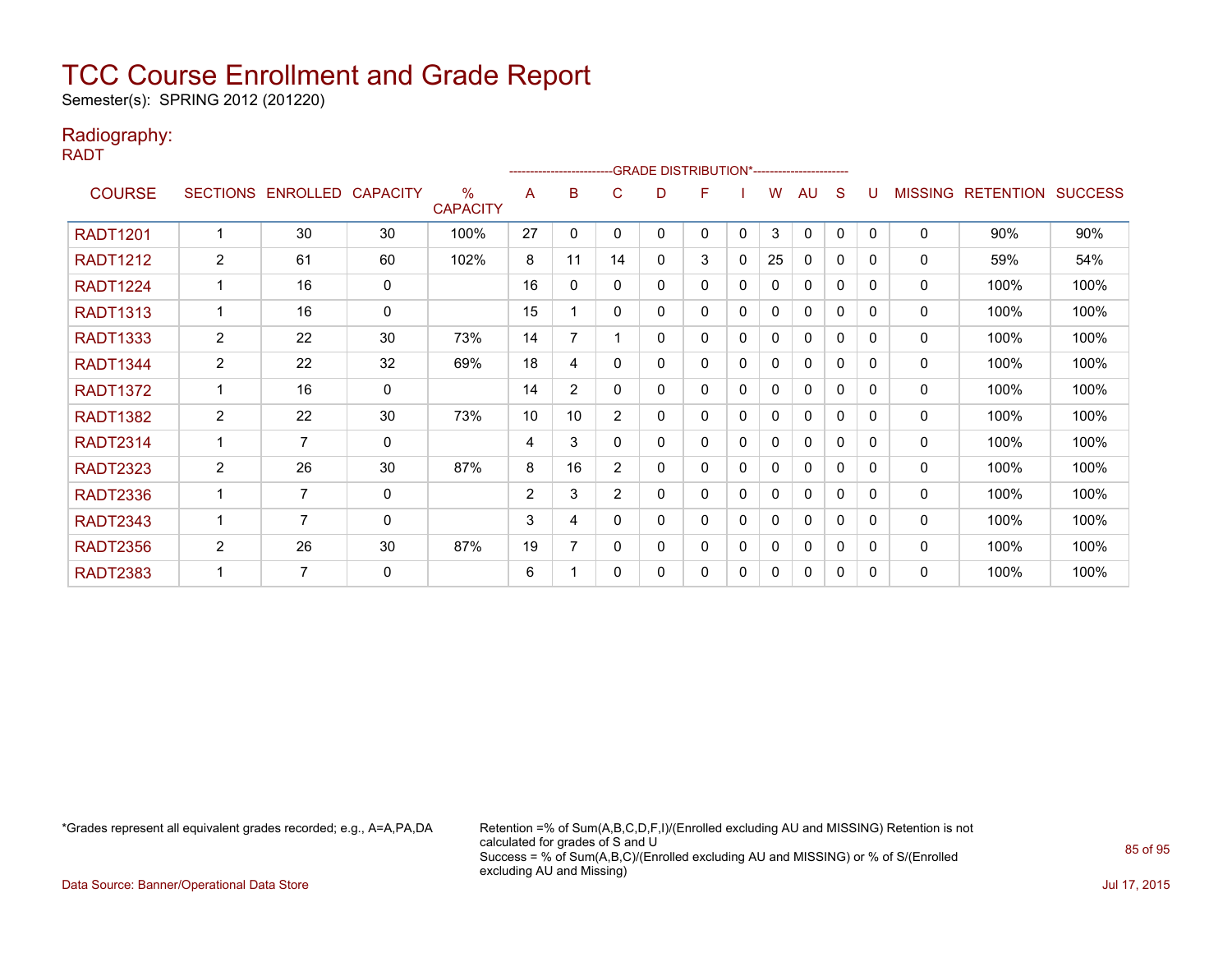# TCC Course Enrollment and Grade Report

Semester(s): SPRING 2012 (201220)

## Radiography:

RADT

| COURSE | SECTIONS | ENROLLED | CAPACITY | % CAPACITY | A | B | C | D | F | I | W | AU | S | U | MISSING | RETENTION | SUCCESS |
|---|---|---|---|---|---|---|---|---|---|---|---|---|---|---|---|---|---|
| | | | | | GRADE DISTRIBUTION* | | | | | | | | | | | | |
| RADT1201 | 1 | 30 | 30 | 100% | 27 | 0 | 0 | 0 | 0 | 0 | 3 | 0 | 0 | 0 | 0 | 90% | 90% |
| RADT1212 | 2 | 61 | 60 | 102% | 8 | 11 | 14 | 0 | 3 | 0 | 25 | 0 | 0 | 0 | 0 | 59% | 54% |
| RADT1224 | 1 | 16 | 0 | | 16 | 0 | 0 | 0 | 0 | 0 | 0 | 0 | 0 | 0 | 0 | 100% | 100% |
| RADT1313 | 1 | 16 | 0 | | 15 | 1 | 0 | 0 | 0 | 0 | 0 | 0 | 0 | 0 | 0 | 100% | 100% |
| RADT1333 | 2 | 22 | 30 | 73% | 14 | 7 | 1 | 0 | 0 | 0 | 0 | 0 | 0 | 0 | 0 | 100% | 100% |
| RADT1344 | 2 | 22 | 32 | 69% | 18 | 4 | 0 | 0 | 0 | 0 | 0 | 0 | 0 | 0 | 0 | 100% | 100% |
| RADT1372 | 1 | 16 | 0 | | 14 | 2 | 0 | 0 | 0 | 0 | 0 | 0 | 0 | 0 | 0 | 100% | 100% |
| RADT1382 | 2 | 22 | 30 | 73% | 10 | 10 | 2 | 0 | 0 | 0 | 0 | 0 | 0 | 0 | 0 | 100% | 100% |
| RADT2314 | 1 | 7 | 0 | | 4 | 3 | 0 | 0 | 0 | 0 | 0 | 0 | 0 | 0 | 0 | 100% | 100% |
| RADT2323 | 2 | 26 | 30 | 87% | 8 | 16 | 2 | 0 | 0 | 0 | 0 | 0 | 0 | 0 | 0 | 100% | 100% |
| RADT2336 | 1 | 7 | 0 | | 2 | 3 | 2 | 0 | 0 | 0 | 0 | 0 | 0 | 0 | 0 | 100% | 100% |
| RADT2343 | 1 | 7 | 0 | | 3 | 4 | 0 | 0 | 0 | 0 | 0 | 0 | 0 | 0 | 0 | 100% | 100% |
| RADT2356 | 2 | 26 | 30 | 87% | 19 | 7 | 0 | 0 | 0 | 0 | 0 | 0 | 0 | 0 | 0 | 100% | 100% |
| RADT2383 | 1 | 7 | 0 | | 6 | 1 | 0 | 0 | 0 | 0 | 0 | 0 | 0 | 0 | 0 | 100% | 100% |

*Grades represent all equivalent grades recorded; e.g., A=A,PA,DA

Retention =% of Sum(A,B,C,D,F,I)/(Enrolled excluding AU and MISSING) Retention is not calculated for grades of S and U
Success = % of Sum(A,B,C)/(Enrolled excluding AU and MISSING) or % of S/(Enrolled excluding AU and Missing)

Data Source: Banner/Operational Data Store

Jul 17, 2015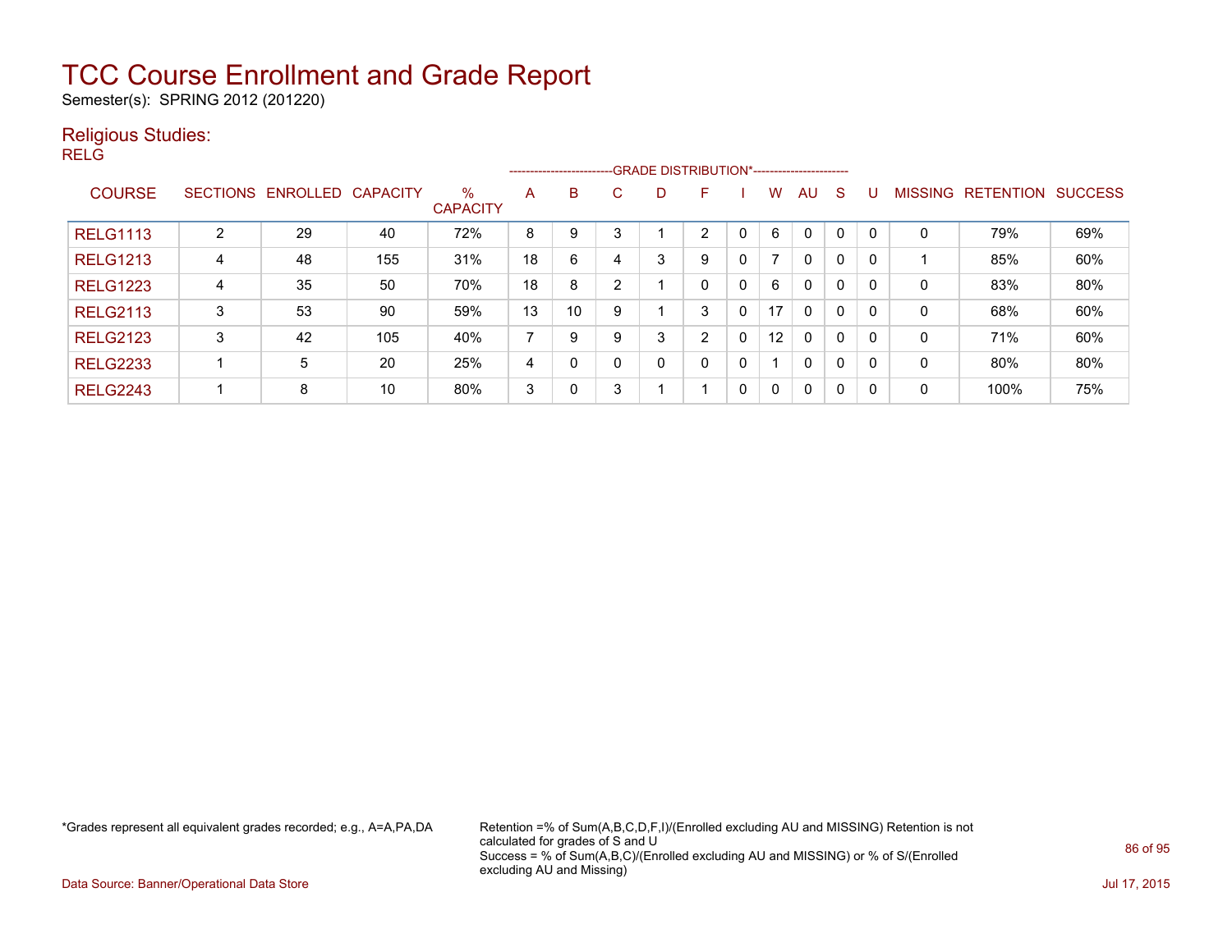# TCC Course Enrollment and Grade Report

Semester(s): SPRING 2012 (201220)

## Religious Studies:

RELG

| COURSE | SECTIONS | ENROLLED | CAPACITY | % CAPACITY | A | B | C | D | F | I | W | AU | S | U | MISSING | RETENTION | SUCCESS |
|---|---|---|---|---|---|---|---|---|---|---|---|---|---|---|---|---|---|
| | | | | | GRADE DISTRIBUTION* | | | | | | | | | | | | |
| RELG1113 | 2 | 29 | 40 | 72% | 8 | 9 | 3 | 1 | 2 | 0 | 6 | 0 | 0 | 0 | 0 | 79% | 69% |
| RELG1213 | 4 | 48 | 155 | 31% | 18 | 6 | 4 | 3 | 9 | 0 | 7 | 0 | 0 | 0 | 1 | 85% | 60% |
| RELG1223 | 4 | 35 | 50 | 70% | 18 | 8 | 2 | 1 | 0 | 0 | 6 | 0 | 0 | 0 | 0 | 83% | 80% |
| RELG2113 | 3 | 53 | 90 | 59% | 13 | 10 | 9 | 1 | 3 | 0 | 17 | 0 | 0 | 0 | 0 | 68% | 60% |
| RELG2123 | 3 | 42 | 105 | 40% | 7 | 9 | 9 | 3 | 2 | 0 | 12 | 0 | 0 | 0 | 0 | 71% | 60% |
| RELG2233 | 1 | 5 | 20 | 25% | 4 | 0 | 0 | 0 | 0 | 0 | 1 | 0 | 0 | 0 | 0 | 80% | 80% |
| RELG2243 | 1 | 8 | 10 | 80% | 3 | 0 | 3 | 1 | 1 | 0 | 0 | 0 | 0 | 0 | 0 | 100% | 75% |

*Grades represent all equivalent grades recorded; e.g., A=A,PA,DA

Retention =% of Sum(A,B,C,D,F,I)/(Enrolled excluding AU and MISSING) Retention is not calculated for grades of S and U
Success = % of Sum(A,B,C)/(Enrolled excluding AU and MISSING) or % of S/(Enrolled excluding AU and Missing)

Data Source: Banner/Operational Data Store

Jul 17, 2015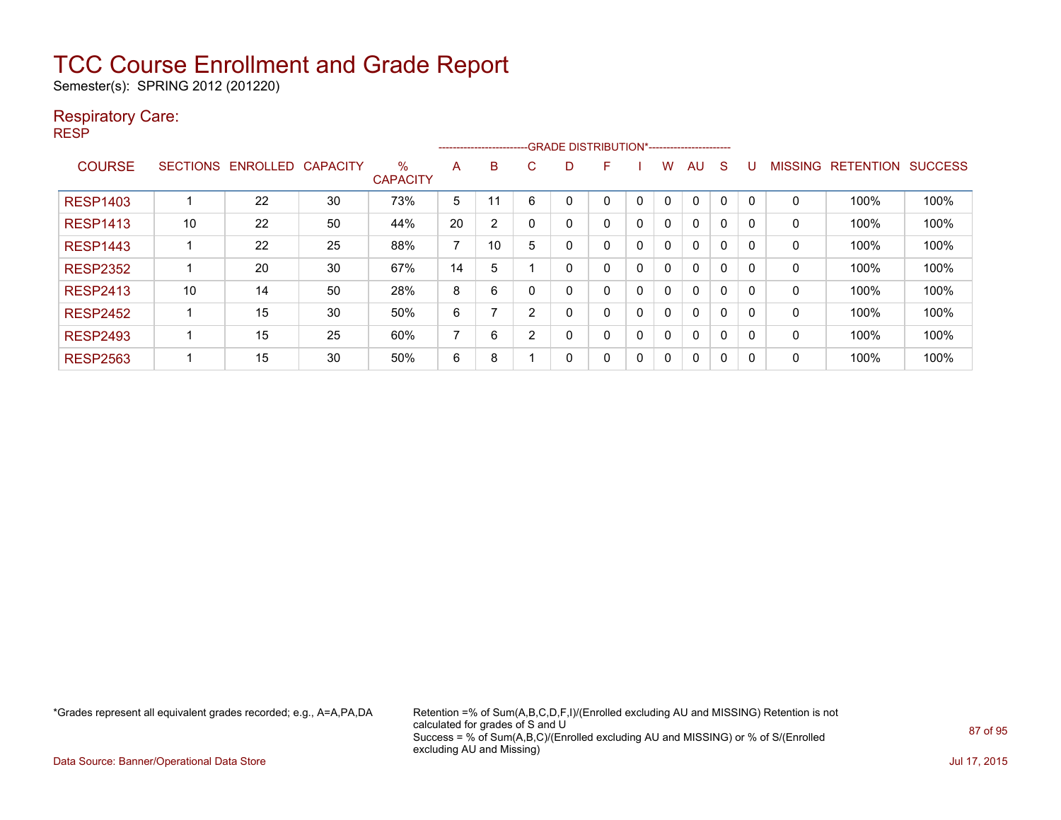# TCC Course Enrollment and Grade Report

Semester(s): SPRING 2012 (201220)

## Respiratory Care:

RESP

| COURSE | SECTIONS | ENROLLED | CAPACITY | % CAPACITY | A | B | C | D | F | I | W | AU | S | U | MISSING | RETENTION | SUCCESS |
|---|---|---|---|---|---|---|---|---|---|---|---|---|---|---|---|---|---|
| RESP1403 | 1 | 22 | 30 | 73% | 5 | 11 | 6 | 0 | 0 | 0 | 0 | 0 | 0 | 0 | 0 | 100% | 100% |
| RESP1413 | 10 | 22 | 50 | 44% | 20 | 2 | 0 | 0 | 0 | 0 | 0 | 0 | 0 | 0 | 0 | 100% | 100% |
| RESP1443 | 1 | 22 | 25 | 88% | 7 | 10 | 5 | 0 | 0 | 0 | 0 | 0 | 0 | 0 | 0 | 100% | 100% |
| RESP2352 | 1 | 20 | 30 | 67% | 14 | 5 | 1 | 0 | 0 | 0 | 0 | 0 | 0 | 0 | 0 | 100% | 100% |
| RESP2413 | 10 | 14 | 50 | 28% | 8 | 6 | 0 | 0 | 0 | 0 | 0 | 0 | 0 | 0 | 0 | 100% | 100% |
| RESP2452 | 1 | 15 | 30 | 50% | 6 | 7 | 2 | 0 | 0 | 0 | 0 | 0 | 0 | 0 | 0 | 100% | 100% |
| RESP2493 | 1 | 15 | 25 | 60% | 7 | 6 | 2 | 0 | 0 | 0 | 0 | 0 | 0 | 0 | 0 | 100% | 100% |
| RESP2563 | 1 | 15 | 30 | 50% | 6 | 8 | 1 | 0 | 0 | 0 | 0 | 0 | 0 | 0 | 0 | 100% | 100% |

(Columns A through U are grouped under the heading "GRADE DISTRIBUTION*".)

*Grades represent all equivalent grades recorded; e.g., A=A,PA,DA

Retention =% of Sum(A,B,C,D,F,I)/(Enrolled excluding AU and MISSING) Retention is not calculated for grades of S and U
Success = % of Sum(A,B,C)/(Enrolled excluding AU and MISSING) or % of S/(Enrolled excluding AU and Missing)

Data Source: Banner/Operational Data Store

Jul 17, 2015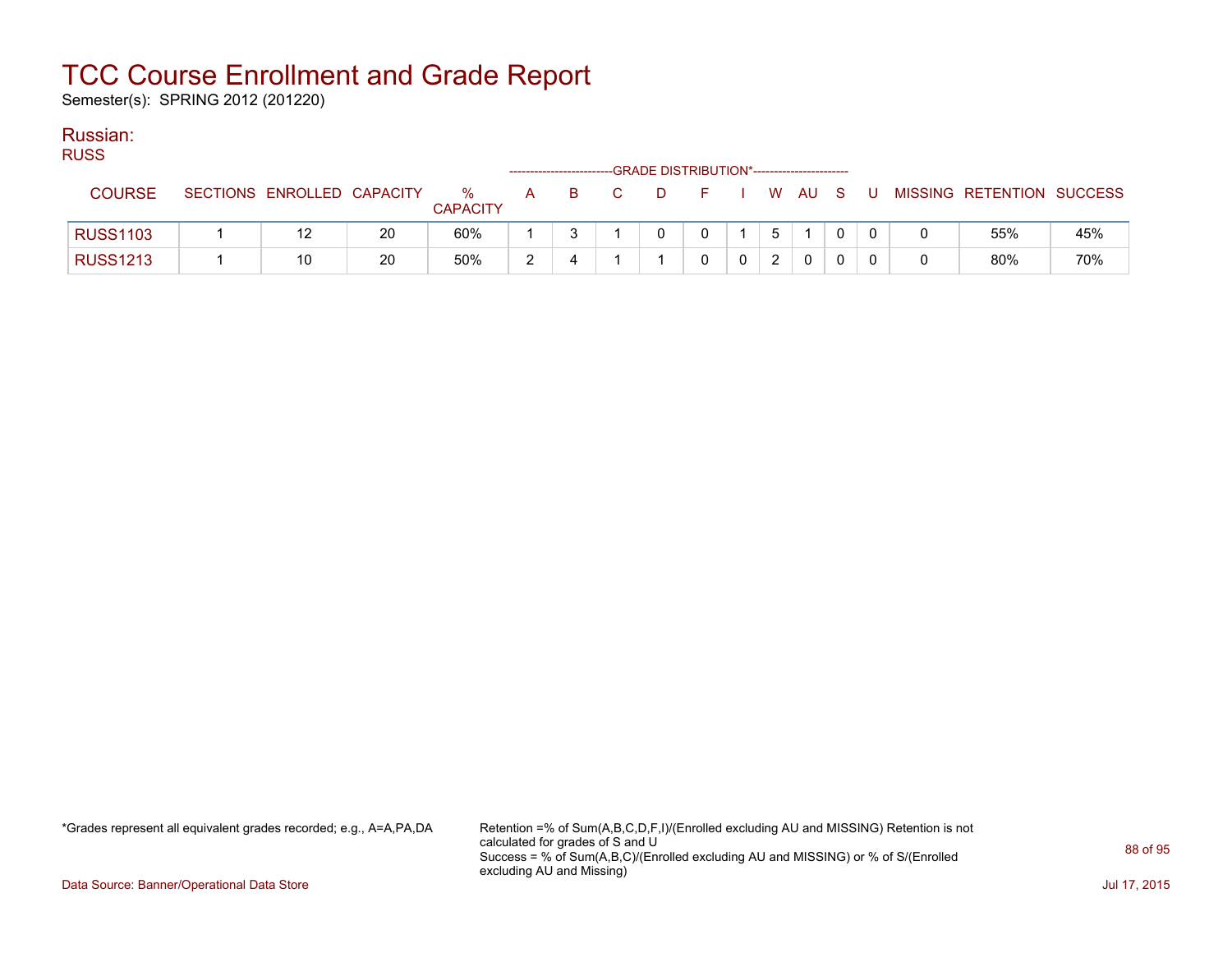# TCC Course Enrollment and Grade Report

Semester(s): SPRING 2012 (201220)

## Russian:

RUSS

| COURSE | SECTIONS | ENROLLED | CAPACITY | % CAPACITY | A | B | C | D | F | I | W | AU | S | U | MISSING | RETENTION | SUCCESS |
|---|---|---|---|---|---|---|---|---|---|---|---|---|---|---|---|---|---|
| | | | | | GRADE DISTRIBUTION* | | | | | | | | | | | | |
| RUSS1103 | 1 | 12 | 20 | 60% | 1 | 3 | 1 | 0 | 0 | 1 | 5 | 1 | 0 | 0 | 0 | 55% | 45% |
| RUSS1213 | 1 | 10 | 20 | 50% | 2 | 4 | 1 | 1 | 0 | 0 | 2 | 0 | 0 | 0 | 0 | 80% | 70% |

*Grades represent all equivalent grades recorded; e.g., A=A,PA,DA

Retention =% of Sum(A,B,C,D,F,I)/(Enrolled excluding AU and MISSING) Retention is not calculated for grades of S and U
Success = % of Sum(A,B,C)/(Enrolled excluding AU and MISSING) or % of S/(Enrolled excluding AU and Missing)

Data Source: Banner/Operational Data Store

Jul 17, 2015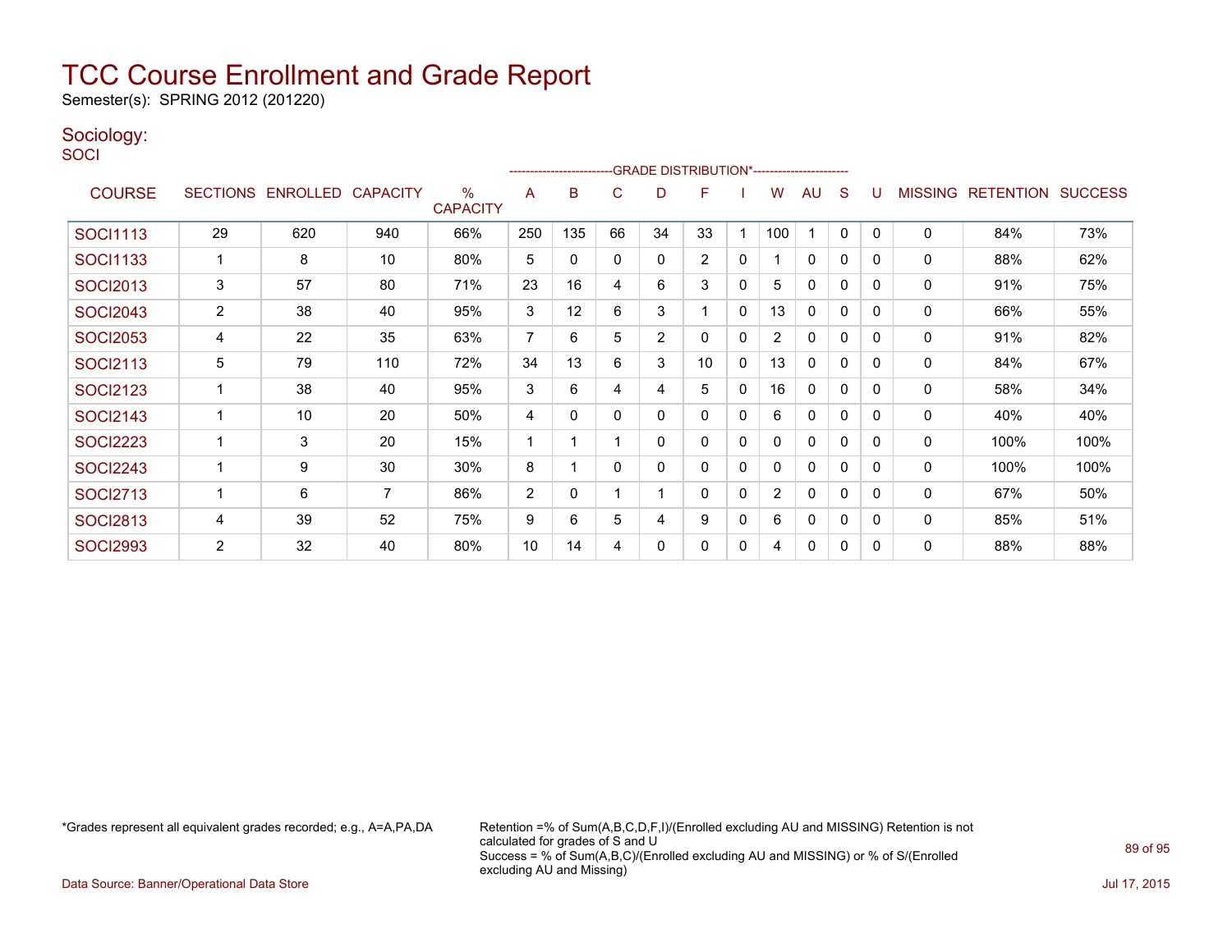# TCC Course Enrollment and Grade Report

Semester(s): SPRING 2012 (201220)

## Sociology:

SOCI

| COURSE | SECTIONS | ENROLLED | CAPACITY | % CAPACITY | A | B | C | D | F | I | W | AU | S | U | MISSING | RETENTION | SUCCESS |
|---|---|---|---|---|---|---|---|---|---|---|---|---|---|---|---|---|---|
| | | | | | GRADE DISTRIBUTION* | | | | | | | | | | | | |
| SOCI1113 | 29 | 620 | 940 | 66% | 250 | 135 | 66 | 34 | 33 | 1 | 100 | 1 | 0 | 0 | 0 | 84% | 73% |
| SOCI1133 | 1 | 8 | 10 | 80% | 5 | 0 | 0 | 0 | 2 | 0 | 1 | 0 | 0 | 0 | 0 | 88% | 62% |
| SOCI2013 | 3 | 57 | 80 | 71% | 23 | 16 | 4 | 6 | 3 | 0 | 5 | 0 | 0 | 0 | 0 | 91% | 75% |
| SOCI2043 | 2 | 38 | 40 | 95% | 3 | 12 | 6 | 3 | 1 | 0 | 13 | 0 | 0 | 0 | 0 | 66% | 55% |
| SOCI2053 | 4 | 22 | 35 | 63% | 7 | 6 | 5 | 2 | 0 | 0 | 2 | 0 | 0 | 0 | 0 | 91% | 82% |
| SOCI2113 | 5 | 79 | 110 | 72% | 34 | 13 | 6 | 3 | 10 | 0 | 13 | 0 | 0 | 0 | 0 | 84% | 67% |
| SOCI2123 | 1 | 38 | 40 | 95% | 3 | 6 | 4 | 4 | 5 | 0 | 16 | 0 | 0 | 0 | 0 | 58% | 34% |
| SOCI2143 | 1 | 10 | 20 | 50% | 4 | 0 | 0 | 0 | 0 | 0 | 6 | 0 | 0 | 0 | 0 | 40% | 40% |
| SOCI2223 | 1 | 3 | 20 | 15% | 1 | 1 | 1 | 0 | 0 | 0 | 0 | 0 | 0 | 0 | 0 | 100% | 100% |
| SOCI2243 | 1 | 9 | 30 | 30% | 8 | 1 | 0 | 0 | 0 | 0 | 0 | 0 | 0 | 0 | 0 | 100% | 100% |
| SOCI2713 | 1 | 6 | 7 | 86% | 2 | 0 | 1 | 1 | 0 | 0 | 2 | 0 | 0 | 0 | 0 | 67% | 50% |
| SOCI2813 | 4 | 39 | 52 | 75% | 9 | 6 | 5 | 4 | 9 | 0 | 6 | 0 | 0 | 0 | 0 | 85% | 51% |
| SOCI2993 | 2 | 32 | 40 | 80% | 10 | 14 | 4 | 0 | 0 | 0 | 4 | 0 | 0 | 0 | 0 | 88% | 88% |

*Grades represent all equivalent grades recorded; e.g., A=A,PA,DA

Retention =% of Sum(A,B,C,D,F,I)/(Enrolled excluding AU and MISSING) Retention is not calculated for grades of S and U
Success = % of Sum(A,B,C)/(Enrolled excluding AU and MISSING) or % of S/(Enrolled excluding AU and Missing)

Data Source: Banner/Operational Data Store

Jul 17, 2015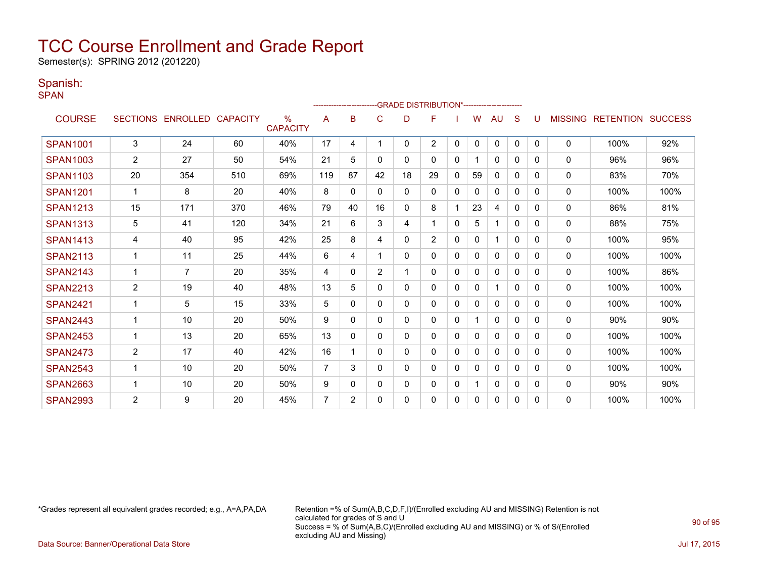# TCC Course Enrollment and Grade Report

Semester(s): SPRING 2012 (201220)

## Spanish:

SPAN

| COURSE | SECTIONS | ENROLLED | CAPACITY | % CAPACITY | A | B | C | D | F | I | W | AU | S | U | MISSING | RETENTION | SUCCESS |
|---|---|---|---|---|---|---|---|---|---|---|---|---|---|---|---|---|---|
| | | | | | GRADE DISTRIBUTION* | | | | | | | | | | | | |
| SPAN1001 | 3 | 24 | 60 | 40% | 17 | 4 | 1 | 0 | 2 | 0 | 0 | 0 | 0 | 0 | 0 | 100% | 92% |
| SPAN1003 | 2 | 27 | 50 | 54% | 21 | 5 | 0 | 0 | 0 | 0 | 1 | 0 | 0 | 0 | 0 | 96% | 96% |
| SPAN1103 | 20 | 354 | 510 | 69% | 119 | 87 | 42 | 18 | 29 | 0 | 59 | 0 | 0 | 0 | 0 | 83% | 70% |
| SPAN1201 | 1 | 8 | 20 | 40% | 8 | 0 | 0 | 0 | 0 | 0 | 0 | 0 | 0 | 0 | 0 | 100% | 100% |
| SPAN1213 | 15 | 171 | 370 | 46% | 79 | 40 | 16 | 0 | 8 | 1 | 23 | 4 | 0 | 0 | 0 | 86% | 81% |
| SPAN1313 | 5 | 41 | 120 | 34% | 21 | 6 | 3 | 4 | 1 | 0 | 5 | 1 | 0 | 0 | 0 | 88% | 75% |
| SPAN1413 | 4 | 40 | 95 | 42% | 25 | 8 | 4 | 0 | 2 | 0 | 0 | 1 | 0 | 0 | 0 | 100% | 95% |
| SPAN2113 | 1 | 11 | 25 | 44% | 6 | 4 | 1 | 0 | 0 | 0 | 0 | 0 | 0 | 0 | 0 | 100% | 100% |
| SPAN2143 | 1 | 7 | 20 | 35% | 4 | 0 | 2 | 1 | 0 | 0 | 0 | 0 | 0 | 0 | 0 | 100% | 86% |
| SPAN2213 | 2 | 19 | 40 | 48% | 13 | 5 | 0 | 0 | 0 | 0 | 0 | 1 | 0 | 0 | 0 | 100% | 100% |
| SPAN2421 | 1 | 5 | 15 | 33% | 5 | 0 | 0 | 0 | 0 | 0 | 0 | 0 | 0 | 0 | 0 | 100% | 100% |
| SPAN2443 | 1 | 10 | 20 | 50% | 9 | 0 | 0 | 0 | 0 | 0 | 1 | 0 | 0 | 0 | 0 | 90% | 90% |
| SPAN2453 | 1 | 13 | 20 | 65% | 13 | 0 | 0 | 0 | 0 | 0 | 0 | 0 | 0 | 0 | 0 | 100% | 100% |
| SPAN2473 | 2 | 17 | 40 | 42% | 16 | 1 | 0 | 0 | 0 | 0 | 0 | 0 | 0 | 0 | 0 | 100% | 100% |
| SPAN2543 | 1 | 10 | 20 | 50% | 7 | 3 | 0 | 0 | 0 | 0 | 0 | 0 | 0 | 0 | 0 | 100% | 100% |
| SPAN2663 | 1 | 10 | 20 | 50% | 9 | 0 | 0 | 0 | 0 | 0 | 1 | 0 | 0 | 0 | 0 | 90% | 90% |
| SPAN2993 | 2 | 9 | 20 | 45% | 7 | 2 | 0 | 0 | 0 | 0 | 0 | 0 | 0 | 0 | 0 | 100% | 100% |

*Grades represent all equivalent grades recorded; e.g., A=A,PA,DA

Retention =% of Sum(A,B,C,D,F,I)/(Enrolled excluding AU and MISSING) Retention is not calculated for grades of S and U
Success = % of Sum(A,B,C)/(Enrolled excluding AU and MISSING) or % of S/(Enrolled excluding AU and Missing)

Data Source: Banner/Operational Data Store

Jul 17, 2015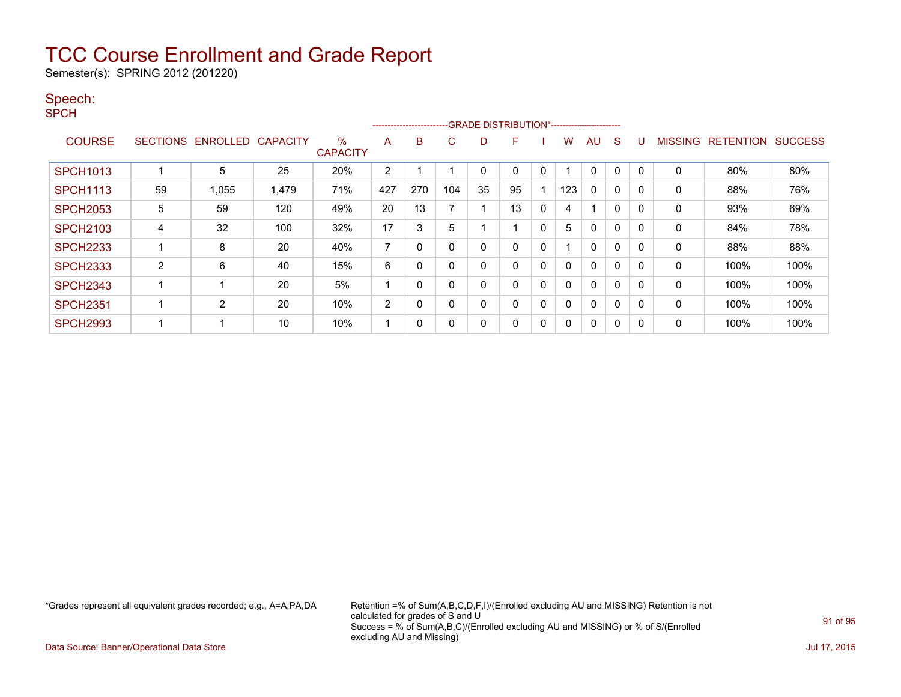# TCC Course Enrollment and Grade Report

Semester(s): SPRING 2012 (201220)

## Speech:

SPCH

| COURSE | SECTIONS | ENROLLED | CAPACITY | % CAPACITY | A | B | C | D | F | I | W | AU | S | U | MISSING | RETENTION | SUCCESS |
|---|---|---|---|---|---|---|---|---|---|---|---|---|---|---|---|---|---|
| | | | | | GRADE DISTRIBUTION* | | | | | | | | | | | | |
| SPCH1013 | 1 | 5 | 25 | 20% | 2 | 1 | 1 | 0 | 0 | 0 | 1 | 0 | 0 | 0 | 0 | 80% | 80% |
| SPCH1113 | 59 | 1,055 | 1,479 | 71% | 427 | 270 | 104 | 35 | 95 | 1 | 123 | 0 | 0 | 0 | 0 | 88% | 76% |
| SPCH2053 | 5 | 59 | 120 | 49% | 20 | 13 | 7 | 1 | 13 | 0 | 4 | 1 | 0 | 0 | 0 | 93% | 69% |
| SPCH2103 | 4 | 32 | 100 | 32% | 17 | 3 | 5 | 1 | 1 | 0 | 5 | 0 | 0 | 0 | 0 | 84% | 78% |
| SPCH2233 | 1 | 8 | 20 | 40% | 7 | 0 | 0 | 0 | 0 | 0 | 1 | 0 | 0 | 0 | 0 | 88% | 88% |
| SPCH2333 | 2 | 6 | 40 | 15% | 6 | 0 | 0 | 0 | 0 | 0 | 0 | 0 | 0 | 0 | 0 | 100% | 100% |
| SPCH2343 | 1 | 1 | 20 | 5% | 1 | 0 | 0 | 0 | 0 | 0 | 0 | 0 | 0 | 0 | 0 | 100% | 100% |
| SPCH2351 | 1 | 2 | 20 | 10% | 2 | 0 | 0 | 0 | 0 | 0 | 0 | 0 | 0 | 0 | 0 | 100% | 100% |
| SPCH2993 | 1 | 1 | 10 | 10% | 1 | 0 | 0 | 0 | 0 | 0 | 0 | 0 | 0 | 0 | 0 | 100% | 100% |

*Grades represent all equivalent grades recorded; e.g., A=A,PA,DA

Retention =% of Sum(A,B,C,D,F,I)/(Enrolled excluding AU and MISSING) Retention is not calculated for grades of S and U
Success = % of Sum(A,B,C)/(Enrolled excluding AU and MISSING) or % of S/(Enrolled excluding AU and Missing)

Data Source: Banner/Operational Data Store

Jul 17, 2015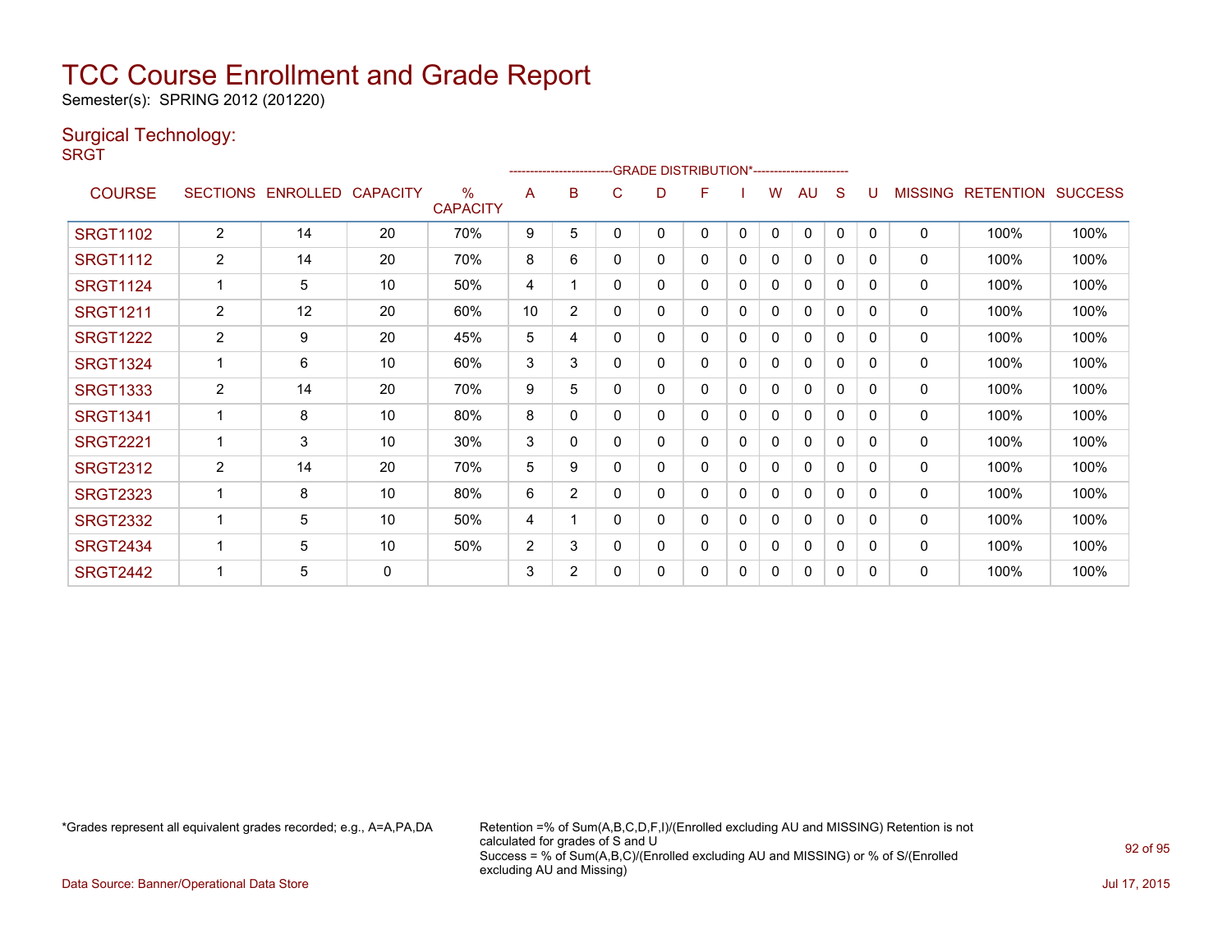# TCC Course Enrollment and Grade Report

Semester(s): SPRING 2012 (201220)

## Surgical Technology:

SRGT

| COURSE | SECTIONS | ENROLLED | CAPACITY | % CAPACITY | A | B | C | D | F | I | W | AU | S | U | MISSING | RETENTION | SUCCESS |
|---|---|---|---|---|---|---|---|---|---|---|---|---|---|---|---|---|---|
| SRGT1102 | 2 | 14 | 20 | 70% | 9 | 5 | 0 | 0 | 0 | 0 | 0 | 0 | 0 | 0 | 0 | 100% | 100% |
| SRGT1112 | 2 | 14 | 20 | 70% | 8 | 6 | 0 | 0 | 0 | 0 | 0 | 0 | 0 | 0 | 0 | 100% | 100% |
| SRGT1124 | 1 | 5 | 10 | 50% | 4 | 1 | 0 | 0 | 0 | 0 | 0 | 0 | 0 | 0 | 0 | 100% | 100% |
| SRGT1211 | 2 | 12 | 20 | 60% | 10 | 2 | 0 | 0 | 0 | 0 | 0 | 0 | 0 | 0 | 0 | 100% | 100% |
| SRGT1222 | 2 | 9 | 20 | 45% | 5 | 4 | 0 | 0 | 0 | 0 | 0 | 0 | 0 | 0 | 0 | 100% | 100% |
| SRGT1324 | 1 | 6 | 10 | 60% | 3 | 3 | 0 | 0 | 0 | 0 | 0 | 0 | 0 | 0 | 0 | 100% | 100% |
| SRGT1333 | 2 | 14 | 20 | 70% | 9 | 5 | 0 | 0 | 0 | 0 | 0 | 0 | 0 | 0 | 0 | 100% | 100% |
| SRGT1341 | 1 | 8 | 10 | 80% | 8 | 0 | 0 | 0 | 0 | 0 | 0 | 0 | 0 | 0 | 0 | 100% | 100% |
| SRGT2221 | 1 | 3 | 10 | 30% | 3 | 0 | 0 | 0 | 0 | 0 | 0 | 0 | 0 | 0 | 0 | 100% | 100% |
| SRGT2312 | 2 | 14 | 20 | 70% | 5 | 9 | 0 | 0 | 0 | 0 | 0 | 0 | 0 | 0 | 0 | 100% | 100% |
| SRGT2323 | 1 | 8 | 10 | 80% | 6 | 2 | 0 | 0 | 0 | 0 | 0 | 0 | 0 | 0 | 0 | 100% | 100% |
| SRGT2332 | 1 | 5 | 10 | 50% | 4 | 1 | 0 | 0 | 0 | 0 | 0 | 0 | 0 | 0 | 0 | 100% | 100% |
| SRGT2434 | 1 | 5 | 10 | 50% | 2 | 3 | 0 | 0 | 0 | 0 | 0 | 0 | 0 | 0 | 0 | 100% | 100% |
| SRGT2442 | 1 | 5 | 0 | | 3 | 2 | 0 | 0 | 0 | 0 | 0 | 0 | 0 | 0 | 0 | 100% | 100% |

The A through U columns fall under the "GRADE DISTRIBUTION*" header.

*Grades represent all equivalent grades recorded; e.g., A=A,PA,DA

Retention =% of Sum(A,B,C,D,F,I)/(Enrolled excluding AU and MISSING) Retention is not calculated for grades of S and U
Success = % of Sum(A,B,C)/(Enrolled excluding AU and MISSING) or % of S/(Enrolled excluding AU and Missing)

Data Source: Banner/Operational Data Store

Jul 17, 2015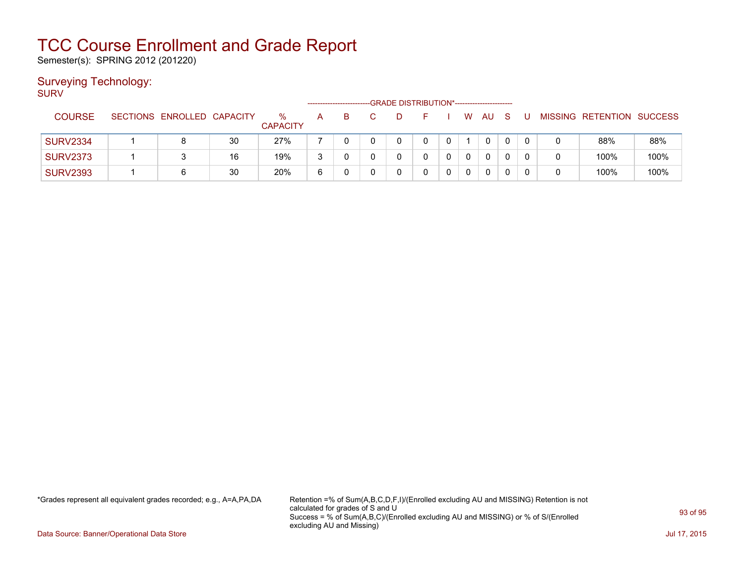# TCC Course Enrollment and Grade Report

Semester(s): SPRING 2012 (201220)

## Surveying Technology:

SURV

| COURSE | SECTIONS | ENROLLED | CAPACITY | % CAPACITY | A | B | C | D | F | I | W | AU | S | U | MISSING | RETENTION | SUCCESS |
|---|---|---|---|---|---|---|---|---|---|---|---|---|---|---|---|---|---|
| SURV2334 | 1 | 8 | 30 | 27% | 7 | 0 | 0 | 0 | 0 | 0 | 1 | 0 | 0 | 0 | 0 | 88% | 88% |
| SURV2373 | 1 | 3 | 16 | 19% | 3 | 0 | 0 | 0 | 0 | 0 | 0 | 0 | 0 | 0 | 0 | 100% | 100% |
| SURV2393 | 1 | 6 | 30 | 20% | 6 | 0 | 0 | 0 | 0 | 0 | 0 | 0 | 0 | 0 | 0 | 100% | 100% |

Columns A through U fall under GRADE DISTRIBUTION*.

*Grades represent all equivalent grades recorded; e.g., A=A,PA,DA

Retention =% of Sum(A,B,C,D,F,I)/(Enrolled excluding AU and MISSING) Retention is not calculated for grades of S and U
Success = % of Sum(A,B,C)/(Enrolled excluding AU and MISSING) or % of S/(Enrolled excluding AU and Missing)

Data Source: Banner/Operational Data Store

Jul 17, 2015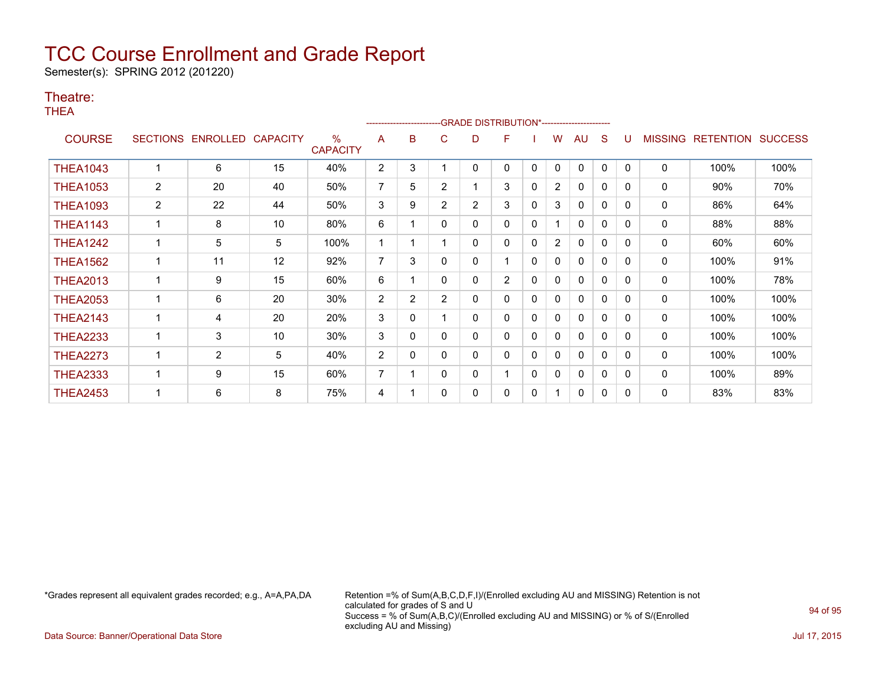# TCC Course Enrollment and Grade Report

Semester(s): SPRING 2012 (201220)

## Theatre:

THEA

| COURSE | SECTIONS | ENROLLED | CAPACITY | % CAPACITY | A | B | C | D | F | I | W | AU | S | U | MISSING | RETENTION | SUCCESS |
|---|---|---|---|---|---|---|---|---|---|---|---|---|---|---|---|---|---|
| | | | | | GRADE DISTRIBUTION* | | | | | | | | | | | | |
| THEA1043 | 1 | 6 | 15 | 40% | 2 | 3 | 1 | 0 | 0 | 0 | 0 | 0 | 0 | 0 | 0 | 100% | 100% |
| THEA1053 | 2 | 20 | 40 | 50% | 7 | 5 | 2 | 1 | 3 | 0 | 2 | 0 | 0 | 0 | 0 | 90% | 70% |
| THEA1093 | 2 | 22 | 44 | 50% | 3 | 9 | 2 | 2 | 3 | 0 | 3 | 0 | 0 | 0 | 0 | 86% | 64% |
| THEA1143 | 1 | 8 | 10 | 80% | 6 | 1 | 0 | 0 | 0 | 0 | 1 | 0 | 0 | 0 | 0 | 88% | 88% |
| THEA1242 | 1 | 5 | 5 | 100% | 1 | 1 | 1 | 0 | 0 | 0 | 2 | 0 | 0 | 0 | 0 | 60% | 60% |
| THEA1562 | 1 | 11 | 12 | 92% | 7 | 3 | 0 | 0 | 1 | 0 | 0 | 0 | 0 | 0 | 0 | 100% | 91% |
| THEA2013 | 1 | 9 | 15 | 60% | 6 | 1 | 0 | 0 | 2 | 0 | 0 | 0 | 0 | 0 | 0 | 100% | 78% |
| THEA2053 | 1 | 6 | 20 | 30% | 2 | 2 | 2 | 0 | 0 | 0 | 0 | 0 | 0 | 0 | 0 | 100% | 100% |
| THEA2143 | 1 | 4 | 20 | 20% | 3 | 0 | 1 | 0 | 0 | 0 | 0 | 0 | 0 | 0 | 0 | 100% | 100% |
| THEA2233 | 1 | 3 | 10 | 30% | 3 | 0 | 0 | 0 | 0 | 0 | 0 | 0 | 0 | 0 | 0 | 100% | 100% |
| THEA2273 | 1 | 2 | 5 | 40% | 2 | 0 | 0 | 0 | 0 | 0 | 0 | 0 | 0 | 0 | 0 | 100% | 100% |
| THEA2333 | 1 | 9 | 15 | 60% | 7 | 1 | 0 | 0 | 1 | 0 | 0 | 0 | 0 | 0 | 0 | 100% | 89% |
| THEA2453 | 1 | 6 | 8 | 75% | 4 | 1 | 0 | 0 | 0 | 0 | 1 | 0 | 0 | 0 | 0 | 83% | 83% |

*Grades represent all equivalent grades recorded; e.g., A=A,PA,DA

Retention =% of Sum(A,B,C,D,F,I)/(Enrolled excluding AU and MISSING) Retention is not calculated for grades of S and U
Success = % of Sum(A,B,C)/(Enrolled excluding AU and MISSING) or % of S/(Enrolled excluding AU and Missing)

Data Source: Banner/Operational Data Store

Jul 17, 2015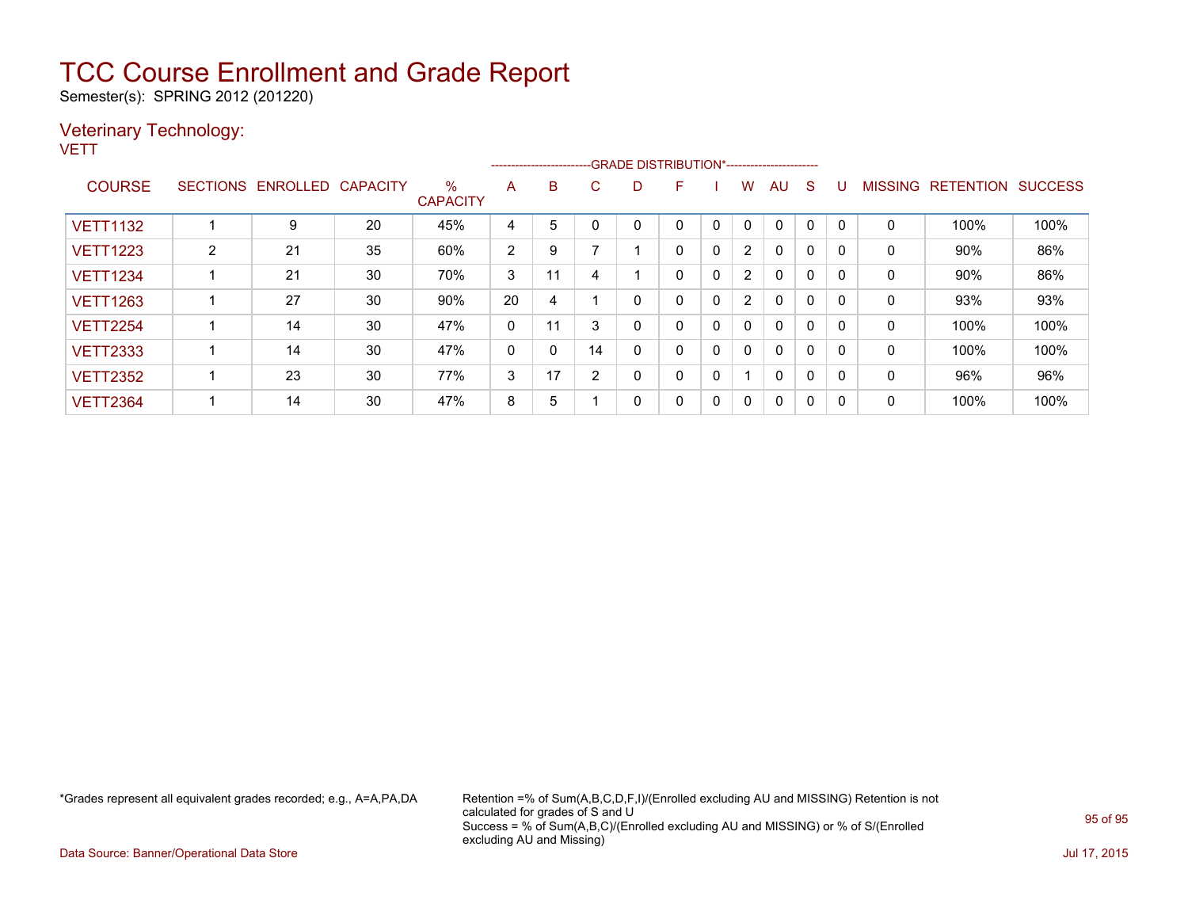# TCC Course Enrollment and Grade Report

Semester(s): SPRING 2012 (201220)

## Veterinary Technology:

VETT

| | | | | | GRADE DISTRIBUTION* | | | | | | | | | | | | | |
|---|---|---|---|---|---|---|---|---|---|---|---|---|---|---|---|---|---|---|
| COURSE | SECTIONS | ENROLLED | CAPACITY | % CAPACITY | A | B | C | D | F | I | W | AU | S | U | MISSING | RETENTION | SUCCESS |
| VETT1132 | 1 | 9 | 20 | 45% | 4 | 5 | 0 | 0 | 0 | 0 | 0 | 0 | 0 | 0 | 0 | 100% | 100% |
| VETT1223 | 2 | 21 | 35 | 60% | 2 | 9 | 7 | 1 | 0 | 0 | 2 | 0 | 0 | 0 | 0 | 90% | 86% |
| VETT1234 | 1 | 21 | 30 | 70% | 3 | 11 | 4 | 1 | 0 | 0 | 2 | 0 | 0 | 0 | 0 | 90% | 86% |
| VETT1263 | 1 | 27 | 30 | 90% | 20 | 4 | 1 | 0 | 0 | 0 | 2 | 0 | 0 | 0 | 0 | 93% | 93% |
| VETT2254 | 1 | 14 | 30 | 47% | 0 | 11 | 3 | 0 | 0 | 0 | 0 | 0 | 0 | 0 | 0 | 100% | 100% |
| VETT2333 | 1 | 14 | 30 | 47% | 0 | 0 | 14 | 0 | 0 | 0 | 0 | 0 | 0 | 0 | 0 | 100% | 100% |
| VETT2352 | 1 | 23 | 30 | 77% | 3 | 17 | 2 | 0 | 0 | 0 | 1 | 0 | 0 | 0 | 0 | 96% | 96% |
| VETT2364 | 1 | 14 | 30 | 47% | 8 | 5 | 1 | 0 | 0 | 0 | 0 | 0 | 0 | 0 | 0 | 100% | 100% |

*Grades represent all equivalent grades recorded; e.g., A=A,PA,DA

Retention =% of Sum(A,B,C,D,F,I)/(Enrolled excluding AU and MISSING) Retention is not calculated for grades of S and U
Success = % of Sum(A,B,C)/(Enrolled excluding AU and MISSING) or % of S/(Enrolled excluding AU and Missing)

Data Source: Banner/Operational Data Store

Jul 17, 2015